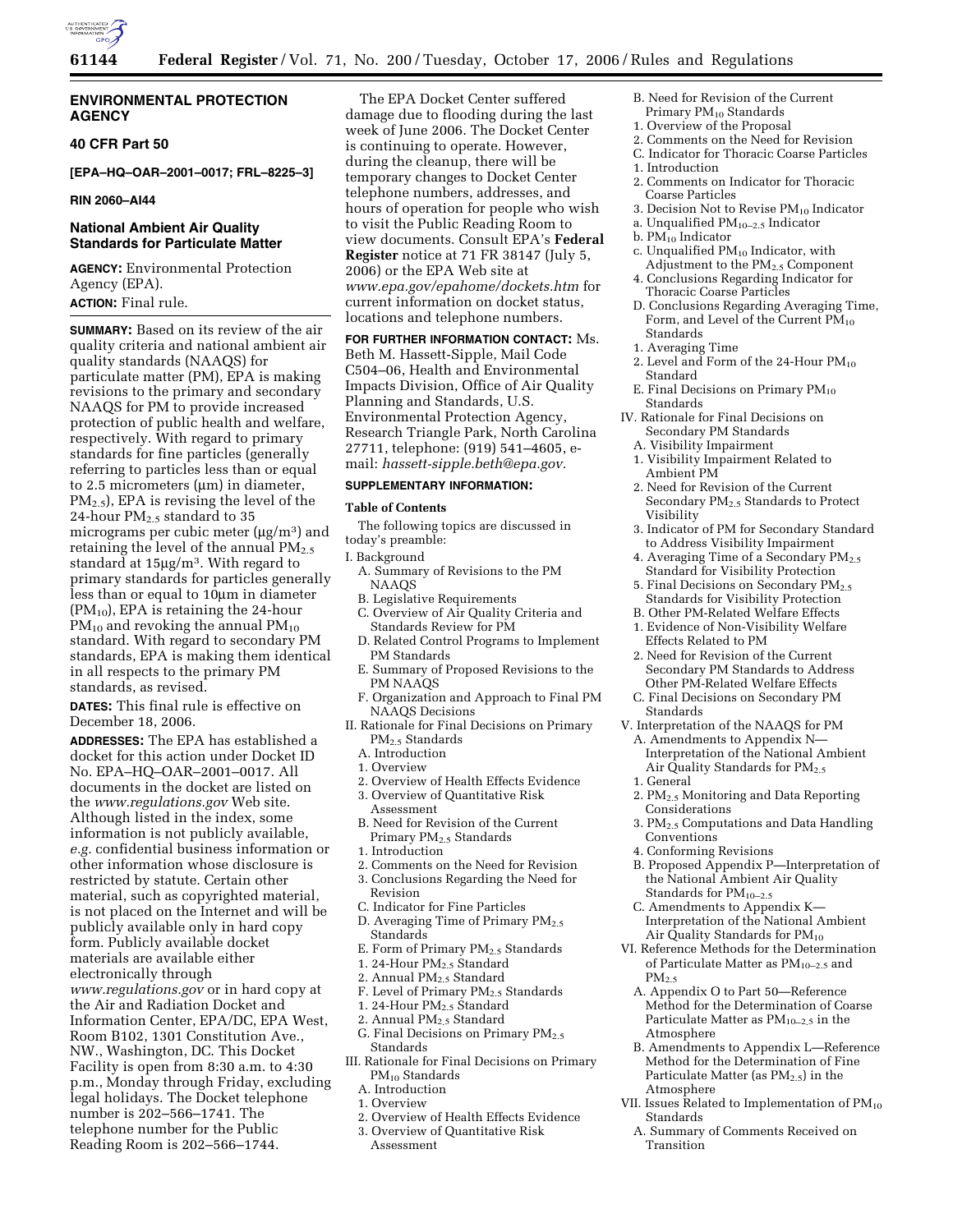**ENVIRONMENTAL PROTECTION AGENCY**

**40 CFR Part 50**

**[EPA–HQ–OAR–2001–0017; FRL–8225–3]**

**RIN 2060–AI44**

## National Ambient Air Quality Standards for Particulate Matter

**AGENCY:** Environmental Protection Agency (EPA).

**ACTION:** Final rule.

**SUMMARY:** Based on its review of the air quality criteria and national ambient air quality standards (NAAQS) for particulate matter (PM), EPA is making revisions to the primary and secondary NAAQS for PM to provide increased protection of public health and welfare, respectively. With regard to primary standards for fine particles (generally referring to particles less than or equal to 2.5 micrometers (µm) in diameter, $PM_{2.5}$), EPA is revising the level of the 24-hour $PM_{2.5}$ standard to 35 micrograms per cubic meter (µg/m$^3$) and retaining the level of the annual $PM_{2.5}$ standard at 15µg/m$^3$. With regard to primary standards for particles generally less than or equal to 10µm in diameter ($PM_{10}$), EPA is retaining the 24-hour $PM_{10}$ and revoking the annual $PM_{10}$ standard. With regard to secondary PM standards, EPA is making them identical in all respects to the primary PM standards, as revised.

**DATES:** This final rule is effective on December 18, 2006.

**ADDRESSES:** The EPA has established a docket for this action under Docket ID No. EPA–HQ–OAR–2001–0017. All documents in the docket are listed on the *www.regulations.gov* Web site. Although listed in the index, some information is not publicly available, *e.g.* confidential business information or other information whose disclosure is restricted by statute. Certain other material, such as copyrighted material, is not placed on the Internet and will be publicly available only in hard copy form. Publicly available docket materials are available either electronically through *www.regulations.gov* or in hard copy at the Air and Radiation Docket and Information Center, EPA/DC, EPA West, Room B102, 1301 Constitution Ave., NW., Washington, DC. This Docket Facility is open from 8:30 a.m. to 4:30 p.m., Monday through Friday, excluding legal holidays. The Docket telephone number is 202–566–1741. The telephone number for the Public Reading Room is 202–566–1744.

The EPA Docket Center suffered damage due to flooding during the last week of June 2006. The Docket Center is continuing to operate. However, during the cleanup, there will be temporary changes to Docket Center telephone numbers, addresses, and hours of operation for people who wish to visit the Public Reading Room to view documents. Consult EPA's **Federal Register** notice at 71 FR 38147 (July 5, 2006) or the EPA Web site at *www.epa.gov/epahome/dockets.htm* for current information on docket status, locations and telephone numbers.

**FOR FURTHER INFORMATION CONTACT:** Ms. Beth M. Hassett-Sipple, Mail Code C504–06, Health and Environmental Impacts Division, Office of Air Quality Planning and Standards, U.S. Environmental Protection Agency, Research Triangle Park, North Carolina 27711, telephone: (919) 541–4605, e-mail: *hassett-sipple.beth@epa.gov.*

**SUPPLEMENTARY INFORMATION:**

**Table of Contents**

The following topics are discussed in today's preamble:

I. Background
  A. Summary of Revisions to the PM NAAQS
  B. Legislative Requirements
  C. Overview of Air Quality Criteria and Standards Review for PM
  D. Related Control Programs to Implement PM Standards
  E. Summary of Proposed Revisions to the PM NAAQS
  F. Organization and Approach to Final PM NAAQS Decisions
II. Rationale for Final Decisions on Primary $PM_{2.5}$ Standards
  A. Introduction
  1. Overview
  2. Overview of Health Effects Evidence
  3. Overview of Quantitative Risk Assessment
  B. Need for Revision of the Current Primary $PM_{2.5}$ Standards
  1. Introduction
  2. Comments on the Need for Revision
  3. Conclusions Regarding the Need for Revision
  C. Indicator for Fine Particles
  D. Averaging Time of Primary $PM_{2.5}$ Standards
  E. Form of Primary $PM_{2.5}$ Standards
  1. 24-Hour $PM_{2.5}$ Standard
  2. Annual $PM_{2.5}$ Standard
  F. Level of Primary $PM_{2.5}$ Standards
  1. 24-Hour $PM_{2.5}$ Standard
  2. Annual $PM_{2.5}$ Standard
  G. Final Decisions on Primary $PM_{2.5}$ Standards
III. Rationale for Final Decisions on Primary $PM_{10}$ Standards
  A. Introduction
  1. Overview
  2. Overview of Health Effects Evidence
  3. Overview of Quantitative Risk Assessment
  B. Need for Revision of the Current Primary $PM_{10}$ Standards
  1. Overview of the Proposal
  2. Comments on the Need for Revision
  C. Indicator for Thoracic Coarse Particles
  1. Introduction
  2. Comments on Indicator for Thoracic Coarse Particles
  3. Decision Not to Revise $PM_{10}$ Indicator
  a. Unqualified $PM_{10-2.5}$ Indicator
  b. $PM_{10}$ Indicator
  c. Unqualified $PM_{10}$ Indicator, with Adjustment to the $PM_{2.5}$ Component
  4. Conclusions Regarding Indicator for Thoracic Coarse Particles
  D. Conclusions Regarding Averaging Time, Form, and Level of the Current $PM_{10}$ Standards
  1. Averaging Time
  2. Level and Form of the 24-Hour $PM_{10}$ Standard
  E. Final Decisions on Primary $PM_{10}$ Standards
IV. Rationale for Final Decisions on Secondary PM Standards
  A. Visibility Impairment
  1. Visibility Impairment Related to Ambient PM
  2. Need for Revision of the Current Secondary $PM_{2.5}$ Standards to Protect Visibility
  3. Indicator of PM for Secondary Standard to Address Visibility Impairment
  4. Averaging Time of a Secondary $PM_{2.5}$ Standard for Visibility Protection
  5. Final Decisions on Secondary $PM_{2.5}$ Standards for Visibility Protection
  B. Other PM-Related Welfare Effects
  1. Evidence of Non-Visibility Welfare Effects Related to PM
  2. Need for Revision of the Current Secondary PM Standards to Address Other PM-Related Welfare Effects
  C. Final Decisions on Secondary PM Standards
V. Interpretation of the NAAQS for PM
  A. Amendments to Appendix N—Interpretation of the National Ambient Air Quality Standards for $PM_{2.5}$
  1. General
  2. $PM_{2.5}$ Monitoring and Data Reporting Considerations
  3. $PM_{2.5}$ Computations and Data Handling Conventions
  4. Conforming Revisions
  B. Proposed Appendix P—Interpretation of the National Ambient Air Quality Standards for $PM_{10-2.5}$
  C. Amendments to Appendix K—Interpretation of the National Ambient Air Quality Standards for $PM_{10}$
VI. Reference Methods for the Determination of Particulate Matter as $PM_{10-2.5}$ and $PM_{2.5}$
  A. Appendix O to Part 50—Reference Method for the Determination of Coarse Particulate Matter as $PM_{10-2.5}$ in the Atmosphere
  B. Amendments to Appendix L—Reference Method for the Determination of Fine Particulate Matter (as $PM_{2.5}$) in the Atmosphere
VII. Issues Related to Implementation of $PM_{10}$ Standards
  A. Summary of Comments Received on Transition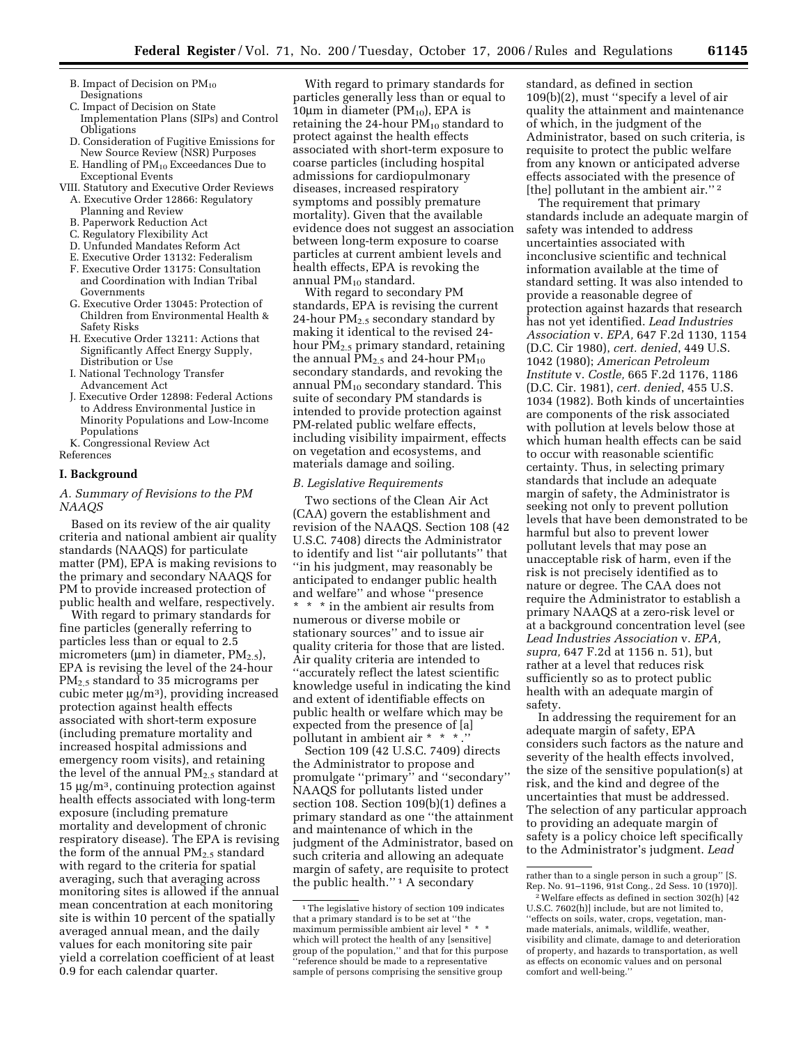B. Impact of Decision on $PM_{10}$ Designations
C. Impact of Decision on State Implementation Plans (SIPs) and Control Obligations
D. Consideration of Fugitive Emissions for New Source Review (NSR) Purposes
E. Handling of $PM_{10}$ Exceedances Due to Exceptional Events

VIII. Statutory and Executive Order Reviews
A. Executive Order 12866: Regulatory Planning and Review
B. Paperwork Reduction Act
C. Regulatory Flexibility Act
D. Unfunded Mandates Reform Act
E. Executive Order 13132: Federalism
F. Executive Order 13175: Consultation and Coordination with Indian Tribal Governments
G. Executive Order 13045: Protection of Children from Environmental Health & Safety Risks
H. Executive Order 13211: Actions that Significantly Affect Energy Supply, Distribution or Use
I. National Technology Transfer Advancement Act
J. Executive Order 12898: Federal Actions to Address Environmental Justice in Minority Populations and Low-Income Populations
K. Congressional Review Act

References

## I. Background

### A. Summary of Revisions to the PM NAAQS

Based on its review of the air quality criteria and national ambient air quality standards (NAAQS) for particulate matter (PM), EPA is making revisions to the primary and secondary NAAQS for PM to provide increased protection of public health and welfare, respectively.

With regard to primary standards for fine particles (generally referring to particles less than or equal to 2.5 micrometers (μm) in diameter, $PM_{2.5}$), EPA is revising the level of the 24-hour $PM_{2.5}$ standard to 35 micrograms per cubic meter μg/m$^3$), providing increased protection against health effects associated with short-term exposure (including premature mortality and increased hospital admissions and emergency room visits), and retaining the level of the annual $PM_{2.5}$ standard at 15 μg/m$^3$, continuing protection against health effects associated with long-term exposure (including premature mortality and development of chronic respiratory disease). The EPA is revising the form of the annual $PM_{2.5}$ standard with regard to the criteria for spatial averaging, such that averaging across monitoring sites is allowed if the annual mean concentration at each monitoring site is within 10 percent of the spatially averaged annual mean, and the daily values for each monitoring site pair yield a correlation coefficient of at least 0.9 for each calendar quarter.

With regard to primary standards for particles generally less than or equal to 10μm in diameter ($PM_{10}$), EPA is retaining the 24-hour $PM_{10}$ standard to protect against the health effects associated with short-term exposure to coarse particles (including hospital admissions for cardiopulmonary diseases, increased respiratory symptoms and possibly premature mortality). Given that the available evidence does not suggest an association between long-term exposure to coarse particles at current ambient levels and health effects, EPA is revoking the annual $PM_{10}$ standard.

With regard to secondary PM standards, EPA is revising the current 24-hour $PM_{2.5}$ secondary standard by making it identical to the revised 24-hour $PM_{2.5}$ primary standard, retaining the annual $PM_{2.5}$ and 24-hour $PM_{10}$ secondary standards, and revoking the annual $PM_{10}$ secondary standard. This suite of secondary PM standards is intended to provide protection against PM-related public welfare effects, including visibility impairment, effects on vegetation and ecosystems, and materials damage and soiling.

### B. Legislative Requirements

Two sections of the Clean Air Act (CAA) govern the establishment and revision of the NAAQS. Section 108 (42 U.S.C. 7408) directs the Administrator to identify and list "air pollutants" that "in his judgment, may reasonably be anticipated to endanger public health and welfare" and whose "presence * * * in the ambient air results from numerous or diverse mobile or stationary sources" and to issue air quality criteria for those that are listed. Air quality criteria are intended to "accurately reflect the latest scientific knowledge useful in indicating the kind and extent of identifiable effects on public health or welfare which may be expected from the presence of [a] pollutant in ambient air * * *."

Section 109 (42 U.S.C. 7409) directs the Administrator to propose and promulgate "primary" and "secondary" NAAQS for pollutants listed under section 108. Section 109(b)(1) defines a primary standard as one "the attainment and maintenance of which in the judgment of the Administrator, based on such criteria and allowing an adequate margin of safety, are requisite to protect the public health." [1] A secondary standard, as defined in section 109(b)(2), must "specify a level of air quality the attainment and maintenance of which, in the judgment of the Administrator, based on such criteria, is requisite to protect the public welfare from any known or anticipated adverse effects associated with the presence of [the] pollutant in the ambient air." [2]

The requirement that primary standards include an adequate margin of safety was intended to address uncertainties associated with inconclusive scientific and technical information available at the time of standard setting. It was also intended to provide a reasonable degree of protection against hazards that research has not yet identified. *Lead Industries Association* v. *EPA,* 647 F.2d 1130, 1154 (D.C Cir 1980), *cert. denied*, 449 U.S. 1042 (1980); *American Petroleum Institute* v. *Costle,* 665 F.2d 1176, 1186 (D.C. Cir. 1981), *cert. denied*, 455 U.S. 1034 (1982). Both kinds of uncertainties are components of the risk associated with pollution at levels below those at which human health effects can be said to occur with reasonable scientific certainty. Thus, in selecting primary standards that include an adequate margin of safety, the Administrator is seeking not only to prevent pollution levels that have been demonstrated to be harmful but also to prevent lower pollutant levels that may pose an unacceptable risk of harm, even if the risk is not precisely identified as to nature or degree. The CAA does not require the Administrator to establish a primary NAAQS at a zero-risk level or at a background concentration level (see *Lead Industries Association* v. *EPA, supra,* 647 F.2d at 1156 n. 51), but rather at a level that reduces risk sufficiently so as to protect public health with an adequate margin of safety.

In addressing the requirement for an adequate margin of safety, EPA considers such factors as the nature and severity of the health effects involved, the size of the sensitive population(s) at risk, and the kind and degree of the uncertainties that must be addressed. The selection of any particular approach to providing an adequate margin of safety is a policy choice left specifically to the Administrator's judgment. *Lead*

---

[1] The legislative history of section 109 indicates that a primary standard is to be set at "the maximum permissible ambient air level * * * which will protect the health of any [sensitive] group of the population," and that for this purpose "reference should be made to a representative sample of persons comprising the sensitive group rather than to a single person in such a group" [S. Rep. No. 91–1196, 91st Cong., 2d Sess. 10 (1970)].

[2] Welfare effects as defined in section 302(h) [42 U.S.C. 7602(h)] include, but are not limited to, "effects on soils, water, crops, vegetation, man-made materials, animals, wildlife, weather, visibility and climate, damage to and deterioration of property, and hazards to transportation, as well as effects on economic values and on personal comfort and well-being."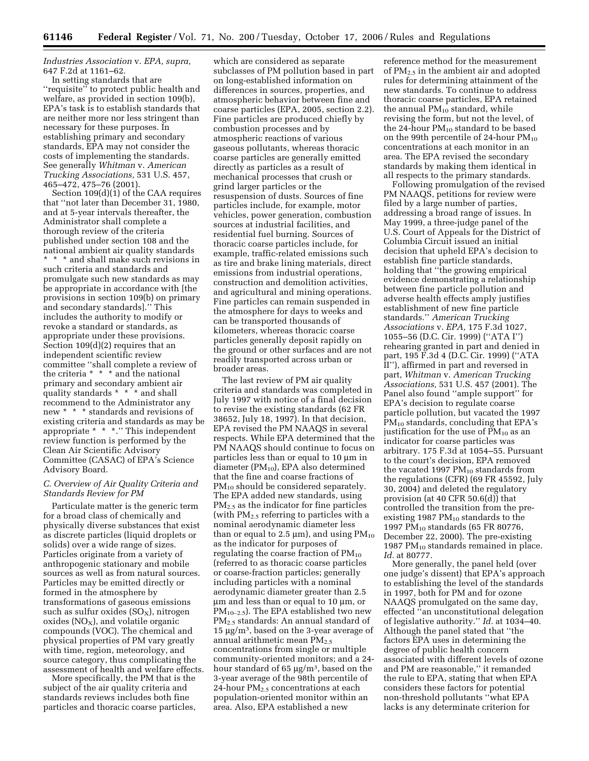*Industries Association* v. *EPA, supra,* 647 F.2d at 1161–62.

In setting standards that are "requisite" to protect public health and welfare, as provided in section 109(b), EPA's task is to establish standards that are neither more nor less stringent than necessary for these purposes. In establishing primary and secondary standards, EPA may not consider the costs of implementing the standards. See generally *Whitman* v. *American Trucking Associations,* 531 U.S. 457, 465–472, 475–76 (2001).

Section 109(d)(1) of the CAA requires that "not later than December 31, 1980, and at 5-year intervals thereafter, the Administrator shall complete a thorough review of the criteria published under section 108 and the national ambient air quality standards * * * and shall make such revisions in such criteria and standards and promulgate such new standards as may be appropriate in accordance with [the provisions in section 109(b) on primary and secondary standards]." This includes the authority to modify or revoke a standard or standards, as appropriate under these provisions. Section 109(d)(2) requires that an independent scientific review committee "shall complete a review of the criteria * * * and the national primary and secondary ambient air quality standards * * * and shall recommend to the Administrator any new * * * standards and revisions of existing criteria and standards as may be appropriate * * *." This independent review function is performed by the Clean Air Scientific Advisory Committee (CASAC) of EPA's Science Advisory Board.

### *C. Overview of Air Quality Criteria and Standards Review for PM*

Particulate matter is the generic term for a broad class of chemically and physically diverse substances that exist as discrete particles (liquid droplets or solids) over a wide range of sizes. Particles originate from a variety of anthropogenic stationary and mobile sources as well as from natural sources. Particles may be emitted directly or formed in the atmosphere by transformations of gaseous emissions such as sulfur oxides ($SO_X$), nitrogen oxides ($NO_X$), and volatile organic compounds (VOC). The chemical and physical properties of PM vary greatly with time, region, meteorology, and source category, thus complicating the assessment of health and welfare effects.

More specifically, the PM that is the subject of the air quality criteria and standards reviews includes both fine particles and thoracic coarse particles, which are considered as separate subclasses of PM pollution based in part on long-established information on differences in sources, properties, and atmospheric behavior between fine and coarse particles (EPA, 2005, section 2.2). Fine particles are produced chiefly by combustion processes and by atmospheric reactions of various gaseous pollutants, whereas thoracic coarse particles are generally emitted directly as particles as a result of mechanical processes that crush or grind larger particles or the resuspension of dusts. Sources of fine particles include, for example, motor vehicles, power generation, combustion sources at industrial facilities, and residential fuel burning. Sources of thoracic coarse particles include, for example, traffic-related emissions such as tire and brake lining materials, direct emissions from industrial operations, construction and demolition activities, and agricultural and mining operations. Fine particles can remain suspended in the atmosphere for days to weeks and can be transported thousands of kilometers, whereas thoracic coarse particles generally deposit rapidly on the ground or other surfaces and are not readily transported across urban or broader areas.

The last review of PM air quality criteria and standards was completed in July 1997 with notice of a final decision to revise the existing standards (62 FR 38652, July 18, 1997). In that decision, EPA revised the PM NAAQS in several respects. While EPA determined that the PM NAAQS should continue to focus on particles less than or equal to 10 µm in diameter ($PM_{10}$), EPA also determined that the fine and coarse fractions of $PM_{10}$ should be considered separately. The EPA added new standards, using $PM_{2.5}$ as the indicator for fine particles (with $PM_{2.5}$ referring to particles with a nominal aerodynamic diameter less than or equal to 2.5 µm), and using $PM_{10}$ as the indicator for purposes of regulating the coarse fraction of $PM_{10}$ (referred to as thoracic coarse particles or coarse-fraction particles; generally including particles with a nominal aerodynamic diameter greater than 2.5 µm and less than or equal to 10 µm, or $PM_{10-2.5}$). The EPA established two new $PM_{2.5}$ standards: An annual standard of 15 µg/m$^3$, based on the 3-year average of annual arithmetic mean $PM_{2.5}$ concentrations from single or multiple community-oriented monitors; and a 24-hour standard of 65 µg/m$^3$, based on the 3-year average of the 98th percentile of 24-hour $PM_{2.5}$ concentrations at each population-oriented monitor within an area. Also, EPA established a new reference method for the measurement of $PM_{2.5}$ in the ambient air and adopted rules for determining attainment of the new standards. To continue to address thoracic coarse particles, EPA retained the annual $PM_{10}$ standard, while revising the form, but not the level, of the 24-hour $PM_{10}$ standard to be based on the 99th percentile of 24-hour $PM_{10}$ concentrations at each monitor in an area. The EPA revised the secondary standards by making them identical in all respects to the primary standards.

Following promulgation of the revised PM NAAQS, petitions for review were filed by a large number of parties, addressing a broad range of issues. In May 1999, a three-judge panel of the U.S. Court of Appeals for the District of Columbia Circuit issued an initial decision that upheld EPA's decision to establish fine particle standards, holding that "the growing empirical evidence demonstrating a relationship between fine particle pollution and adverse health effects amply justifies establishment of new fine particle standards." *American Trucking Associations* v. *EPA,* 175 F.3d 1027, 1055–56 (D.C. Cir. 1999) ("ATA I") rehearing granted in part and denied in part, 195 F.3d 4 (D.C. Cir. 1999) ("ATA II"), affirmed in part and reversed in part, *Whitman* v. *American Trucking Associations,* 531 U.S. 457 (2001). The Panel also found "ample support" for EPA's decision to regulate coarse particle pollution, but vacated the 1997 $PM_{10}$ standards, concluding that EPA's justification for the use of $PM_{10}$ as an indicator for coarse particles was arbitrary. 175 F.3d at 1054–55. Pursuant to the court's decision, EPA removed the vacated 1997 $PM_{10}$ standards from the regulations (CFR) (69 FR 45592, July 30, 2004) and deleted the regulatory provision (at 40 CFR 50.6(d)) that controlled the transition from the pre-existing 1987 $PM_{10}$ standards to the 1997 $PM_{10}$ standards (65 FR 80776, December 22, 2000). The pre-existing 1987 $PM_{10}$ standards remained in place. *Id.* at 80777.

More generally, the panel held (over one judge's dissent) that EPA's approach to establishing the level of the standards in 1997, both for PM and for ozone NAAQS promulgated on the same day, effected "an unconstitutional delegation of legislative authority." *Id.* at 1034–40. Although the panel stated that "the factors EPA uses in determining the degree of public health concern associated with different levels of ozone and PM are reasonable," it remanded the rule to EPA, stating that when EPA considers these factors for potential non-threshold pollutants "what EPA lacks is any determinate criterion for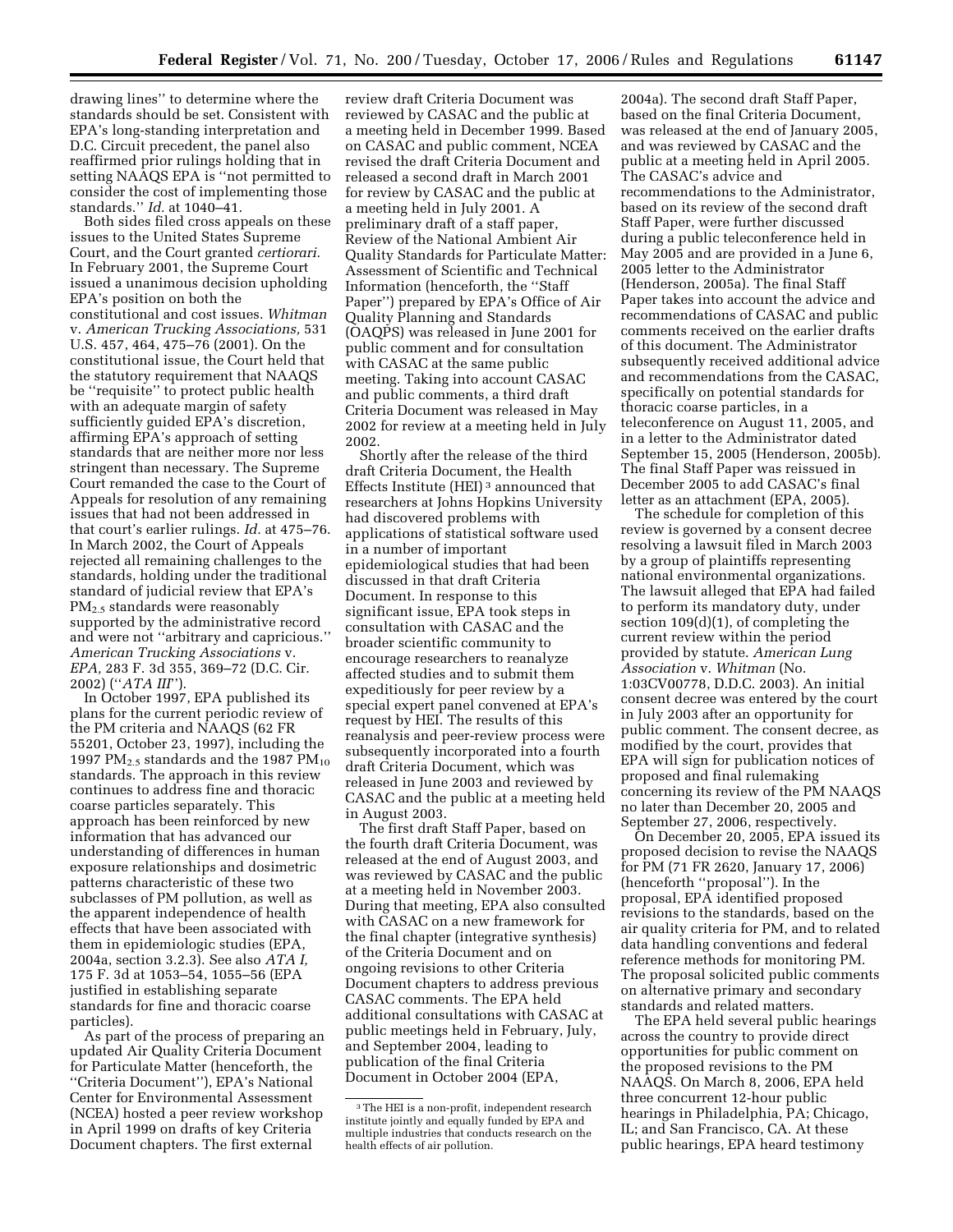drawing lines'' to determine where the standards should be set. Consistent with EPA's long-standing interpretation and D.C. Circuit precedent, the panel also reaffirmed prior rulings holding that in setting NAAQS EPA is ''not permitted to consider the cost of implementing those standards.'' *Id.* at 1040–41.

Both sides filed cross appeals on these issues to the United States Supreme Court, and the Court granted *certiorari.* In February 2001, the Supreme Court issued a unanimous decision upholding EPA's position on both the constitutional and cost issues. *Whitman* v. *American Trucking Associations,* 531 U.S. 457, 464, 475–76 (2001). On the constitutional issue, the Court held that the statutory requirement that NAAQS be ''requisite'' to protect public health with an adequate margin of safety sufficiently guided EPA's discretion, affirming EPA's approach of setting standards that are neither more nor less stringent than necessary. The Supreme Court remanded the case to the Court of Appeals for resolution of any remaining issues that had not been addressed in that court's earlier rulings. *Id.* at 475–76. In March 2002, the Court of Appeals rejected all remaining challenges to the standards, holding under the traditional standard of judicial review that EPA's $PM_{2.5}$ standards were reasonably supported by the administrative record and were not ''arbitrary and capricious.'' *American Trucking Associations* v. *EPA,* 283 F. 3d 355, 369–72 (D.C. Cir. 2002) (''*ATA III*'').

In October 1997, EPA published its plans for the current periodic review of the PM criteria and NAAQS (62 FR 55201, October 23, 1997), including the 1997 $PM_{2.5}$ standards and the 1987 $PM_{10}$ standards. The approach in this review continues to address fine and thoracic coarse particles separately. This approach has been reinforced by new information that has advanced our understanding of differences in human exposure relationships and dosimetric patterns characteristic of these two subclasses of PM pollution, as well as the apparent independence of health effects that have been associated with them in epidemiologic studies (EPA, 2004a, section 3.2.3). See also *ATA I,* 175 F. 3d at 1053–54, 1055–56 (EPA justified in establishing separate standards for fine and thoracic coarse particles).

As part of the process of preparing an updated Air Quality Criteria Document for Particulate Matter (henceforth, the ''Criteria Document''), EPA's National Center for Environmental Assessment (NCEA) hosted a peer review workshop in April 1999 on drafts of key Criteria Document chapters. The first external review draft Criteria Document was reviewed by CASAC and the public at a meeting held in December 1999. Based on CASAC and public comment, NCEA revised the draft Criteria Document and released a second draft in March 2001 for review by CASAC and the public at a meeting held in July 2001. A preliminary draft of a staff paper, Review of the National Ambient Air Quality Standards for Particulate Matter: Assessment of Scientific and Technical Information (henceforth, the ''Staff Paper'') prepared by EPA's Office of Air Quality Planning and Standards (OAQPS) was released in June 2001 for public comment and for consultation with CASAC at the same public meeting. Taking into account CASAC and public comments, a third draft Criteria Document was released in May 2002 for review at a meeting held in July 2002.

Shortly after the release of the third draft Criteria Document, the Health Effects Institute (HEI) [3] announced that researchers at Johns Hopkins University had discovered problems with applications of statistical software used in a number of important epidemiological studies that had been discussed in that draft Criteria Document. In response to this significant issue, EPA took steps in consultation with CASAC and the broader scientific community to encourage researchers to reanalyze affected studies and to submit them expeditiously for peer review by a special expert panel convened at EPA's request by HEI. The results of this reanalysis and peer-review process were subsequently incorporated into a fourth draft Criteria Document, which was released in June 2003 and reviewed by CASAC and the public at a meeting held in August 2003.

The first draft Staff Paper, based on the fourth draft Criteria Document, was released at the end of August 2003, and was reviewed by CASAC and the public at a meeting held in November 2003. During that meeting, EPA also consulted with CASAC on a new framework for the final chapter (integrative synthesis) of the Criteria Document and on ongoing revisions to other Criteria Document chapters to address previous CASAC comments. The EPA held additional consultations with CASAC at public meetings held in February, July, and September 2004, leading to publication of the final Criteria Document in October 2004 (EPA, 2004a). The second draft Staff Paper, based on the final Criteria Document, was released at the end of January 2005, and was reviewed by CASAC and the public at a meeting held in April 2005. The CASAC's advice and recommendations to the Administrator, based on its review of the second draft Staff Paper, were further discussed during a public teleconference held in May 2005 and are provided in a June 6, 2005 letter to the Administrator (Henderson, 2005a). The final Staff Paper takes into account the advice and recommendations of CASAC and public comments received on the earlier drafts of this document. The Administrator subsequently received additional advice and recommendations from the CASAC, specifically on potential standards for thoracic coarse particles, in a teleconference on August 11, 2005, and in a letter to the Administrator dated September 15, 2005 (Henderson, 2005b). The final Staff Paper was reissued in December 2005 to add CASAC's final letter as an attachment (EPA, 2005).

The schedule for completion of this review is governed by a consent decree resolving a lawsuit filed in March 2003 by a group of plaintiffs representing national environmental organizations. The lawsuit alleged that EPA had failed to perform its mandatory duty, under section 109(d)(1), of completing the current review within the period provided by statute. *American Lung Association* v. *Whitman* (No. 1:03CV00778, D.D.C. 2003). An initial consent decree was entered by the court in July 2003 after an opportunity for public comment. The consent decree, as modified by the court, provides that EPA will sign for publication notices of proposed and final rulemaking concerning its review of the PM NAAQS no later than December 20, 2005 and September 27, 2006, respectively.

On December 20, 2005, EPA issued its proposed decision to revise the NAAQS for PM (71 FR 2620, January 17, 2006) (henceforth ''proposal''). In the proposal, EPA identified proposed revisions to the standards, based on the air quality criteria for PM, and to related data handling conventions and federal reference methods for monitoring PM. The proposal solicited public comments on alternative primary and secondary standards and related matters.

The EPA held several public hearings across the country to provide direct opportunities for public comment on the proposed revisions to the PM NAAQS. On March 8, 2006, EPA held three concurrent 12-hour public hearings in Philadelphia, PA; Chicago, IL; and San Francisco, CA. At these public hearings, EPA heard testimony

[3] The HEI is a non-profit, independent research institute jointly and equally funded by EPA and multiple industries that conducts research on the health effects of air pollution.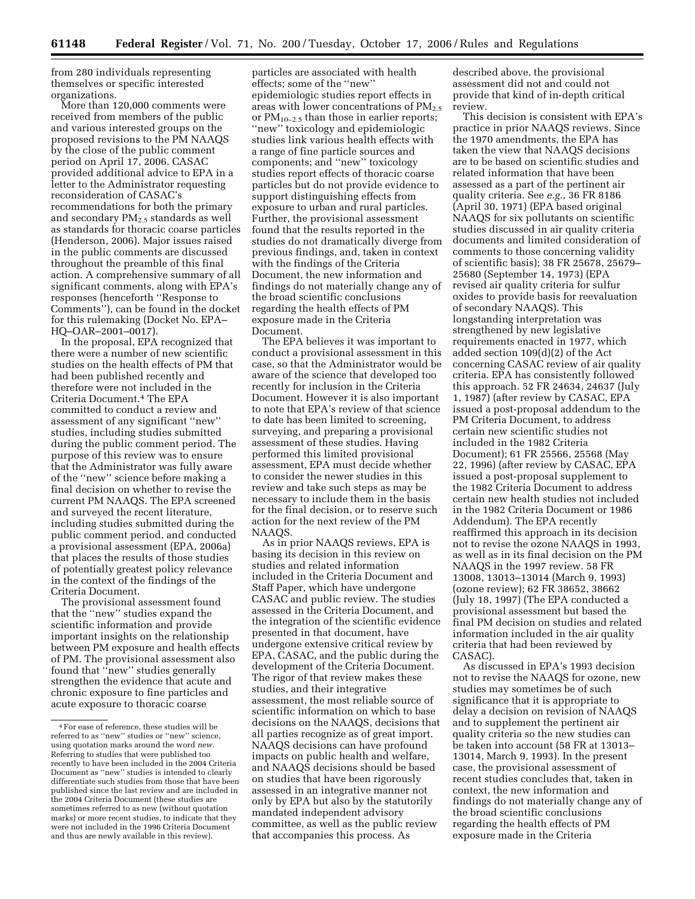from 280 individuals representing themselves or specific interested organizations.

More than 120,000 comments were received from members of the public and various interested groups on the proposed revisions to the PM NAAQS by the close of the public comment period on April 17, 2006. CASAC provided additional advice to EPA in a letter to the Administrator requesting reconsideration of CASAC's recommendations for both the primary and secondary $PM_{2.5}$ standards as well as standards for thoracic coarse particles (Henderson, 2006). Major issues raised in the public comments are discussed throughout the preamble of this final action. A comprehensive summary of all significant comments, along with EPA's responses (henceforth ''Response to Comments''), can be found in the docket for this rulemaking (Docket No. EPA–HQ–OAR–2001–0017).

In the proposal, EPA recognized that there were a number of new scientific studies on the health effects of PM that had been published recently and therefore were not included in the Criteria Document.[4] The EPA committed to conduct a review and assessment of any significant ''new'' studies, including studies submitted during the public comment period. The purpose of this review was to ensure that the Administrator was fully aware of the ''new'' science before making a final decision on whether to revise the current PM NAAQS. The EPA screened and surveyed the recent literature, including studies submitted during the public comment period, and conducted a provisional assessment (EPA, 2006a) that places the results of those studies of potentially greatest policy relevance in the context of the findings of the Criteria Document.

The provisional assessment found that the ''new'' studies expand the scientific information and provide important insights on the relationship between PM exposure and health effects of PM. The provisional assessment also found that ''new'' studies generally strengthen the evidence that acute and chronic exposure to fine particles and acute exposure to thoracic coarse particles are associated with health effects; some of the ''new'' epidemiologic studies report effects in areas with lower concentrations of $PM_{2.5}$ or $PM_{10-2.5}$ than those in earlier reports; ''new'' toxicology and epidemiologic studies link various health effects with a range of fine particle sources and components; and ''new'' toxicology studies report effects of thoracic coarse particles but do not provide evidence to support distinguishing effects from exposure to urban and rural particles. Further, the provisional assessment found that the results reported in the studies do not dramatically diverge from previous findings, and, taken in context with the findings of the Criteria Document, the new information and findings do not materially change any of the broad scientific conclusions regarding the health effects of PM exposure made in the Criteria Document.

The EPA believes it was important to conduct a provisional assessment in this case, so that the Administrator would be aware of the science that developed too recently for inclusion in the Criteria Document. However it is also important to note that EPA's review of that science to date has been limited to screening, surveying, and preparing a provisional assessment of these studies. Having performed this limited provisional assessment, EPA must decide whether to consider the newer studies in this review and take such steps as may be necessary to include them in the basis for the final decision, or to reserve such action for the next review of the PM NAAQS.

As in prior NAAQS reviews, EPA is basing its decision in this review on studies and related information included in the Criteria Document and Staff Paper, which have undergone CASAC and public review. The studies assessed in the Criteria Document, and the integration of the scientific evidence presented in that document, have undergone extensive critical review by EPA, CASAC, and the public during the development of the Criteria Document. The rigor of that review makes these studies, and their integrative assessment, the most reliable source of scientific information on which to base decisions on the NAAQS, decisions that all parties recognize as of great import. NAAQS decisions can have profound impacts on public health and welfare, and NAAQS decisions should be based on studies that have been rigorously assessed in an integrative manner not only by EPA but also by the statutorily mandated independent advisory committee, as well as the public review that accompanies this process. As described above, the provisional assessment did not and could not provide that kind of in-depth critical review.

This decision is consistent with EPA's practice in prior NAAQS reviews. Since the 1970 amendments, the EPA has taken the view that NAAQS decisions are to be based on scientific studies and related information that have been assessed as a part of the pertinent air quality criteria. See *e.g.*, 36 FR 8186 (April 30, 1971) (EPA based original NAAQS for six pollutants on scientific studies discussed in air quality criteria documents and limited consideration of comments to those concerning validity of scientific basis); 38 FR 25678, 25679–25680 (September 14, 1973) (EPA revised air quality criteria for sulfur oxides to provide basis for reevaluation of secondary NAAQS). This longstanding interpretation was strengthened by new legislative requirements enacted in 1977, which added section 109(d)(2) of the Act concerning CASAC review of air quality criteria. EPA has consistently followed this approach. 52 FR 24634, 24637 (July 1, 1987) (after review by CASAC, EPA issued a post-proposal addendum to the PM Criteria Document, to address certain new scientific studies not included in the 1982 Criteria Document); 61 FR 25566, 25568 (May 22, 1996) (after review by CASAC, EPA issued a post-proposal supplement to the 1982 Criteria Document to address certain new health studies not included in the 1982 Criteria Document or 1986 Addendum). The EPA recently reaffirmed this approach in its decision not to revise the ozone NAAQS in 1993, as well as in its final decision on the PM NAAQS in the 1997 review. 58 FR 13008, 13013–13014 (March 9, 1993) (ozone review); 62 FR 38652, 38662 (July 18, 1997) (The EPA conducted a provisional assessment but based the final PM decision on studies and related information included in the air quality criteria that had been reviewed by CASAC).

As discussed in EPA's 1993 decision not to revise the NAAQS for ozone, new studies may sometimes be of such significance that it is appropriate to delay a decision on revision of NAAQS and to supplement the pertinent air quality criteria so the new studies can be taken into account (58 FR at 13013–13014, March 9, 1993). In the present case, the provisional assessment of recent studies concludes that, taken in context, the new information and findings do not materially change any of the broad scientific conclusions regarding the health effects of PM exposure made in the Criteria

[4] For ease of reference, these studies will be referred to as ''new'' studies or ''new'' science, using quotation marks around the word *new*. Referring to studies that were published too recently to have been included in the 2004 Criteria Document as ''new'' studies is intended to clearly differentiate such studies from those that have been published since the last review and are included in the 2004 Criteria Document (these studies are sometimes referred to as new (without quotation marks) or more recent studies, to indicate that they were not included in the 1996 Criteria Document and thus are newly available in this review).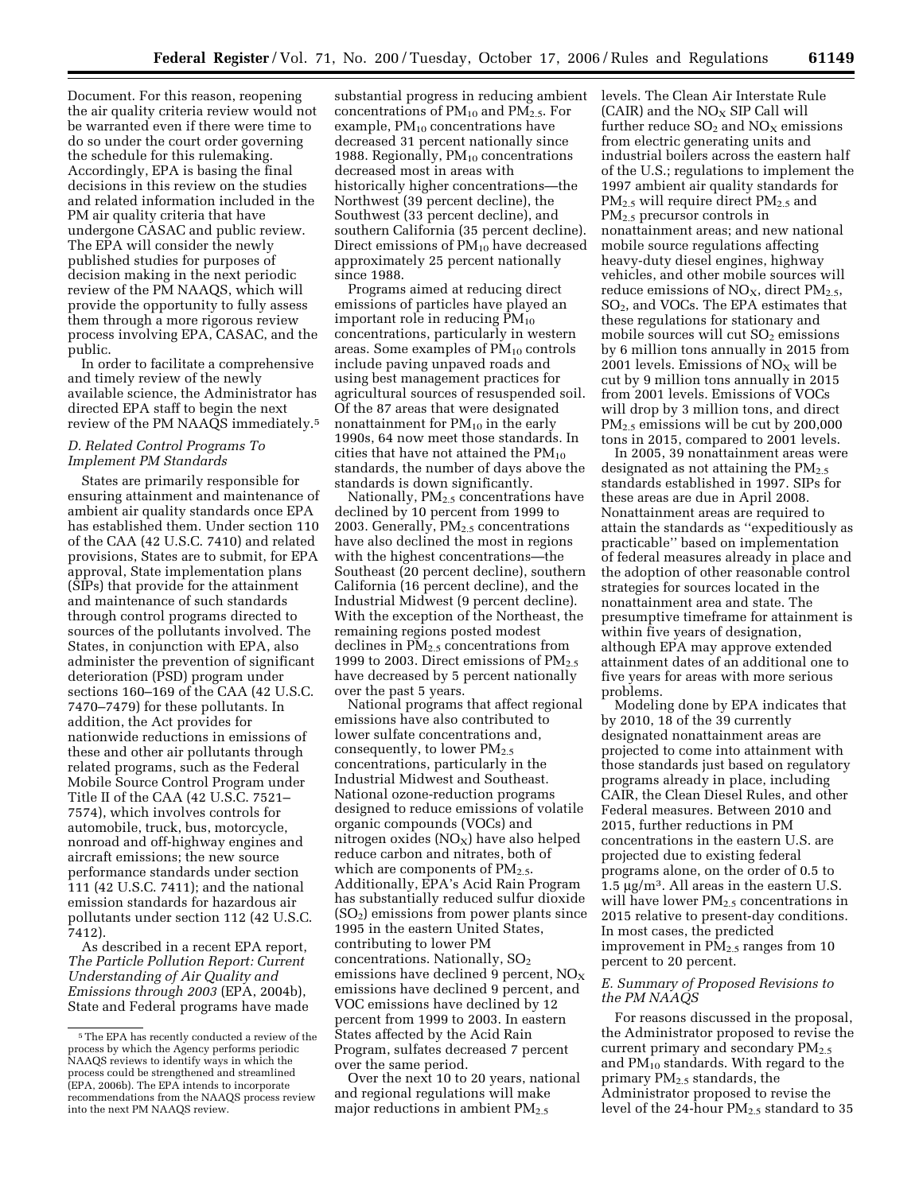Document. For this reason, reopening the air quality criteria review would not be warranted even if there were time to do so under the court order governing the schedule for this rulemaking. Accordingly, EPA is basing the final decisions in this review on the studies and related information included in the PM air quality criteria that have undergone CASAC and public review. The EPA will consider the newly published studies for purposes of decision making in the next periodic review of the PM NAAQS, which will provide the opportunity to fully assess them through a more rigorous review process involving EPA, CASAC, and the public.

In order to facilitate a comprehensive and timely review of the newly available science, the Administrator has directed EPA staff to begin the next review of the PM NAAQS immediately.[5]

### *D. Related Control Programs To Implement PM Standards*

States are primarily responsible for ensuring attainment and maintenance of ambient air quality standards once EPA has established them. Under section 110 of the CAA (42 U.S.C. 7410) and related provisions, States are to submit, for EPA approval, State implementation plans (SIPs) that provide for the attainment and maintenance of such standards through control programs directed to sources of the pollutants involved. The States, in conjunction with EPA, also administer the prevention of significant deterioration (PSD) program under sections 160–169 of the CAA (42 U.S.C. 7470–7479) for these pollutants. In addition, the Act provides for nationwide reductions in emissions of these and other air pollutants through related programs, such as the Federal Mobile Source Control Program under Title II of the CAA (42 U.S.C. 7521–7574), which involves controls for automobile, truck, bus, motorcycle, nonroad and off-highway engines and aircraft emissions; the new source performance standards under section 111 (42 U.S.C. 7411); and the national emission standards for hazardous air pollutants under section 112 (42 U.S.C. 7412).

As described in a recent EPA report, *The Particle Pollution Report: Current Understanding of Air Quality and Emissions through 2003* (EPA, 2004b), State and Federal programs have made substantial progress in reducing ambient concentrations of $PM_{10}$ and $PM_{2.5}$. For example, $PM_{10}$ concentrations have decreased 31 percent nationally since 1988. Regionally, $PM_{10}$ concentrations decreased most in areas with historically higher concentrations—the Northwest (39 percent decline), the Southwest (33 percent decline), and southern California (35 percent decline). Direct emissions of $PM_{10}$ have decreased approximately 25 percent nationally since 1988.

Programs aimed at reducing direct emissions of particles have played an important role in reducing $PM_{10}$ concentrations, particularly in western areas. Some examples of $PM_{10}$ controls include paving unpaved roads and using best management practices for agricultural sources of resuspended soil. Of the 87 areas that were designated nonattainment for $PM_{10}$ in the early 1990s, 64 now meet those standards. In cities that have not attained the $PM_{10}$ standards, the number of days above the standards is down significantly.

Nationally, $PM_{2.5}$ concentrations have declined by 10 percent from 1999 to 2003. Generally, $PM_{2.5}$ concentrations have also declined the most in regions with the highest concentrations—the Southeast (20 percent decline), southern California (16 percent decline), and the Industrial Midwest (9 percent decline). With the exception of the Northeast, the remaining regions posted modest declines in $PM_{2.5}$ concentrations from 1999 to 2003. Direct emissions of $PM_{2.5}$ have decreased by 5 percent nationally over the past 5 years.

National programs that affect regional emissions have also contributed to lower sulfate concentrations and, consequently, to lower $PM_{2.5}$ concentrations, particularly in the Industrial Midwest and Southeast. National ozone-reduction programs designed to reduce emissions of volatile organic compounds (VOCs) and nitrogen oxides ($NO_X$) have also helped reduce carbon and nitrates, both of which are components of $PM_{2.5}$. Additionally, EPA's Acid Rain Program has substantially reduced sulfur dioxide ($SO_2$) emissions from power plants since 1995 in the eastern United States, contributing to lower PM concentrations. Nationally, $SO_2$ emissions have declined 9 percent, $NO_X$ emissions have declined 9 percent, and VOC emissions have declined by 12 percent from 1999 to 2003. In eastern States affected by the Acid Rain Program, sulfates decreased 7 percent over the same period.

Over the next 10 to 20 years, national and regional regulations will make major reductions in ambient $PM_{2.5}$ levels. The Clean Air Interstate Rule (CAIR) and the $NO_X$ SIP Call will further reduce $SO_2$ and $NO_X$ emissions from electric generating units and industrial boilers across the eastern half of the U.S.; regulations to implement the 1997 ambient air quality standards for $PM_{2.5}$ will require direct $PM_{2.5}$ and $PM_{2.5}$ precursor controls in nonattainment areas; and new national mobile source regulations affecting heavy-duty diesel engines, highway vehicles, and other mobile sources will reduce emissions of $NO_X$, direct $PM_{2.5}$, $SO_2$, and VOCs. The EPA estimates that these regulations for stationary and mobile sources will cut $SO_2$ emissions by 6 million tons annually in 2015 from 2001 levels. Emissions of $NO_X$ will be cut by 9 million tons annually in 2015 from 2001 levels. Emissions of VOCs will drop by 3 million tons, and direct $PM_{2.5}$ emissions will be cut by 200,000 tons in 2015, compared to 2001 levels.

In 2005, 39 nonattainment areas were designated as not attaining the $PM_{2.5}$ standards established in 1997. SIPs for these areas are due in April 2008. Nonattainment areas are required to attain the standards as "expeditiously as practicable" based on implementation of federal measures already in place and the adoption of other reasonable control strategies for sources located in the nonattainment area and state. The presumptive timeframe for attainment is within five years of designation, although EPA may approve extended attainment dates of an additional one to five years for areas with more serious problems.

Modeling done by EPA indicates that by 2010, 18 of the 39 currently designated nonattainment areas are projected to come into attainment with those standards just based on regulatory programs already in place, including CAIR, the Clean Diesel Rules, and other Federal measures. Between 2010 and 2015, further reductions in PM concentrations in the eastern U.S. are projected due to existing federal programs alone, on the order of 0.5 to 1.5 $\mu g/m^3$. All areas in the eastern U.S. will have lower $PM_{2.5}$ concentrations in 2015 relative to present-day conditions. In most cases, the predicted improvement in $PM_{2.5}$ ranges from 10 percent to 20 percent.

### *E. Summary of Proposed Revisions to the PM NAAQS*

For reasons discussed in the proposal, the Administrator proposed to revise the current primary and secondary $PM_{2.5}$ and $PM_{10}$ standards. With regard to the primary $PM_{2.5}$ standards, the Administrator proposed to revise the level of the 24-hour $PM_{2.5}$ standard to 35

---

[5] The EPA has recently conducted a review of the process by which the Agency performs periodic NAAQS reviews to identify ways in which the process could be strengthened and streamlined (EPA, 2006b). The EPA intends to incorporate recommendations from the NAAQS process review into the next PM NAAQS review.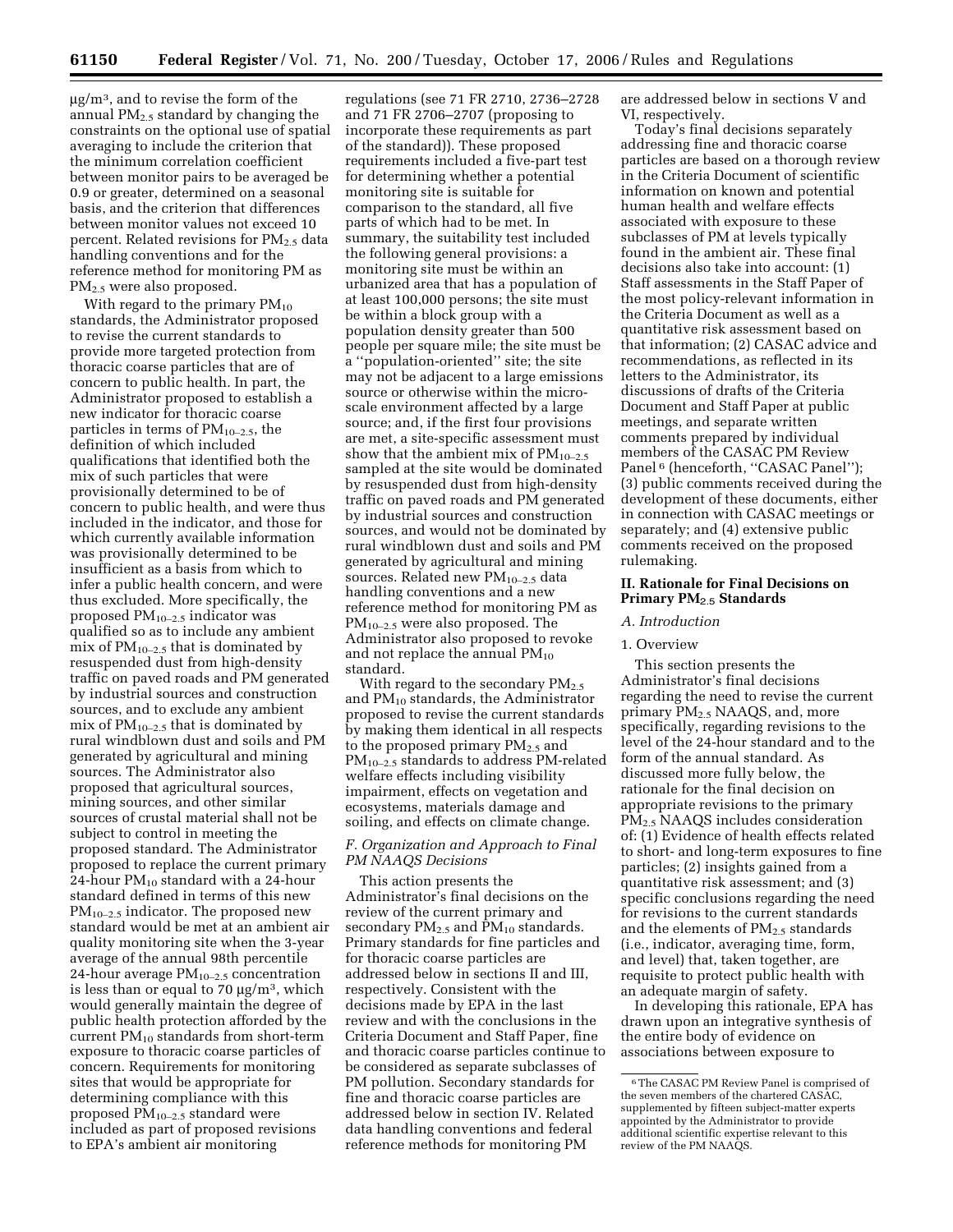μg/m³, and to revise the form of the annual $PM_{2.5}$ standard by changing the constraints on the optional use of spatial averaging to include the criterion that the minimum correlation coefficient between monitor pairs to be averaged be 0.9 or greater, determined on a seasonal basis, and the criterion that differences between monitor values not exceed 10 percent. Related revisions for $PM_{2.5}$ data handling conventions and for the reference method for monitoring PM as $PM_{2.5}$ were also proposed.

With regard to the primary $PM_{10}$ standards, the Administrator proposed to revise the current standards to provide more targeted protection from thoracic coarse particles that are of concern to public health. In part, the Administrator proposed to establish a new indicator for thoracic coarse particles in terms of $PM_{10-2.5}$, the definition of which included qualifications that identified both the mix of such particles that were provisionally determined to be of concern to public health, and were thus included in the indicator, and those for which currently available information was provisionally determined to be insufficient as a basis from which to infer a public health concern, and were thus excluded. More specifically, the proposed $PM_{10-2.5}$ indicator was qualified so as to include any ambient mix of $PM_{10-2.5}$ that is dominated by resuspended dust from high-density traffic on paved roads and PM generated by industrial sources and construction sources, and to exclude any ambient mix of $PM_{10-2.5}$ that is dominated by rural windblown dust and soils and PM generated by agricultural and mining sources. The Administrator also proposed that agricultural sources, mining sources, and other similar sources of crustal material shall not be subject to control in meeting the proposed standard. The Administrator proposed to replace the current primary 24-hour $PM_{10}$ standard with a 24-hour standard defined in terms of this new $PM_{10-2.5}$ indicator. The proposed new standard would be met at an ambient air quality monitoring site when the 3-year average of the annual 98th percentile 24-hour average $PM_{10-2.5}$ concentration is less than or equal to 70 μg/m³, which would generally maintain the degree of public health protection afforded by the current $PM_{10}$ standards from short-term exposure to thoracic coarse particles of concern. Requirements for monitoring sites that would be appropriate for determining compliance with this proposed $PM_{10-2.5}$ standard were included as part of proposed revisions to EPA's ambient air monitoring regulations (see 71 FR 2710, 2736–2728 and 71 FR 2706–2707 (proposing to incorporate these requirements as part of the standard)). These proposed requirements included a five-part test for determining whether a potential monitoring site is suitable for comparison to the standard, all five parts of which had to be met. In summary, the suitability test included the following general provisions: a monitoring site must be within an urbanized area that has a population of at least 100,000 persons; the site must be within a block group with a population density greater than 500 people per square mile; the site must be a ''population-oriented'' site; the site may not be adjacent to a large emissions source or otherwise within the micro-scale environment affected by a large source; and, if the first four provisions are met, a site-specific assessment must show that the ambient mix of $PM_{10-2.5}$ sampled at the site would be dominated by resuspended dust from high-density traffic on paved roads and PM generated by industrial sources and construction sources, and would not be dominated by rural windblown dust and soils and PM generated by agricultural and mining sources. Related new $PM_{10-2.5}$ data handling conventions and a new reference method for monitoring PM as $PM_{10-2.5}$ were also proposed. The Administrator also proposed to revoke and not replace the annual $PM_{10}$ standard.

With regard to the secondary $PM_{2.5}$ and $PM_{10}$ standards, the Administrator proposed to revise the current standards by making them identical in all respects to the proposed primary $PM_{2.5}$ and $PM_{10-2.5}$ standards to address PM-related welfare effects including visibility impairment, effects on vegetation and ecosystems, materials damage and soiling, and effects on climate change.

*F. Organization and Approach to Final PM NAAQS Decisions*

This action presents the Administrator's final decisions on the review of the current primary and secondary $PM_{2.5}$ and $PM_{10}$ standards. Primary standards for fine particles and for thoracic coarse particles are addressed below in sections II and III, respectively. Consistent with the decisions made by EPA in the last review and with the conclusions in the Criteria Document and Staff Paper, fine and thoracic coarse particles continue to be considered as separate subclasses of PM pollution. Secondary standards for fine and thoracic coarse particles are addressed below in section IV. Related data handling conventions and federal reference methods for monitoring PM are addressed below in sections V and VI, respectively.

Today's final decisions separately addressing fine and thoracic coarse particles are based on a thorough review in the Criteria Document of scientific information on known and potential human health and welfare effects associated with exposure to these subclasses of PM at levels typically found in the ambient air. These final decisions also take into account: (1) Staff assessments in the Staff Paper of the most policy-relevant information in the Criteria Document as well as a quantitative risk assessment based on that information; (2) CASAC advice and recommendations, as reflected in its letters to the Administrator, its discussions of drafts of the Criteria Document and Staff Paper at public meetings, and separate written comments prepared by individual members of the CASAC PM Review Panel [6] (henceforth, ''CASAC Panel''); (3) public comments received during the development of these documents, either in connection with CASAC meetings or separately; and (4) extensive public comments received on the proposed rulemaking.

## II. Rationale for Final Decisions on Primary $PM_{2.5}$ Standards

*A. Introduction*

1. Overview

This section presents the Administrator's final decisions regarding the need to revise the current primary $PM_{2.5}$ NAAQS, and, more specifically, regarding revisions to the level of the 24-hour standard and to the form of the annual standard. As discussed more fully below, the rationale for the final decision on appropriate revisions to the primary $PM_{2.5}$ NAAQS includes consideration of: (1) Evidence of health effects related to short- and long-term exposures to fine particles; (2) insights gained from a quantitative risk assessment; and (3) specific conclusions regarding the need for revisions to the current standards and the elements of $PM_{2.5}$ standards (i.e., indicator, averaging time, form, and level) that, taken together, are requisite to protect public health with an adequate margin of safety.

In developing this rationale, EPA has drawn upon an integrative synthesis of the entire body of evidence on associations between exposure to

[6] The CASAC PM Review Panel is comprised of the seven members of the chartered CASAC, supplemented by fifteen subject-matter experts appointed by the Administrator to provide additional scientific expertise relevant to this review of the PM NAAQS.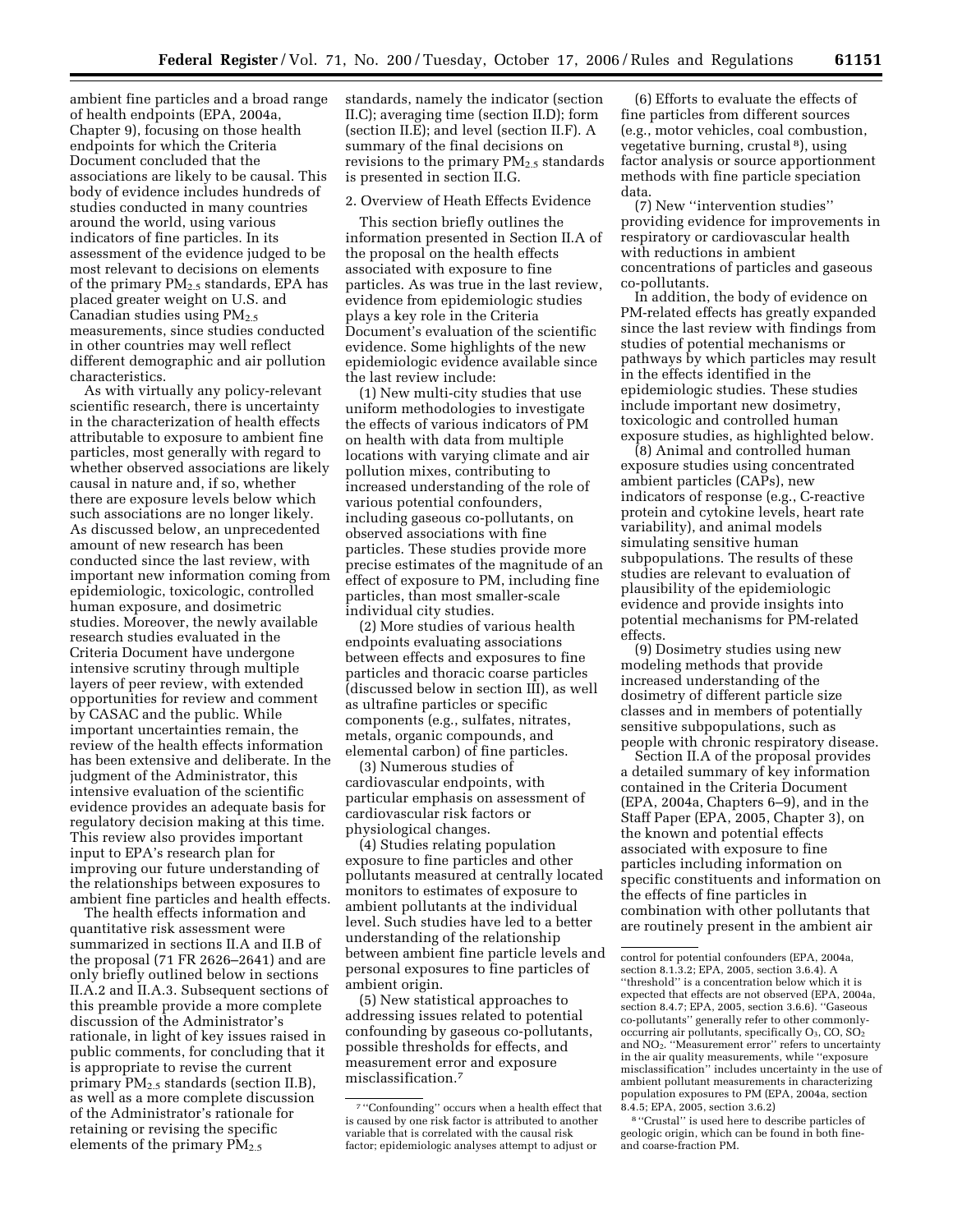ambient fine particles and a broad range of health endpoints (EPA, 2004a, Chapter 9), focusing on those health endpoints for which the Criteria Document concluded that the associations are likely to be causal. This body of evidence includes hundreds of studies conducted in many countries around the world, using various indicators of fine particles. In its assessment of the evidence judged to be most relevant to decisions on elements of the primary $PM_{2.5}$ standards, EPA has placed greater weight on U.S. and Canadian studies using $PM_{2.5}$ measurements, since studies conducted in other countries may well reflect different demographic and air pollution characteristics.

As with virtually any policy-relevant scientific research, there is uncertainty in the characterization of health effects attributable to exposure to ambient fine particles, most generally with regard to whether observed associations are likely causal in nature and, if so, whether there are exposure levels below which such associations are no longer likely. As discussed below, an unprecedented amount of new research has been conducted since the last review, with important new information coming from epidemiologic, toxicologic, controlled human exposure, and dosimetric studies. Moreover, the newly available research studies evaluated in the Criteria Document have undergone intensive scrutiny through multiple layers of peer review, with extended opportunities for review and comment by CASAC and the public. While important uncertainties remain, the review of the health effects information has been extensive and deliberate. In the judgment of the Administrator, this intensive evaluation of the scientific evidence provides an adequate basis for regulatory decision making at this time. This review also provides important input to EPA's research plan for improving our future understanding of the relationships between exposures to ambient fine particles and health effects.

The health effects information and quantitative risk assessment were summarized in sections II.A and II.B of the proposal (71 FR 2626–2641) and are only briefly outlined below in sections II.A.2 and II.A.3. Subsequent sections of this preamble provide a more complete discussion of the Administrator's rationale, in light of key issues raised in public comments, for concluding that it is appropriate to revise the current primary $PM_{2.5}$ standards (section II.B), as well as a more complete discussion of the Administrator's rationale for retaining or revising the specific elements of the primary $PM_{2.5}$ standards, namely the indicator (section II.C); averaging time (section II.D); form (section II.E); and level (section II.F). A summary of the final decisions on revisions to the primary $PM_{2.5}$ standards is presented in section II.G.

2. Overview of Heath Effects Evidence

This section briefly outlines the information presented in Section II.A of the proposal on the health effects associated with exposure to fine particles. As was true in the last review, evidence from epidemiologic studies plays a key role in the Criteria Document's evaluation of the scientific evidence. Some highlights of the new epidemiologic evidence available since the last review include:

(1) New multi-city studies that use uniform methodologies to investigate the effects of various indicators of PM on health with data from multiple locations with varying climate and air pollution mixes, contributing to increased understanding of the role of various potential confounders, including gaseous co-pollutants, on observed associations with fine particles. These studies provide more precise estimates of the magnitude of an effect of exposure to PM, including fine particles, than most smaller-scale individual city studies.

(2) More studies of various health endpoints evaluating associations between effects and exposures to fine particles and thoracic coarse particles (discussed below in section III), as well as ultrafine particles or specific components (e.g., sulfates, nitrates, metals, organic compounds, and elemental carbon) of fine particles.

(3) Numerous studies of cardiovascular endpoints, with particular emphasis on assessment of cardiovascular risk factors or physiological changes.

(4) Studies relating population exposure to fine particles and other pollutants measured at centrally located monitors to estimates of exposure to ambient pollutants at the individual level. Such studies have led to a better understanding of the relationship between ambient fine particle levels and personal exposures to fine particles of ambient origin.

(5) New statistical approaches to addressing issues related to potential confounding by gaseous co-pollutants, possible thresholds for effects, and measurement error and exposure misclassification.[7]

(6) Efforts to evaluate the effects of fine particles from different sources (e.g., motor vehicles, coal combustion, vegetative burning, crustal[8]), using factor analysis or source apportionment methods with fine particle speciation data.

(7) New "intervention studies" providing evidence for improvements in respiratory or cardiovascular health with reductions in ambient concentrations of particles and gaseous co-pollutants.

In addition, the body of evidence on PM-related effects has greatly expanded since the last review with findings from studies of potential mechanisms or pathways by which particles may result in the effects identified in the epidemiologic studies. These studies include important new dosimetry, toxicologic and controlled human exposure studies, as highlighted below.

(8) Animal and controlled human exposure studies using concentrated ambient particles (CAPs), new indicators of response (e.g., C-reactive protein and cytokine levels, heart rate variability), and animal models simulating sensitive human subpopulations. The results of these studies are relevant to evaluation of plausibility of the epidemiologic evidence and provide insights into potential mechanisms for PM-related effects.

(9) Dosimetry studies using new modeling methods that provide increased understanding of the dosimetry of different particle size classes and in members of potentially sensitive subpopulations, such as people with chronic respiratory disease.

Section II.A of the proposal provides a detailed summary of key information contained in the Criteria Document (EPA, 2004a, Chapters 6–9), and in the Staff Paper (EPA, 2005, Chapter 3), on the known and potential effects associated with exposure to fine particles including information on specific constituents and information on the effects of fine particles in combination with other pollutants that are routinely present in the ambient air

[7] "Confounding" occurs when a health effect that is caused by one risk factor is attributed to another variable that is correlated with the causal risk factor; epidemiologic analyses attempt to adjust or control for potential confounders (EPA, 2004a, section 8.1.3.2; EPA, 2005, section 3.6.4). A "threshold" is a concentration below which it is expected that effects are not observed (EPA, 2004a, section 8.4.7; EPA, 2005, section 3.6.6). "Gaseous co-pollutants" generally refer to other commonly-occurring air pollutants, specifically $O_3$, CO, $SO_2$ and $NO_2$. "Measurement error" refers to uncertainty in the air quality measurements, while "exposure misclassification" includes uncertainty in the use of ambient pollutant measurements in characterizing population exposures to PM (EPA, 2004a, section 8.4.5; EPA, 2005, section 3.6.2)

[8] "Crustal" is used here to describe particles of geologic origin, which can be found in both fine- and coarse-fraction PM.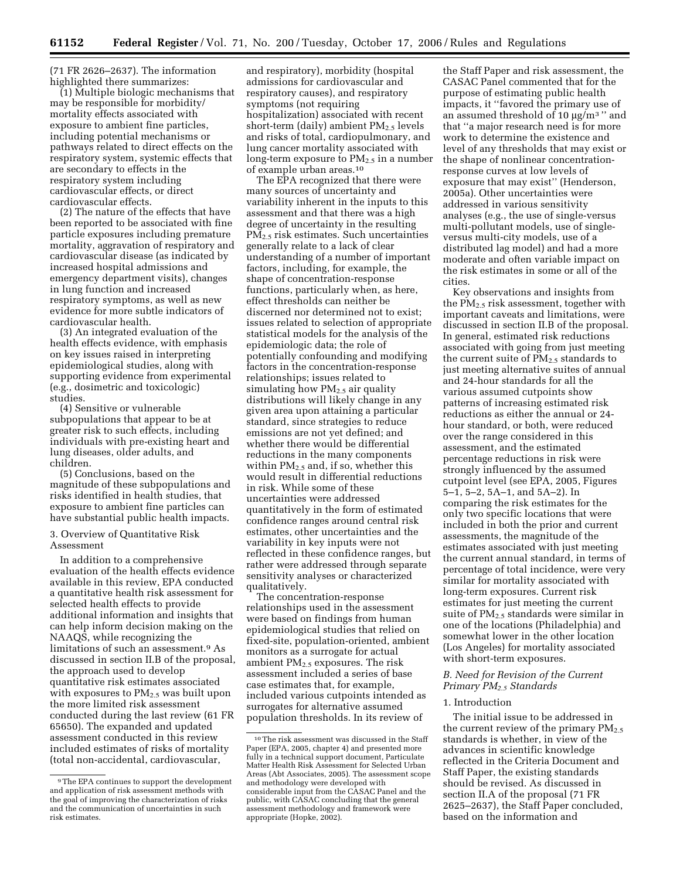(71 FR 2626–2637). The information highlighted there summarizes:

(1) Multiple biologic mechanisms that may be responsible for morbidity/mortality effects associated with exposure to ambient fine particles, including potential mechanisms or pathways related to direct effects on the respiratory system, systemic effects that are secondary to effects in the respiratory system including cardiovascular effects, or direct cardiovascular effects.

(2) The nature of the effects that have been reported to be associated with fine particle exposures including premature mortality, aggravation of respiratory and cardiovascular disease (as indicated by increased hospital admissions and emergency department visits), changes in lung function and increased respiratory symptoms, as well as new evidence for more subtle indicators of cardiovascular health.

(3) An integrated evaluation of the health effects evidence, with emphasis on key issues raised in interpreting epidemiological studies, along with supporting evidence from experimental (e.g., dosimetric and toxicologic) studies.

(4) Sensitive or vulnerable subpopulations that appear to be at greater risk to such effects, including individuals with pre-existing heart and lung diseases, older adults, and children.

(5) Conclusions, based on the magnitude of these subpopulations and risks identified in health studies, that exposure to ambient fine particles can have substantial public health impacts.

3. Overview of Quantitative Risk Assessment

In addition to a comprehensive evaluation of the health effects evidence available in this review, EPA conducted a quantitative health risk assessment for selected health effects to provide additional information and insights that can help inform decision making on the NAAQS, while recognizing the limitations of such an assessment.[9] As discussed in section II.B of the proposal, the approach used to develop quantitative risk estimates associated with exposures to $PM_{2.5}$ was built upon the more limited risk assessment conducted during the last review (61 FR 65650). The expanded and updated assessment conducted in this review included estimates of risks of mortality (total non-accidental, cardiovascular, and respiratory), morbidity (hospital admissions for cardiovascular and respiratory causes), and respiratory symptoms (not requiring hospitalization) associated with recent short-term (daily) ambient $PM_{2.5}$ levels and risks of total, cardiopulmonary, and lung cancer mortality associated with long-term exposure to $PM_{2.5}$ in a number of example urban areas.[10]

The EPA recognized that there were many sources of uncertainty and variability inherent in the inputs to this assessment and that there was a high degree of uncertainty in the resulting $PM_{2.5}$ risk estimates. Such uncertainties generally relate to a lack of clear understanding of a number of important factors, including, for example, the shape of concentration-response functions, particularly when, as here, effect thresholds can neither be discerned nor determined not to exist; issues related to selection of appropriate statistical models for the analysis of the epidemiologic data; the role of potentially confounding and modifying factors in the concentration-response relationships; issues related to simulating how $PM_{2.5}$ air quality distributions will likely change in any given area upon attaining a particular standard, since strategies to reduce emissions are not yet defined; and whether there would be differential reductions in the many components within $PM_{2.5}$ and, if so, whether this would result in differential reductions in risk. While some of these uncertainties were addressed quantitatively in the form of estimated confidence ranges around central risk estimates, other uncertainties and the variability in key inputs were not reflected in these confidence ranges, but rather were addressed through separate sensitivity analyses or characterized qualitatively.

The concentration-response relationships used in the assessment were based on findings from human epidemiological studies that relied on fixed-site, population-oriented, ambient monitors as a surrogate for actual ambient $PM_{2.5}$ exposures. The risk assessment included a series of base case estimates that, for example, included various cutpoints intended as surrogates for alternative assumed population thresholds. In its review of the Staff Paper and risk assessment, the CASAC Panel commented that for the purpose of estimating public health impacts, it "favored the primary use of an assumed threshold of 10 $\mu g/m^3$" and that "a major research need is for more work to determine the existence and level of any thresholds that may exist or the shape of nonlinear concentration-response curves at low levels of exposure that may exist" (Henderson, 2005a). Other uncertainties were addressed in various sensitivity analyses (e.g., the use of single-versus multi-pollutant models, use of single-versus multi-city models, use of a distributed lag model) and had a more moderate and often variable impact on the risk estimates in some or all of the cities.

Key observations and insights from the $PM_{2.5}$ risk assessment, together with important caveats and limitations, were discussed in section II.B of the proposal. In general, estimated risk reductions associated with going from just meeting the current suite of $PM_{2.5}$ standards to just meeting alternative suites of annual and 24-hour standards for all the various assumed cutpoints show patterns of increasing estimated risk reductions as either the annual or 24-hour standard, or both, were reduced over the range considered in this assessment, and the estimated percentage reductions in risk were strongly influenced by the assumed cutpoint level (see EPA, 2005, Figures 5–1, 5–2, 5A–1, and 5A–2). In comparing the risk estimates for the only two specific locations that were included in both the prior and current assessments, the magnitude of the estimates associated with just meeting the current annual standard, in terms of percentage of total incidence, were very similar for mortality associated with long-term exposures. Current risk estimates for just meeting the current suite of $PM_{2.5}$ standards were similar in one of the locations (Philadelphia) and somewhat lower in the other location (Los Angeles) for mortality associated with short-term exposures.

### B. Need for Revision of the Current Primary $PM_{2.5}$ Standards

1. Introduction

The initial issue to be addressed in the current review of the primary $PM_{2.5}$ standards is whether, in view of the advances in scientific knowledge reflected in the Criteria Document and Staff Paper, the existing standards should be revised. As discussed in section II.A of the proposal (71 FR 2625–2637), the Staff Paper concluded, based on the information and

---

[9] The EPA continues to support the development and application of risk assessment methods with the goal of improving the characterization of risks and the communication of uncertainties in such risk estimates.

[10] The risk assessment was discussed in the Staff Paper (EPA, 2005, chapter 4) and presented more fully in a technical support document, Particulate Matter Health Risk Assessment for Selected Urban Areas (Abt Associates, 2005). The assessment scope and methodology were developed with considerable input from the CASAC Panel and the public, with CASAC concluding that the general assessment methodology and framework were appropriate (Hopke, 2002).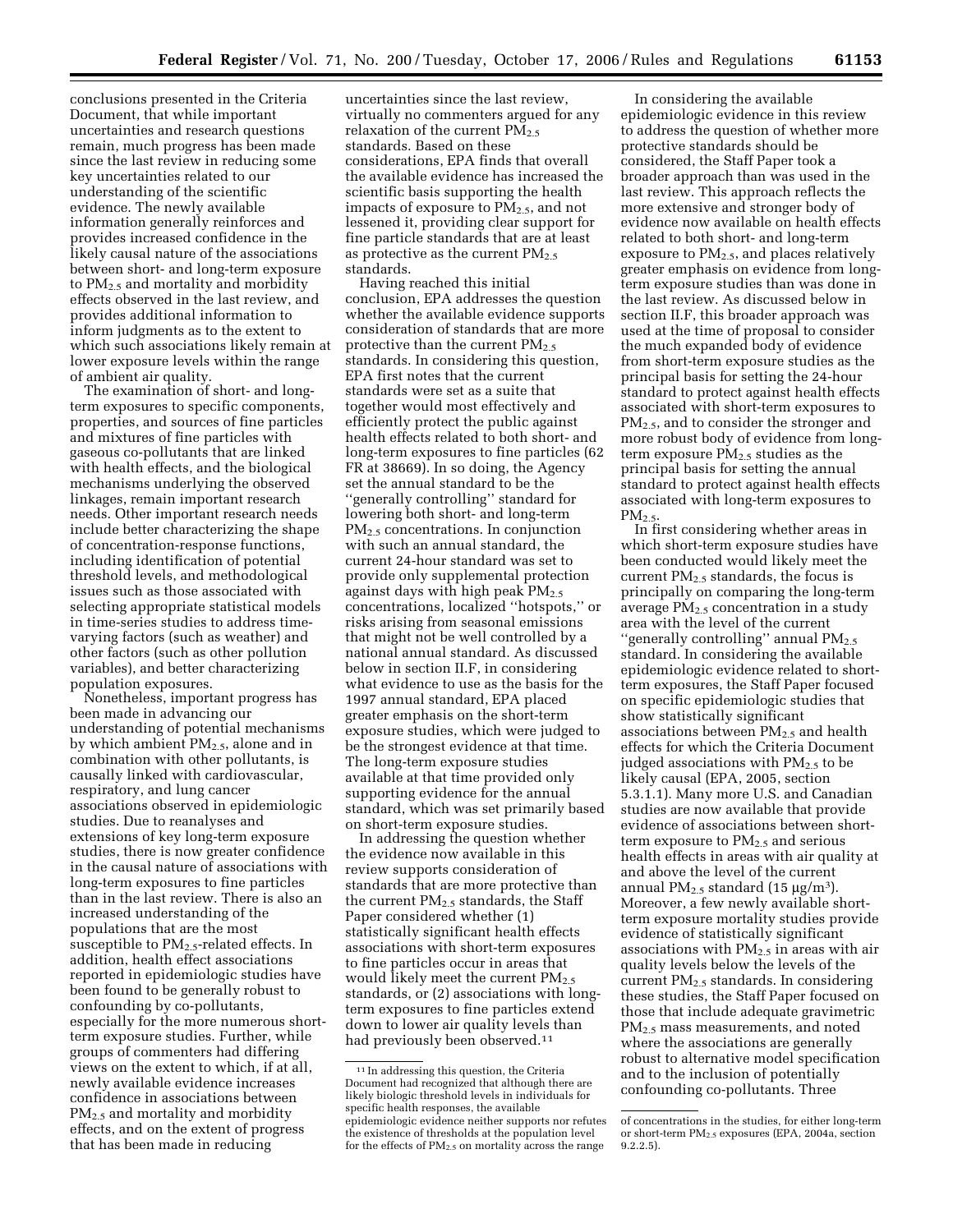conclusions presented in the Criteria Document, that while important uncertainties and research questions remain, much progress has been made since the last review in reducing some key uncertainties related to our understanding of the scientific evidence. The newly available information generally reinforces and provides increased confidence in the likely causal nature of the associations between short- and long-term exposure to $PM_{2.5}$ and mortality and morbidity effects observed in the last review, and provides additional information to inform judgments as to the extent to which such associations likely remain at lower exposure levels within the range of ambient air quality.

The examination of short- and long-term exposures to specific components, properties, and sources of fine particles and mixtures of fine particles with gaseous co-pollutants that are linked with health effects, and the biological mechanisms underlying the observed linkages, remain important research needs. Other important research needs include better characterizing the shape of concentration-response functions, including identification of potential threshold levels, and methodological issues such as those associated with selecting appropriate statistical models in time-series studies to address time-varying factors (such as weather) and other factors (such as other pollution variables), and better characterizing population exposures.

Nonetheless, important progress has been made in advancing our understanding of potential mechanisms by which ambient $PM_{2.5}$, alone and in combination with other pollutants, is causally linked with cardiovascular, respiratory, and lung cancer associations observed in epidemiologic studies. Due to reanalyses and extensions of key long-term exposure studies, there is now greater confidence in the causal nature of associations with long-term exposures to fine particles than in the last review. There is also an increased understanding of the populations that are the most susceptible to $PM_{2.5}$-related effects. In addition, health effect associations reported in epidemiologic studies have been found to be generally robust to confounding by co-pollutants, especially for the more numerous short-term exposure studies. Further, while groups of commenters had differing views on the extent to which, if at all, newly available evidence increases confidence in associations between $PM_{2.5}$ and mortality and morbidity effects, and on the extent of progress that has been made in reducing uncertainties since the last review, virtually no commenters argued for any relaxation of the current $PM_{2.5}$ standards. Based on these considerations, EPA finds that overall the available evidence has increased the scientific basis supporting the health impacts of exposure to $PM_{2.5}$, and not lessened it, providing clear support for fine particle standards that are at least as protective as the current $PM_{2.5}$ standards.

Having reached this initial conclusion, EPA addresses the question whether the available evidence supports consideration of standards that are more protective than the current $PM_{2.5}$ standards. In considering this question, EPA first notes that the current standards were set as a suite that together would most effectively and efficiently protect the public against health effects related to both short- and long-term exposures to fine particles (62 FR at 38669). In so doing, the Agency set the annual standard to be the ''generally controlling'' standard for lowering both short- and long-term $PM_{2.5}$ concentrations. In conjunction with such an annual standard, the current 24-hour standard was set to provide only supplemental protection against days with high peak $PM_{2.5}$ concentrations, localized ''hotspots,'' or risks arising from seasonal emissions that might not be well controlled by a national annual standard. As discussed below in section II.F, in considering what evidence to use as the basis for the 1997 annual standard, EPA placed greater emphasis on the short-term exposure studies, which were judged to be the strongest evidence at that time. The long-term exposure studies available at that time provided only supporting evidence for the annual standard, which was set primarily based on short-term exposure studies.

In addressing the question whether the evidence now available in this review supports consideration of standards that are more protective than the current $PM_{2.5}$ standards, the Staff Paper considered whether (1) statistically significant health effects associations with short-term exposures to fine particles occur in areas that would likely meet the current $PM_{2.5}$ standards, or (2) associations with long-term exposures to fine particles extend down to lower air quality levels than had previously been observed.[11]

In considering the available epidemiologic evidence in this review to address the question of whether more protective standards should be considered, the Staff Paper took a broader approach than was used in the last review. This approach reflects the more extensive and stronger body of evidence now available on health effects related to both short- and long-term exposure to $PM_{2.5}$, and places relatively greater emphasis on evidence from long-term exposure studies than was done in the last review. As discussed below in section II.F, this broader approach was used at the time of proposal to consider the much expanded body of evidence from short-term exposure studies as the principal basis for setting the 24-hour standard to protect against health effects associated with short-term exposures to $PM_{2.5}$, and to consider the stronger and more robust body of evidence from long-term exposure $PM_{2.5}$ studies as the principal basis for setting the annual standard to protect against health effects associated with long-term exposures to $PM_{2.5}$.

In first considering whether areas in which short-term exposure studies have been conducted would likely meet the current $PM_{2.5}$ standards, the focus is principally on comparing the long-term average $PM_{2.5}$ concentration in a study area with the level of the current ''generally controlling'' annual $PM_{2.5}$ standard. In considering the available epidemiologic evidence related to short-term exposures, the Staff Paper focused on specific epidemiologic studies that show statistically significant associations between $PM_{2.5}$ and health effects for which the Criteria Document judged associations with $PM_{2.5}$ to be likely causal (EPA, 2005, section 5.3.1.1). Many more U.S. and Canadian studies are now available that provide evidence of associations between short-term exposure to $PM_{2.5}$ and serious health effects in areas with air quality at and above the level of the current annual $PM_{2.5}$ standard (15 μg/m$^3$). Moreover, a few newly available short-term exposure mortality studies provide evidence of statistically significant associations with $PM_{2.5}$ in areas with air quality levels below the levels of the current $PM_{2.5}$ standards. In considering these studies, the Staff Paper focused on those that include adequate gravimetric $PM_{2.5}$ mass measurements, and noted where the associations are generally robust to alternative model specification and to the inclusion of potentially confounding co-pollutants. Three

[11] In addressing this question, the Criteria Document had recognized that although there are likely biologic threshold levels in individuals for specific health responses, the available epidemiologic evidence neither supports nor refutes the existence of thresholds at the population level for the effects of $PM_{2.5}$ on mortality across the range of concentrations in the studies, for either long-term or short-term $PM_{2.5}$ exposures (EPA, 2004a, section 9.2.2.5).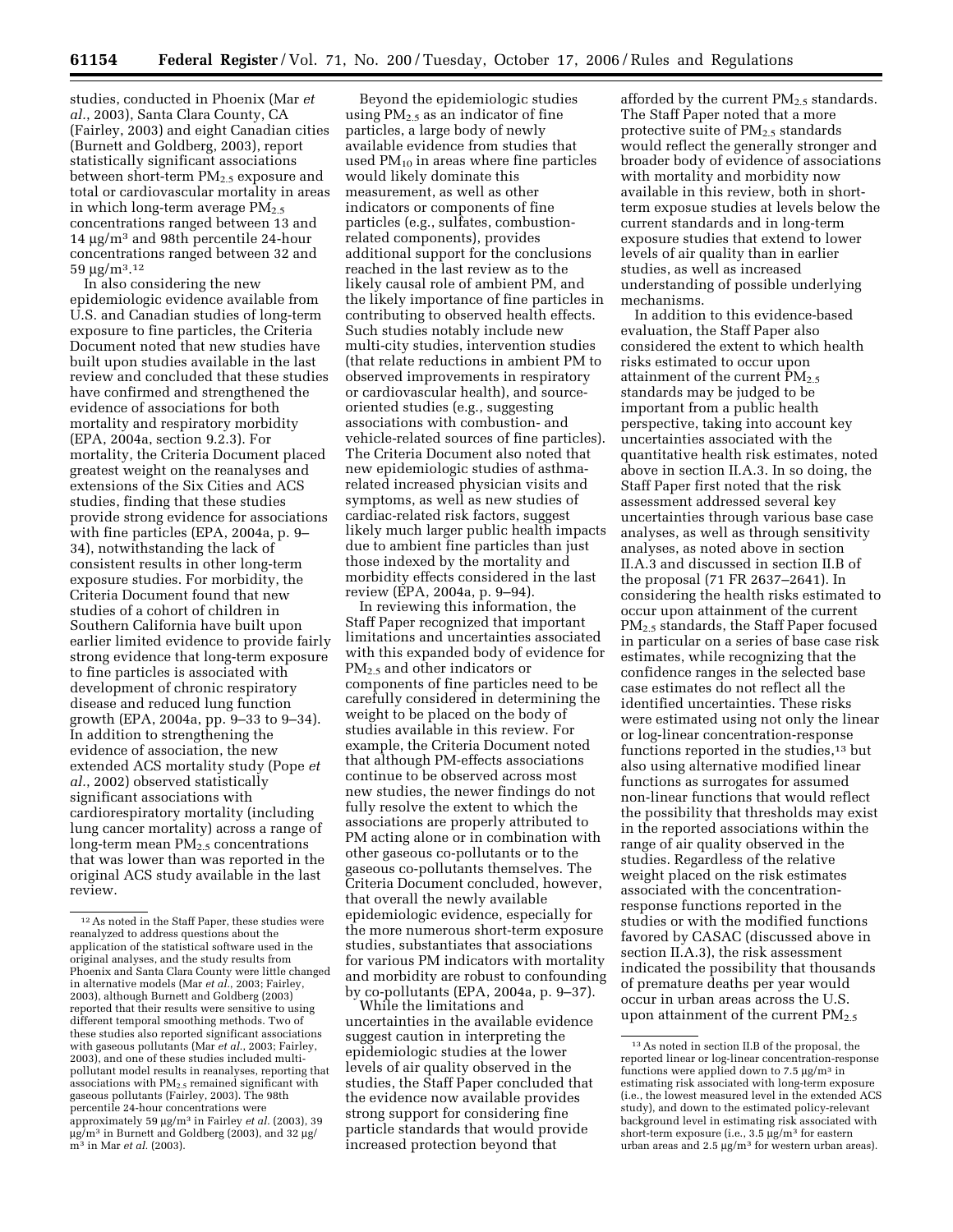studies, conducted in Phoenix (Mar *et al.*, 2003), Santa Clara County, CA (Fairley, 2003) and eight Canadian cities (Burnett and Goldberg, 2003), report statistically significant associations between short-term $PM_{2.5}$ exposure and total or cardiovascular mortality in areas in which long-term average $PM_{2.5}$ concentrations ranged between 13 and 14 µg/m³ and 98th percentile 24-hour concentrations ranged between 32 and 59 µg/m³.[12]

In also considering the new epidemiologic evidence available from U.S. and Canadian studies of long-term exposure to fine particles, the Criteria Document noted that new studies have built upon studies available in the last review and concluded that these studies have confirmed and strengthened the evidence of associations for both mortality and respiratory morbidity (EPA, 2004a, section 9.2.3). For mortality, the Criteria Document placed greatest weight on the reanalyses and extensions of the Six Cities and ACS studies, finding that these studies provide strong evidence for associations with fine particles (EPA, 2004a, p. 9–34), notwithstanding the lack of consistent results in other long-term exposure studies. For morbidity, the Criteria Document found that new studies of a cohort of children in Southern California have built upon earlier limited evidence to provide fairly strong evidence that long-term exposure to fine particles is associated with development of chronic respiratory disease and reduced lung function growth (EPA, 2004a, pp. 9–33 to 9–34). In addition to strengthening the evidence of association, the new extended ACS mortality study (Pope *et al.*, 2002) observed statistically significant associations with cardiorespiratory mortality (including lung cancer mortality) across a range of long-term mean $PM_{2.5}$ concentrations that was lower than was reported in the original ACS study available in the last review.

Beyond the epidemiologic studies using $PM_{2.5}$ as an indicator of fine particles, a large body of newly available evidence from studies that used $PM_{10}$ in areas where fine particles would likely dominate this measurement, as well as other indicators or components of fine particles (e.g., sulfates, combustion-related components), provides additional support for the conclusions reached in the last review as to the likely causal role of ambient PM, and the likely importance of fine particles in contributing to observed health effects. Such studies notably include new multi-city studies, intervention studies (that relate reductions in ambient PM to observed improvements in respiratory or cardiovascular health), and source-oriented studies (e.g., suggesting associations with combustion- and vehicle-related sources of fine particles). The Criteria Document also noted that new epidemiologic studies of asthma-related increased physician visits and symptoms, as well as new studies of cardiac-related risk factors, suggest likely much larger public health impacts due to ambient fine particles than just those indexed by the mortality and morbidity effects considered in the last review (EPA, 2004a, p. 9–94).

In reviewing this information, the Staff Paper recognized that important limitations and uncertainties associated with this expanded body of evidence for $PM_{2.5}$ and other indicators or components of fine particles need to be carefully considered in determining the weight to be placed on the body of studies available in this review. For example, the Criteria Document noted that although PM-effects associations continue to be observed across most new studies, the newer findings do not fully resolve the extent to which the associations are properly attributed to PM acting alone or in combination with other gaseous co-pollutants or to the gaseous co-pollutants themselves. The Criteria Document concluded, however, that overall the newly available epidemiologic evidence, especially for the more numerous short-term exposure studies, substantiates that associations for various PM indicators with mortality and morbidity are robust to confounding by co-pollutants (EPA, 2004a, p. 9–37).

While the limitations and uncertainties in the available evidence suggest caution in interpreting the epidemiologic studies at the lower levels of air quality observed in the studies, the Staff Paper concluded that the evidence now available provides strong support for considering fine particle standards that would provide increased protection beyond that afforded by the current $PM_{2.5}$ standards. The Staff Paper noted that a more protective suite of $PM_{2.5}$ standards would reflect the generally stronger and broader body of evidence of associations with mortality and morbidity now available in this review, both in short-term exposue studies at levels below the current standards and in long-term exposure studies that extend to lower levels of air quality than in earlier studies, as well as increased understanding of possible underlying mechanisms.

In addition to this evidence-based evaluation, the Staff Paper also considered the extent to which health risks estimated to occur upon attainment of the current $PM_{2.5}$ standards may be judged to be important from a public health perspective, taking into account key uncertainties associated with the quantitative health risk estimates, noted above in section II.A.3. In so doing, the Staff Paper first noted that the risk assessment addressed several key uncertainties through various base case analyses, as well as through sensitivity analyses, as noted above in section II.A.3 and discussed in section II.B of the proposal (71 FR 2637–2641). In considering the health risks estimated to occur upon attainment of the current $PM_{2.5}$ standards, the Staff Paper focused in particular on a series of base case risk estimates, while recognizing that the confidence ranges in the selected base case estimates do not reflect all the identified uncertainties. These risks were estimated using not only the linear or log-linear concentration-response functions reported in the studies,[13] but also using alternative modified linear functions as surrogates for assumed non-linear functions that would reflect the possibility that thresholds may exist in the reported associations within the range of air quality observed in the studies. Regardless of the relative weight placed on the risk estimates associated with the concentration-response functions reported in the studies or with the modified functions favored by CASAC (discussed above in section II.A.3), the risk assessment indicated the possibility that thousands of premature deaths per year would occur in urban areas across the U.S. upon attainment of the current $PM_{2.5}$

---

[12] As noted in the Staff Paper, these studies were reanalyzed to address questions about the application of the statistical software used in the original analyses, and the study results from Phoenix and Santa Clara County were little changed in alternative models (Mar *et al.*, 2003; Fairley, 2003), although Burnett and Goldberg (2003) reported that their results were sensitive to using different temporal smoothing methods. Two of these studies also reported significant associations with gaseous pollutants (Mar *et al.*, 2003; Fairley, 2003), and one of these studies included multi-pollutant model results in reanalyses, reporting that associations with $PM_{2.5}$ remained significant with gaseous pollutants (Fairley, 2003). The 98th percentile 24-hour concentrations were approximately 59 µg/m³ in Fairley *et al.* (2003), 39 µg/m³ in Burnett and Goldberg (2003), and 32 µg/m³ in Mar *et al.* (2003).

[13] As noted in section II.B of the proposal, the reported linear or log-linear concentration-response functions were applied down to 7.5 µg/m³ in estimating risk associated with long-term exposure (i.e., the lowest measured level in the extended ACS study), and down to the estimated policy-relevant background level in estimating risk associated with short-term exposure (i.e., 3.5 µg/m³ for eastern urban areas and 2.5 µg/m³ for western urban areas).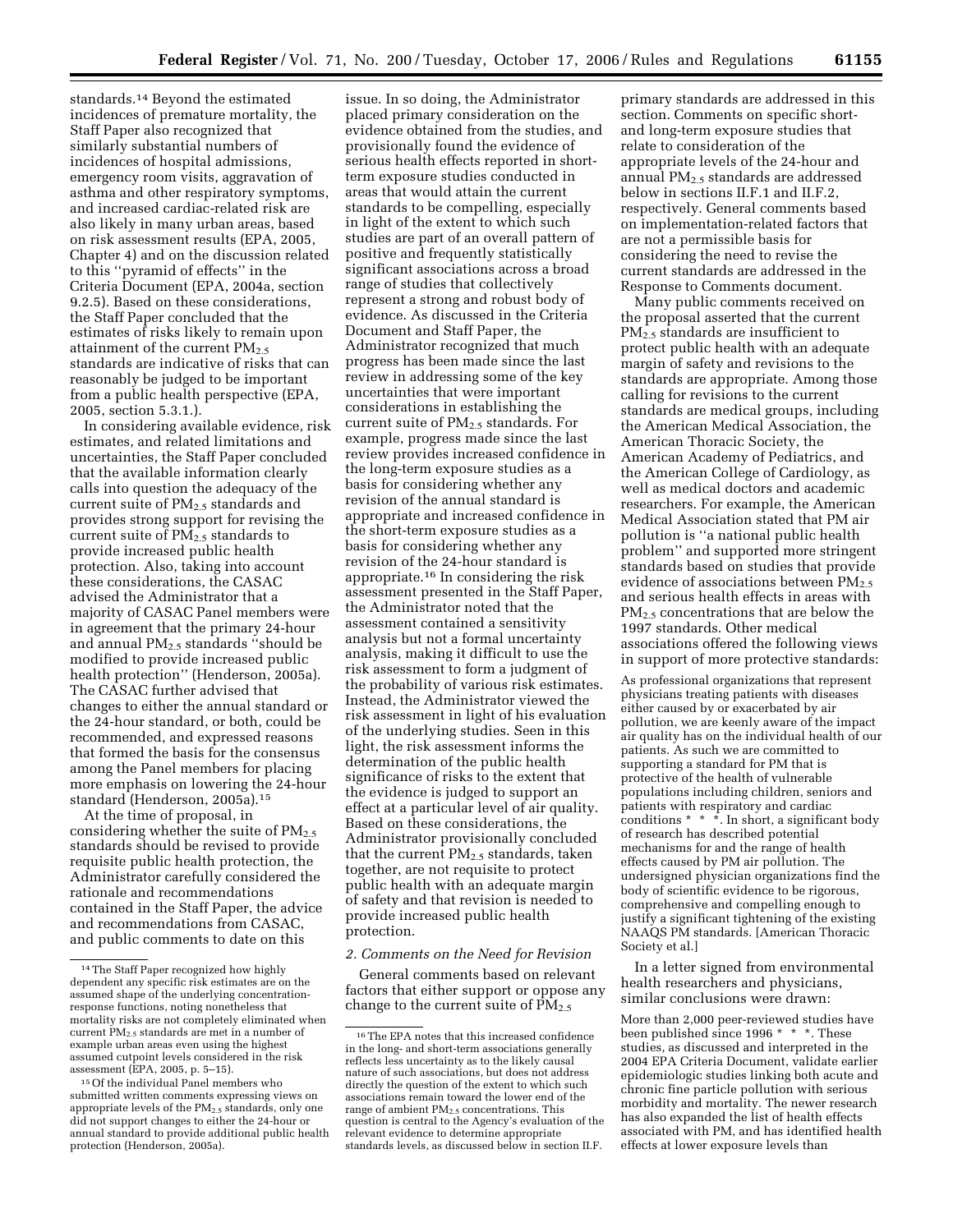standards.[14] Beyond the estimated incidences of premature mortality, the Staff Paper also recognized that similarly substantial numbers of incidences of hospital admissions, emergency room visits, aggravation of asthma and other respiratory symptoms, and increased cardiac-related risk are also likely in many urban areas, based on risk assessment results (EPA, 2005, Chapter 4) and on the discussion related to this ''pyramid of effects'' in the Criteria Document (EPA, 2004a, section 9.2.5). Based on these considerations, the Staff Paper concluded that the estimates of risks likely to remain upon attainment of the current $PM_{2.5}$ standards are indicative of risks that can reasonably be judged to be important from a public health perspective (EPA, 2005, section 5.3.1.).

In considering available evidence, risk estimates, and related limitations and uncertainties, the Staff Paper concluded that the available information clearly calls into question the adequacy of the current suite of $PM_{2.5}$ standards and provides strong support for revising the current suite of $PM_{2.5}$ standards to provide increased public health protection. Also, taking into account these considerations, the CASAC advised the Administrator that a majority of CASAC Panel members were in agreement that the primary 24-hour and annual $PM_{2.5}$ standards ''should be modified to provide increased public health protection'' (Henderson, 2005a). The CASAC further advised that changes to either the annual standard or the 24-hour standard, or both, could be recommended, and expressed reasons that formed the basis for the consensus among the Panel members for placing more emphasis on lowering the 24-hour standard (Henderson, 2005a).[15]

At the time of proposal, in considering whether the suite of $PM_{2.5}$ standards should be revised to provide requisite public health protection, the Administrator carefully considered the rationale and recommendations contained in the Staff Paper, the advice and recommendations from CASAC, and public comments to date on this issue. In so doing, the Administrator placed primary consideration on the evidence obtained from the studies, and provisionally found the evidence of serious health effects reported in short-term exposure studies conducted in areas that would attain the current standards to be compelling, especially in light of the extent to which such studies are part of an overall pattern of positive and frequently statistically significant associations across a broad range of studies that collectively represent a strong and robust body of evidence. As discussed in the Criteria Document and Staff Paper, the Administrator recognized that much progress has been made since the last review in addressing some of the key uncertainties that were important considerations in establishing the current suite of $PM_{2.5}$ standards. For example, progress made since the last review provides increased confidence in the long-term exposure studies as a basis for considering whether any revision of the annual standard is appropriate and increased confidence in the short-term exposure studies as a basis for considering whether any revision of the 24-hour standard is appropriate.[16] In considering the risk assessment presented in the Staff Paper, the Administrator noted that the assessment contained a sensitivity analysis but not a formal uncertainty analysis, making it difficult to use the risk assessment to form a judgment of the probability of various risk estimates. Instead, the Administrator viewed the risk assessment in light of his evaluation of the underlying studies. Seen in this light, the risk assessment informs the determination of the public health significance of risks to the extent that the evidence is judged to support an effect at a particular level of air quality. Based on these considerations, the Administrator provisionally concluded that the current $PM_{2.5}$ standards, taken together, are not requisite to protect public health with an adequate margin of safety and that revision is needed to provide increased public health protection.

*2. Comments on the Need for Revision*

General comments based on relevant factors that either support or oppose any change to the current suite of $PM_{2.5}$ primary standards are addressed in this section. Comments on specific short- and long-term exposure studies that relate to consideration of the appropriate levels of the 24-hour and annual $PM_{2.5}$ standards are addressed below in sections II.F.1 and II.F.2, respectively. General comments based on implementation-related factors that are not a permissible basis for considering the need to revise the current standards are addressed in the Response to Comments document.

Many public comments received on the proposal asserted that the current $PM_{2.5}$ standards are insufficient to protect public health with an adequate margin of safety and revisions to the standards are appropriate. Among those calling for revisions to the current standards are medical groups, including the American Medical Association, the American Thoracic Society, the American Academy of Pediatrics, and the American College of Cardiology, as well as medical doctors and academic researchers. For example, the American Medical Association stated that PM air pollution is ''a national public health problem'' and supported more stringent standards based on studies that provide evidence of associations between $PM_{2.5}$ and serious health effects in areas with $PM_{2.5}$ concentrations that are below the 1997 standards. Other medical associations offered the following views in support of more protective standards:

> As professional organizations that represent physicians treating patients with diseases either caused by or exacerbated by air pollution, we are keenly aware of the impact air quality has on the individual health of our patients. As such we are committed to supporting a standard for PM that is protective of the health of vulnerable populations including children, seniors and patients with respiratory and cardiac conditions * * *. In short, a significant body of research has described potential mechanisms for and the range of health effects caused by PM air pollution. The undersigned physician organizations find the body of scientific evidence to be rigorous, comprehensive and compelling enough to justify a significant tightening of the existing NAAQS PM standards. [American Thoracic Society et al.]

In a letter signed from environmental health researchers and physicians, similar conclusions were drawn:

> More than 2,000 peer-reviewed studies have been published since 1996 * * *. These studies, as discussed and interpreted in the 2004 EPA Criteria Document, validate earlier epidemiologic studies linking both acute and chronic fine particle pollution with serious morbidity and mortality. The newer research has also expanded the list of health effects associated with PM, and has identified health effects at lower exposure levels than

---

[14] The Staff Paper recognized how highly dependent any specific risk estimates are on the assumed shape of the underlying concentration-response functions, noting nonetheless that mortality risks are not completely eliminated when current $PM_{2.5}$ standards are met in a number of example urban areas even using the highest assumed cutpoint levels considered in the risk assessment (EPA, 2005, p. 5–15).

[15] Of the individual Panel members who submitted written comments expressing views on appropriate levels of the $PM_{2.5}$ standards, only one did not support changes to either the 24-hour or annual standard to provide additional public health protection (Henderson, 2005a).

[16] The EPA notes that this increased confidence in the long- and short-term associations generally reflects less uncertainty as to the likely causal nature of such associations, but does not address directly the question of the extent to which such associations remain toward the lower end of the range of ambient $PM_{2.5}$ concentrations. This question is central to the Agency's evaluation of the relevant evidence to determine appropriate standards levels, as discussed below in section II.F.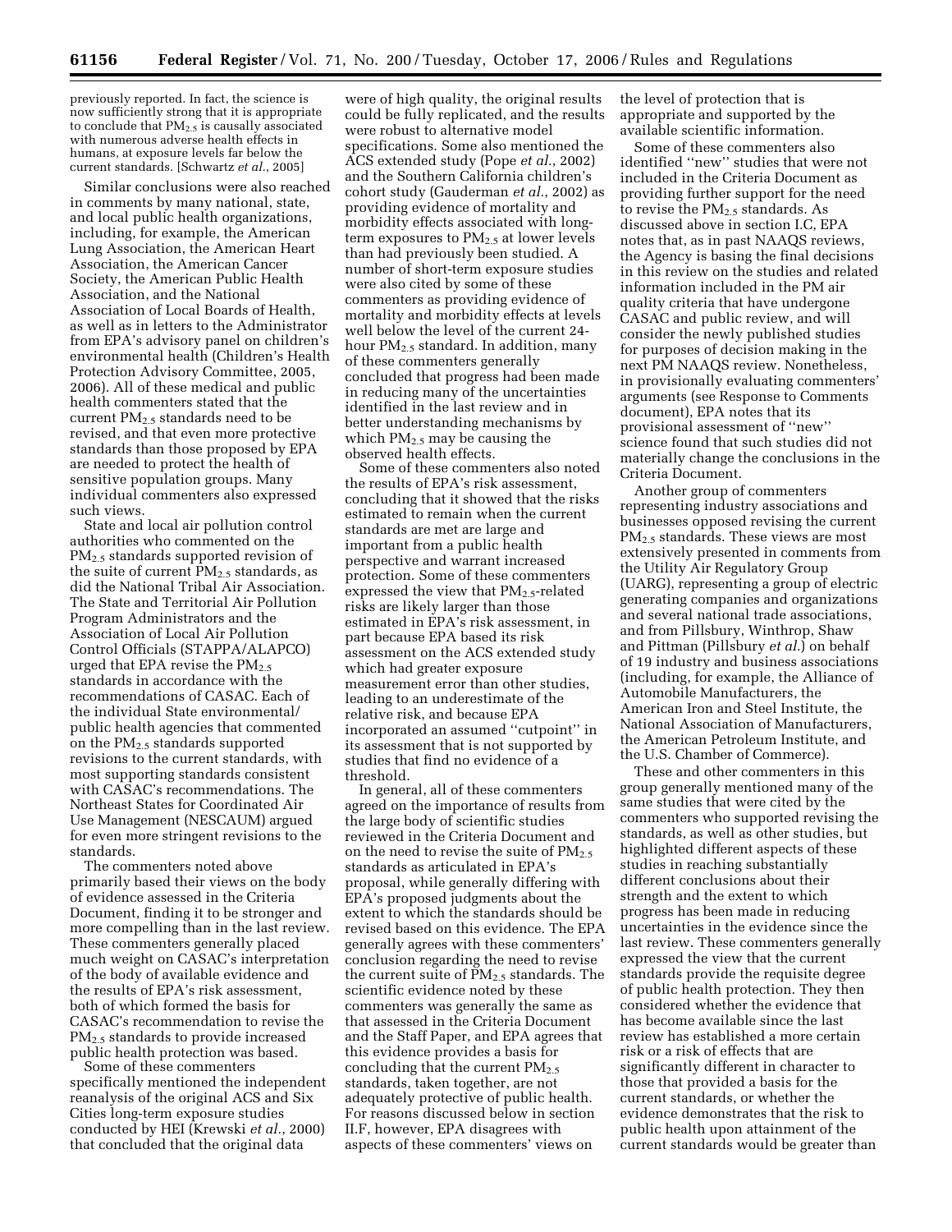previously reported. In fact, the science is now sufficiently strong that it is appropriate to conclude that $PM_{2.5}$ is causally associated with numerous adverse health effects in humans, at exposure levels far below the current standards. [Schwartz *et al.*, 2005]

Similar conclusions were also reached in comments by many national, state, and local public health organizations, including, for example, the American Lung Association, the American Heart Association, the American Cancer Society, the American Public Health Association, and the National Association of Local Boards of Health, as well as in letters to the Administrator from EPA's advisory panel on children's environmental health (Children's Health Protection Advisory Committee, 2005, 2006). All of these medical and public health commenters stated that the current $PM_{2.5}$ standards need to be revised, and that even more protective standards than those proposed by EPA are needed to protect the health of sensitive population groups. Many individual commenters also expressed such views.

State and local air pollution control authorities who commented on the $PM_{2.5}$ standards supported revision of the suite of current $PM_{2.5}$ standards, as did the National Tribal Air Association. The State and Territorial Air Pollution Program Administrators and the Association of Local Air Pollution Control Officials (STAPPA/ALAPCO) urged that EPA revise the $PM_{2.5}$ standards in accordance with the recommendations of CASAC. Each of the individual State environmental/public health agencies that commented on the $PM_{2.5}$ standards supported revisions to the current standards, with most supporting standards consistent with CASAC's recommendations. The Northeast States for Coordinated Air Use Management (NESCAUM) argued for even more stringent revisions to the standards.

The commenters noted above primarily based their views on the body of evidence assessed in the Criteria Document, finding it to be stronger and more compelling than in the last review. These commenters generally placed much weight on CASAC's interpretation of the body of available evidence and the results of EPA's risk assessment, both of which formed the basis for CASAC's recommendation to revise the $PM_{2.5}$ standards to provide increased public health protection was based.

Some of these commenters specifically mentioned the independent reanalysis of the original ACS and Six Cities long-term exposure studies conducted by HEI (Krewski *et al.*, 2000) that concluded that the original data were of high quality, the original results could be fully replicated, and the results were robust to alternative model specifications. Some also mentioned the ACS extended study (Pope *et al.*, 2002) and the Southern California children's cohort study (Gauderman *et al.*, 2002) as providing evidence of mortality and morbidity effects associated with long-term exposures to $PM_{2.5}$ at lower levels than had previously been studied. A number of short-term exposure studies were also cited by some of these commenters as providing evidence of mortality and morbidity effects at levels well below the level of the current 24-hour $PM_{2.5}$ standard. In addition, many of these commenters generally concluded that progress had been made in reducing many of the uncertainties identified in the last review and in better understanding mechanisms by which $PM_{2.5}$ may be causing the observed health effects.

Some of these commenters also noted the results of EPA's risk assessment, concluding that it showed that the risks estimated to remain when the current standards are met are large and important from a public health perspective and warrant increased protection. Some of these commenters expressed the view that $PM_{2.5}$-related risks are likely larger than those estimated in EPA's risk assessment, in part because EPA based its risk assessment on the ACS extended study which had greater exposure measurement error than other studies, leading to an underestimate of the relative risk, and because EPA incorporated an assumed ''cutpoint'' in its assessment that is not supported by studies that find no evidence of a threshold.

In general, all of these commenters agreed on the importance of results from the large body of scientific studies reviewed in the Criteria Document and on the need to revise the suite of $PM_{2.5}$ standards as articulated in EPA's proposal, while generally differing with EPA's proposed judgments about the extent to which the standards should be revised based on this evidence. The EPA generally agrees with these commenters' conclusion regarding the need to revise the current suite of $PM_{2.5}$ standards. The scientific evidence noted by these commenters was generally the same as that assessed in the Criteria Document and the Staff Paper, and EPA agrees that this evidence provides a basis for concluding that the current $PM_{2.5}$ standards, taken together, are not adequately protective of public health. For reasons discussed below in section II.F, however, EPA disagrees with aspects of these commenters' views on the level of protection that is appropriate and supported by the available scientific information.

Some of these commenters also identified ''new'' studies that were not included in the Criteria Document as providing further support for the need to revise the $PM_{2.5}$ standards. As discussed above in section I.C, EPA notes that, as in past NAAQS reviews, the Agency is basing the final decisions in this review on the studies and related information included in the PM air quality criteria that have undergone CASAC and public review, and will consider the newly published studies for purposes of decision making in the next PM NAAQS review. Nonetheless, in provisionally evaluating commenters' arguments (see Response to Comments document), EPA notes that its provisional assessment of ''new'' science found that such studies did not materially change the conclusions in the Criteria Document.

Another group of commenters representing industry associations and businesses opposed revising the current $PM_{2.5}$ standards. These views are most extensively presented in comments from the Utility Air Regulatory Group (UARG), representing a group of electric generating companies and organizations and several national trade associations, and from Pillsbury, Winthrop, Shaw and Pittman (Pillsbury *et al.*) on behalf of 19 industry and business associations (including, for example, the Alliance of Automobile Manufacturers, the American Iron and Steel Institute, the National Association of Manufacturers, the American Petroleum Institute, and the U.S. Chamber of Commerce).

These and other commenters in this group generally mentioned many of the same studies that were cited by the commenters who supported revising the standards, as well as other studies, but highlighted different aspects of these studies in reaching substantially different conclusions about their strength and the extent to which progress has been made in reducing uncertainties in the evidence since the last review. These commenters generally expressed the view that the current standards provide the requisite degree of public health protection. They then considered whether the evidence that has become available since the last review has established a more certain risk or a risk of effects that are significantly different in character to those that provided a basis for the current standards, or whether the evidence demonstrates that the risk to public health upon attainment of the current standards would be greater than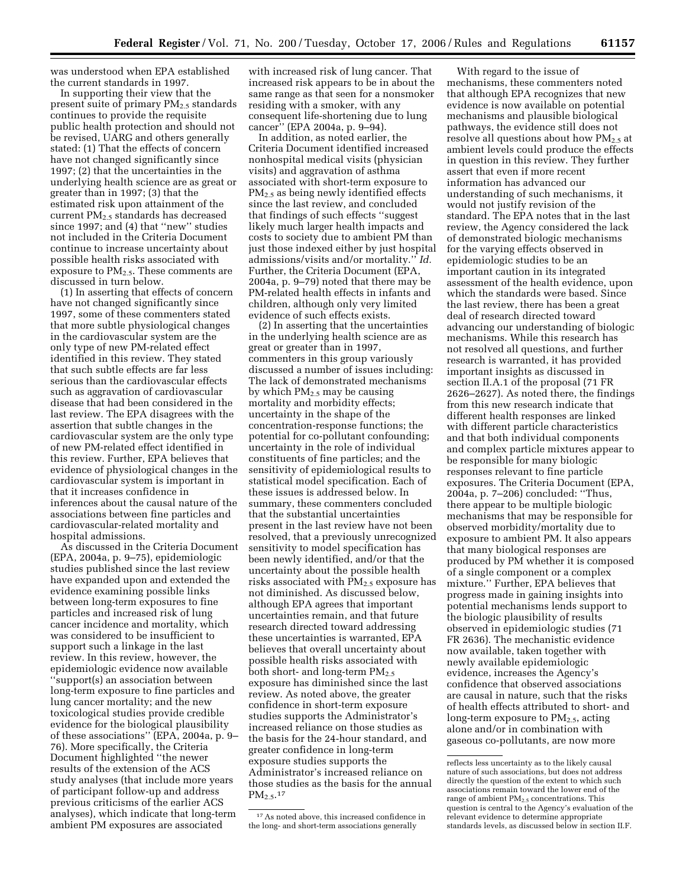was understood when EPA established the current standards in 1997.

In supporting their view that the present suite of primary $PM_{2.5}$ standards continues to provide the requisite public health protection and should not be revised, UARG and others generally stated: (1) That the effects of concern have not changed significantly since 1997; (2) that the uncertainties in the underlying health science are as great or greater than in 1997; (3) that the estimated risk upon attainment of the current $PM_{2.5}$ standards has decreased since 1997; and (4) that ''new'' studies not included in the Criteria Document continue to increase uncertainty about possible health risks associated with exposure to $PM_{2.5}$. These comments are discussed in turn below.

(1) In asserting that effects of concern have not changed significantly since 1997, some of these commenters stated that more subtle physiological changes in the cardiovascular system are the only type of new PM-related effect identified in this review. They stated that such subtle effects are far less serious than the cardiovascular effects such as aggravation of cardiovascular disease that had been considered in the last review. The EPA disagrees with the assertion that subtle changes in the cardiovascular system are the only type of new PM-related effect identified in this review. Further, EPA believes that evidence of physiological changes in the cardiovascular system is important in that it increases confidence in inferences about the causal nature of the associations between fine particles and cardiovascular-related mortality and hospital admissions.

As discussed in the Criteria Document (EPA, 2004a, p. 9–75), epidemiologic studies published since the last review have expanded upon and extended the evidence examining possible links between long-term exposures to fine particles and increased risk of lung cancer incidence and mortality, which was considered to be insufficient to support such a linkage in the last review. In this review, however, the epidemiologic evidence now available ''support(s) an association between long-term exposure to fine particles and lung cancer mortality; and the new toxicological studies provide credible evidence for the biological plausibility of these associations'' (EPA, 2004a, p. 9–76). More specifically, the Criteria Document highlighted ''the newer results of the extension of the ACS study analyses (that include more years of participant follow-up and address previous criticisms of the earlier ACS analyses), which indicate that long-term ambient PM exposures are associated with increased risk of lung cancer. That increased risk appears to be in about the same range as that seen for a nonsmoker residing with a smoker, with any consequent life-shortening due to lung cancer'' (EPA 2004a, p. 9–94).

In addition, as noted earlier, the Criteria Document identified increased nonhospital medical visits (physician visits) and aggravation of asthma associated with short-term exposure to $PM_{2.5}$ as being newly identified effects since the last review, and concluded that findings of such effects ''suggest likely much larger health impacts and costs to society due to ambient PM than just those indexed either by just hospital admissions/visits and/or mortality.'' *Id.* Further, the Criteria Document (EPA, 2004a, p. 9–79) noted that there may be PM-related health effects in infants and children, although only very limited evidence of such effects exists.

(2) In asserting that the uncertainties in the underlying health science are as great or greater than in 1997, commenters in this group variously discussed a number of issues including: The lack of demonstrated mechanisms by which $PM_{2.5}$ may be causing mortality and morbidity effects; uncertainty in the shape of the concentration-response functions; the potential for co-pollutant confounding; uncertainty in the role of individual constituents of fine particles; and the sensitivity of epidemiological results to statistical model specification. Each of these issues is addressed below. In summary, these commenters concluded that the substantial uncertainties present in the last review have not been resolved, that a previously unrecognized sensitivity to model specification has been newly identified, and/or that the uncertainty about the possible health risks associated with $PM_{2.5}$ exposure has not diminished. As discussed below, although EPA agrees that important uncertainties remain, and that future research directed toward addressing these uncertainties is warranted, EPA believes that overall uncertainty about possible health risks associated with both short- and long-term $PM_{2.5}$ exposure has diminished since the last review. As noted above, the greater confidence in short-term exposure studies supports the Administrator's increased reliance on those studies as the basis for the 24-hour standard, and greater confidence in long-term exposure studies supports the Administrator's increased reliance on those studies as the basis for the annual $PM_{2.5}$.[17]

With regard to the issue of mechanisms, these commenters noted that although EPA recognizes that new evidence is now available on potential mechanisms and plausible biological pathways, the evidence still does not resolve all questions about how $PM_{2.5}$ at ambient levels could produce the effects in question in this review. They further assert that even if more recent information has advanced our understanding of such mechanisms, it would not justify revision of the standard. The EPA notes that in the last review, the Agency considered the lack of demonstrated biologic mechanisms for the varying effects observed in epidemiologic studies to be an important caution in its integrated assessment of the health evidence, upon which the standards were based. Since the last review, there has been a great deal of research directed toward advancing our understanding of biologic mechanisms. While this research has not resolved all questions, and further research is warranted, it has provided important insights as discussed in section II.A.1 of the proposal (71 FR 2626–2627). As noted there, the findings from this new research indicate that different health responses are linked with different particle characteristics and that both individual components and complex particle mixtures appear to be responsible for many biologic responses relevant to fine particle exposures. The Criteria Document (EPA, 2004a, p. 7–206) concluded: ''Thus, there appear to be multiple biologic mechanisms that may be responsible for observed morbidity/mortality due to exposure to ambient PM. It also appears that many biological responses are produced by PM whether it is composed of a single component or a complex mixture.'' Further, EPA believes that progress made in gaining insights into potential mechanisms lends support to the biologic plausibility of results observed in epidemiologic studies (71 FR 2636). The mechanistic evidence now available, taken together with newly available epidemiologic evidence, increases the Agency's confidence that observed associations are causal in nature, such that the risks of health effects attributed to short- and long-term exposure to $PM_{2.5}$, acting alone and/or in combination with gaseous co-pollutants, are now more

[17] As noted above, this increased confidence in the long- and short-term associations generally reflects less uncertainty as to the likely causal nature of such associations, but does not address directly the question of the extent to which such associations remain toward the lower end of the range of ambient $PM_{2.5}$ concentrations. This question is central to the Agency's evaluation of the relevant evidence to determine appropriate standards levels, as discussed below in section II.F.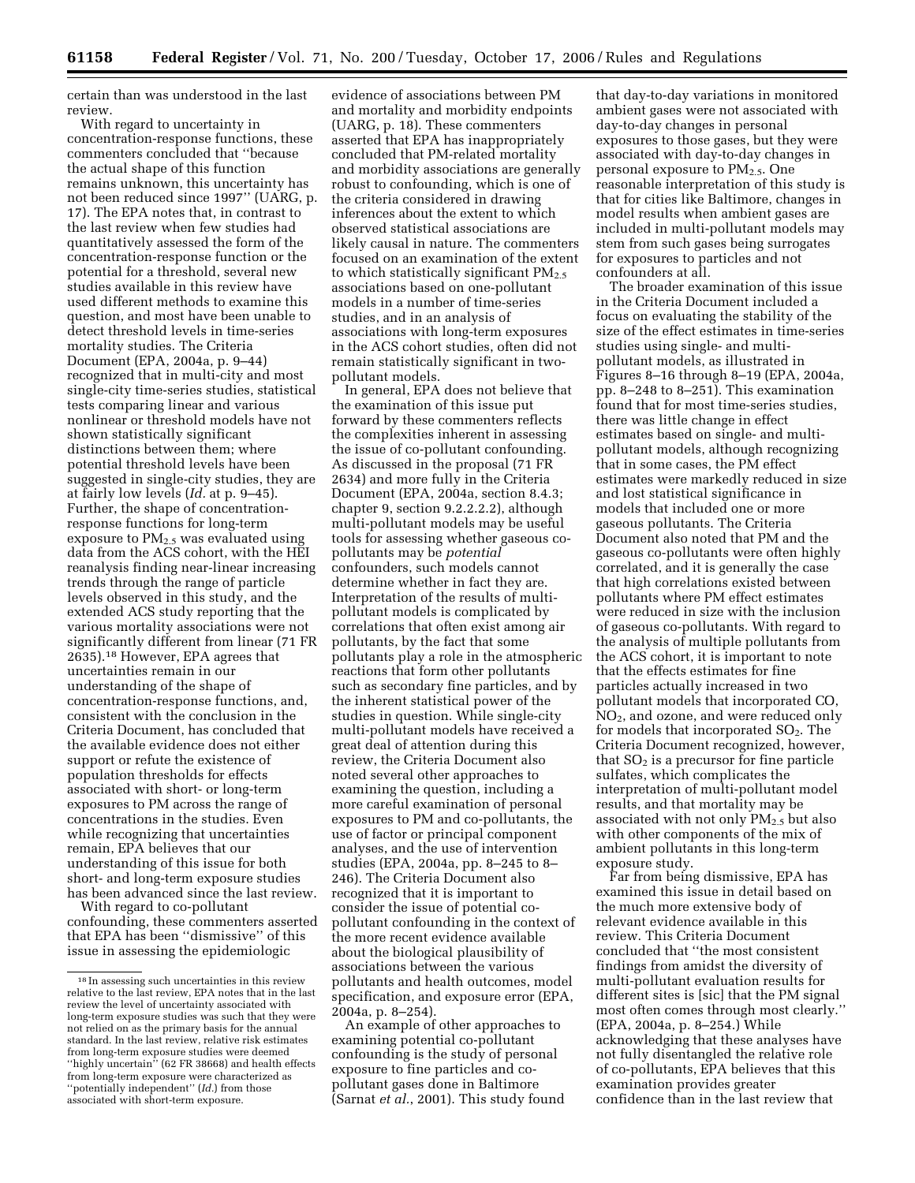certain than was understood in the last review.

With regard to uncertainty in concentration-response functions, these commenters concluded that ''because the actual shape of this function remains unknown, this uncertainty has not been reduced since 1997'' (UARG, p. 17). The EPA notes that, in contrast to the last review when few studies had quantitatively assessed the form of the concentration-response function or the potential for a threshold, several new studies available in this review have used different methods to examine this question, and most have been unable to detect threshold levels in time-series mortality studies. The Criteria Document (EPA, 2004a, p. 9–44) recognized that in multi-city and most single-city time-series studies, statistical tests comparing linear and various nonlinear or threshold models have not shown statistically significant distinctions between them; where potential threshold levels have been suggested in single-city studies, they are at fairly low levels (*Id.* at p. 9–45). Further, the shape of concentration-response functions for long-term exposure to $PM_{2.5}$ was evaluated using data from the ACS cohort, with the HEI reanalysis finding near-linear increasing trends through the range of particle levels observed in this study, and the extended ACS study reporting that the various mortality associations were not significantly different from linear (71 FR 2635).[18] However, EPA agrees that uncertainties remain in our understanding of the shape of concentration-response functions, and, consistent with the conclusion in the Criteria Document, has concluded that the available evidence does not either support or refute the existence of population thresholds for effects associated with short- or long-term exposures to PM across the range of concentrations in the studies. Even while recognizing that uncertainties remain, EPA believes that our understanding of this issue for both short- and long-term exposure studies has been advanced since the last review.

With regard to co-pollutant confounding, these commenters asserted that EPA has been ''dismissive'' of this issue in assessing the epidemiologic evidence of associations between PM and mortality and morbidity endpoints (UARG, p. 18). These commenters asserted that EPA has inappropriately concluded that PM-related mortality and morbidity associations are generally robust to confounding, which is one of the criteria considered in drawing inferences about the extent to which observed statistical associations are likely causal in nature. The commenters focused on an examination of the extent to which statistically significant $PM_{2.5}$ associations based on one-pollutant models in a number of time-series studies, and in an analysis of associations with long-term exposures in the ACS cohort studies, often did not remain statistically significant in two-pollutant models.

In general, EPA does not believe that the examination of this issue put forward by these commenters reflects the complexities inherent in assessing the issue of co-pollutant confounding. As discussed in the proposal (71 FR 2634) and more fully in the Criteria Document (EPA, 2004a, section 8.4.3; chapter 9, section 9.2.2.2.2), although multi-pollutant models may be useful tools for assessing whether gaseous co-pollutants may be *potential* confounders, such models cannot determine whether in fact they are. Interpretation of the results of multi-pollutant models is complicated by correlations that often exist among air pollutants, by the fact that some pollutants play a role in the atmospheric reactions that form other pollutants such as secondary fine particles, and by the inherent statistical power of the studies in question. While single-city multi-pollutant models have received a great deal of attention during this review, the Criteria Document also noted several other approaches to examining the question, including a more careful examination of personal exposures to PM and co-pollutants, the use of factor or principal component analyses, and the use of intervention studies (EPA, 2004a, pp. 8–245 to 8–246). The Criteria Document also recognized that it is important to consider the issue of potential co-pollutant confounding in the context of the more recent evidence available about the biological plausibility of associations between the various pollutants and health outcomes, model specification, and exposure error (EPA, 2004a, p. 8–254).

An example of other approaches to examining potential co-pollutant confounding is the study of personal exposure to fine particles and co-pollutant gases done in Baltimore (Sarnat *et al.*, 2001). This study found that day-to-day variations in monitored ambient gases were not associated with day-to-day changes in personal exposures to those gases, but they were associated with day-to-day changes in personal exposure to $PM_{2.5}$. One reasonable interpretation of this study is that for cities like Baltimore, changes in model results when ambient gases are included in multi-pollutant models may stem from such gases being surrogates for exposures to particles and not confounders at all.

The broader examination of this issue in the Criteria Document included a focus on evaluating the stability of the size of the effect estimates in time-series studies using single- and multi-pollutant models, as illustrated in Figures 8–16 through 8–19 (EPA, 2004a, pp. 8–248 to 8–251). This examination found that for most time-series studies, there was little change in effect estimates based on single- and multi-pollutant models, although recognizing that in some cases, the PM effect estimates were markedly reduced in size and lost statistical significance in models that included one or more gaseous pollutants. The Criteria Document also noted that PM and the gaseous co-pollutants were often highly correlated, and it is generally the case that high correlations existed between pollutants where PM effect estimates were reduced in size with the inclusion of gaseous co-pollutants. With regard to the analysis of multiple pollutants from the ACS cohort, it is important to note that the effects estimates for fine particles actually increased in two pollutant models that incorporated CO, $NO_2$, and ozone, and were reduced only for models that incorporated $SO_2$. The Criteria Document recognized, however, that $SO_2$ is a precursor for fine particle sulfates, which complicates the interpretation of multi-pollutant model results, and that mortality may be associated with not only $PM_{2.5}$ but also with other components of the mix of ambient pollutants in this long-term exposure study.

Far from being dismissive, EPA has examined this issue in detail based on the much more extensive body of relevant evidence available in this review. This Criteria Document concluded that ''the most consistent findings from amidst the diversity of multi-pollutant evaluation results for different sites is [sic] that the PM signal most often comes through most clearly.'' (EPA, 2004a, p. 8–254.) While acknowledging that these analyses have not fully disentangled the relative role of co-pollutants, EPA believes that this examination provides greater confidence than in the last review that

---

[18] In assessing such uncertainties in this review relative to the last review, EPA notes that in the last review the level of uncertainty associated with long-term exposure studies was such that they were not relied on as the primary basis for the annual standard. In the last review, relative risk estimates from long-term exposure studies were deemed ''highly uncertain'' (62 FR 38668) and health effects from long-term exposure were characterized as ''potentially independent'' (*Id.*) from those associated with short-term exposure.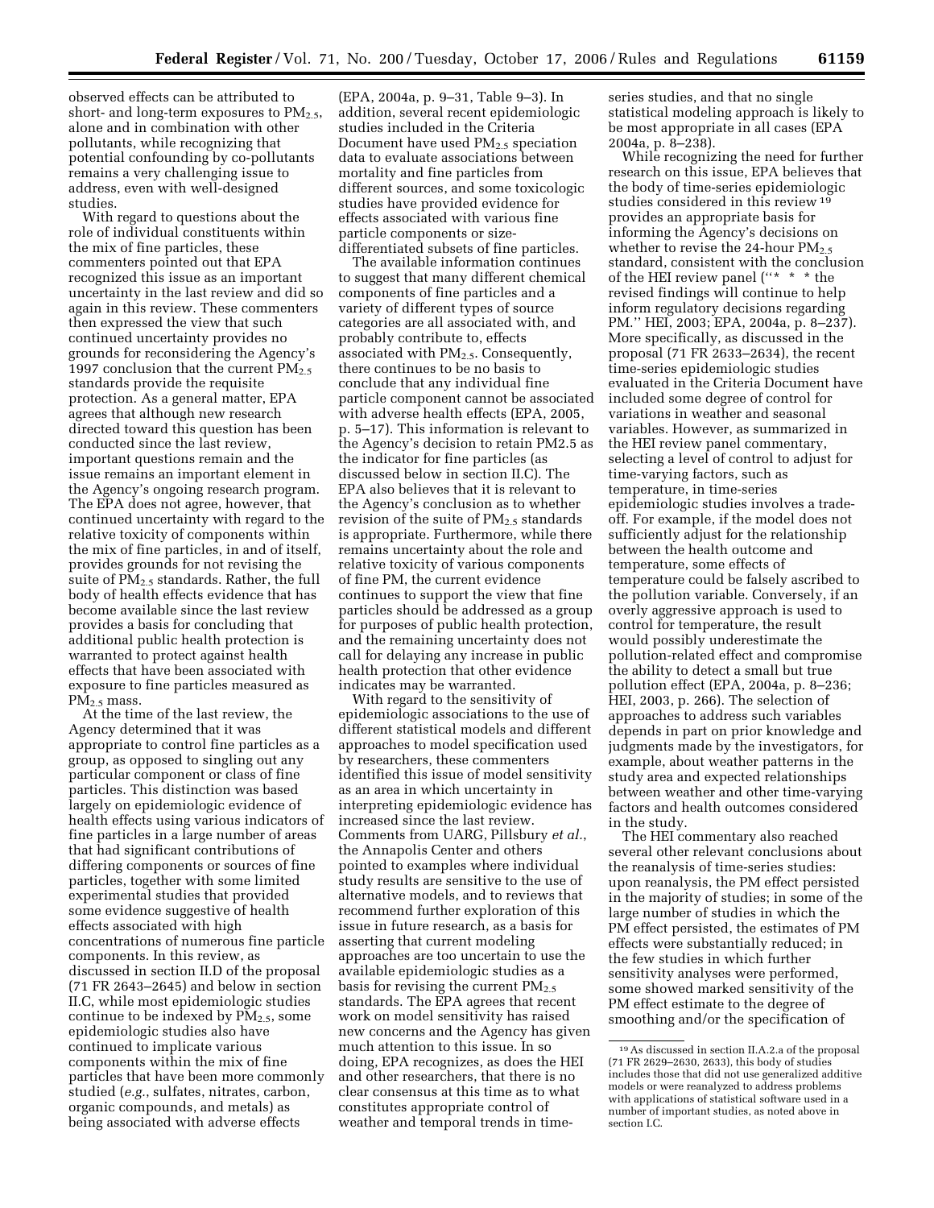observed effects can be attributed to short- and long-term exposures to $PM_{2.5}$, alone and in combination with other pollutants, while recognizing that potential confounding by co-pollutants remains a very challenging issue to address, even with well-designed studies.

With regard to questions about the role of individual constituents within the mix of fine particles, these commenters pointed out that EPA recognized this issue as an important uncertainty in the last review and did so again in this review. These commenters then expressed the view that such continued uncertainty provides no grounds for reconsidering the Agency's 1997 conclusion that the current $PM_{2.5}$ standards provide the requisite protection. As a general matter, EPA agrees that although new research directed toward this question has been conducted since the last review, important questions remain and the issue remains an important element in the Agency's ongoing research program. The EPA does not agree, however, that continued uncertainty with regard to the relative toxicity of components within the mix of fine particles, in and of itself, provides grounds for not revising the suite of $PM_{2.5}$ standards. Rather, the full body of health effects evidence that has become available since the last review provides a basis for concluding that additional public health protection is warranted to protect against health effects that have been associated with exposure to fine particles measured as $PM_{2.5}$ mass.

At the time of the last review, the Agency determined that it was appropriate to control fine particles as a group, as opposed to singling out any particular component or class of fine particles. This distinction was based largely on epidemiologic evidence of health effects using various indicators of fine particles in a large number of areas that had significant contributions of differing components or sources of fine particles, together with some limited experimental studies that provided some evidence suggestive of health effects associated with high concentrations of numerous fine particle components. In this review, as discussed in section II.D of the proposal (71 FR 2643–2645) and below in section II.C, while most epidemiologic studies continue to be indexed by $PM_{2.5}$, some epidemiologic studies also have continued to implicate various components within the mix of fine particles that have been more commonly studied (*e.g.*, sulfates, nitrates, carbon, organic compounds, and metals) as being associated with adverse effects (EPA, 2004a, p. 9–31, Table 9–3). In addition, several recent epidemiologic studies included in the Criteria Document have used $PM_{2.5}$ speciation data to evaluate associations between mortality and fine particles from different sources, and some toxicologic studies have provided evidence for effects associated with various fine particle components or size-differentiated subsets of fine particles.

The available information continues to suggest that many different chemical components of fine particles and a variety of different types of source categories are all associated with, and probably contribute to, effects associated with $PM_{2.5}$. Consequently, there continues to be no basis to conclude that any individual fine particle component cannot be associated with adverse health effects (EPA, 2005, p. 5–17). This information is relevant to the Agency's decision to retain PM2.5 as the indicator for fine particles (as discussed below in section II.C). The EPA also believes that it is relevant to the Agency's conclusion as to whether revision of the suite of $PM_{2.5}$ standards is appropriate. Furthermore, while there remains uncertainty about the role and relative toxicity of various components of fine PM, the current evidence continues to support the view that fine particles should be addressed as a group for purposes of public health protection, and the remaining uncertainty does not call for delaying any increase in public health protection that other evidence indicates may be warranted.

With regard to the sensitivity of epidemiologic associations to the use of different statistical models and different approaches to model specification used by researchers, these commenters identified this issue of model sensitivity as an area in which uncertainty in interpreting epidemiologic evidence has increased since the last review. Comments from UARG, Pillsbury *et al.*, the Annapolis Center and others pointed to examples where individual study results are sensitive to the use of alternative models, and to reviews that recommend further exploration of this issue in future research, as a basis for asserting that current modeling approaches are too uncertain to use the available epidemiologic studies as a basis for revising the current $PM_{2.5}$ standards. The EPA agrees that recent work on model sensitivity has raised new concerns and the Agency has given much attention to this issue. In so doing, EPA recognizes, as does the HEI and other researchers, that there is no clear consensus at this time as to what constitutes appropriate control of weather and temporal trends in time-series studies, and that no single statistical modeling approach is likely to be most appropriate in all cases (EPA 2004a, p. 8–238).

While recognizing the need for further research on this issue, EPA believes that the body of time-series epidemiologic studies considered in this review [19] provides an appropriate basis for informing the Agency's decisions on whether to revise the 24-hour $PM_{2.5}$ standard, consistent with the conclusion of the HEI review panel (''* * * the revised findings will continue to help inform regulatory decisions regarding PM.'' HEI, 2003; EPA, 2004a, p. 8–237). More specifically, as discussed in the proposal (71 FR 2633–2634), the recent time-series epidemiologic studies evaluated in the Criteria Document have included some degree of control for variations in weather and seasonal variables. However, as summarized in the HEI review panel commentary, selecting a level of control to adjust for time-varying factors, such as temperature, in time-series epidemiologic studies involves a trade-off. For example, if the model does not sufficiently adjust for the relationship between the health outcome and temperature, some effects of temperature could be falsely ascribed to the pollution variable. Conversely, if an overly aggressive approach is used to control for temperature, the result would possibly underestimate the pollution-related effect and compromise the ability to detect a small but true pollution effect (EPA, 2004a, p. 8–236; HEI, 2003, p. 266). The selection of approaches to address such variables depends in part on prior knowledge and judgments made by the investigators, for example, about weather patterns in the study area and expected relationships between weather and other time-varying factors and health outcomes considered in the study.

The HEI commentary also reached several other relevant conclusions about the reanalysis of time-series studies: upon reanalysis, the PM effect persisted in the majority of studies; in some of the large number of studies in which the PM effect persisted, the estimates of PM effects were substantially reduced; in the few studies in which further sensitivity analyses were performed, some showed marked sensitivity of the PM effect estimate to the degree of smoothing and/or the specification of

[19] As discussed in section II.A.2.a of the proposal (71 FR 2629–2630, 2633), this body of studies includes those that did not use generalized additive models or were reanalyzed to address problems with applications of statistical software used in a number of important studies, as noted above in section I.C.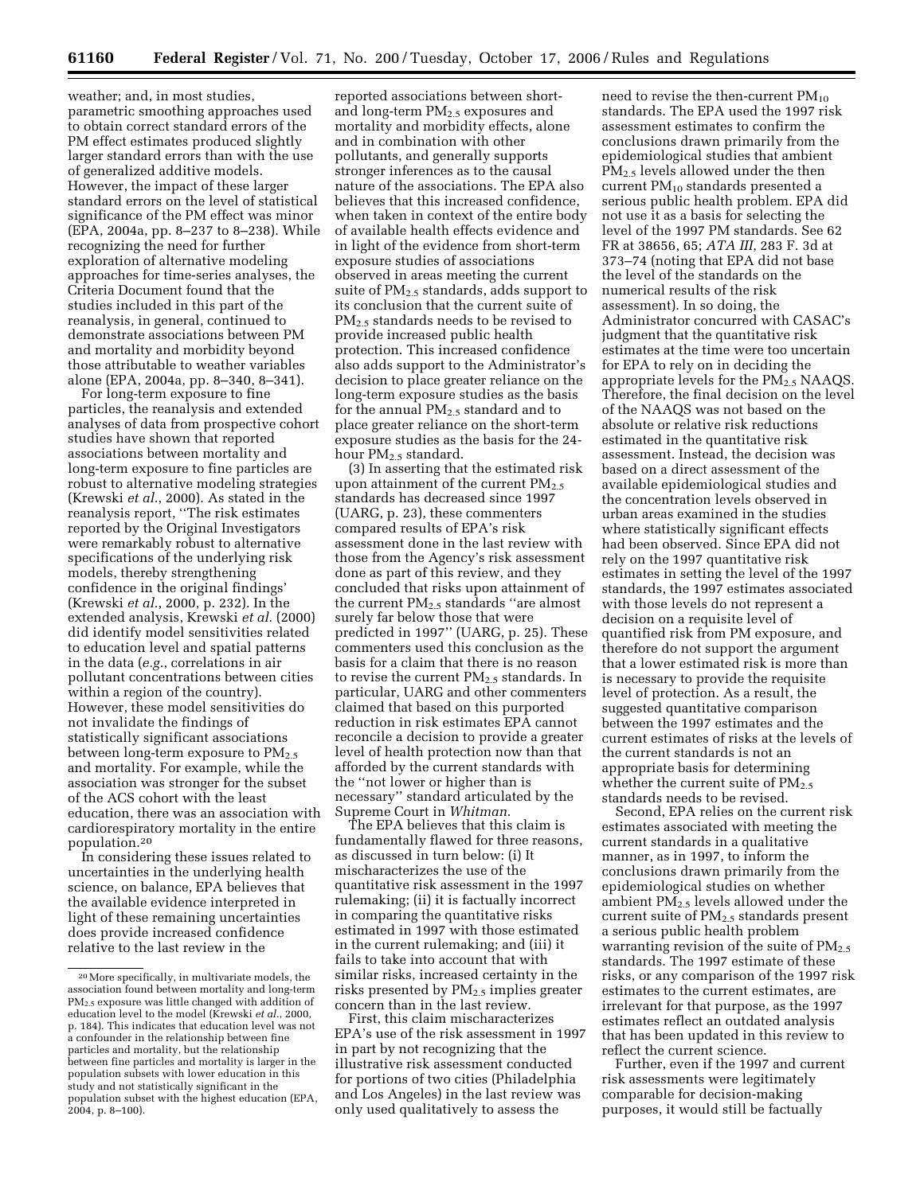weather; and, in most studies, parametric smoothing approaches used to obtain correct standard errors of the PM effect estimates produced slightly larger standard errors than with the use of generalized additive models. However, the impact of these larger standard errors on the level of statistical significance of the PM effect was minor (EPA, 2004a, pp. 8–237 to 8–238). While recognizing the need for further exploration of alternative modeling approaches for time-series analyses, the Criteria Document found that the studies included in this part of the reanalysis, in general, continued to demonstrate associations between PM and mortality and morbidity beyond those attributable to weather variables alone (EPA, 2004a, pp. 8–340, 8–341).

For long-term exposure to fine particles, the reanalysis and extended analyses of data from prospective cohort studies have shown that reported associations between mortality and long-term exposure to fine particles are robust to alternative modeling strategies (Krewski *et al.*, 2000). As stated in the reanalysis report, ''The risk estimates reported by the Original Investigators were remarkably robust to alternative specifications of the underlying risk models, thereby strengthening confidence in the original findings' (Krewski *et al.*, 2000, p. 232). In the extended analysis, Krewski *et al.* (2000) did identify model sensitivities related to education level and spatial patterns in the data (*e.g.*, correlations in air pollutant concentrations between cities within a region of the country). However, these model sensitivities do not invalidate the findings of statistically significant associations between long-term exposure to $PM_{2.5}$ and mortality. For example, while the association was stronger for the subset of the ACS cohort with the least education, there was an association with cardiorespiratory mortality in the entire population.[20]

In considering these issues related to uncertainties in the underlying health science, on balance, EPA believes that the available evidence interpreted in light of these remaining uncertainties does provide increased confidence relative to the last review in the reported associations between short- and long-term $PM_{2.5}$ exposures and mortality and morbidity effects, alone and in combination with other pollutants, and generally supports stronger inferences as to the causal nature of the associations. The EPA also believes that this increased confidence, when taken in context of the entire body of available health effects evidence and in light of the evidence from short-term exposure studies of associations observed in areas meeting the current suite of $PM_{2.5}$ standards, adds support to its conclusion that the current suite of $PM_{2.5}$ standards needs to be revised to provide increased public health protection. This increased confidence also adds support to the Administrator's decision to place greater reliance on the long-term exposure studies as the basis for the annual $PM_{2.5}$ standard and to place greater reliance on the short-term exposure studies as the basis for the 24-hour $PM_{2.5}$ standard.

(3) In asserting that the estimated risk upon attainment of the current $PM_{2.5}$ standards has decreased since 1997 (UARG, p. 23), these commenters compared results of EPA's risk assessment done in the last review with those from the Agency's risk assessment done as part of this review, and they concluded that risks upon attainment of the current $PM_{2.5}$ standards ''are almost surely far below those that were predicted in 1997'' (UARG, p. 25). These commenters used this conclusion as the basis for a claim that there is no reason to revise the current $PM_{2.5}$ standards. In particular, UARG and other commenters claimed that based on this purported reduction in risk estimates EPA cannot reconcile a decision to provide a greater level of health protection now than that afforded by the current standards with the ''not lower or higher than is necessary'' standard articulated by the Supreme Court in *Whitman*.

The EPA believes that this claim is fundamentally flawed for three reasons, as discussed in turn below: (i) It mischaracterizes the use of the quantitative risk assessment in the 1997 rulemaking; (ii) it is factually incorrect in comparing the quantitative risks estimated in 1997 with those estimated in the current rulemaking; and (iii) it fails to take into account that with similar risks, increased certainty in the risks presented by $PM_{2.5}$ implies greater concern than in the last review.

First, this claim mischaracterizes EPA's use of the risk assessment in 1997 in part by not recognizing that the illustrative risk assessment conducted for portions of two cities (Philadelphia and Los Angeles) in the last review was only used qualitatively to assess the need to revise the then-current $PM_{10}$ standards. The EPA used the 1997 risk assessment estimates to confirm the conclusions drawn primarily from the epidemiological studies that ambient $PM_{2.5}$ levels allowed under the then current $PM_{10}$ standards presented a serious public health problem. EPA did not use it as a basis for selecting the level of the 1997 PM standards. See 62 FR at 38656, 65; *ATA III*, 283 F. 3d at 373–74 (noting that EPA did not base the level of the standards on the numerical results of the risk assessment). In so doing, the Administrator concurred with CASAC's judgment that the quantitative risk estimates at the time were too uncertain for EPA to rely on in deciding the appropriate levels for the $PM_{2.5}$ NAAQS. Therefore, the final decision on the level of the NAAQS was not based on the absolute or relative risk reductions estimated in the quantitative risk assessment. Instead, the decision was based on a direct assessment of the available epidemiological studies and the concentration levels observed in urban areas examined in the studies where statistically significant effects had been observed. Since EPA did not rely on the 1997 quantitative risk estimates in setting the level of the 1997 standards, the 1997 estimates associated with those levels do not represent a decision on a requisite level of quantified risk from PM exposure, and therefore do not support the argument that a lower estimated risk is more than is necessary to provide the requisite level of protection. As a result, the suggested quantitative comparison between the 1997 estimates and the current estimates of risks at the levels of the current standards is not an appropriate basis for determining whether the current suite of $PM_{2.5}$ standards needs to be revised.

Second, EPA relies on the current risk estimates associated with meeting the current standards in a qualitative manner, as in 1997, to inform the conclusions drawn primarily from the epidemiological studies on whether ambient $PM_{2.5}$ levels allowed under the current suite of $PM_{2.5}$ standards present a serious public health problem warranting revision of the suite of $PM_{2.5}$ standards. The 1997 estimate of these risks, or any comparison of the 1997 risk estimates to the current estimates, are irrelevant for that purpose, as the 1997 estimates reflect an outdated analysis that has been updated in this review to reflect the current science.

Further, even if the 1997 and current risk assessments were legitimately comparable for decision-making purposes, it would still be factually

---

[20] More specifically, in multivariate models, the association found between mortality and long-term $PM_{2.5}$ exposure was little changed with addition of education level to the model (Krewski *et al.*, 2000, p. 184). This indicates that education level was not a confounder in the relationship between fine particles and mortality, but the relationship between fine particles and mortality is larger in the population subsets with lower education in this study and not statistically significant in the population subset with the highest education (EPA, 2004, p. 8–100).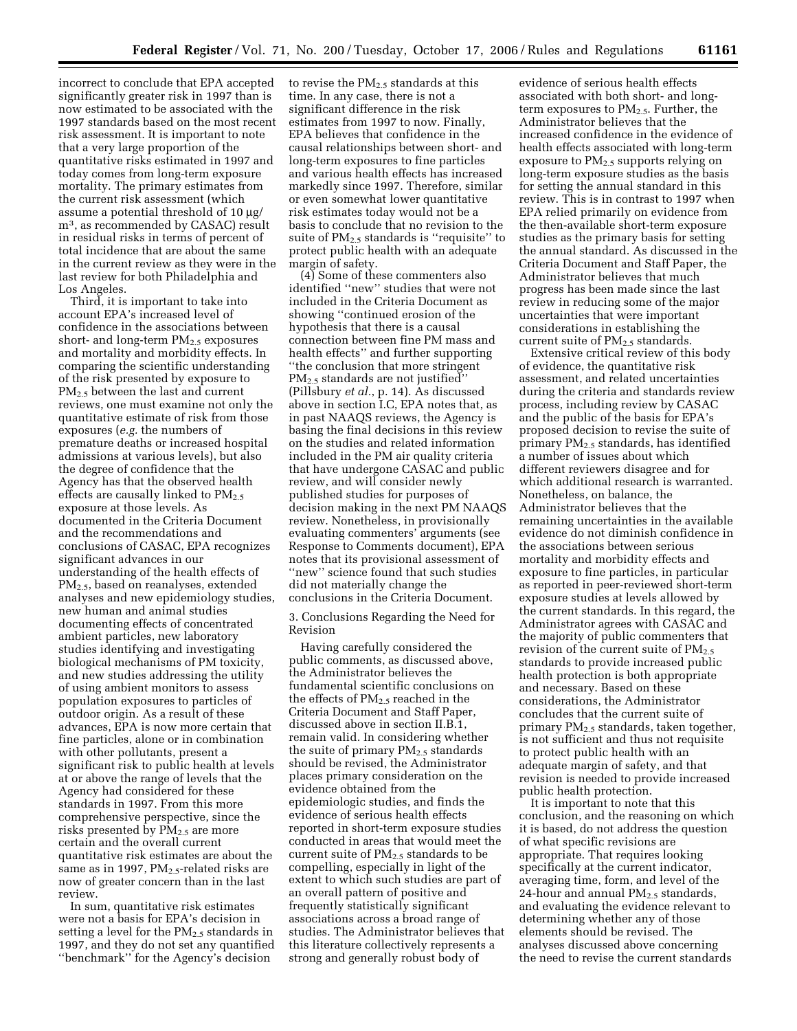incorrect to conclude that EPA accepted significantly greater risk in 1997 than is now estimated to be associated with the 1997 standards based on the most recent risk assessment. It is important to note that a very large proportion of the quantitative risks estimated in 1997 and today comes from long-term exposure mortality. The primary estimates from the current risk assessment (which assume a potential threshold of 10 µg/m³, as recommended by CASAC) result in residual risks in terms of percent of total incidence that are about the same in the current review as they were in the last review for both Philadelphia and Los Angeles.

Third, it is important to take into account EPA's increased level of confidence in the associations between short- and long-term $PM_{2.5}$ exposures and mortality and morbidity effects. In comparing the scientific understanding of the risk presented by exposure to $PM_{2.5}$ between the last and current reviews, one must examine not only the quantitative estimate of risk from those exposures (*e.g.* the numbers of premature deaths or increased hospital admissions at various levels), but also the degree of confidence that the Agency has that the observed health effects are causally linked to $PM_{2.5}$ exposure at those levels. As documented in the Criteria Document and the recommendations and conclusions of CASAC, EPA recognizes significant advances in our understanding of the health effects of $PM_{2.5}$, based on reanalyses, extended analyses and new epidemiology studies, new human and animal studies documenting effects of concentrated ambient particles, new laboratory studies identifying and investigating biological mechanisms of PM toxicity, and new studies addressing the utility of using ambient monitors to assess population exposures to particles of outdoor origin. As a result of these advances, EPA is now more certain that fine particles, alone or in combination with other pollutants, present a significant risk to public health at levels at or above the range of levels that the Agency had considered for these standards in 1997. From this more comprehensive perspective, since the risks presented by $PM_{2.5}$ are more certain and the overall current quantitative risk estimates are about the same as in 1997, $PM_{2.5}$-related risks are now of greater concern than in the last review.

In sum, quantitative risk estimates were not a basis for EPA's decision in setting a level for the $PM_{2.5}$ standards in 1997, and they do not set any quantified "benchmark" for the Agency's decision to revise the $PM_{2.5}$ standards at this time. In any case, there is not a significant difference in the risk estimates from 1997 to now. Finally, EPA believes that confidence in the causal relationships between short- and long-term exposures to fine particles and various health effects has increased markedly since 1997. Therefore, similar or even somewhat lower quantitative risk estimates today would not be a basis to conclude that no revision to the suite of $PM_{2.5}$ standards is "requisite" to protect public health with an adequate margin of safety.

(4) Some of these commenters also identified "new" studies that were not included in the Criteria Document as showing "continued erosion of the hypothesis that there is a causal connection between fine PM mass and health effects" and further supporting "the conclusion that more stringent $PM_{2.5}$ standards are not justified" (Pillsbury *et al.*, p. 14). As discussed above in section I.C, EPA notes that, as in past NAAQS reviews, the Agency is basing the final decisions in this review on the studies and related information included in the PM air quality criteria that have undergone CASAC and public review, and will consider newly published studies for purposes of decision making in the next PM NAAQS review. Nonetheless, in provisionally evaluating commenters' arguments (see Response to Comments document), EPA notes that its provisional assessment of "new" science found that such studies did not materially change the conclusions in the Criteria Document.

3. Conclusions Regarding the Need for Revision

Having carefully considered the public comments, as discussed above, the Administrator believes the fundamental scientific conclusions on the effects of $PM_{2.5}$ reached in the Criteria Document and Staff Paper, discussed above in section II.B.1, remain valid. In considering whether the suite of primary $PM_{2.5}$ standards should be revised, the Administrator places primary consideration on the evidence obtained from the epidemiologic studies, and finds the evidence of serious health effects reported in short-term exposure studies conducted in areas that would meet the current suite of $PM_{2.5}$ standards to be compelling, especially in light of the extent to which such studies are part of an overall pattern of positive and frequently statistically significant associations across a broad range of studies. The Administrator believes that this literature collectively represents a strong and generally robust body of evidence of serious health effects associated with both short- and long-term exposures to $PM_{2.5}$. Further, the Administrator believes that the increased confidence in the evidence of health effects associated with long-term exposure to $PM_{2.5}$ supports relying on long-term exposure studies as the basis for setting the annual standard in this review. This is in contrast to 1997 when EPA relied primarily on evidence from the then-available short-term exposure studies as the primary basis for setting the annual standard. As discussed in the Criteria Document and Staff Paper, the Administrator believes that much progress has been made since the last review in reducing some of the major uncertainties that were important considerations in establishing the current suite of $PM_{2.5}$ standards.

Extensive critical review of this body of evidence, the quantitative risk assessment, and related uncertainties during the criteria and standards review process, including review by CASAC and the public of the basis for EPA's proposed decision to revise the suite of primary $PM_{2.5}$ standards, has identified a number of issues about which different reviewers disagree and for which additional research is warranted. Nonetheless, on balance, the Administrator believes that the remaining uncertainties in the available evidence do not diminish confidence in the associations between serious mortality and morbidity effects and exposure to fine particles, in particular as reported in peer-reviewed short-term exposure studies at levels allowed by the current standards. In this regard, the Administrator agrees with CASAC and the majority of public commenters that revision of the current suite of $PM_{2.5}$ standards to provide increased public health protection is both appropriate and necessary. Based on these considerations, the Administrator concludes that the current suite of primary $PM_{2.5}$ standards, taken together, is not sufficient and thus not requisite to protect public health with an adequate margin of safety, and that revision is needed to provide increased public health protection.

It is important to note that this conclusion, and the reasoning on which it is based, do not address the question of what specific revisions are appropriate. That requires looking specifically at the current indicator, averaging time, form, and level of the 24-hour and annual $PM_{2.5}$ standards, and evaluating the evidence relevant to determining whether any of those elements should be revised. The analyses discussed above concerning the need to revise the current standards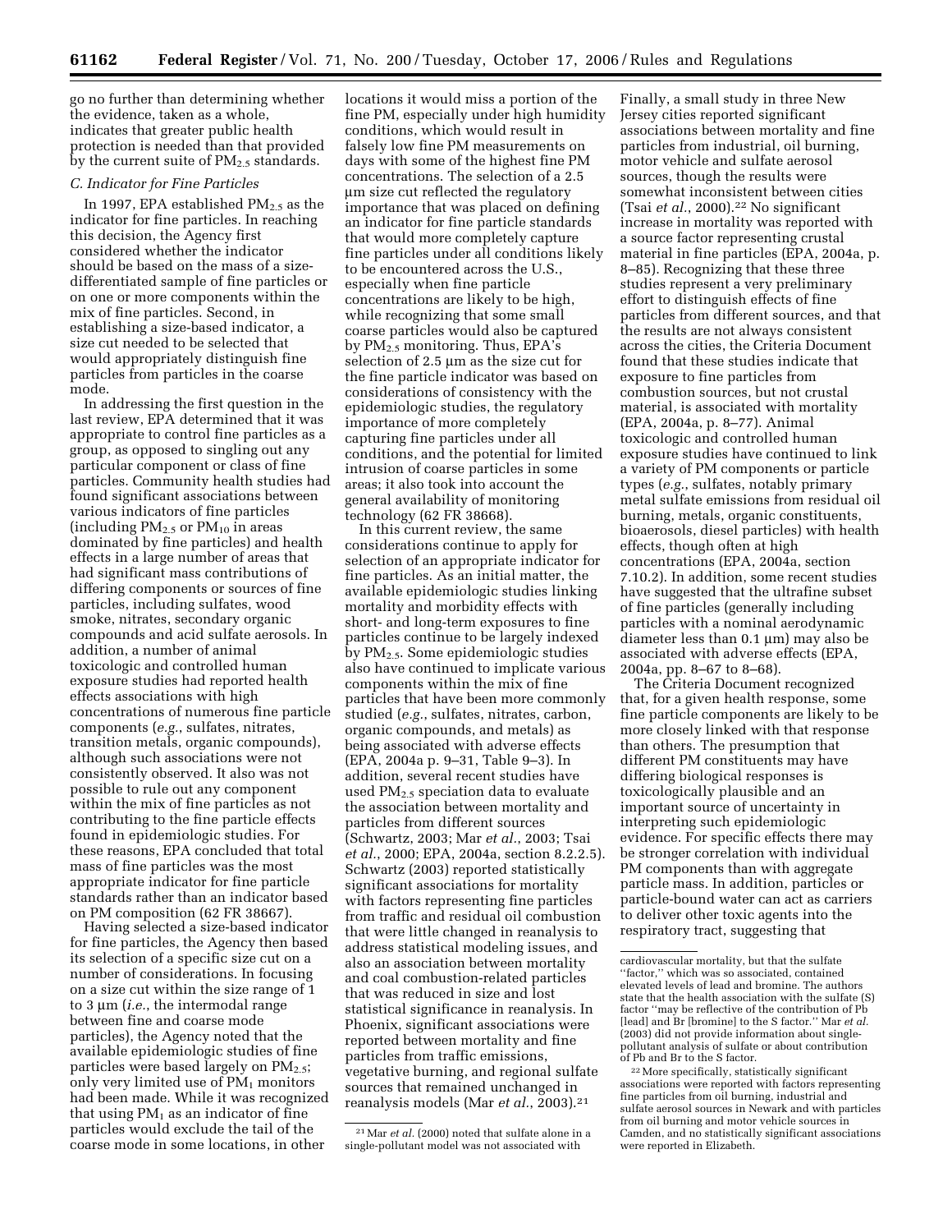go no further than determining whether the evidence, taken as a whole, indicates that greater public health protection is needed than that provided by the current suite of $PM_{2.5}$ standards.

### *C. Indicator for Fine Particles*

In 1997, EPA established $PM_{2.5}$ as the indicator for fine particles. In reaching this decision, the Agency first considered whether the indicator should be based on the mass of a size-differentiated sample of fine particles or on one or more components within the mix of fine particles. Second, in establishing a size-based indicator, a size cut needed to be selected that would appropriately distinguish fine particles from particles in the coarse mode.

In addressing the first question in the last review, EPA determined that it was appropriate to control fine particles as a group, as opposed to singling out any particular component or class of fine particles. Community health studies had found significant associations between various indicators of fine particles (including $PM_{2.5}$ or $PM_{10}$ in areas dominated by fine particles) and health effects in a large number of areas that had significant mass contributions of differing components or sources of fine particles, including sulfates, wood smoke, nitrates, secondary organic compounds and acid sulfate aerosols. In addition, a number of animal toxicologic and controlled human exposure studies had reported health effects associations with high concentrations of numerous fine particle components (*e.g.*, sulfates, nitrates, transition metals, organic compounds), although such associations were not consistently observed. It also was not possible to rule out any component within the mix of fine particles as not contributing to the fine particle effects found in epidemiologic studies. For these reasons, EPA concluded that total mass of fine particles was the most appropriate indicator for fine particle standards rather than an indicator based on PM composition (62 FR 38667).

Having selected a size-based indicator for fine particles, the Agency then based its selection of a specific size cut on a number of considerations. In focusing on a size cut within the size range of 1 to 3 µm (*i.e.*, the intermodal range between fine and coarse mode particles), the Agency noted that the available epidemiologic studies of fine particles were based largely on $PM_{2.5}$; only very limited use of $PM_1$ monitors had been made. While it was recognized that using $PM_1$ as an indicator of fine particles would exclude the tail of the coarse mode in some locations, in other locations it would miss a portion of the fine PM, especially under high humidity conditions, which would result in falsely low fine PM measurements on days with some of the highest fine PM concentrations. The selection of a 2.5 µm size cut reflected the regulatory importance that was placed on defining an indicator for fine particle standards that would more completely capture fine particles under all conditions likely to be encountered across the U.S., especially when fine particle concentrations are likely to be high, while recognizing that some small coarse particles would also be captured by $PM_{2.5}$ monitoring. Thus, EPA's selection of 2.5 µm as the size cut for the fine particle indicator was based on considerations of consistency with the epidemiologic studies, the regulatory importance of more completely capturing fine particles under all conditions, and the potential for limited intrusion of coarse particles in some areas; it also took into account the general availability of monitoring technology (62 FR 38668).

In this current review, the same considerations continue to apply for selection of an appropriate indicator for fine particles. As an initial matter, the available epidemiologic studies linking mortality and morbidity effects with short- and long-term exposures to fine particles continue to be largely indexed by $PM_{2.5}$. Some epidemiologic studies also have continued to implicate various components within the mix of fine particles that have been more commonly studied (*e.g.*, sulfates, nitrates, carbon, organic compounds, and metals) as being associated with adverse effects (EPA, 2004a p. 9–31, Table 9–3). In addition, several recent studies have used $PM_{2.5}$ speciation data to evaluate the association between mortality and particles from different sources (Schwartz, 2003; Mar *et al.*, 2003; Tsai *et al.*, 2000; EPA, 2004a, section 8.2.2.5). Schwartz (2003) reported statistically significant associations for mortality with factors representing fine particles from traffic and residual oil combustion that were little changed in reanalysis to address statistical modeling issues, and also an association between mortality and coal combustion-related particles that was reduced in size and lost statistical significance in reanalysis. In Phoenix, significant associations were reported between mortality and fine particles from traffic emissions, vegetative burning, and regional sulfate sources that remained unchanged in reanalysis models (Mar *et al.*, 2003).[21]

Finally, a small study in three New Jersey cities reported significant associations between mortality and fine particles from industrial, oil burning, motor vehicle and sulfate aerosol sources, though the results were somewhat inconsistent between cities (Tsai *et al.*, 2000).[22] No significant increase in mortality was reported with a source factor representing crustal material in fine particles (EPA, 2004a, p. 8–85). Recognizing that these three studies represent a very preliminary effort to distinguish effects of fine particles from different sources, and that the results are not always consistent across the cities, the Criteria Document found that these studies indicate that exposure to fine particles from combustion sources, but not crustal material, is associated with mortality (EPA, 2004a, p. 8–77). Animal toxicologic and controlled human exposure studies have continued to link a variety of PM components or particle types (*e.g.*, sulfates, notably primary metal sulfate emissions from residual oil burning, metals, organic constituents, bioaerosols, diesel particles) with health effects, though often at high concentrations (EPA, 2004a, section 7.10.2). In addition, some recent studies have suggested that the ultrafine subset of fine particles (generally including particles with a nominal aerodynamic diameter less than 0.1 µm) may also be associated with adverse effects (EPA, 2004a, pp. 8–67 to 8–68).

The Criteria Document recognized that, for a given health response, some fine particle components are likely to be more closely linked with that response than others. The presumption that different PM constituents may have differing biological responses is toxicologically plausible and an important source of uncertainty in interpreting such epidemiologic evidence. For specific effects there may be stronger correlation with individual PM components than with aggregate particle mass. In addition, particles or particle-bound water can act as carriers to deliver other toxic agents into the respiratory tract, suggesting that

---

[21] Mar *et al.* (2000) noted that sulfate alone in a single-pollutant model was not associated with cardiovascular mortality, but that the sulfate "factor," which was so associated, contained elevated levels of lead and bromine. The authors state that the health association with the sulfate (S) factor "may be reflective of the contribution of Pb [lead] and Br [bromine] to the S factor." Mar *et al.* (2003) did not provide information about single-pollutant analysis of sulfate or about contribution of Pb and Br to the S factor.

[22] More specifically, statistically significant associations were reported with factors representing fine particles from oil burning, industrial and sulfate aerosol sources in Newark and with particles from oil burning and motor vehicle sources in Camden, and no statistically significant associations were reported in Elizabeth.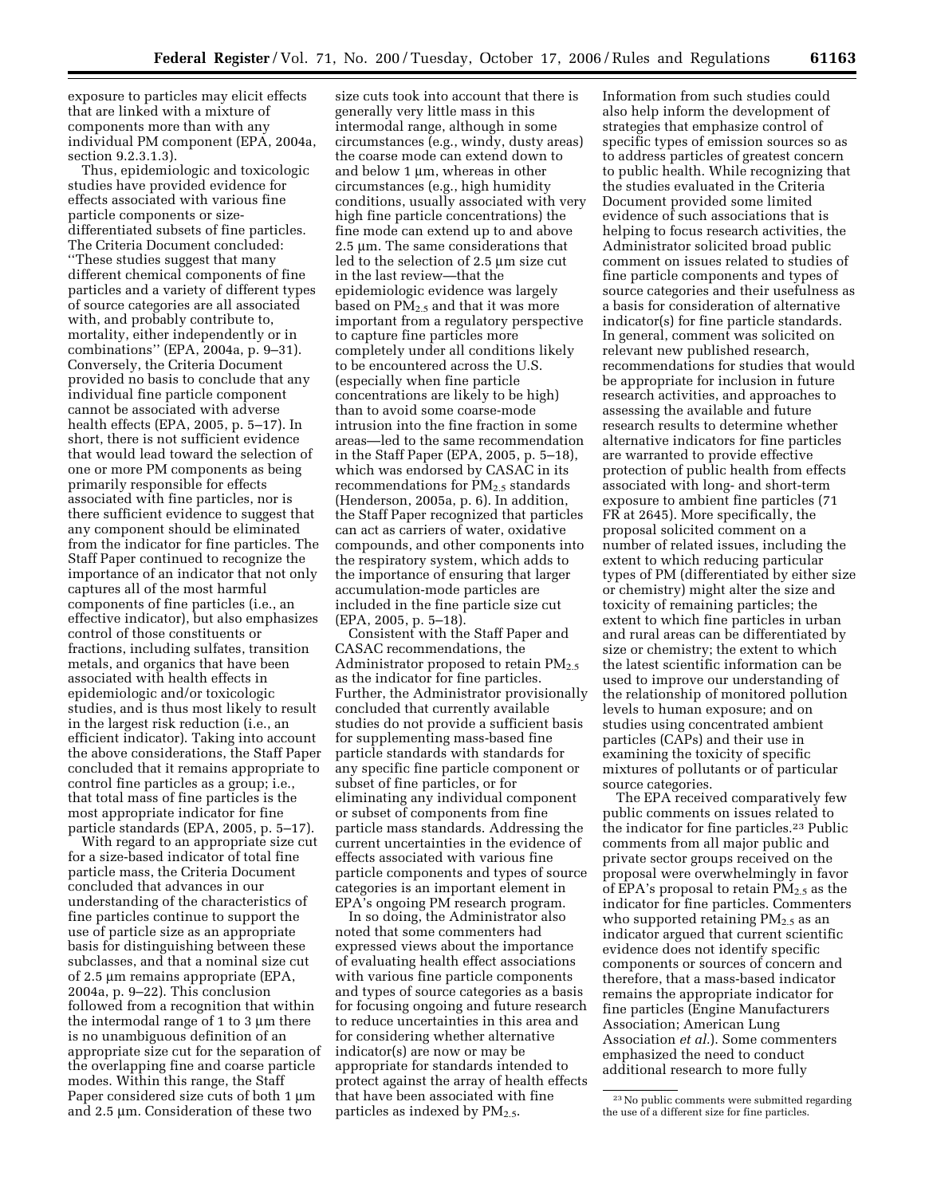exposure to particles may elicit effects that are linked with a mixture of components more than with any individual PM component (EPA, 2004a, section 9.2.3.1.3).

Thus, epidemiologic and toxicologic studies have provided evidence for effects associated with various fine particle components or size-differentiated subsets of fine particles. The Criteria Document concluded: ''These studies suggest that many different chemical components of fine particles and a variety of different types of source categories are all associated with, and probably contribute to, mortality, either independently or in combinations'' (EPA, 2004a, p. 9–31). Conversely, the Criteria Document provided no basis to conclude that any individual fine particle component cannot be associated with adverse health effects (EPA, 2005, p. 5–17). In short, there is not sufficient evidence that would lead toward the selection of one or more PM components as being primarily responsible for effects associated with fine particles, nor is there sufficient evidence to suggest that any component should be eliminated from the indicator for fine particles. The Staff Paper continued to recognize the importance of an indicator that not only captures all of the most harmful components of fine particles (i.e., an effective indicator), but also emphasizes control of those constituents or fractions, including sulfates, transition metals, and organics that have been associated with health effects in epidemiologic and/or toxicologic studies, and is thus most likely to result in the largest risk reduction (i.e., an efficient indicator). Taking into account the above considerations, the Staff Paper concluded that it remains appropriate to control fine particles as a group; i.e., that total mass of fine particles is the most appropriate indicator for fine particle standards (EPA, 2005, p. 5–17).

With regard to an appropriate size cut for a size-based indicator of total fine particle mass, the Criteria Document concluded that advances in our understanding of the characteristics of fine particles continue to support the use of particle size as an appropriate basis for distinguishing between these subclasses, and that a nominal size cut of 2.5 µm remains appropriate (EPA, 2004a, p. 9–22). This conclusion followed from a recognition that within the intermodal range of 1 to 3 µm there is no unambiguous definition of an appropriate size cut for the separation of the overlapping fine and coarse particle modes. Within this range, the Staff Paper considered size cuts of both 1 µm and 2.5 µm. Consideration of these two size cuts took into account that there is generally very little mass in this intermodal range, although in some circumstances (e.g., windy, dusty areas) the coarse mode can extend down to and below 1 µm, whereas in other circumstances (e.g., high humidity conditions, usually associated with very high fine particle concentrations) the fine mode can extend up to and above 2.5 µm. The same considerations that led to the selection of 2.5 µm size cut in the last review—that the epidemiologic evidence was largely based on $PM_{2.5}$ and that it was more important from a regulatory perspective to capture fine particles more completely under all conditions likely to be encountered across the U.S. (especially when fine particle concentrations are likely to be high) than to avoid some coarse-mode intrusion into the fine fraction in some areas—led to the same recommendation in the Staff Paper (EPA, 2005, p. 5–18), which was endorsed by CASAC in its recommendations for $PM_{2.5}$ standards (Henderson, 2005a, p. 6). In addition, the Staff Paper recognized that particles can act as carriers of water, oxidative compounds, and other components into the respiratory system, which adds to the importance of ensuring that larger accumulation-mode particles are included in the fine particle size cut (EPA, 2005, p. 5–18).

Consistent with the Staff Paper and CASAC recommendations, the Administrator proposed to retain $PM_{2.5}$ as the indicator for fine particles. Further, the Administrator provisionally concluded that currently available studies do not provide a sufficient basis for supplementing mass-based fine particle standards with standards for any specific fine particle component or subset of fine particles, or for eliminating any individual component or subset of components from fine particle mass standards. Addressing the current uncertainties in the evidence of effects associated with various fine particle components and types of source categories is an important element in EPA's ongoing PM research program.

In so doing, the Administrator also noted that some commenters had expressed views about the importance of evaluating health effect associations with various fine particle components and types of source categories as a basis for focusing ongoing and future research to reduce uncertainties in this area and for considering whether alternative indicator(s) are now or may be appropriate for standards intended to protect against the array of health effects that have been associated with fine particles as indexed by $PM_{2.5}$. Information from such studies could also help inform the development of strategies that emphasize control of specific types of emission sources so as to address particles of greatest concern to public health. While recognizing that the studies evaluated in the Criteria Document provided some limited evidence of such associations that is helping to focus research activities, the Administrator solicited broad public comment on issues related to studies of fine particle components and types of source categories and their usefulness as a basis for consideration of alternative indicator(s) for fine particle standards. In general, comment was solicited on relevant new published research, recommendations for studies that would be appropriate for inclusion in future research activities, and approaches to assessing the available and future research results to determine whether alternative indicators for fine particles are warranted to provide effective protection of public health from effects associated with long- and short-term exposure to ambient fine particles (71 FR at 2645). More specifically, the proposal solicited comment on a number of related issues, including the extent to which reducing particular types of PM (differentiated by either size or chemistry) might alter the size and toxicity of remaining particles; the extent to which fine particles in urban and rural areas can be differentiated by size or chemistry; the extent to which the latest scientific information can be used to improve our understanding of the relationship of monitored pollution levels to human exposure; and on studies using concentrated ambient particles (CAPs) and their use in examining the toxicity of specific mixtures of pollutants or of particular source categories.

The EPA received comparatively few public comments on issues related to the indicator for fine particles.[23] Public comments from all major public and private sector groups received on the proposal were overwhelmingly in favor of EPA's proposal to retain $PM_{2.5}$ as the indicator for fine particles. Commenters who supported retaining $PM_{2.5}$ as an indicator argued that current scientific evidence does not identify specific components or sources of concern and therefore, that a mass-based indicator remains the appropriate indicator for fine particles (Engine Manufacturers Association; American Lung Association *et al.*). Some commenters emphasized the need to conduct additional research to more fully

[23] No public comments were submitted regarding the use of a different size for fine particles.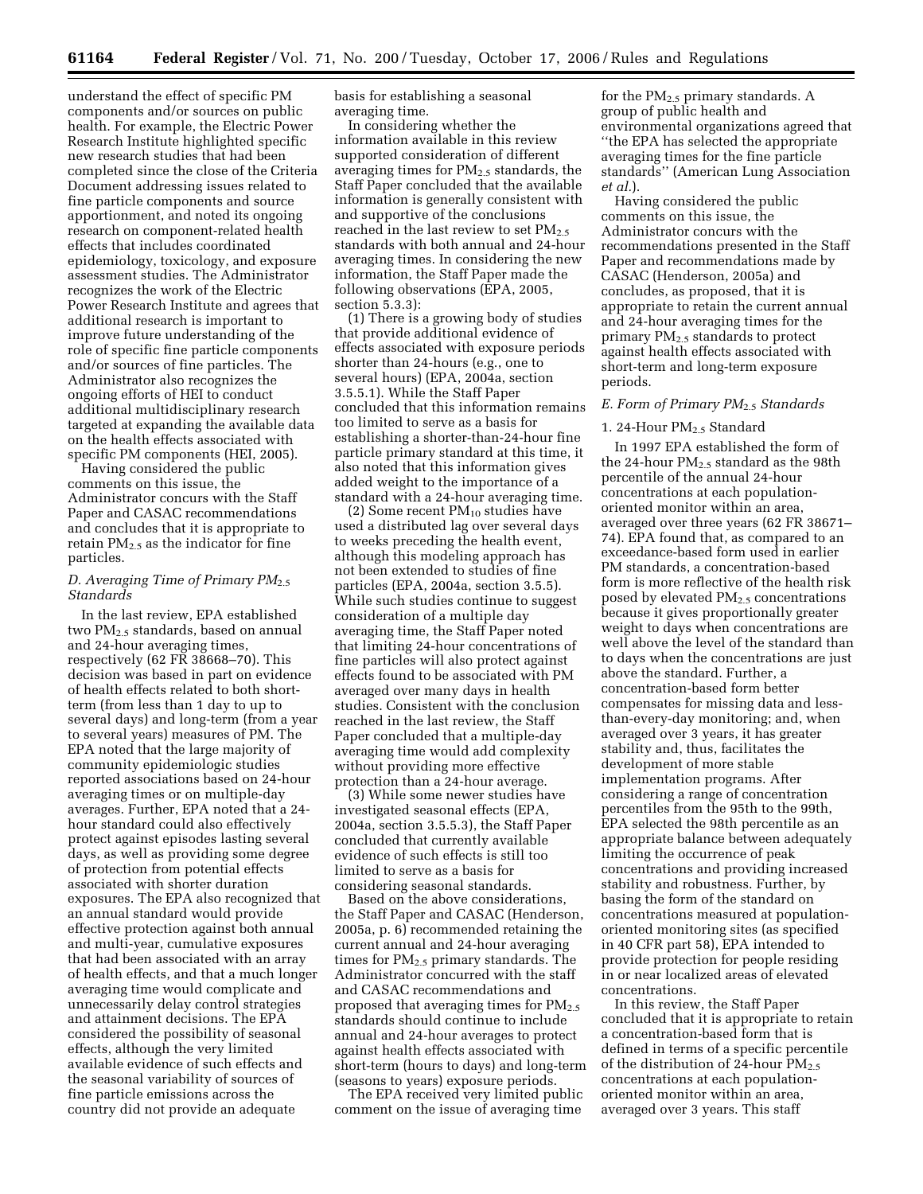understand the effect of specific PM components and/or sources on public health. For example, the Electric Power Research Institute highlighted specific new research studies that had been completed since the close of the Criteria Document addressing issues related to fine particle components and source apportionment, and noted its ongoing research on component-related health effects that includes coordinated epidemiology, toxicology, and exposure assessment studies. The Administrator recognizes the work of the Electric Power Research Institute and agrees that additional research is important to improve future understanding of the role of specific fine particle components and/or sources of fine particles. The Administrator also recognizes the ongoing efforts of HEI to conduct additional multidisciplinary research targeted at expanding the available data on the health effects associated with specific PM components (HEI, 2005).

Having considered the public comments on this issue, the Administrator concurs with the Staff Paper and CASAC recommendations and concludes that it is appropriate to retain $PM_{2.5}$ as the indicator for fine particles.

### D. Averaging Time of Primary $PM_{2.5}$ Standards

In the last review, EPA established two $PM_{2.5}$ standards, based on annual and 24-hour averaging times, respectively (62 FR 38668–70). This decision was based in part on evidence of health effects related to both short-term (from less than 1 day to up to several days) and long-term (from a year to several years) measures of PM. The EPA noted that the large majority of community epidemiologic studies reported associations based on 24-hour averaging times or on multiple-day averages. Further, EPA noted that a 24-hour standard could also effectively protect against episodes lasting several days, as well as providing some degree of protection from potential effects associated with shorter duration exposures. The EPA also recognized that an annual standard would provide effective protection against both annual and multi-year, cumulative exposures that had been associated with an array of health effects, and that a much longer averaging time would complicate and unnecessarily delay control strategies and attainment decisions. The EPA considered the possibility of seasonal effects, although the very limited available evidence of such effects and the seasonal variability of sources of fine particle emissions across the country did not provide an adequate basis for establishing a seasonal averaging time.

In considering whether the information available in this review supported consideration of different averaging times for $PM_{2.5}$ standards, the Staff Paper concluded that the available information is generally consistent with and supportive of the conclusions reached in the last review to set $PM_{2.5}$ standards with both annual and 24-hour averaging times. In considering the new information, the Staff Paper made the following observations (EPA, 2005, section 5.3.3):

(1) There is a growing body of studies that provide additional evidence of effects associated with exposure periods shorter than 24-hours (e.g., one to several hours) (EPA, 2004a, section 3.5.5.1). While the Staff Paper concluded that this information remains too limited to serve as a basis for establishing a shorter-than-24-hour fine particle primary standard at this time, it also noted that this information gives added weight to the importance of a standard with a 24-hour averaging time.

(2) Some recent $PM_{10}$ studies have used a distributed lag over several days to weeks preceding the health event, although this modeling approach has not been extended to studies of fine particles (EPA, 2004a, section 3.5.5). While such studies continue to suggest consideration of a multiple day averaging time, the Staff Paper noted that limiting 24-hour concentrations of fine particles will also protect against effects found to be associated with PM averaged over many days in health studies. Consistent with the conclusion reached in the last review, the Staff Paper concluded that a multiple-day averaging time would add complexity without providing more effective protection than a 24-hour average.

(3) While some newer studies have investigated seasonal effects (EPA, 2004a, section 3.5.5.3), the Staff Paper concluded that currently available evidence of such effects is still too limited to serve as a basis for considering seasonal standards.

Based on the above considerations, the Staff Paper and CASAC (Henderson, 2005a, p. 6) recommended retaining the current annual and 24-hour averaging times for $PM_{2.5}$ primary standards. The Administrator concurred with the staff and CASAC recommendations and proposed that averaging times for $PM_{2.5}$ standards should continue to include annual and 24-hour averages to protect against health effects associated with short-term (hours to days) and long-term (seasons to years) exposure periods.

The EPA received very limited public comment on the issue of averaging time for the $PM_{2.5}$ primary standards. A group of public health and environmental organizations agreed that "the EPA has selected the appropriate averaging times for the fine particle standards" (American Lung Association *et al.*).

Having considered the public comments on this issue, the Administrator concurs with the recommendations presented in the Staff Paper and recommendations made by CASAC (Henderson, 2005a) and concludes, as proposed, that it is appropriate to retain the current annual and 24-hour averaging times for the primary $PM_{2.5}$ standards to protect against health effects associated with short-term and long-term exposure periods.

### E. Form of Primary $PM_{2.5}$ Standards

#### 1. 24-Hour $PM_{2.5}$ Standard

In 1997 EPA established the form of the 24-hour $PM_{2.5}$ standard as the 98th percentile of the annual 24-hour concentrations at each population-oriented monitor within an area, averaged over three years (62 FR 38671–74). EPA found that, as compared to an exceedance-based form used in earlier PM standards, a concentration-based form is more reflective of the health risk posed by elevated $PM_{2.5}$ concentrations because it gives proportionally greater weight to days when concentrations are well above the level of the standard than to days when the concentrations are just above the standard. Further, a concentration-based form better compensates for missing data and less-than-every-day monitoring; and, when averaged over 3 years, it has greater stability and, thus, facilitates the development of more stable implementation programs. After considering a range of concentration percentiles from the 95th to the 99th, EPA selected the 98th percentile as an appropriate balance between adequately limiting the occurrence of peak concentrations and providing increased stability and robustness. Further, by basing the form of the standard on concentrations measured at population-oriented monitoring sites (as specified in 40 CFR part 58), EPA intended to provide protection for people residing in or near localized areas of elevated concentrations.

In this review, the Staff Paper concluded that it is appropriate to retain a concentration-based form that is defined in terms of a specific percentile of the distribution of 24-hour $PM_{2.5}$ concentrations at each population-oriented monitor within an area, averaged over 3 years. This staff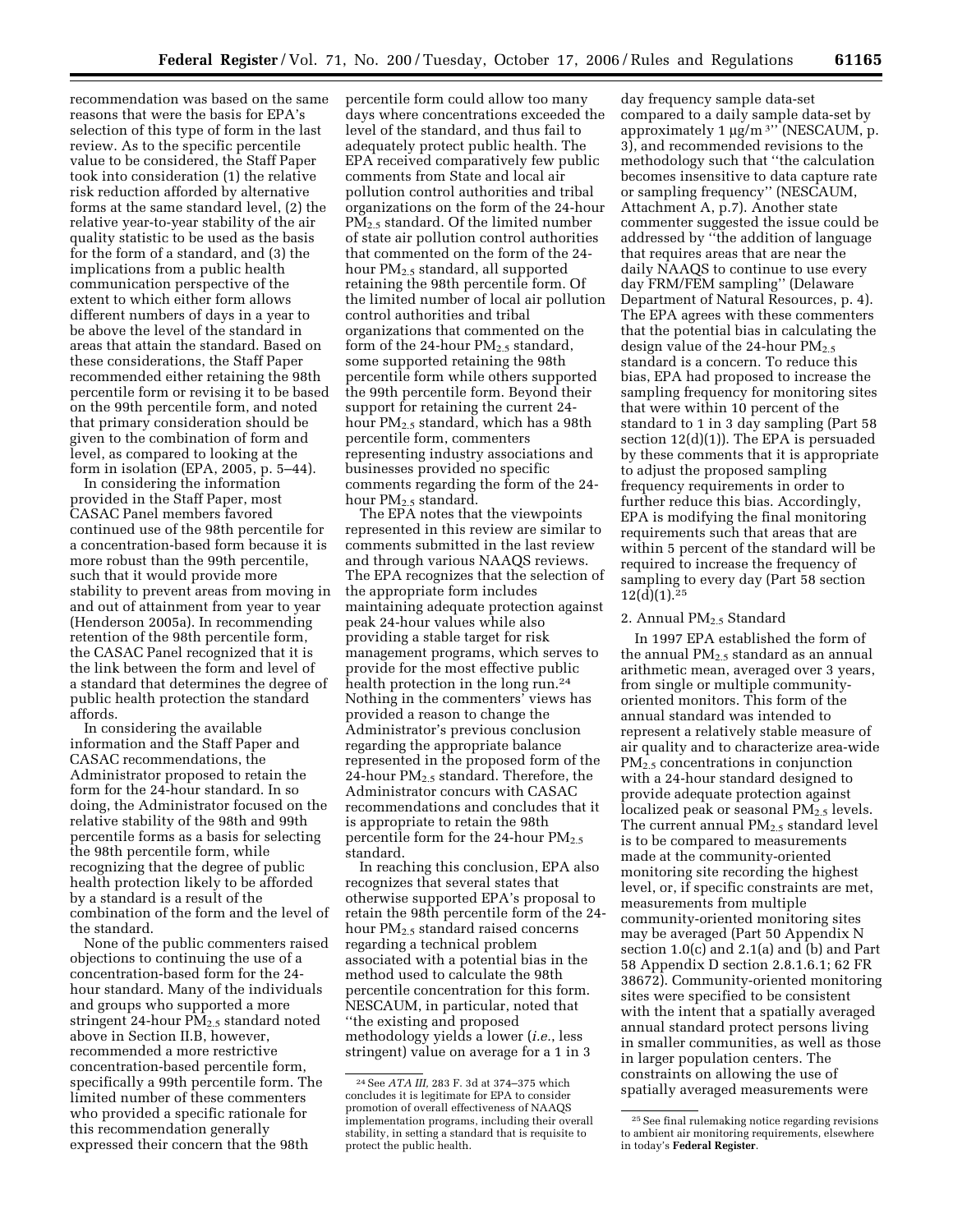recommendation was based on the same reasons that were the basis for EPA's selection of this type of form in the last review. As to the specific percentile value to be considered, the Staff Paper took into consideration (1) the relative risk reduction afforded by alternative forms at the same standard level, (2) the relative year-to-year stability of the air quality statistic to be used as the basis for the form of a standard, and (3) the implications from a public health communication perspective of the extent to which either form allows different numbers of days in a year to be above the level of the standard in areas that attain the standard. Based on these considerations, the Staff Paper recommended either retaining the 98th percentile form or revising it to be based on the 99th percentile form, and noted that primary consideration should be given to the combination of form and level, as compared to looking at the form in isolation (EPA, 2005, p. 5–44).

In considering the information provided in the Staff Paper, most CASAC Panel members favored continued use of the 98th percentile for a concentration-based form because it is more robust than the 99th percentile, such that it would provide more stability to prevent areas from moving in and out of attainment from year to year (Henderson 2005a). In recommending retention of the 98th percentile form, the CASAC Panel recognized that it is the link between the form and level of a standard that determines the degree of public health protection the standard affords.

In considering the available information and the Staff Paper and CASAC recommendations, the Administrator proposed to retain the form for the 24-hour standard. In so doing, the Administrator focused on the relative stability of the 98th and 99th percentile forms as a basis for selecting the 98th percentile form, while recognizing that the degree of public health protection likely to be afforded by a standard is a result of the combination of the form and the level of the standard.

None of the public commenters raised objections to continuing the use of a concentration-based form for the 24-hour standard. Many of the individuals and groups who supported a more stringent 24-hour $PM_{2.5}$ standard noted above in Section II.B, however, recommended a more restrictive concentration-based percentile form, specifically a 99th percentile form. The limited number of these commenters who provided a specific rationale for this recommendation generally expressed their concern that the 98th percentile form could allow too many days where concentrations exceeded the level of the standard, and thus fail to adequately protect public health. The EPA received comparatively few public comments from State and local air pollution control authorities and tribal organizations on the form of the 24-hour $PM_{2.5}$ standard. Of the limited number of state air pollution control authorities that commented on the form of the 24-hour $PM_{2.5}$ standard, all supported retaining the 98th percentile form. Of the limited number of local air pollution control authorities and tribal organizations that commented on the form of the 24-hour $PM_{2.5}$ standard, some supported retaining the 98th percentile form while others supported the 99th percentile form. Beyond their support for retaining the current 24-hour $PM_{2.5}$ standard, which has a 98th percentile form, commenters representing industry associations and businesses provided no specific comments regarding the form of the 24-hour $PM_{2.5}$ standard.

The EPA notes that the viewpoints represented in this review are similar to comments submitted in the last review and through various NAAQS reviews. The EPA recognizes that the selection of the appropriate form includes maintaining adequate protection against peak 24-hour values while also providing a stable target for risk management programs, which serves to provide for the most effective public health protection in the long run.[24] Nothing in the commenters' views has provided a reason to change the Administrator's previous conclusion regarding the appropriate balance represented in the proposed form of the 24-hour $PM_{2.5}$ standard. Therefore, the Administrator concurs with CASAC recommendations and concludes that it is appropriate to retain the 98th percentile form for the 24-hour $PM_{2.5}$ standard.

In reaching this conclusion, EPA also recognizes that several states that otherwise supported EPA's proposal to retain the 98th percentile form of the 24-hour $PM_{2.5}$ standard raised concerns regarding a technical problem associated with a potential bias in the method used to calculate the 98th percentile concentration for this form. NESCAUM, in particular, noted that "the existing and proposed methodology yields a lower (*i.e.*, less stringent) value on average for a 1 in 3 day frequency sample data-set compared to a daily sample data-set by approximately 1 μg/m$^3$" (NESCAUM, p. 3), and recommended revisions to the methodology such that "the calculation becomes insensitive to data capture rate or sampling frequency" (NESCAUM, Attachment A, p.7). Another state commenter suggested the issue could be addressed by "the addition of language that requires areas that are near the daily NAAQS to continue to use every day FRM/FEM sampling" (Delaware Department of Natural Resources, p. 4). The EPA agrees with these commenters that the potential bias in calculating the design value of the 24-hour $PM_{2.5}$ standard is a concern. To reduce this bias, EPA had proposed to increase the sampling frequency for monitoring sites that were within 10 percent of the standard to 1 in 3 day sampling (Part 58 section 12(d)(1)). The EPA is persuaded by these comments that it is appropriate to adjust the proposed sampling frequency requirements in order to further reduce this bias. Accordingly, EPA is modifying the final monitoring requirements such that areas that are within 5 percent of the standard will be required to increase the frequency of sampling to every day (Part 58 section 12(d)(1).[25]

### 2. Annual $PM_{2.5}$ Standard

In 1997 EPA established the form of the annual $PM_{2.5}$ standard as an annual arithmetic mean, averaged over 3 years, from single or multiple community-oriented monitors. This form of the annual standard was intended to represent a relatively stable measure of air quality and to characterize area-wide $PM_{2.5}$ concentrations in conjunction with a 24-hour standard designed to provide adequate protection against localized peak or seasonal $PM_{2.5}$ levels. The current annual $PM_{2.5}$ standard level is to be compared to measurements made at the community-oriented monitoring site recording the highest level, or, if specific constraints are met, measurements from multiple community-oriented monitoring sites may be averaged (Part 50 Appendix N section 1.0(c) and 2.1(a) and (b) and Part 58 Appendix D section 2.8.1.6.1; 62 FR 38672). Community-oriented monitoring sites were specified to be consistent with the intent that a spatially averaged annual standard protect persons living in smaller communities, as well as those in larger population centers. The constraints on allowing the use of spatially averaged measurements were

---

[24] See *ATA III,* 283 F. 3d at 374–375 which concludes it is legitimate for EPA to consider promotion of overall effectiveness of NAAQS implementation programs, including their overall stability, in setting a standard that is requisite to protect the public health.

[25] See final rulemaking notice regarding revisions to ambient air monitoring requirements, elsewhere in today's **Federal Register**.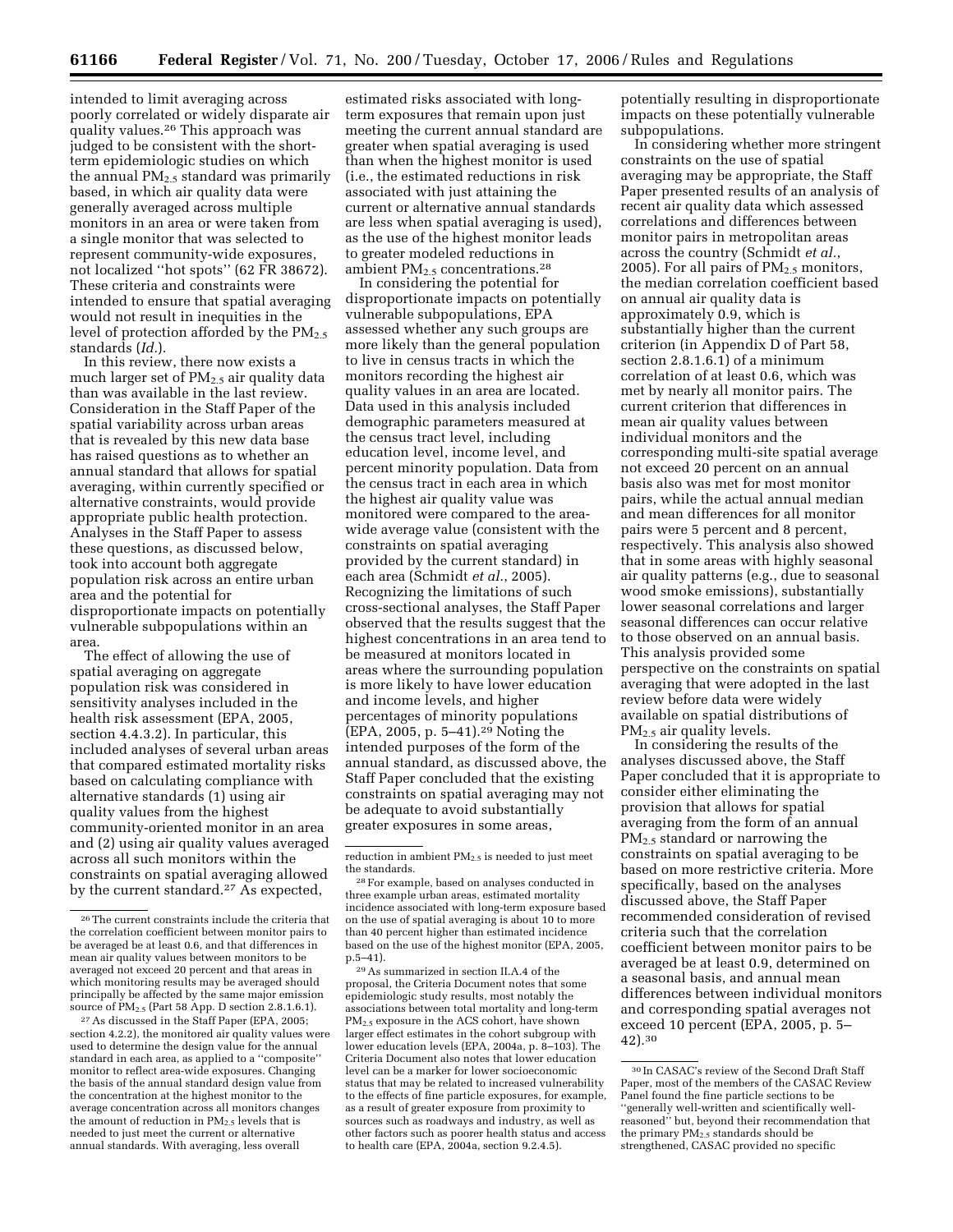intended to limit averaging across poorly correlated or widely disparate air quality values.[26] This approach was judged to be consistent with the short-term epidemiologic studies on which the annual $PM_{2.5}$ standard was primarily based, in which air quality data were generally averaged across multiple monitors in an area or were taken from a single monitor that was selected to represent community-wide exposures, not localized ''hot spots'' (62 FR 38672). These criteria and constraints were intended to ensure that spatial averaging would not result in inequities in the level of protection afforded by the $PM_{2.5}$ standards (*Id.*).

In this review, there now exists a much larger set of $PM_{2.5}$ air quality data than was available in the last review. Consideration in the Staff Paper of the spatial variability across urban areas that is revealed by this new data base has raised questions as to whether an annual standard that allows for spatial averaging, within currently specified or alternative constraints, would provide appropriate public health protection. Analyses in the Staff Paper to assess these questions, as discussed below, took into account both aggregate population risk across an entire urban area and the potential for disproportionate impacts on potentially vulnerable subpopulations within an area.

The effect of allowing the use of spatial averaging on aggregate population risk was considered in sensitivity analyses included in the health risk assessment (EPA, 2005, section 4.4.3.2). In particular, this included analyses of several urban areas that compared estimated mortality risks based on calculating compliance with alternative standards (1) using air quality values from the highest community-oriented monitor in an area and (2) using air quality values averaged across all such monitors within the constraints on spatial averaging allowed by the current standard.[27] As expected, estimated risks associated with long-term exposures that remain upon just meeting the current annual standard are greater when spatial averaging is used than when the highest monitor is used (i.e., the estimated reductions in risk associated with just attaining the current or alternative annual standards are less when spatial averaging is used), as the use of the highest monitor leads to greater modeled reductions in ambient $PM_{2.5}$ concentrations.[28]

In considering the potential for disproportionate impacts on potentially vulnerable subpopulations, EPA assessed whether any such groups are more likely than the general population to live in census tracts in which the monitors recording the highest air quality values in an area are located. Data used in this analysis included demographic parameters measured at the census tract level, including education level, income level, and percent minority population. Data from the census tract in each area in which the highest air quality value was monitored were compared to the area-wide average value (consistent with the constraints on spatial averaging provided by the current standard) in each area (Schmidt *et al.*, 2005). Recognizing the limitations of such cross-sectional analyses, the Staff Paper observed that the results suggest that the highest concentrations in an area tend to be measured at monitors located in areas where the surrounding population is more likely to have lower education and income levels, and higher percentages of minority populations (EPA, 2005, p. 5–41).[29] Noting the intended purposes of the form of the annual standard, as discussed above, the Staff Paper concluded that the existing constraints on spatial averaging may not be adequate to avoid substantially greater exposures in some areas, potentially resulting in disproportionate impacts on these potentially vulnerable subpopulations.

In considering whether more stringent constraints on the use of spatial averaging may be appropriate, the Staff Paper presented results of an analysis of recent air quality data which assessed correlations and differences between monitor pairs in metropolitan areas across the country (Schmidt *et al.*, 2005). For all pairs of $PM_{2.5}$ monitors, the median correlation coefficient based on annual air quality data is approximately 0.9, which is substantially higher than the current criterion (in Appendix D of Part 58, section 2.8.1.6.1) of a minimum correlation of at least 0.6, which was met by nearly all monitor pairs. The current criterion that differences in mean air quality values between individual monitors and the corresponding multi-site spatial average not exceed 20 percent on an annual basis also was met for most monitor pairs, while the actual annual median and mean differences for all monitor pairs were 5 percent and 8 percent, respectively. This analysis also showed that in some areas with highly seasonal air quality patterns (e.g., due to seasonal wood smoke emissions), substantially lower seasonal correlations and larger seasonal differences can occur relative to those observed on an annual basis. This analysis provided some perspective on the constraints on spatial averaging that were adopted in the last review before data were widely available on spatial distributions of $PM_{2.5}$ air quality levels.

In considering the results of the analyses discussed above, the Staff Paper concluded that it is appropriate to consider either eliminating the provision that allows for spatial averaging from the form of an annual $PM_{2.5}$ standard or narrowing the constraints on spatial averaging to be based on more restrictive criteria. More specifically, based on the analyses discussed above, the Staff Paper recommended consideration of revised criteria such that the correlation coefficient between monitor pairs to be averaged be at least 0.9, determined on a seasonal basis, and annual mean differences between individual monitors and corresponding spatial averages not exceed 10 percent (EPA, 2005, p. 5–42).[30]

---

[26] The current constraints include the criteria that the correlation coefficient between monitor pairs to be averaged be at least 0.6, and that differences in mean air quality values between monitors to be averaged not exceed 20 percent and that areas in which monitoring results may be averaged should principally be affected by the same major emission source of $PM_{2.5}$ (Part 58 App. D section 2.8.1.6.1).

[27] As discussed in the Staff Paper (EPA, 2005; section 4.2.2), the monitored air quality values were used to determine the design value for the annual standard in each area, as applied to a ''composite'' monitor to reflect area-wide exposures. Changing the basis of the annual standard design value from the concentration at the highest monitor to the average concentration across all monitors changes the amount of reduction in $PM_{2.5}$ levels that is needed to just meet the current or alternative annual standards. With averaging, less overall reduction in ambient $PM_{2.5}$ is needed to just meet the standards.

[28] For example, based on analyses conducted in three example urban areas, estimated mortality incidence associated with long-term exposure based on the use of spatial averaging is about 10 to more than 40 percent higher than estimated incidence based on the use of the highest monitor (EPA, 2005, p.5–41).

[29] As summarized in section II.A.4 of the proposal, the Criteria Document notes that some epidemiologic study results, most notably the associations between total mortality and long-term $PM_{2.5}$ exposure in the ACS cohort, have shown larger effect estimates in the cohort subgroup with lower education levels (EPA, 2004a, p. 8–103). The Criteria Document also notes that lower education level can be a marker for lower socioeconomic status that may be related to increased vulnerability to the effects of fine particle exposures, for example, as a result of greater exposure from proximity to sources such as roadways and industry, as well as other factors such as poorer health status and access to health care (EPA, 2004a, section 9.2.4.5).

[30] In CASAC's review of the Second Draft Staff Paper, most of the members of the CASAC Review Panel found the fine particle sections to be ''generally well-written and scientifically well-reasoned'' but, beyond their recommendation that the primary $PM_{2.5}$ standards should be strengthened, CASAC provided no specific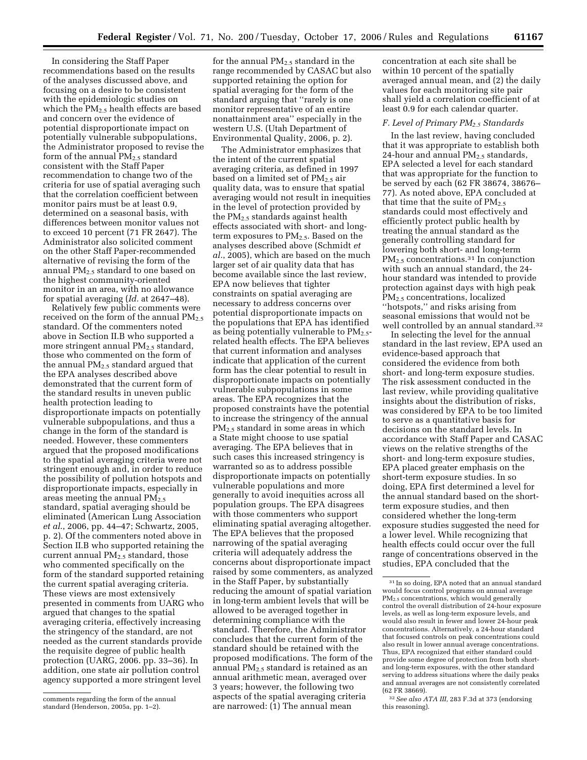In considering the Staff Paper recommendations based on the results of the analyses discussed above, and focusing on a desire to be consistent with the epidemiologic studies on which the $PM_{2.5}$ health effects are based and concern over the evidence of potential disproportionate impact on potentially vulnerable subpopulations, the Administrator proposed to revise the form of the annual $PM_{2.5}$ standard consistent with the Staff Paper recommendation to change two of the criteria for use of spatial averaging such that the correlation coefficient between monitor pairs must be at least 0.9, determined on a seasonal basis, with differences between monitor values not to exceed 10 percent (71 FR 2647). The Administrator also solicited comment on the other Staff Paper-recommended alternative of revising the form of the annual $PM_{2.5}$ standard to one based on the highest community-oriented monitor in an area, with no allowance for spatial averaging (*Id.* at 2647–48).

Relatively few public comments were received on the form of the annual $PM_{2.5}$ standard. Of the commenters noted above in Section II.B who supported a more stringent annual $PM_{2.5}$ standard, those who commented on the form of the annual $PM_{2.5}$ standard argued that the EPA analyses described above demonstrated that the current form of the standard results in uneven public health protection leading to disproportionate impacts on potentially vulnerable subpopulations, and thus a change in the form of the standard is needed. However, these commenters argued that the proposed modifications to the spatial averaging criteria were not stringent enough and, in order to reduce the possibility of pollution hotspots and disproportionate impacts, especially in areas meeting the annual $PM_{2.5}$ standard, spatial averaging should be eliminated (American Lung Association *et al.*, 2006, pp. 44–47; Schwartz, 2005, p. 2). Of the commenters noted above in Section II.B who supported retaining the current annual $PM_{2.5}$ standard, those who commented specifically on the form of the standard supported retaining the current spatial averaging criteria. These views are most extensively presented in comments from UARG who argued that changes to the spatial averaging criteria, effectively increasing the stringency of the standard, are not needed as the current standards provide the requisite degree of public health protection (UARG, 2006. pp. 33–36). In addition, one state air pollution control agency supported a more stringent level for the annual $PM_{2.5}$ standard in the range recommended by CASAC but also supported retaining the option for spatial averaging for the form of the standard arguing that ''rarely is one monitor representative of an entire nonattainment area'' especially in the western U.S. (Utah Department of Environmental Quality, 2006, p. 2).

The Administrator emphasizes that the intent of the current spatial averaging criteria, as defined in 1997 based on a limited set of $PM_{2.5}$ air quality data, was to ensure that spatial averaging would not result in inequities in the level of protection provided by the $PM_{2.5}$ standards against health effects associated with short- and long-term exposures to $PM_{2.5}$. Based on the analyses described above (Schmidt *et al.*, 2005), which are based on the much larger set of air quality data that has become available since the last review, EPA now believes that tighter constraints on spatial averaging are necessary to address concerns over potential disproportionate impacts on the populations that EPA has identified as being potentially vulnerable to $PM_{2.5}$-related health effects. The EPA believes that current information and analyses indicate that application of the current form has the clear potential to result in disproportionate impacts on potentially vulnerable subpopulations in some areas. The EPA recognizes that the proposed constraints have the potential to increase the stringency of the annual $PM_{2.5}$ standard in some areas in which a State might choose to use spatial averaging. The EPA believes that in such cases this increased stringency is warranted so as to address possible disproportionate impacts on potentially vulnerable populations and more generally to avoid inequities across all population groups. The EPA disagrees with those commenters who support eliminating spatial averaging altogether. The EPA believes that the proposed narrowing of the spatial averaging criteria will adequately address the concerns about disproportionate impact raised by some commenters, as analyzed in the Staff Paper, by substantially reducing the amount of spatial variation in long-term ambient levels that will be allowed to be averaged together in determining compliance with the standard. Therefore, the Administrator concludes that the current form of the standard should be retained with the proposed modifications. The form of the annual $PM_{2.5}$ standard is retained as an annual arithmetic mean, averaged over 3 years; however, the following two aspects of the spatial averaging criteria are narrowed: (1) The annual mean concentration at each site shall be within 10 percent of the spatially averaged annual mean, and (2) the daily values for each monitoring site pair shall yield a correlation coefficient of at least 0.9 for each calendar quarter.

### *F. Level of Primary $PM_{2.5}$ Standards*

In the last review, having concluded that it was appropriate to establish both 24-hour and annual $PM_{2.5}$ standards, EPA selected a level for each standard that was appropriate for the function to be served by each (62 FR 38674, 38676–77). As noted above, EPA concluded at that time that the suite of $PM_{2.5}$ standards could most effectively and efficiently protect public health by treating the annual standard as the generally controlling standard for lowering both short- and long-term $PM_{2.5}$ concentrations.[31] In conjunction with such an annual standard, the 24-hour standard was intended to provide protection against days with high peak $PM_{2.5}$ concentrations, localized ''hotspots,'' and risks arising from seasonal emissions that would not be well controlled by an annual standard.[32]

In selecting the level for the annual standard in the last review, EPA used an evidence-based approach that considered the evidence from both short- and long-term exposure studies. The risk assessment conducted in the last review, while providing qualitative insights about the distribution of risks, was considered by EPA to be too limited to serve as a quantitative basis for decisions on the standard levels. In accordance with Staff Paper and CASAC views on the relative strengths of the short- and long-term exposure studies, EPA placed greater emphasis on the short-term exposure studies. In so doing, EPA first determined a level for the annual standard based on the short-term exposure studies, and then considered whether the long-term exposure studies suggested the need for a lower level. While recognizing that health effects could occur over the full range of concentrations observed in the studies, EPA concluded that the

---

comments regarding the form of the annual standard (Henderson, 2005a, pp. 1–2).

[31] In so doing, EPA noted that an annual standard would focus control programs on annual average $PM_{2.5}$ concentrations, which would generally control the overall distribution of 24-hour exposure levels, as well as long-term exposure levels, and would also result in fewer and lower 24-hour peak concentrations. Alternatively, a 24-hour standard that focused controls on peak concentrations could also result in lower annual average concentrations. Thus, EPA recognized that either standard could provide some degree of protection from both short- and long-term exposures, with the other standard serving to address situations where the daily peaks and annual averages are not consistently correlated (62 FR 38669).

[32] *See also ATA III*, 283 F.3d at 373 (endorsing this reasoning).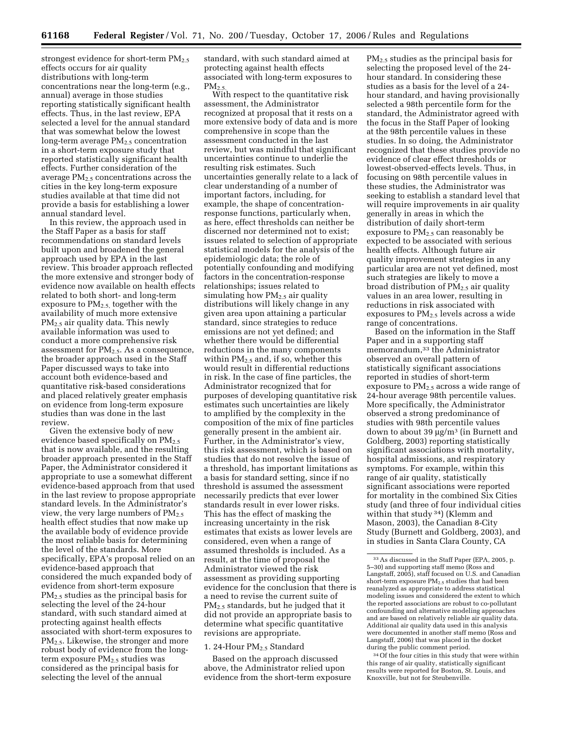strongest evidence for short-term $PM_{2.5}$ effects occurs for air quality distributions with long-term concentrations near the long-term (e.g., annual) average in those studies reporting statistically significant health effects. Thus, in the last review, EPA selected a level for the annual standard that was somewhat below the lowest long-term average $PM_{2.5}$ concentration in a short-term exposure study that reported statistically significant health effects. Further consideration of the average $PM_{2.5}$ concentrations across the cities in the key long-term exposure studies available at that time did not provide a basis for establishing a lower annual standard level.

In this review, the approach used in the Staff Paper as a basis for staff recommendations on standard levels built upon and broadened the general approach used by EPA in the last review. This broader approach reflected the more extensive and stronger body of evidence now available on health effects related to both short- and long-term exposure to $PM_{2.5}$, together with the availability of much more extensive $PM_{2.5}$ air quality data. This newly available information was used to conduct a more comprehensive risk assessment for $PM_{2.5}$. As a consequence, the broader approach used in the Staff Paper discussed ways to take into account both evidence-based and quantitative risk-based considerations and placed relatively greater emphasis on evidence from long-term exposure studies than was done in the last review.

Given the extensive body of new evidence based specifically on $PM_{2.5}$ that is now available, and the resulting broader approach presented in the Staff Paper, the Administrator considered it appropriate to use a somewhat different evidence-based approach from that used in the last review to propose appropriate standard levels. In the Administrator's view, the very large numbers of $PM_{2.5}$ health effect studies that now make up the available body of evidence provide the most reliable basis for determining the level of the standards. More specifically, EPA's proposal relied on an evidence-based approach that considered the much expanded body of evidence from short-term exposure $PM_{2.5}$ studies as the principal basis for selecting the level of the 24-hour standard, with such standard aimed at protecting against health effects associated with short-term exposures to $PM_{2.5}$. Likewise, the stronger and more robust body of evidence from the long-term exposure $PM_{2.5}$ studies was considered as the principal basis for selecting the level of the annual standard, with such standard aimed at protecting against health effects associated with long-term exposures to $PM_{2.5}$.

With respect to the quantitative risk assessment, the Administrator recognized at proposal that it rests on a more extensive body of data and is more comprehensive in scope than the assessment conducted in the last review, but was mindful that significant uncertainties continue to underlie the resulting risk estimates. Such uncertainties generally relate to a lack of clear understanding of a number of important factors, including, for example, the shape of concentration-response functions, particularly when, as here, effect thresholds can neither be discerned nor determined not to exist; issues related to selection of appropriate statistical models for the analysis of the epidemiologic data; the role of potentially confounding and modifying factors in the concentration-response relationships; issues related to simulating how $PM_{2.5}$ air quality distributions will likely change in any given area upon attaining a particular standard, since strategies to reduce emissions are not yet defined; and whether there would be differential reductions in the many components within $PM_{2.5}$ and, if so, whether this would result in differential reductions in risk. In the case of fine particles, the Administrator recognized that for purposes of developing quantitative risk estimates such uncertainties are likely to amplified by the complexity in the composition of the mix of fine particles generally present in the ambient air. Further, in the Administrator's view, this risk assessment, which is based on studies that do not resolve the issue of a threshold, has important limitations as a basis for standard setting, since if no threshold is assumed the assessment necessarily predicts that ever lower standards result in ever lower risks. This has the effect of masking the increasing uncertainty in the risk estimates that exists as lower levels are considered, even when a range of assumed thresholds is included. As a result, at the time of proposal the Administrator viewed the risk assessment as providing supporting evidence for the conclusion that there is a need to revise the current suite of $PM_{2.5}$ standards, but he judged that it did not provide an appropriate basis to determine what specific quantitative revisions are appropriate.

### 1. 24-Hour $PM_{2.5}$ Standard

Based on the approach discussed above, the Administrator relied upon evidence from the short-term exposure $PM_{2.5}$ studies as the principal basis for selecting the proposed level of the 24-hour standard. In considering these studies as a basis for the level of a 24-hour standard, and having provisionally selected a 98th percentile form for the standard, the Administrator agreed with the focus in the Staff Paper of looking at the 98th percentile values in these studies. In so doing, the Administrator recognized that these studies provide no evidence of clear effect thresholds or lowest-observed-effects levels. Thus, in focusing on 98th percentile values in these studies, the Administrator was seeking to establish a standard level that will require improvements in air quality generally in areas in which the distribution of daily short-term exposure to $PM_{2.5}$ can reasonably be expected to be associated with serious health effects. Although future air quality improvement strategies in any particular area are not yet defined, most such strategies are likely to move a broad distribution of $PM_{2.5}$ air quality values in an area lower, resulting in reductions in risk associated with exposures to $PM_{2.5}$ levels across a wide range of concentrations.

Based on the information in the Staff Paper and in a supporting staff memorandum,[33] the Administrator observed an overall pattern of statistically significant associations reported in studies of short-term exposure to $PM_{2.5}$ across a wide range of 24-hour average 98th percentile values. More specifically, the Administrator observed a strong predominance of studies with 98th percentile values down to about 39 $\mu g/m^3$ (in Burnett and Goldberg, 2003) reporting statistically significant associations with mortality, hospital admissions, and respiratory symptoms. For example, within this range of air quality, statistically significant associations were reported for mortality in the combined Six Cities study (and three of four individual cities within that study [34]) (Klemm and Mason, 2003), the Canadian 8-City Study (Burnett and Goldberg, 2003), and in studies in Santa Clara County, CA

---

[33] As discussed in the Staff Paper (EPA, 2005, p. 5–30) and supporting staff memo (Ross and Langstaff, 2005), staff focused on U.S. and Canadian short-term exposure $PM_{2.5}$ studies that had been reanalyzed as appropriate to address statistical modeling issues and considered the extent to which the reported associations are robust to co-pollutant confounding and alternative modeling approaches and are based on relatively reliable air quality data. Additional air quality data used in this analysis were documented in another staff memo (Ross and Langstaff, 2006) that was placed in the docket during the public comment period.

[34] Of the four cities in this study that were within this range of air quality, statistically significant results were reported for Boston, St. Louis, and Knoxville, but not for Steubenville.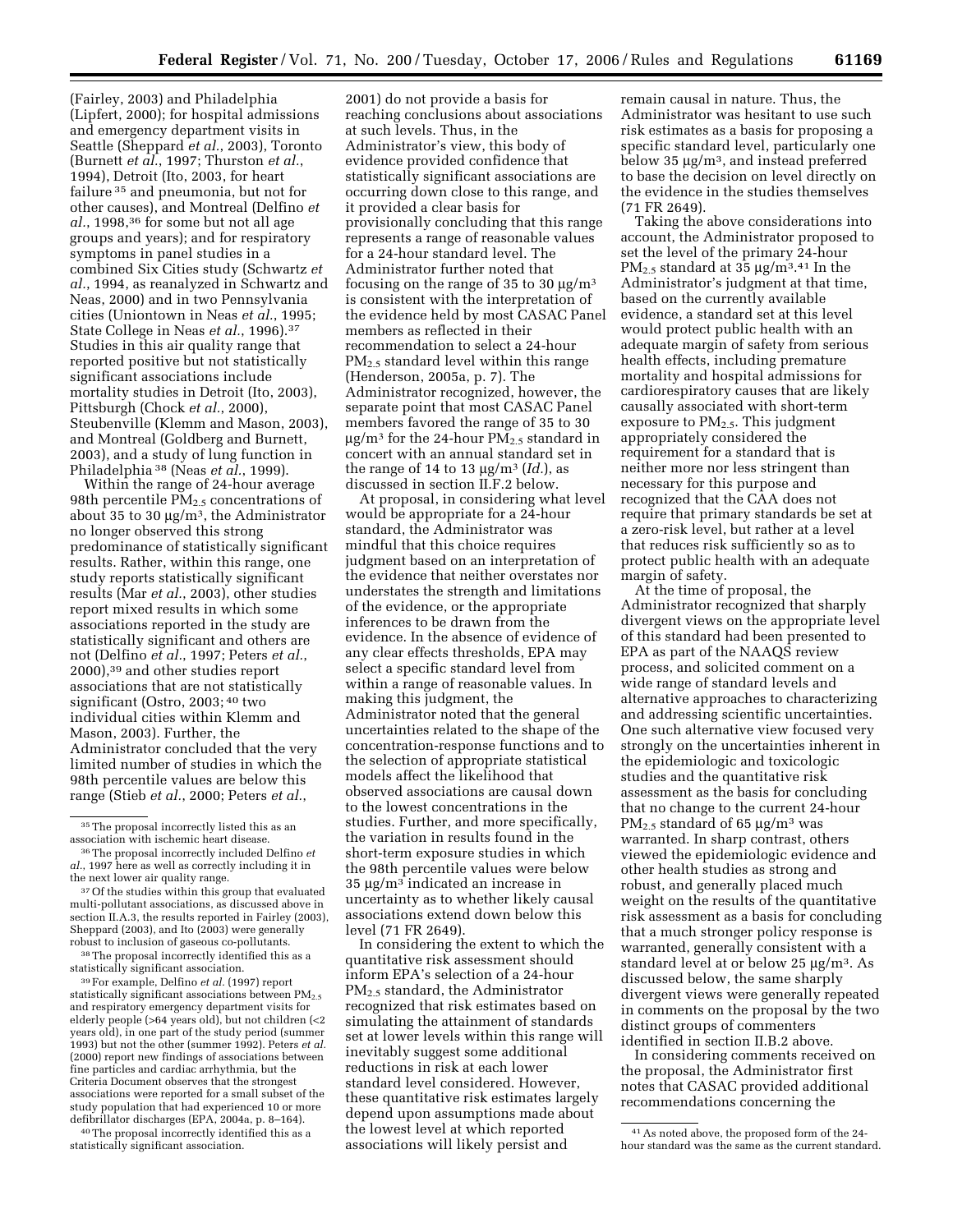(Fairley, 2003) and Philadelphia (Lipfert, 2000); for hospital admissions and emergency department visits in Seattle (Sheppard *et al.*, 2003), Toronto (Burnett *et al.*, 1997; Thurston *et al.*, 1994), Detroit (Ito, 2003, for heart failure [35] and pneumonia, but not for other causes), and Montreal (Delfino *et al.*, 1998,[36] for some but not all age groups and years); and for respiratory symptoms in panel studies in a combined Six Cities study (Schwartz *et al.*, 1994, as reanalyzed in Schwartz and Neas, 2000) and in two Pennsylvania cities (Uniontown in Neas *et al.*, 1995; State College in Neas *et al.*, 1996).[37] Studies in this air quality range that reported positive but not statistically significant associations include mortality studies in Detroit (Ito, 2003), Pittsburgh (Chock *et al.*, 2000), Steubenville (Klemm and Mason, 2003), and Montreal (Goldberg and Burnett, 2003), and a study of lung function in Philadelphia [38] (Neas *et al.*, 1999).

Within the range of 24-hour average 98th percentile $PM_{2.5}$ concentrations of about 35 to 30 µg/m$^3$, the Administrator no longer observed this strong predominance of statistically significant results. Rather, within this range, one study reports statistically significant results (Mar *et al.*, 2003), other studies report mixed results in which some associations reported in the study are statistically significant and others are not (Delfino *et al.*, 1997; Peters *et al.*, 2000),[39] and other studies report associations that are not statistically significant (Ostro, 2003; [40] two individual cities within Klemm and Mason, 2003). Further, the Administrator concluded that the very limited number of studies in which the 98th percentile values are below this range (Stieb *et al.*, 2000; Peters *et al.*, 2001) do not provide a basis for reaching conclusions about associations at such levels. Thus, in the Administrator's view, this body of evidence provided confidence that statistically significant associations are occurring down close to this range, and it provided a clear basis for provisionally concluding that this range represents a range of reasonable values for a 24-hour standard level. The Administrator further noted that focusing on the range of 35 to 30 µg/m$^3$ is consistent with the interpretation of the evidence held by most CASAC Panel members as reflected in their recommendation to select a 24-hour $PM_{2.5}$ standard level within this range (Henderson, 2005a, p. 7). The Administrator recognized, however, the separate point that most CASAC Panel members favored the range of 35 to 30 µg/m$^3$ for the 24-hour $PM_{2.5}$ standard in concert with an annual standard set in the range of 14 to 13 µg/m$^3$ (*Id.*), as discussed in II.F.2 below.

At proposal, in considering what level would be appropriate for a 24-hour standard, the Administrator was mindful that this choice requires judgment based on an interpretation of the evidence that neither overstates nor understates the strength and limitations of the evidence, or the appropriate inferences to be drawn from the evidence. In the absence of evidence of any clear effects thresholds, EPA may select a specific standard level from within a range of reasonable values. In making this judgment, the Administrator noted that the general uncertainties related to the shape of the concentration-response functions and to the selection of appropriate statistical models affect the likelihood that observed associations are causal down to the lowest concentrations in the studies. Further, and more specifically, the variation in results found in the short-term exposure studies in which the 98th percentile values were below 35 µg/m$^3$ indicated an increase in uncertainty as to whether likely causal associations extend down below this level (71 FR 2649).

In considering the extent to which the quantitative risk assessment should inform EPA's selection of a 24-hour $PM_{2.5}$ standard, the Administrator recognized that risk estimates based on simulating the attainment of standards set at lower levels within this range will inevitably suggest some additional reductions in risk at each lower standard level considered. However, these quantitative risk estimates largely depend upon assumptions made about the lowest level at which reported associations will likely persist and remain causal in nature. Thus, the Administrator was hesitant to use such risk estimates as a basis for proposing a specific standard level, particularly one below 35 µg/m$^3$, and instead preferred to base the decision on level directly on the evidence in the studies themselves (71 FR 2649).

Taking the above considerations into account, the Administrator proposed to set the level of the primary 24-hour $PM_{2.5}$ standard at 35 µg/m$^3$.[41] In the Administrator's judgment at that time, based on the currently available evidence, a standard set at this level would protect public health with an adequate margin of safety from serious health effects, including premature mortality and hospital admissions for cardiorespiratory causes that are likely causally associated with short-term exposure to $PM_{2.5}$. This judgment appropriately considered the requirement for a standard that is neither more nor less stringent than necessary for this purpose and recognized that the CAA does not require that primary standards be set at a zero-risk level, but rather at a level that reduces risk sufficiently so as to protect public health with an adequate margin of safety.

At the time of proposal, the Administrator recognized that sharply divergent views on the appropriate level of this standard had been presented to EPA as part of the NAAQS review process, and solicited comment on a wide range of standard levels and alternative approaches to characterizing and addressing scientific uncertainties. One such alternative view focused very strongly on the uncertainties inherent in the epidemiologic and toxicologic studies and the quantitative risk assessment as the basis for concluding that no change to the current 24-hour $PM_{2.5}$ standard of 65 µg/m$^3$ was warranted. In sharp contrast, others viewed the epidemiologic evidence and other health studies as strong and robust, and generally placed much weight on the results of the quantitative risk assessment as a basis for concluding that a much stronger policy response is warranted, generally consistent with a standard level at or below 25 µg/m$^3$. As discussed below, the same sharply divergent views were generally repeated in comments on the proposal by the two distinct groups of commenters identified in section II.B.2 above.

In considering comments received on the proposal, the Administrator first notes that CASAC provided additional recommendations concerning the

---

[35] The proposal incorrectly listed this as an association with ischemic heart disease.

[36] The proposal incorrectly included Delfino *et al.*, 1997 here as well as correctly including it in the next lower air quality range.

[37] Of the studies within this group that evaluated multi-pollutant associations, as discussed above in section II.A.3, the results reported in Fairley (2003), Sheppard (2003), and Ito (2003) were generally robust to inclusion of gaseous co-pollutants.

[38] The proposal incorrectly identified this as a statistically significant association.

[39] For example, Delfino *et al.* (1997) report statistically significant associations between $PM_{2.5}$ and respiratory emergency department visits for elderly people (>64 years old), but not children (<2 years old), in one part of the study period (summer 1993) but not the other (summer 1992). Peters *et al.* (2000) report new findings of associations between fine particles and cardiac arrhythmia, but the Criteria Document observes that the strongest associations were reported for a small subset of the study population that had experienced 10 or more defibrillator discharges (EPA, 2004a, p. 8–164).

[40] The proposal incorrectly identified this as a statistically significant association.

[41] As noted above, the proposed form of the 24-hour standard was the same as the current standard.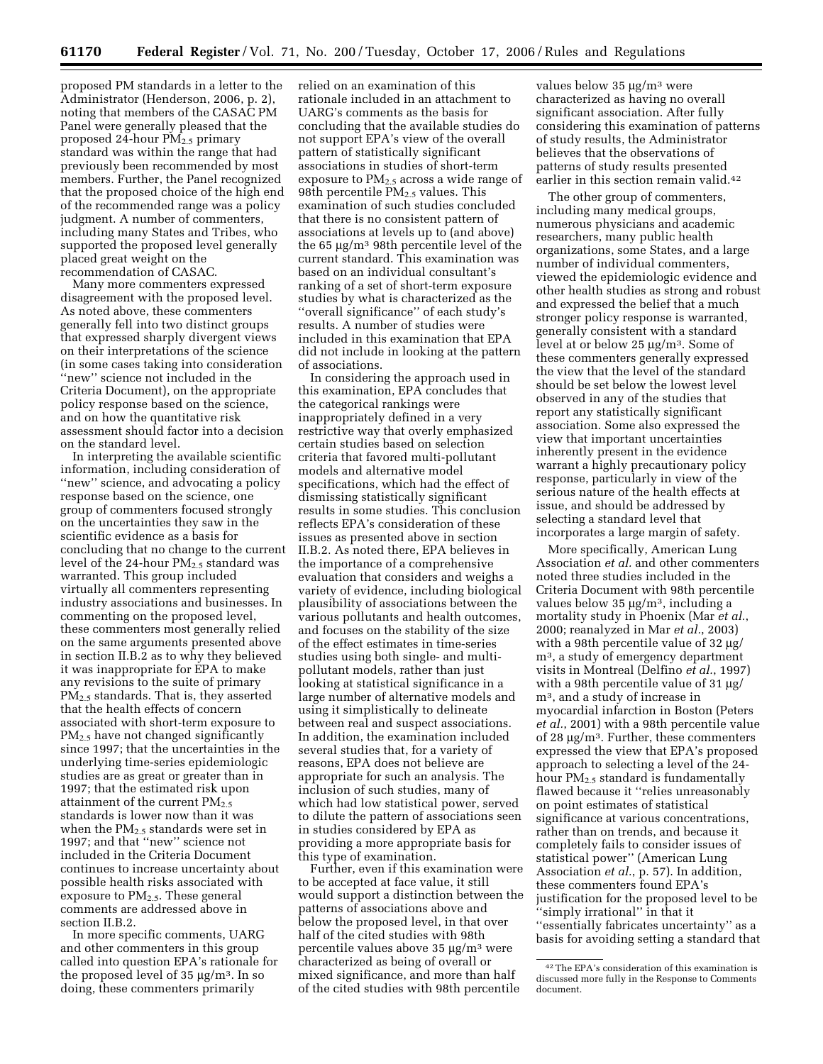proposed PM standards in a letter to the Administrator (Henderson, 2006, p. 2), noting that members of the CASAC PM Panel were generally pleased that the proposed 24-hour $PM_{2.5}$ primary standard was within the range that had previously been recommended by most members. Further, the Panel recognized that the proposed choice of the high end of the recommended range was a policy judgment. A number of commenters, including many States and Tribes, who supported the proposed level generally placed great weight on the recommendation of CASAC.

Many more commenters expressed disagreement with the proposed level. As noted above, these commenters generally fell into two distinct groups that expressed sharply divergent views on their interpretations of the science (in some cases taking into consideration ''new'' science not included in the Criteria Document), on the appropriate policy response based on the science, and on how the quantitative risk assessment should factor into a decision on the standard level.

In interpreting the available scientific information, including consideration of ''new'' science, and advocating a policy response based on the science, one group of commenters focused strongly on the uncertainties they saw in the scientific evidence as a basis for concluding that no change to the current level of the 24-hour $PM_{2.5}$ standard was warranted. This group included virtually all commenters representing industry associations and businesses. In commenting on the proposed level, these commenters most generally relied on the same arguments presented above in section II.B.2 as to why they believed it was inappropriate for EPA to make any revisions to the suite of primary $PM_{2.5}$ standards. That is, they asserted that the health effects of concern associated with short-term exposure to $PM_{2.5}$ have not changed significantly since 1997; that the uncertainties in the underlying time-series epidemiologic studies are as great or greater than in 1997; that the estimated risk upon attainment of the current $PM_{2.5}$ standards is lower now than it was when the $PM_{2.5}$ standards were set in 1997; and that ''new'' science not included in the Criteria Document continues to increase uncertainty about possible health risks associated with exposure to $PM_{2.5}$. These general comments are addressed above in section II.B.2.

In more specific comments, UARG and other commenters in this group called into question EPA's rationale for the proposed level of 35 µg/m[3]. In so doing, these commenters primarily relied on an examination of this rationale included in an attachment to UARG's comments as the basis for concluding that the available studies do not support EPA's view of the overall pattern of statistically significant associations in studies of short-term exposure to $PM_{2.5}$ across a wide range of 98th percentile $PM_{2.5}$ values. This examination of such studies concluded that there is no consistent pattern of associations at levels up to (and above) the 65 µg/m[3] 98th percentile level of the current standard. This examination was based on an individual consultant's ranking of a set of short-term exposure studies by what is characterized as the ''overall significance'' of each study's results. A number of studies were included in this examination that EPA did not include in looking at the pattern of associations.

In considering the approach used in this examination, EPA concludes that the categorical rankings were inappropriately defined in a very restrictive way that overly emphasized certain studies based on selection criteria that favored multi-pollutant models and alternative model specifications, which had the effect of dismissing statistically significant results in some studies. This conclusion reflects EPA's consideration of these issues as presented above in section II.B.2. As noted there, EPA believes in the importance of a comprehensive evaluation that considers and weighs a variety of evidence, including biological plausibility of associations between the various pollutants and health outcomes, and focuses on the stability of the size of the effect estimates in time-series studies using both single- and multi-pollutant models, rather than just looking at statistical significance in a large number of alternative models and using it simplistically to delineate between real and suspect associations. In addition, the examination included several studies that, for a variety of reasons, EPA does not believe are appropriate for such an analysis. The inclusion of such studies, many of which had low statistical power, served to dilute the pattern of associations seen in studies considered by EPA as providing a more appropriate basis for this type of examination.

Further, even if this examination were to be accepted at face value, it still would support a distinction between the patterns of associations above and below the proposed level, in that over half of the cited studies with 98th percentile values above 35 µg/m[3] were characterized as being of overall or mixed significance, and more than half of the cited studies with 98th percentile values below 35 µg/m[3] were characterized as having no overall significant association. After fully considering this examination of patterns of study results, the Administrator believes that the observations of patterns of study results presented earlier in this section remain valid.[42]

The other group of commenters, including many medical groups, numerous physicians and academic researchers, many public health organizations, some States, and a large number of individual commenters, viewed the epidemiologic evidence and other health studies as strong and robust and expressed the belief that a much stronger policy response is warranted, generally consistent with a standard level at or below 25 µg/m[3]. Some of these commenters generally expressed the view that the level of the standard should be set below the lowest level observed in any of the studies that report any statistically significant association. Some also expressed the view that important uncertainties inherently present in the evidence warrant a highly precautionary policy response, particularly in view of the serious nature of the health effects at issue, and should be addressed by selecting a standard level that incorporates a large margin of safety.

More specifically, American Lung Association *et al.* and other commenters noted three studies included in the Criteria Document with 98th percentile values below 35 µg/m[3], including a mortality study in Phoenix (Mar *et al.*, 2000; reanalyzed in Mar *et al.*, 2003) with a 98th percentile value of 32 µg/m[3], a study of emergency department visits in Montreal (Delfino *et al.*, 1997) with a 98th percentile value of 31 µg/m[3], and a study of increase in myocardial infarction in Boston (Peters *et al.*, 2001) with a 98th percentile value of 28 µg/m[3]. Further, these commenters expressed the view that EPA's proposed approach to selecting a level of the 24-hour $PM_{2.5}$ standard is fundamentally flawed because it ''relies unreasonably on point estimates of statistical significance at various concentrations, rather than on trends, and because it completely fails to consider issues of statistical power'' (American Lung Association *et al.*, p. 57). In addition, these commenters found EPA's justification for the proposed level to be ''simply irrational'' in that it ''essentially fabricates uncertainty'' as a basis for avoiding setting a standard that

[42] The EPA's consideration of this examination is discussed more fully in the Response to Comments document.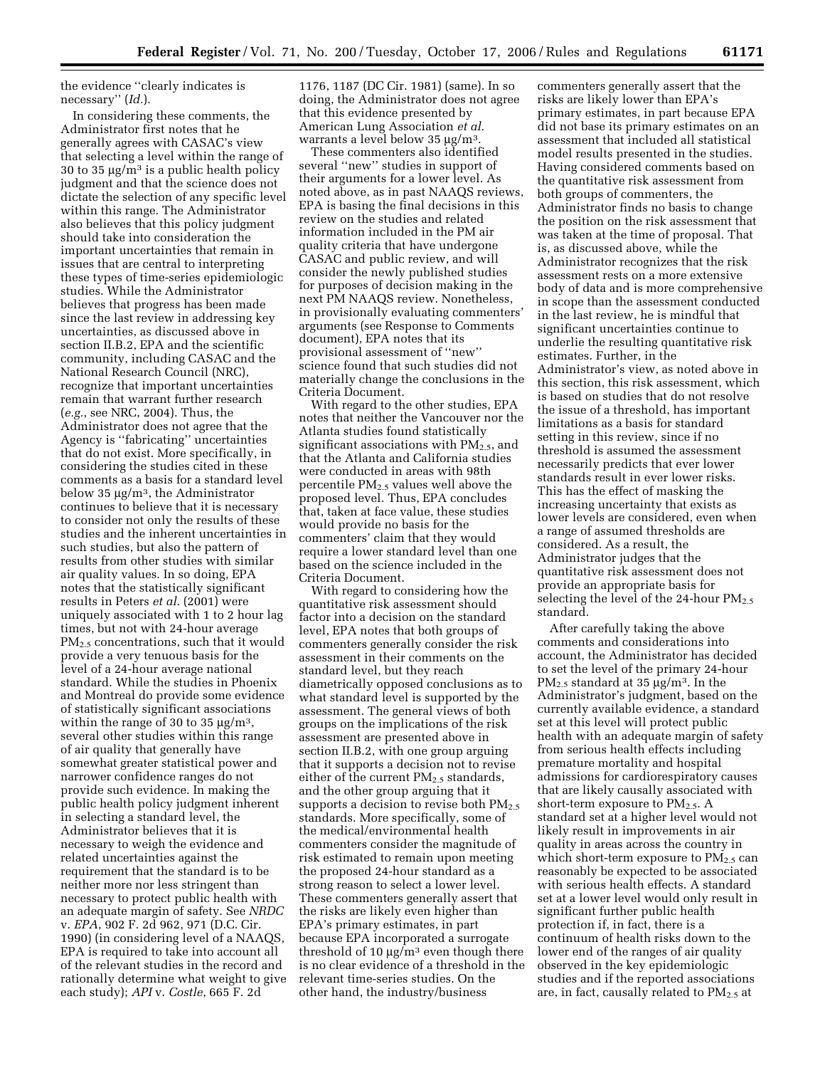the evidence "clearly indicates is necessary" (*Id.*).

In considering these comments, the Administrator first notes that he generally agrees with CASAC's view that selecting a level within the range of 30 to 35 μg/m$^3$ is a public health policy judgment and that the science does not dictate the selection of any specific level within this range. The Administrator also believes that this policy judgment should take into consideration the important uncertainties that remain in issues that are central to interpreting these types of time-series epidemiologic studies. While the Administrator believes that progress has been made since the last review in addressing key uncertainties, as discussed above in section II.B.2, EPA and the scientific community, including CASAC and the National Research Council (NRC), recognize that important uncertainties remain that warrant further research (*e.g.*, see NRC, 2004). Thus, the Administrator does not agree that the Agency is "fabricating" uncertainties that do not exist. More specifically, in considering the studies cited in these comments as a basis for a standard level below 35 μg/m$^3$, the Administrator continues to believe that it is necessary to consider not only the results of these studies and the inherent uncertainties in such studies, but also the pattern of results from other studies with similar air quality values. In so doing, EPA notes that the statistically significant results in Peters *et al.* (2001) were uniquely associated with 1 to 2 hour lag times, but not with 24-hour average $PM_{2.5}$ concentrations, such that it would provide a very tenuous basis for the level of a 24-hour average national standard. While the studies in Phoenix and Montreal do provide some evidence of statistically significant associations within the range of 30 to 35 μg/m$^3$, several other studies within this range of air quality that generally have somewhat greater statistical power and narrower confidence ranges do not provide such evidence. In making the public health policy judgment inherent in selecting a standard level, the Administrator believes that it is necessary to weigh the evidence and related uncertainties against the requirement that the standard is to be neither more nor less stringent than necessary to protect public health with an adequate margin of safety. See *NRDC* v. *EPA*, 902 F. 2d 962, 971 (D.C. Cir. 1990) (in considering level of a NAAQS, EPA is required to take into account all of the relevant studies in the record and rationally determine what weight to give each study); *API* v. *Costle*, 665 F. 2d 1176, 1187 (DC Cir. 1981) (same). In so doing, the Administrator does not agree that this evidence presented by American Lung Association *et al.* warrants a level below 35 μg/m$^3$.

These commenters also identified several "new" studies in support of their arguments for a lower level. As noted above, as in past NAAQS reviews, EPA is basing the final decisions in this review on the studies and related information included in the PM air quality criteria that have undergone CASAC and public review, and will consider the newly published studies for purposes of decision making in the next PM NAAQS review. Nonetheless, in provisionally evaluating commenters' arguments (see Response to Comments document), EPA notes that its provisional assessment of "new" science found that such studies did not materially change the conclusions in the Criteria Document.

With regard to the other studies, EPA notes that neither the Vancouver nor the Atlanta studies found statistically significant associations with $PM_{2.5}$, and that the Atlanta and California studies were conducted in areas with 98th percentile $PM_{2.5}$ values well above the proposed level. Thus, EPA concludes that, taken at face value, these studies would provide no basis for the commenters' claim that they would require a lower standard level than one based on the science included in the Criteria Document.

With regard to considering how the quantitative risk assessment should factor into a decision on the standard level, EPA notes that both groups of commenters generally consider the risk assessment in their comments on the standard level, but they reach diametrically opposed conclusions as to what standard level is supported by the assessment. The general views of both groups on the implications of the risk assessment are presented above in section II.B.2, with one group arguing that it supports a decision not to revise either of the current $PM_{2.5}$ standards, and the other group arguing that it supports a decision to revise both $PM_{2.5}$ standards. More specifically, some of the medical/environmental health commenters consider the magnitude of risk estimated to remain upon meeting the proposed 24-hour standard as a strong reason to select a lower level. These commenters generally assert that the risks are likely even higher than EPA's primary estimates, in part because EPA incorporated a surrogate threshold of 10 μg/m$^3$ even though there is no clear evidence of a threshold in the relevant time-series studies. On the other hand, the industry/business commenters generally assert that the risks are likely lower than EPA's primary estimates, in part because EPA did not base its primary estimates on an assessment that included all statistical model results presented in the studies. Having considered comments based on the quantitative risk assessment from both groups of commenters, the Administrator finds no basis to change the position on the risk assessment that was taken at the time of proposal. That is, as discussed above, while the Administrator recognizes that the risk assessment rests on a more extensive body of data and is more comprehensive in scope than the assessment conducted in the last review, he is mindful that significant uncertainties continue to underlie the resulting quantitative risk estimates. Further, in the Administrator's view, as noted above in this section, this risk assessment, which is based on studies that do not resolve the issue of a threshold, has important limitations as a basis for standard setting in this review, since if no threshold is assumed the assessment necessarily predicts that ever lower standards result in ever lower risks. This has the effect of masking the increasing uncertainty that exists as lower levels are considered, even when a range of assumed thresholds are considered. As a result, the Administrator judges that the quantitative risk assessment does not provide an appropriate basis for selecting the level of the 24-hour $PM_{2.5}$ standard.

After carefully taking the above comments and considerations into account, the Administrator has decided to set the level of the primary 24-hour $PM_{2.5}$ standard at 35 μg/m$^3$. In the Administrator's judgment, based on the currently available evidence, a standard set at this level will protect public health with an adequate margin of safety from serious health effects including premature mortality and hospital admissions for cardiorespiratory causes that are likely causally associated with short-term exposure to $PM_{2.5}$. A standard set at a higher level would not likely result in improvements in air quality in areas across the country in which short-term exposure to $PM_{2.5}$ can reasonably be expected to be associated with serious health effects. A standard set at a lower level would only result in significant further public health protection if, in fact, there is a continuum of health risks down to the lower end of the ranges of air quality observed in the key epidemiologic studies and if the reported associations are, in fact, causally related to $PM_{2.5}$ at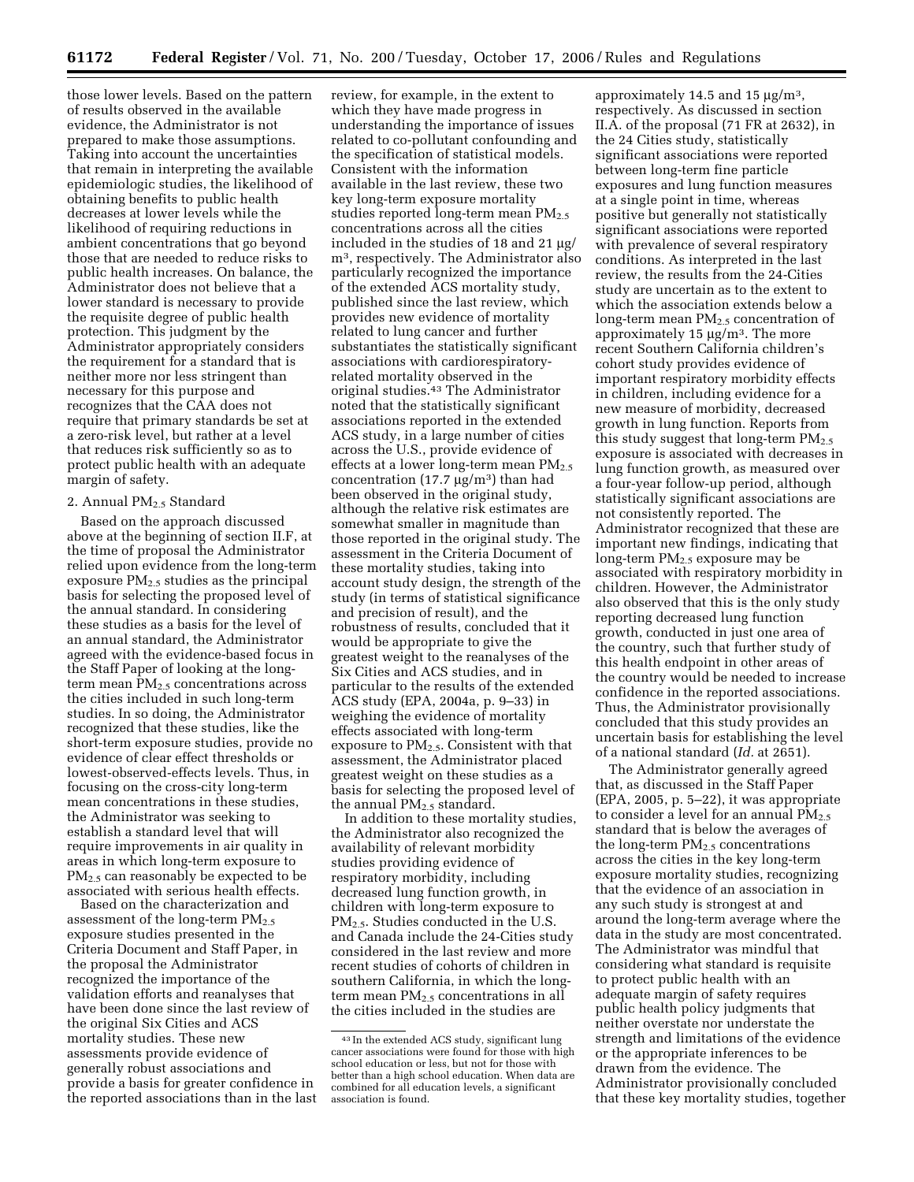those lower levels. Based on the pattern of results observed in the available evidence, the Administrator is not prepared to make those assumptions. Taking into account the uncertainties that remain in interpreting the available epidemiologic studies, the likelihood of obtaining benefits to public health decreases at lower levels while the likelihood of requiring reductions in ambient concentrations that go beyond those that are needed to reduce risks to public health increases. On balance, the Administrator does not believe that a lower standard is necessary to provide the requisite degree of public health protection. This judgment by the Administrator appropriately considers the requirement for a standard that is neither more nor less stringent than necessary for this purpose and recognizes that the CAA does not require that primary standards be set at a zero-risk level, but rather at a level that reduces risk sufficiently so as to protect public health with an adequate margin of safety.

2. Annual $PM_{2.5}$ Standard

Based on the approach discussed above at the beginning of section II.F, at the time of proposal the Administrator relied upon evidence from the long-term exposure $PM_{2.5}$ studies as the principal basis for selecting the proposed level of the annual standard. In considering these studies as a basis for the level of an annual standard, the Administrator agreed with the evidence-based focus in the Staff Paper of looking at the long-term mean $PM_{2.5}$ concentrations across the cities included in such long-term studies. In so doing, the Administrator recognized that these studies, like the short-term exposure studies, provide no evidence of clear effect thresholds or lowest-observed-effects levels. Thus, in focusing on the cross-city long-term mean concentrations in these studies, the Administrator was seeking to establish a standard level that will require improvements in air quality in areas in which long-term exposure to $PM_{2.5}$ can reasonably be expected to be associated with serious health effects.

Based on the characterization and assessment of the long-term $PM_{2.5}$ exposure studies presented in the Criteria Document and Staff Paper, in the proposal the Administrator recognized the importance of the validation efforts and reanalyses that have been done since the last review of the original Six Cities and ACS mortality studies. These new assessments provide evidence of generally robust associations and provide a basis for greater confidence in the reported associations than in the last review, for example, in the extent to which they have made progress in understanding the importance of issues related to co-pollutant confounding and the specification of statistical models. Consistent with the information available in the last review, these two key long-term exposure mortality studies reported long-term mean $PM_{2.5}$ concentrations across all the cities included in the studies of 18 and 21 $\mu g/m^3$, respectively. The Administrator also particularly recognized the importance of the extended ACS mortality study, published since the last review, which provides new evidence of mortality related to lung cancer and further substantiates the statistically significant associations with cardiorespiratory-related mortality observed in the original studies.[43] The Administrator noted that the statistically significant associations reported in the extended ACS study, in a large number of cities across the U.S., provide evidence of effects at a lower long-term mean $PM_{2.5}$ concentration (17.7 $\mu g/m^3$) than had been observed in the original study, although the relative risk estimates are somewhat smaller in magnitude than those reported in the original study. The assessment in the Criteria Document of these mortality studies, taking into account study design, the strength of the study (in terms of statistical significance and precision of result), and the robustness of results, concluded that it would be appropriate to give the greatest weight to the reanalyses of the Six Cities and ACS studies, and in particular to the results of the extended ACS study (EPA, 2004a, p. 9–33) in weighing the evidence of mortality effects associated with long-term exposure to $PM_{2.5}$. Consistent with that assessment, the Administrator placed greatest weight on these studies as a basis for selecting the proposed level of the annual $PM_{2.5}$ standard.

In addition to these mortality studies, the Administrator also recognized the availability of relevant morbidity studies providing evidence of respiratory morbidity, including decreased lung function growth, in children with long-term exposure to $PM_{2.5}$. Studies conducted in the U.S. and Canada include the 24-Cities study considered in the last review and more recent studies of cohorts of children in southern California, in which the long-term mean $PM_{2.5}$ concentrations in all the cities included in the studies are approximately 14.5 and 15 $\mu g/m^3$, respectively. As discussed in section II.A. of the proposal (71 FR at 2632), in the 24 Cities study, statistically significant associations were reported between long-term fine particle exposures and lung function measures at a single point in time, whereas positive but generally not statistically significant associations were reported with prevalence of several respiratory conditions. As interpreted in the last review, the results from the 24-Cities study are uncertain as to the extent to which the association extends below a long-term mean $PM_{2.5}$ concentration of approximately 15 $\mu g/m^3$. The more recent Southern California children's cohort study provides evidence of important respiratory morbidity effects in children, including evidence for a new measure of morbidity, decreased growth in lung function. Reports from this study suggest that long-term $PM_{2.5}$ exposure is associated with decreases in lung function growth, as measured over a four-year follow-up period, although statistically significant associations are not consistently reported. The Administrator recognized that these are important new findings, indicating that long-term $PM_{2.5}$ exposure may be associated with respiratory morbidity in children. However, the Administrator also observed that this is the only study reporting decreased lung function growth, conducted in just one area of the country, such that further study of this health endpoint in other areas of the country would be needed to increase confidence in the reported associations. Thus, the Administrator provisionally concluded that this study provides an uncertain basis for establishing the level of a national standard (*Id.* at 2651).

The Administrator generally agreed that, as discussed in the Staff Paper (EPA, 2005, p. 5–22), it was appropriate to consider a level for an annual $PM_{2.5}$ standard that is below the averages of the long-term $PM_{2.5}$ concentrations across the cities in the key long-term exposure mortality studies, recognizing that the evidence of an association in any such study is strongest at and around the long-term average where the data in the study are most concentrated. The Administrator was mindful that considering what standard is requisite to protect public health with an adequate margin of safety requires public health policy judgments that neither overstate nor understate the strength and limitations of the evidence or the appropriate inferences to be drawn from the evidence. The Administrator provisionally concluded that these key mortality studies, together

[43] In the extended ACS study, significant lung cancer associations were found for those with high school education or less, but not for those with better than a high school education. When data are combined for all education levels, a significant association is found.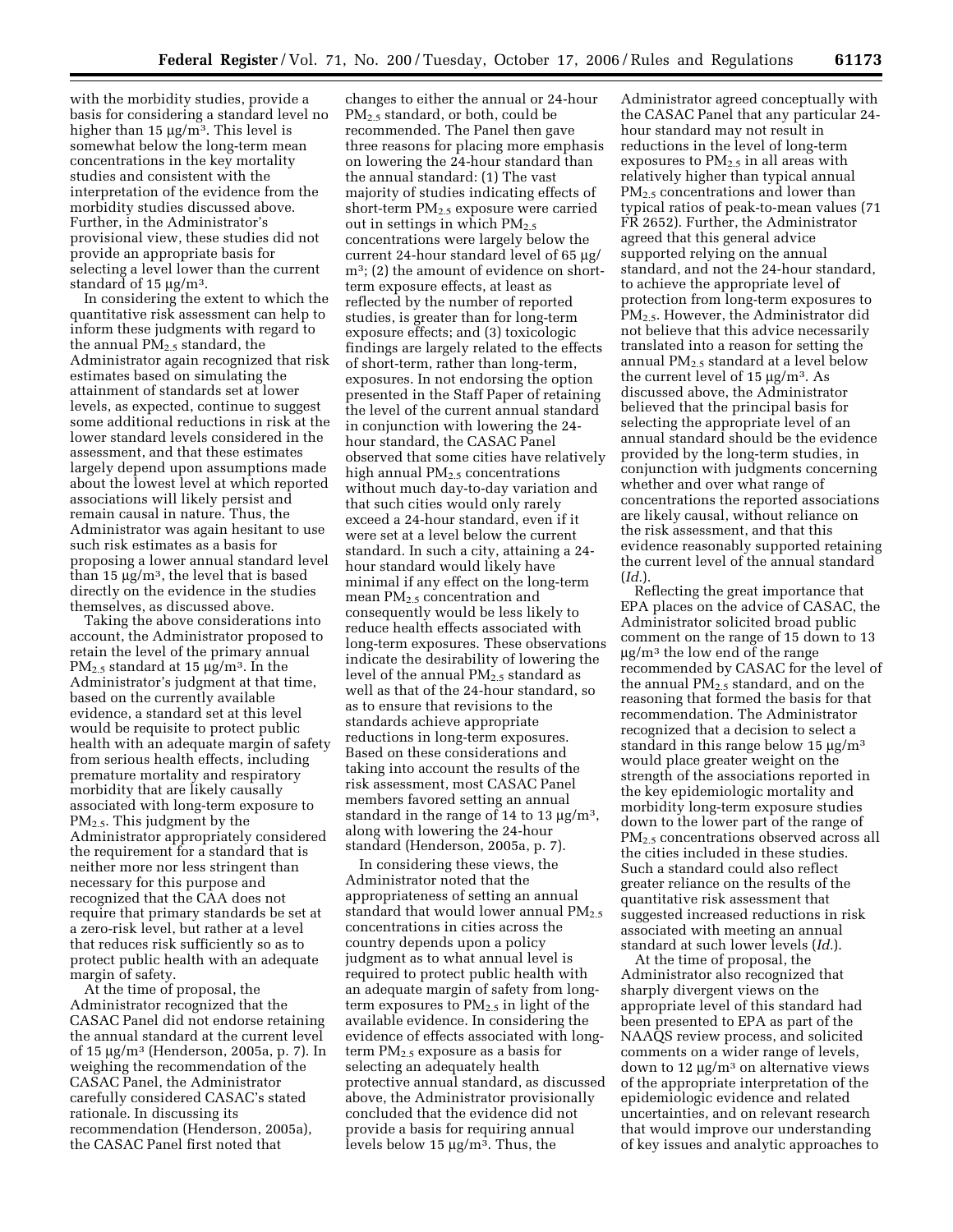with the morbidity studies, provide a basis for considering a standard level no higher than 15 μg/m³. This level is somewhat below the long-term mean concentrations in the key mortality studies and consistent with the interpretation of the evidence from the morbidity studies discussed above. Further, in the Administrator's provisional view, these studies did not provide an appropriate basis for selecting a level lower than the current standard of 15 μg/m³.

In considering the extent to which the quantitative risk assessment can help to inform these judgments with regard to the annual $PM_{2.5}$ standard, the Administrator again recognized that risk estimates based on simulating the attainment of standards set at lower levels, as expected, continue to suggest some additional reductions in risk at the lower standard levels considered in the assessment, and that these estimates largely depend upon assumptions made about the lowest level at which reported associations will likely persist and remain causal in nature. Thus, the Administrator was again hesitant to use such risk estimates as a basis for proposing a lower annual standard level than 15 μg/m³, the level that is based directly on the evidence in the studies themselves, as discussed above.

Taking the above considerations into account, the Administrator proposed to retain the level of the primary annual $PM_{2.5}$ standard at 15 μg/m³. In the Administrator's judgment at that time, based on the currently available evidence, a standard set at this level would be requisite to protect public health with an adequate margin of safety from serious health effects, including premature mortality and respiratory morbidity that are likely causally associated with long-term exposure to $PM_{2.5}$. This judgment by the Administrator appropriately considered the requirement for a standard that is neither more nor less stringent than necessary for this purpose and recognized that the CAA does not require that primary standards be set at a zero-risk level, but rather at a level that reduces risk sufficiently so as to protect public health with an adequate margin of safety.

At the time of proposal, the Administrator recognized that the CASAC Panel did not endorse retaining the annual standard at the current level of 15 μg/m³ (Henderson, 2005a, p. 7). In weighing the recommendation of the CASAC Panel, the Administrator carefully considered CASAC's stated rationale. In discussing its recommendation (Henderson, 2005a), the CASAC Panel first noted that changes to either the annual or 24-hour $PM_{2.5}$ standard, or both, could be recommended. The Panel then gave three reasons for placing more emphasis on lowering the 24-hour standard than the annual standard: (1) The vast majority of studies indicating effects of short-term $PM_{2.5}$ exposure were carried out in settings in which $PM_{2.5}$ concentrations were largely below the current 24-hour standard level of 65 μg/m³; (2) the amount of evidence on short-term exposure effects, at least as reflected by the number of reported studies, is greater than for long-term exposure effects; and (3) toxicologic findings are largely related to the effects of short-term, rather than long-term, exposures. In not endorsing the option presented in the Staff Paper of retaining the level of the current annual standard in conjunction with lowering the 24-hour standard, the CASAC Panel observed that some cities have relatively high annual $PM_{2.5}$ concentrations without much day-to-day variation and that such cities would only rarely exceed a 24-hour standard, even if it were set at a level below the current standard. In such a city, attaining a 24-hour standard would likely have minimal if any effect on the long-term mean $PM_{2.5}$ concentration and consequently would be less likely to reduce health effects associated with long-term exposures. These observations indicate the desirability of lowering the level of the annual $PM_{2.5}$ standard as well as that of the 24-hour standard, so as to ensure that revisions to the standards achieve appropriate reductions in long-term exposures. Based on these considerations and taking into account the results of the risk assessment, most CASAC Panel members favored setting an annual standard in the range of 14 to 13 μg/m³, along with lowering the 24-hour standard (Henderson, 2005a, p. 7).

In considering these views, the Administrator noted that the appropriateness of setting an annual standard that would lower annual $PM_{2.5}$ concentrations in cities across the country depends upon a policy judgment as to what annual level is required to protect public health with an adequate margin of safety from long-term exposures to $PM_{2.5}$ in light of the available evidence. In considering the evidence of effects associated with long-term $PM_{2.5}$ exposure as a basis for selecting an adequately health protective annual standard, as discussed above, the Administrator provisionally concluded that the evidence did not provide a basis for requiring annual levels below 15 μg/m³. Thus, the Administrator agreed conceptually with the CASAC Panel that any particular 24-hour standard may not result in reductions in the level of long-term exposures to $PM_{2.5}$ in all areas with relatively higher than typical annual $PM_{2.5}$ concentrations and lower than typical ratios of peak-to-mean values (71 FR 2652). Further, the Administrator agreed that this general advice supported relying on the annual standard, and not the 24-hour standard, to achieve the appropriate level of protection from long-term exposures to $PM_{2.5}$. However, the Administrator did not believe that this advice necessarily translated into a reason for setting the annual $PM_{2.5}$ standard at a level below the current level of 15 μg/m³. As discussed above, the Administrator believed that the principal basis for selecting the appropriate level of an annual standard should be the evidence provided by the long-term studies, in conjunction with judgments concerning whether and over what range of concentrations the reported associations are likely causal, without reliance on the risk assessment, and that this evidence reasonably supported retaining the current level of the annual standard (*Id.*).

Reflecting the great importance that EPA places on the advice of CASAC, the Administrator solicited broad public comment on the range of 15 down to 13 μg/m³ the low end of the range recommended by CASAC for the level of the annual $PM_{2.5}$ standard, and on the reasoning that formed the basis for that recommendation. The Administrator recognized that a decision to select a standard in this range below 15 μg/m³ would place greater weight on the strength of the associations reported in the key epidemiologic mortality and morbidity long-term exposure studies down to the lower part of the range of $PM_{2.5}$ concentrations observed across all the cities included in these studies. Such a standard could also reflect greater reliance on the results of the quantitative risk assessment that suggested increased reductions in risk associated with meeting an annual standard at such lower levels (*Id.*).

At the time of proposal, the Administrator also recognized that sharply divergent views on the appropriate level of this standard had been presented to EPA as part of the NAAQS review process, and solicited comments on a wider range of levels, down to 12 μg/m³ on alternative views of the appropriate interpretation of the epidemiologic evidence and related uncertainties, and on relevant research that would improve our understanding of key issues and analytic approaches to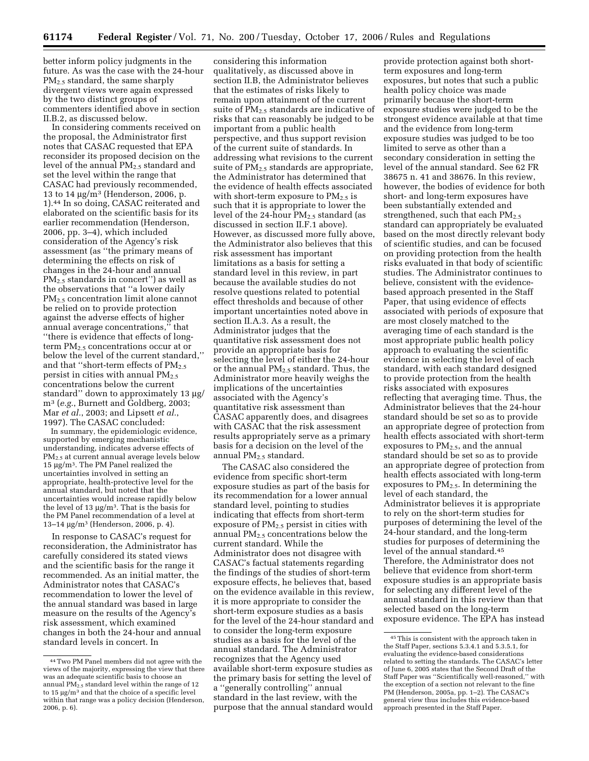better inform policy judgments in the future. As was the case with the 24-hour $PM_{2.5}$ standard, the same sharply divergent views were again expressed by the two distinct groups of commenters identified above in section II.B.2, as discussed below.

In considering comments received on the proposal, the Administrator first notes that CASAC requested that EPA reconsider its proposed decision on the level of the annual $PM_{2.5}$ standard and set the level within the range that CASAC had previously recommended, 13 to 14 µg/m$^3$ (Henderson, 2006, p. 1).[44] In so doing, CASAC reiterated and elaborated on the scientific basis for its earlier recommendation (Henderson, 2006, pp. 3–4), which included consideration of the Agency's risk assessment (as ''the primary means of determining the effects on risk of changes in the 24-hour and annual $PM_{2.5}$ standards in concert'') as well as the observations that ''a lower daily $PM_{2.5}$ concentration limit alone cannot be relied on to provide protection against the adverse effects of higher annual average concentrations,'' that ''there is evidence that effects of long-term $PM_{2.5}$ concentrations occur at or below the level of the current standard,'' and that ''short-term effects of $PM_{2.5}$ persist in cities with annual $PM_{2.5}$ concentrations below the current standard'' down to approximately 13 µg/m$^3$ (*e.g.*, Burnett and Goldberg, 2003; Mar *et al.*, 2003; and Lipsett *et al.*, 1997). The CASAC concluded:

> In summary, the epidemiologic evidence, supported by emerging mechanistic understanding, indicates adverse effects of $PM_{2.5}$ at current annual average levels below 15 µg/m$^3$. The PM Panel realized the uncertainties involved in setting an appropriate, health-protective level for the annual standard, but noted that the uncertainties would increase rapidly below the level of 13 µg/m$^3$. That is the basis for the PM Panel recommendation of a level at 13–14 µg/m$^3$ (Henderson, 2006, p. 4).

In response to CASAC's request for reconsideration, the Administrator has carefully considered its stated views and the scientific basis for the range it recommended. As an initial matter, the Administrator notes that CASAC's recommendation to lower the level of the annual standard was based in large measure on the results of the Agency's risk assessment, which examined changes in both the 24-hour and annual standard levels in concert. In considering this information qualitatively, as discussed above in section II.B, the Administrator believes that the estimates of risks likely to remain upon attainment of the current suite of $PM_{2.5}$ standards are indicative of risks that can reasonably be judged to be important from a public health perspective, and thus support revision of the current suite of standards. In addressing what revisions to the current suite of $PM_{2.5}$ standards are appropriate, the Administrator has determined that the evidence of health effects associated with short-term exposure to $PM_{2.5}$ is such that it is appropriate to lower the level of the 24-hour $PM_{2.5}$ standard (as discussed in section II.F.1 above). However, as discussed more fully above, the Administrator also believes that this risk assessment has important limitations as a basis for setting a standard level in this review, in part because the available studies do not resolve questions related to potential effect thresholds and because of other important uncertainties noted above in section II.A.3. As a result, the Administrator judges that the quantitative risk assessment does not provide an appropriate basis for selecting the level of either the 24-hour or the annual $PM_{2.5}$ standard. Thus, the Administrator more heavily weighs the implications of the uncertainties associated with the Agency's quantitative risk assessment than CASAC apparently does, and disagrees with CASAC that the risk assessment results appropriately serve as a primary basis for a decision on the level of the annual $PM_{2.5}$ standard.

The CASAC also considered the evidence from specific short-term exposure studies as part of the basis for its recommendation for a lower annual standard level, pointing to studies indicating that effects from short-term exposure of $PM_{2.5}$ persist in cities with annual $PM_{2.5}$ concentrations below the current standard. While the Administrator does not disagree with CASAC's factual statements regarding the findings of the studies of short-term exposure effects, he believes that, based on the evidence available in this review, it is more appropriate to consider the short-term exposure studies as a basis for the level of the 24-hour standard and to consider the long-term exposure studies as a basis for the level of the annual standard. The Administrator recognizes that the Agency used available short-term exposure studies as the primary basis for setting the level of a ''generally controlling'' annual standard in the last review, with the purpose that the annual standard would provide protection against both short-term exposures and long-term exposures, but notes that such a public health policy choice was made primarily because the short-term exposure studies were judged to be the strongest evidence available at that time and the evidence from long-term exposure studies was judged to be too limited to serve as other than a secondary consideration in setting the level of the annual standard. See 62 FR 38675 n. 41 and 38676. In this review, however, the bodies of evidence for both short- and long-term exposures have been substantially extended and strengthened, such that each $PM_{2.5}$ standard can appropriately be evaluated based on the most directly relevant body of scientific studies, and can be focused on providing protection from the health risks evaluated in that body of scientific studies. The Administrator continues to believe, consistent with the evidence-based approach presented in the Staff Paper, that using evidence of effects associated with periods of exposure that are most closely matched to the averaging time of each standard is the most appropriate public health policy approach to evaluating the scientific evidence in selecting the level of each standard, with each standard designed to provide protection from the health risks associated with exposures reflecting that averaging time. Thus, the Administrator believes that the 24-hour standard should be set so as to provide an appropriate degree of protection from health effects associated with short-term exposures to $PM_{2.5}$, and the annual standard should be set so as to provide an appropriate degree of protection from health effects associated with long-term exposures to $PM_{2.5}$. In determining the level of each standard, the Administrator believes it is appropriate to rely on the short-term studies for purposes of determining the level of the 24-hour standard, and the long-term studies for purposes of determining the level of the annual standard.[45] Therefore, the Administrator does not believe that evidence from short-term exposure studies is an appropriate basis for selecting any different level of the annual standard in this review than that selected based on the long-term exposure evidence. The EPA has instead

---

[44] Two PM Panel members did not agree with the views of the majority, expressing the view that there was an adequate scientific basis to choose an annual $PM_{2.5}$ standard level within the range of 12 to 15 µg/m$^3$ and that the choice of a specific level within that range was a policy decision (Henderson, 2006, p. 6).

[45] This is consistent with the approach taken in the Staff Paper, sections 5.3.4.1 and 5.3.5.1, for evaluating the evidence-based considerations related to setting the standards. The CASAC's letter of June 6, 2005 states that the Second Draft of the Staff Paper was ''Scientifically well-reasoned,'' with the exception of a section not relevant to the fine PM (Henderson, 2005a, pp. 1–2). The CASAC's general view thus includes this evidence-based approach presented in the Staff Paper.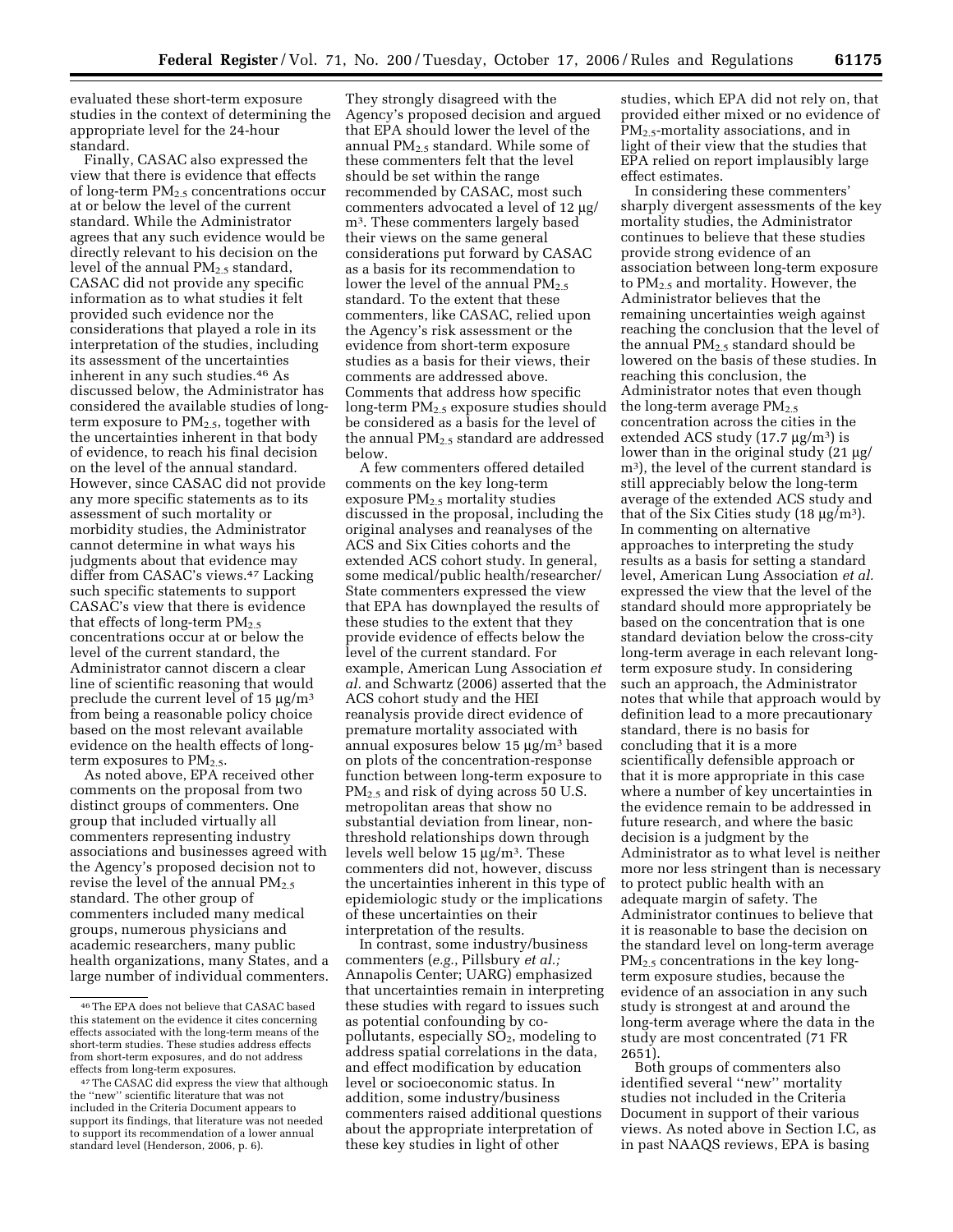evaluated these short-term exposure studies in the context of determining the appropriate level for the 24-hour standard.

Finally, CASAC also expressed the view that there is evidence that effects of long-term $PM_{2.5}$ concentrations occur at or below the level of the current standard. While the Administrator agrees that any such evidence would be directly relevant to his decision on the level of the annual $PM_{2.5}$ standard, CASAC did not provide any specific information as to what studies it felt provided such evidence nor the considerations that played a role in its interpretation of the studies, including its assessment of the uncertainties inherent in any such studies.[46] As discussed below, the Administrator has considered the available studies of long-term exposure to $PM_{2.5}$, together with the uncertainties inherent in that body of evidence, to reach his final decision on the level of the annual standard. However, since CASAC did not provide any more specific statements as to its assessment of such mortality or morbidity studies, the Administrator cannot determine in what ways his judgments about that evidence may differ from CASAC's views.[47] Lacking such specific statements to support CASAC's view that there is evidence that effects of long-term $PM_{2.5}$ concentrations occur at or below the level of the current standard, the Administrator cannot discern a clear line of scientific reasoning that would preclude the current level of 15 µg/m³ from being a reasonable policy choice based on the most relevant available evidence on the health effects of long-term exposures to $PM_{2.5}$.

As noted above, EPA received other comments on the proposal from two distinct groups of commenters. One group that included virtually all commenters representing industry associations and businesses agreed with the Agency's proposed decision not to revise the level of the annual $PM_{2.5}$ standard. The other group of commenters included many medical groups, numerous physicians and academic researchers, many public health organizations, many States, and a large number of individual commenters. They strongly disagreed with the Agency's proposed decision and argued that EPA should lower the level of the annual $PM_{2.5}$ standard. While some of these commenters felt that the level should be set within the range recommended by CASAC, most such commenters advocated a level of 12 µg/m³. These commenters largely based their views on the same general considerations put forward by CASAC as a basis for its recommendation to lower the level of the annual $PM_{2.5}$ standard. To the extent that these commenters, like CASAC, relied upon the Agency's risk assessment or the evidence from short-term exposure studies as a basis for their views, their comments are addressed above. Comments that address how specific long-term $PM_{2.5}$ exposure studies should be considered as a basis for the level of the annual $PM_{2.5}$ standard are addressed below.

A few commenters offered detailed comments on the key long-term exposure $PM_{2.5}$ mortality studies discussed in the proposal, including the original analyses and reanalyses of the ACS and Six Cities cohorts and the extended ACS cohort study. In general, some medical/public health/researcher/State commenters expressed the view that EPA has downplayed the results of these studies to the extent that they provide evidence of effects below the level of the current standard. For example, American Lung Association *et al.* and Schwartz (2006) asserted that the ACS cohort study and the HEI reanalysis provide direct evidence of premature mortality associated with annual exposures below 15 µg/m³ based on plots of the concentration-response function between long-term exposure to $PM_{2.5}$ and risk of dying across 50 U.S. metropolitan areas that show no substantial deviation from linear, non-threshold relationships down through levels well below 15 µg/m³. These commenters did not, however, discuss the uncertainties inherent in this type of epidemiologic study or the implications of these uncertainties on their interpretation of the results.

In contrast, some industry/business commenters (*e.g.*, Pillsbury *et al.;* Annapolis Center; UARG) emphasized that uncertainties remain in interpreting these studies with regard to issues such as potential confounding by co-pollutants, especially $SO_2$, modeling to address spatial correlations in the data, and effect modification by education level or socioeconomic status. In addition, some industry/business commenters raised additional questions about the appropriate interpretation of these key studies in light of other studies, which EPA did not rely on, that provided either mixed or no evidence of $PM_{2.5}$-mortality associations, and in light of their view that the studies that EPA relied on report implausibly large effect estimates.

In considering these commenters' sharply divergent assessments of the key mortality studies, the Administrator continues to believe that these studies provide strong evidence of an association between long-term exposure to $PM_{2.5}$ and mortality. However, the Administrator believes that the remaining uncertainties weigh against reaching the conclusion that the level of the annual $PM_{2.5}$ standard should be lowered on the basis of these studies. In reaching this conclusion, the Administrator notes that even though the long-term average $PM_{2.5}$ concentration across the cities in the extended ACS study (17.7 µg/m³) is lower than in the original study (21 µg/m³), the level of the current standard is still appreciably below the long-term average of the extended ACS study and that of the Six Cities study (18 µg/m³). In commenting on alternative approaches to interpreting the study results as a basis for setting a standard level, American Lung Association *et al.* expressed the view that the level of the standard should more appropriately be based on the concentration that is one standard deviation below the cross-city long-term average in each relevant long-term exposure study. In considering such an approach, the Administrator notes that while that approach would by definition lead to a more precautionary standard, there is no basis for concluding that it is a more scientifically defensible approach or that it is more appropriate in this case where a number of key uncertainties in the evidence remain to be addressed in future research, and where the basic decision is a judgment by the Administrator as to what level is neither more nor less stringent than is necessary to protect public health with an adequate margin of safety. The Administrator continues to believe that it is reasonable to base the decision on the standard level on long-term average $PM_{2.5}$ concentrations in the key long-term exposure studies, because the evidence of an association in any such study is strongest at and around the long-term average where the data in the study are most concentrated (71 FR 2651).

Both groups of commenters also identified several ''new'' mortality studies not included in the Criteria Document in support of their various views. As noted above in Section I.C, as in past NAAQS reviews, EPA is basing

---

[46] The EPA does not believe that CASAC based this statement on the evidence it cites concerning effects associated with the long-term means of the short-term studies. These studies address effects from short-term exposures, and do not address effects from long-term exposures.

[47] The CASAC did express the view that although the ''new'' scientific literature that was not included in the Criteria Document appears to support its findings, that literature was not needed to support its recommendation of a lower annual standard level (Henderson, 2006, p. 6).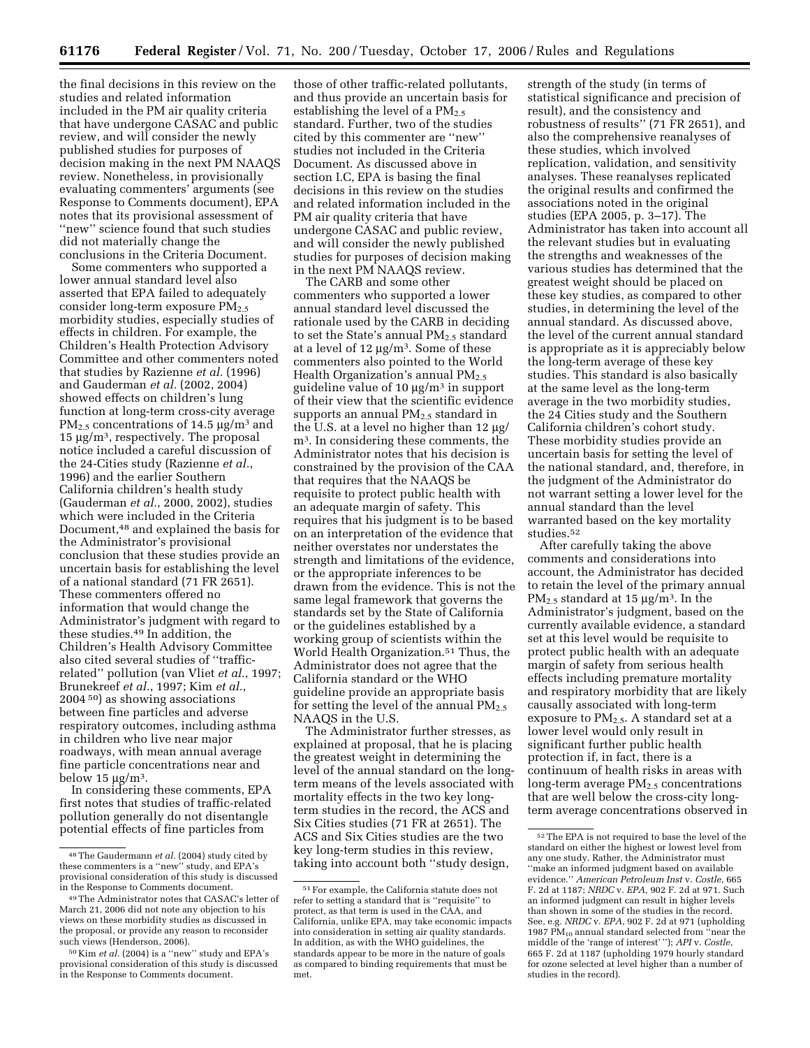the final decisions in this review on the studies and related information included in the PM air quality criteria that have undergone CASAC and public review, and will consider the newly published studies for purposes of decision making in the next PM NAAQS review. Nonetheless, in provisionally evaluating commenters' arguments (see Response to Comments document), EPA notes that its provisional assessment of ''new'' science found that such studies did not materially change the conclusions in the Criteria Document.

Some commenters who supported a lower annual standard level also asserted that EPA failed to adequately consider long-term exposure $PM_{2.5}$ morbidity studies, especially studies of effects in children. For example, the Children's Health Protection Advisory Committee and other commenters noted that studies by Razienne *et al.* (1996) and Gauderman *et al.* (2002, 2004) showed effects on children's lung function at long-term cross-city average $PM_{2.5}$ concentrations of 14.5 µg/m[3] and 15 µg/m[3], respectively. The proposal notice included a careful discussion of the 24-Cities study (Razienne *et al.*, 1996) and the earlier Southern California children's health study (Gauderman *et al.*, 2000, 2002), studies which were included in the Criteria Document,[48] and explained the basis for the Administrator's provisional conclusion that these studies provide an uncertain basis for establishing the level of a national standard (71 FR 2651). These commenters offered no information that would change the Administrator's judgment with regard to these studies.[49] In addition, the Children's Health Advisory Committee also cited several studies of ''traffic-related'' pollution (van Vliet *et al.*, 1997; Brunekreef *et al.*, 1997; Kim *et al.*, 2004 [50]) as showing associations between fine particles and adverse respiratory outcomes, including asthma in children who live near major roadways, with mean annual average fine particle concentrations near and below 15 µg/m[3].

In considering these comments, EPA first notes that studies of traffic-related pollution generally do not disentangle potential effects of fine particles from those of other traffic-related pollutants, and thus provide an uncertain basis for establishing the level of a $PM_{2.5}$ standard. Further, two of the studies cited by this commenter are ''new'' studies not included in the Criteria Document. As discussed above in section I.C, EPA is basing the final decisions in this review on the studies and related information included in the PM air quality criteria that have undergone CASAC and public review, and will consider the newly published studies for purposes of decision making in the next PM NAAQS review.

The CARB and some other commenters who supported a lower annual standard level discussed the rationale used by the CARB in deciding to set the State's annual $PM_{2.5}$ standard at a level of 12 µg/m[3]. Some of these commenters also pointed to the World Health Organization's annual $PM_{2.5}$ guideline value of 10 µg/m[3] in support of their view that the scientific evidence supports an annual $PM_{2.5}$ standard in the U.S. at a level no higher than 12 µg/m[3]. In considering these comments, the Administrator notes that his decision is constrained by the provision of the CAA that requires that the NAAQS be requisite to protect public health with an adequate margin of safety. This requires that his judgment is to be based on an interpretation of the evidence that neither overstates nor understates the strength and limitations of the evidence, or the appropriate inferences to be drawn from the evidence. This is not the same legal framework that governs the standards set by the State of California or the guidelines established by a working group of scientists within the World Health Organization.[51] Thus, the Administrator does not agree that the California standard or the WHO guideline provide an appropriate basis for setting the level of the annual $PM_{2.5}$ NAAQS in the U.S.

The Administrator further stresses, as explained at proposal, that he is placing the greatest weight in determining the level of the annual standard on the long-term means of the levels associated with mortality effects in the two key long-term studies in the record, the ACS and Six Cities studies (71 FR at 2651). The ACS and Six Cities studies are the two key long-term studies in this review, taking into account both ''study design, strength of the study (in terms of statistical significance and precision of result), and the consistency and robustness of results'' (71 FR 2651), and also the comprehensive reanalyses of these studies, which involved replication, validation, and sensitivity analyses. These reanalyses replicated the original results and confirmed the associations noted in the original studies (EPA 2005, p. 3–17). The Administrator has taken into account all the relevant studies but in evaluating the strengths and weaknesses of the various studies has determined that the greatest weight should be placed on these key studies, as compared to other studies, in determining the level of the annual standard. As discussed above, the level of the current annual standard is appropriate as it is appreciably below the long-term average of these key studies. This standard is also basically at the same level as the long-term average in the two morbidity studies, the 24 Cities study and the Southern California children's cohort study. These morbidity studies provide an uncertain basis for setting the level of the national standard, and, therefore, in the judgment of the Administrator do not warrant setting a lower level for the annual standard than the level warranted based on the key mortality studies.[52]

After carefully taking the above comments and considerations into account, the Administrator has decided to retain the level of the primary annual $PM_{2.5}$ standard at 15 µg/m[3]. In the Administrator's judgment, based on the currently available evidence, a standard set at this level would be requisite to protect public health with an adequate margin of safety from serious health effects including premature mortality and respiratory morbidity that are likely causally associated with long-term exposure to $PM_{2.5}$. A standard set at a lower level would only result in significant further public health protection if, in fact, there is a continuum of health risks in areas with long-term average $PM_{2.5}$ concentrations that are well below the cross-city long-term average concentrations observed in

---

[48] The Gaudermann *et al.* (2004) study cited by these commenters is a ''new'' study, and EPA's provisional consideration of this study is discussed in the Response to Comments document.

[49] The Administrator notes that CASAC's letter of March 21, 2006 did not note any objection to his views on these morbidity studies as discussed in the proposal, or provide any reason to reconsider such views (Henderson, 2006).

[50] Kim *et al.* (2004) is a ''new'' study and EPA's provisional consideration of this study is discussed in the Response to Comments document.

[51] For example, the California statute does not refer to setting a standard that is ''requisite'' to protect, as that term is used in the CAA, and California, unlike EPA, may take economic impacts into consideration in setting air quality standards. In addition, as with the WHO guidelines, the standards appear to be more in the nature of goals as compared to binding requirements that must be met.

[52] The EPA is not required to base the level of the standard on either the highest or lowest level from any one study. Rather, the Administrator must ''make an informed judgment based on available evidence.'' *American Petroleum Inst* v. *Costle*, 665 F. 2d at 1187; *NRDC* v. *EPA*, 902 F. 2d at 971. Such an informed judgment can result in higher levels than shown in some of the studies in the record. See, e.g. *NRDC* v. *EPA*, 902 F. 2d at 971 (upholding 1987 $PM_{10}$ annual standard selected from ''near the middle of the 'range of interest' ''); *API* v. *Costle*, 665 F. 2d at 1187 (upholding 1979 hourly standard for ozone selected at level higher than a number of studies in the record).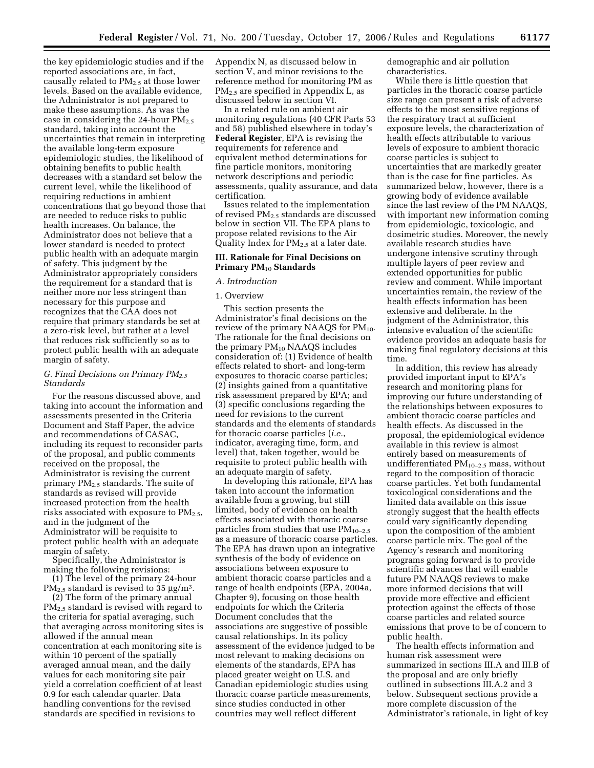the key epidemiologic studies and if the reported associations are, in fact, causally related to $PM_{2.5}$ at those lower levels. Based on the available evidence, the Administrator is not prepared to make these assumptions. As was the case in considering the 24-hour $PM_{2.5}$ standard, taking into account the uncertainties that remain in interpreting the available long-term exposure epidemiologic studies, the likelihood of obtaining benefits to public health decreases with a standard set below the current level, while the likelihood of requiring reductions in ambient concentrations that go beyond those that are needed to reduce risks to public health increases. On balance, the Administrator does not believe that a lower standard is needed to protect public health with an adequate margin of safety. This judgment by the Administrator appropriately considers the requirement for a standard that is neither more nor less stringent than necessary for this purpose and recognizes that the CAA does not require that primary standards be set at a zero-risk level, but rather at a level that reduces risk sufficiently so as to protect public health with an adequate margin of safety.

### G. Final Decisions on Primary $PM_{2.5}$ Standards

For the reasons discussed above, and taking into account the information and assessments presented in the Criteria Document and Staff Paper, the advice and recommendations of CASAC, including its request to reconsider parts of the proposal, and public comments received on the proposal, the Administrator is revising the current primary $PM_{2.5}$ standards. The suite of standards as revised will provide increased protection from the health risks associated with exposure to $PM_{2.5}$, and in the judgment of the Administrator will be requisite to protect public health with an adequate margin of safety.

Specifically, the Administrator is making the following revisions:

(1) The level of the primary 24-hour $PM_{2.5}$ standard is revised to 35 $\mu g/m^3$.

(2) The form of the primary annual $PM_{2.5}$ standard is revised with regard to the criteria for spatial averaging, such that averaging across monitoring sites is allowed if the annual mean concentration at each monitoring site is within 10 percent of the spatially averaged annual mean, and the daily values for each monitoring site pair yield a correlation coefficient of at least 0.9 for each calendar quarter. Data handling conventions for the revised standards are specified in revisions to Appendix N, as discussed below in section V, and minor revisions to the reference method for monitoring PM as $PM_{2.5}$ are specified in Appendix L, as discussed below in section VI.

In a related rule on ambient air monitoring regulations (40 CFR Parts 53 and 58) published elsewhere in today's **Federal Register**, EPA is revising the requirements for reference and equivalent method determinations for fine particle monitors, monitoring network descriptions and periodic assessments, quality assurance, and data certification.

Issues related to the implementation of revised $PM_{2.5}$ standards are discussed below in section VII. The EPA plans to propose related revisions to the Air Quality Index for $PM_{2.5}$ at a later date.

## III. Rationale for Final Decisions on Primary $PM_{10}$ Standards

### A. Introduction

1. Overview

This section presents the Administrator's final decisions on the review of the primary NAAQS for $PM_{10}$. The rationale for the final decisions on the primary $PM_{10}$ NAAQS includes consideration of: (1) Evidence of health effects related to short- and long-term exposures to thoracic coarse particles; (2) insights gained from a quantitative risk assessment prepared by EPA; and (3) specific conclusions regarding the need for revisions to the current standards and the elements of standards for thoracic coarse particles (*i.e.*, indicator, averaging time, form, and level) that, taken together, would be requisite to protect public health with an adequate margin of safety.

In developing this rationale, EPA has taken into account the information available from a growing, but still limited, body of evidence on health effects associated with thoracic coarse particles from studies that use $PM_{10-2.5}$ as a measure of thoracic coarse particles. The EPA has drawn upon an integrative synthesis of the body of evidence on associations between exposure to ambient thoracic coarse particles and a range of health endpoints (EPA, 2004a, Chapter 9), focusing on those health endpoints for which the Criteria Document concludes that the associations are suggestive of possible causal relationships. In its policy assessment of the evidence judged to be most relevant to making decisions on elements of the standards, EPA has placed greater weight on U.S. and Canadian epidemiologic studies using thoracic coarse particle measurements, since studies conducted in other countries may well reflect different demographic and air pollution characteristics.

While there is little question that particles in the thoracic coarse particle size range can present a risk of adverse effects to the most sensitive regions of the respiratory tract at sufficient exposure levels, the characterization of health effects attributable to various levels of exposure to ambient thoracic coarse particles is subject to uncertainties that are markedly greater than is the case for fine particles. As summarized below, however, there is a growing body of evidence available since the last review of the PM NAAQS, with important new information coming from epidemiologic, toxicologic, and dosimetric studies. Moreover, the newly available research studies have undergone intensive scrutiny through multiple layers of peer review and extended opportunities for public review and comment. While important uncertainties remain, the review of the health effects information has been extensive and deliberate. In the judgment of the Administrator, this intensive evaluation of the scientific evidence provides an adequate basis for making final regulatory decisions at this time.

In addition, this review has already provided important input to EPA's research and monitoring plans for improving our future understanding of the relationships between exposures to ambient thoracic coarse particles and health effects. As discussed in the proposal, the epidemiological evidence available in this review is almost entirely based on measurements of undifferentiated $PM_{10-2.5}$ mass, without regard to the composition of thoracic coarse particles. Yet both fundamental toxicological considerations and the limited data available on this issue strongly suggest that the health effects could vary significantly depending upon the composition of the ambient coarse particle mix. The goal of the Agency's research and monitoring programs going forward is to provide scientific advances that will enable future PM NAAQS reviews to make more informed decisions that will provide more effective and efficient protection against the effects of those coarse particles and related source emissions that prove to be of concern to public health.

The health effects information and human risk assessment were summarized in sections III.A and III.B of the proposal and are only briefly outlined in subsections III.A.2 and 3 below. Subsequent sections provide a more complete discussion of the Administrator's rationale, in light of key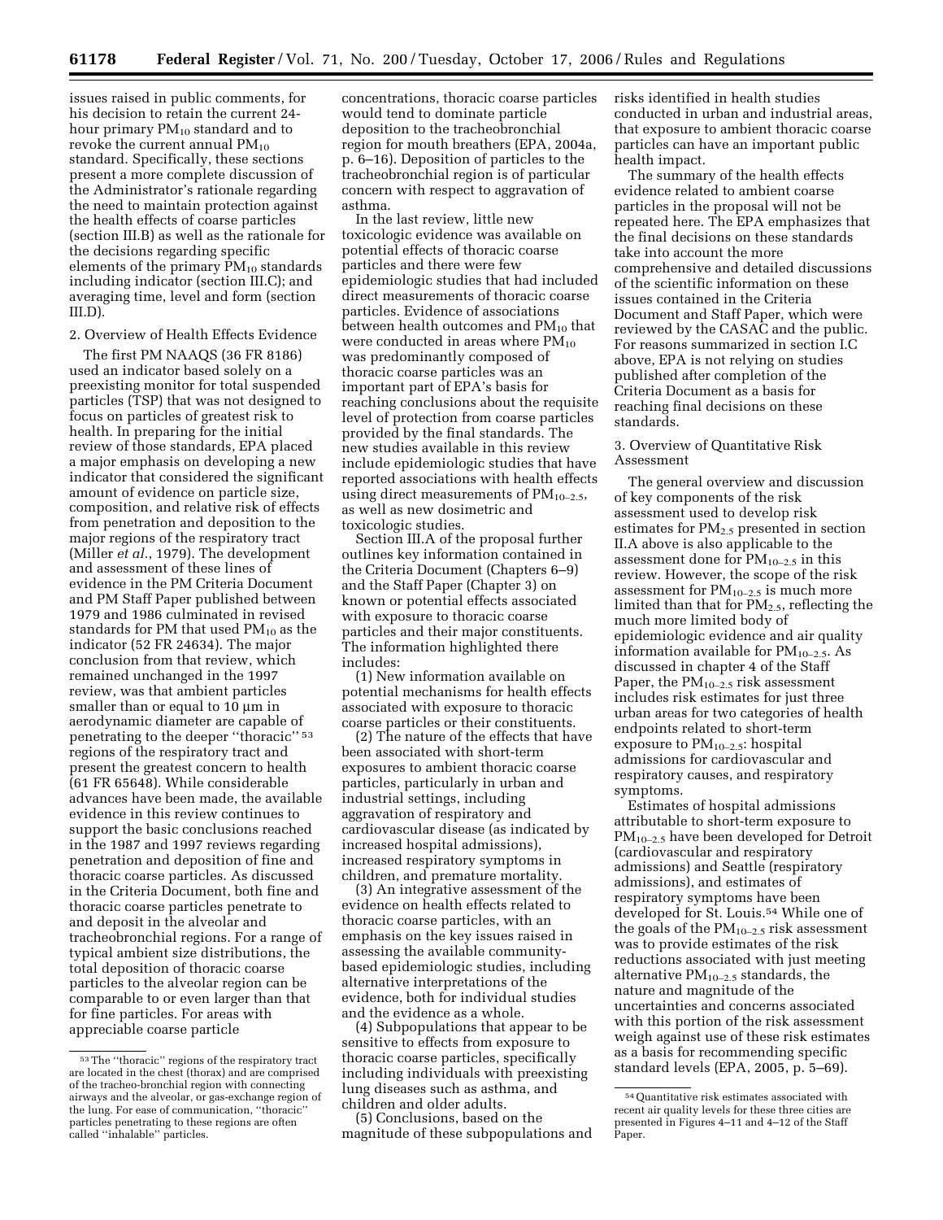issues raised in public comments, for his decision to retain the current 24-hour primary $PM_{10}$ standard and to revoke the current annual $PM_{10}$ standard. Specifically, these sections present a more complete discussion of the Administrator's rationale regarding the need to maintain protection against the health effects of coarse particles (section III.B) as well as the rationale for the decisions regarding specific elements of the primary $PM_{10}$ standards including indicator (section III.C); and averaging time, level and form (section III.D).

2. Overview of Health Effects Evidence

The first PM NAAQS (36 FR 8186) used an indicator based solely on a preexisting monitor for total suspended particles (TSP) that was not designed to focus on particles of greatest risk to health. In preparing for the initial review of those standards, EPA placed a major emphasis on developing a new indicator that considered the significant amount of evidence on particle size, composition, and relative risk of effects from penetration and deposition to the major regions of the respiratory tract (Miller *et al.*, 1979). The development and assessment of these lines of evidence in the PM Criteria Document and PM Staff Paper published between 1979 and 1986 culminated in revised standards for PM that used $PM_{10}$ as the indicator (52 FR 24634). The major conclusion from that review, which remained unchanged in the 1997 review, was that ambient particles smaller than or equal to 10 µm in aerodynamic diameter are capable of penetrating to the deeper "thoracic" [53] regions of the respiratory tract and present the greatest concern to health (61 FR 65648). While considerable advances have been made, the available evidence in this review continues to support the basic conclusions reached in the 1987 and 1997 reviews regarding penetration and deposition of fine and thoracic coarse particles. As discussed in the Criteria Document, both fine and thoracic coarse particles penetrate to and deposit in the alveolar and tracheobronchial regions. For a range of typical ambient size distributions, the total deposition of thoracic coarse particles to the alveolar region can be comparable to or even larger than that for fine particles. For areas with appreciable coarse particle concentrations, thoracic coarse particles would tend to dominate particle deposition to the tracheobronchial region for mouth breathers (EPA, 2004a, p. 6–16). Deposition of particles to the tracheobronchial region is of particular concern with respect to aggravation of asthma.

In the last review, little new toxicologic evidence was available on potential effects of thoracic coarse particles and there were few epidemiologic studies that had included direct measurements of thoracic coarse particles. Evidence of associations between health outcomes and $PM_{10}$ that were conducted in areas where $PM_{10}$ was predominantly composed of thoracic coarse particles was an important part of EPA's basis for reaching conclusions about the requisite level of protection from coarse particles provided by the final standards. The new studies available in this review include epidemiologic studies that have reported associations with health effects using direct measurements of $PM_{10-2.5}$, as well as new dosimetric and toxicologic studies.

Section III.A of the proposal further outlines key information contained in the Criteria Document (Chapters 6–9) and the Staff Paper (Chapter 3) on known or potential effects associated with exposure to thoracic coarse particles and their major constituents. The information highlighted there includes:

(1) New information available on potential mechanisms for health effects associated with exposure to thoracic coarse particles or their constituents.

(2) The nature of the effects that have been associated with short-term exposures to ambient thoracic coarse particles, particularly in urban and industrial settings, including aggravation of respiratory and cardiovascular disease (as indicated by increased hospital admissions), increased respiratory symptoms in children, and premature mortality.

(3) An integrative assessment of the evidence on health effects related to thoracic coarse particles, with an emphasis on the key issues raised in assessing the available community-based epidemiologic studies, including alternative interpretations of the evidence, both for individual studies and the evidence as a whole.

(4) Subpopulations that appear to be sensitive to effects from exposure to thoracic coarse particles, specifically including individuals with preexisting lung diseases such as asthma, and children and older adults.

(5) Conclusions, based on the magnitude of these subpopulations and risks identified in health studies conducted in urban and industrial areas, that exposure to ambient thoracic coarse particles can have an important public health impact.

The summary of the health effects evidence related to ambient coarse particles in the proposal will not be repeated here. The EPA emphasizes that the final decisions on these standards take into account the more comprehensive and detailed discussions of the scientific information on these issues contained in the Criteria Document and Staff Paper, which were reviewed by the CASAC and the public. For reasons summarized in section I.C above, EPA is not relying on studies published after completion of the Criteria Document as a basis for reaching final decisions on these standards.

3. Overview of Quantitative Risk Assessment

The general overview and discussion of key components of the risk assessment used to develop risk estimates for $PM_{2.5}$ presented in section II.A above is also applicable to the assessment done for $PM_{10-2.5}$ in this review. However, the scope of the risk assessment for $PM_{10-2.5}$ is much more limited than that for $PM_{2.5}$, reflecting the much more limited body of epidemiologic evidence and air quality information available for $PM_{10-2.5}$. As discussed in chapter 4 of the Staff Paper, the $PM_{10-2.5}$ risk assessment includes risk estimates for just three urban areas for two categories of health endpoints related to short-term exposure to $PM_{10-2.5}$: hospital admissions for cardiovascular and respiratory causes, and respiratory symptoms.

Estimates of hospital admissions attributable to short-term exposure to $PM_{10-2.5}$ have been developed for Detroit (cardiovascular and respiratory admissions) and Seattle (respiratory admissions), and estimates of respiratory symptoms have been developed for St. Louis.[54] While one of the goals of the $PM_{10-2.5}$ risk assessment was to provide estimates of the risk reductions associated with just meeting alternative $PM_{10-2.5}$ standards, the nature and magnitude of the uncertainties and concerns associated with this portion of the risk assessment weigh against use of these risk estimates as a basis for recommending specific standard levels (EPA, 2005, p. 5–69).

[53] The "thoracic" regions of the respiratory tract are located in the chest (thorax) and are comprised of the tracheo-bronchial region with connecting airways and the alveolar, or gas-exchange region of the lung. For ease of communication, "thoracic" particles penetrating to these regions are often called "inhalable" particles.

[54] Quantitative risk estimates associated with recent air quality levels for these three cities are presented in Figures 4–11 and 4–12 of the Staff Paper.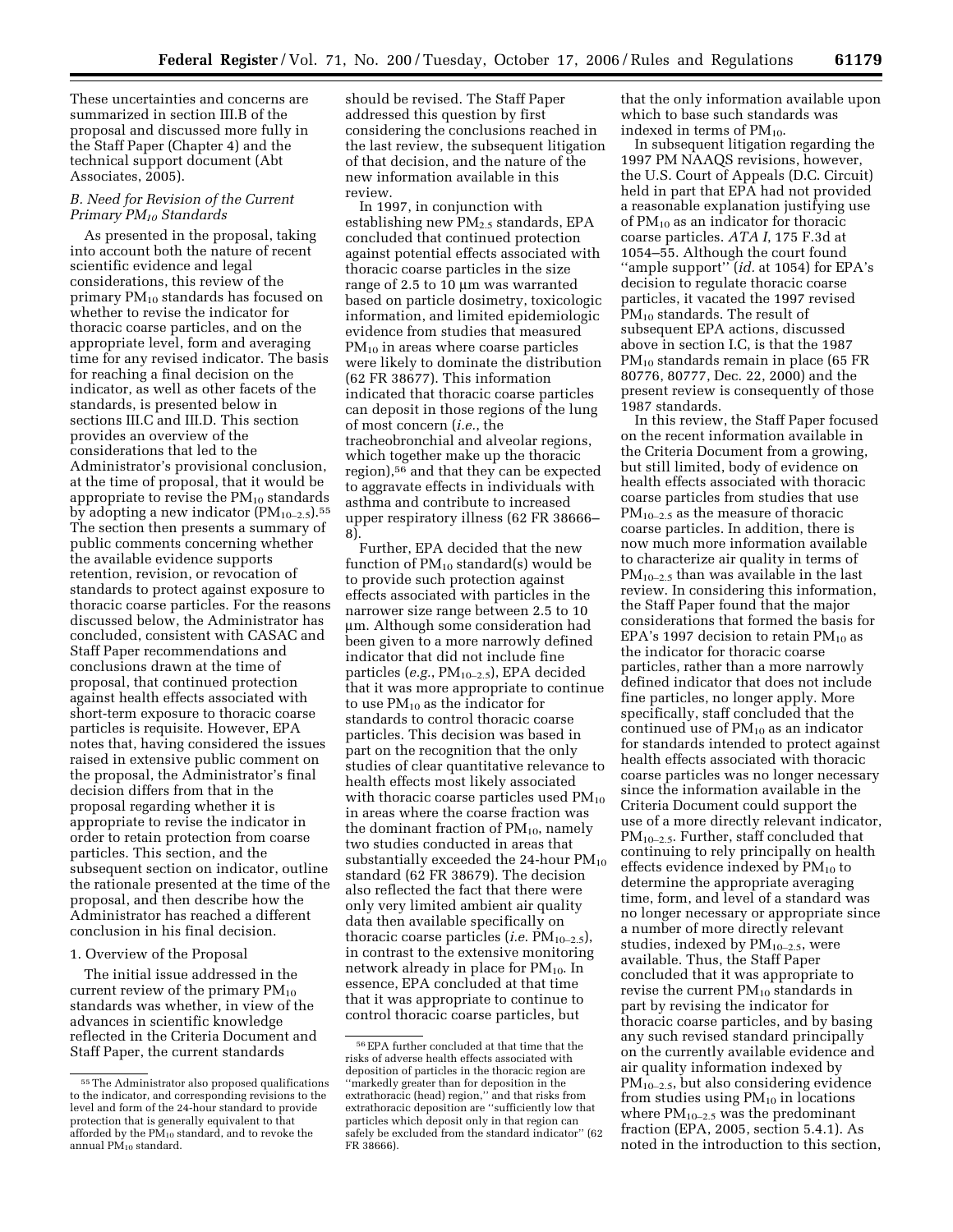These uncertainties and concerns are summarized in section III.B of the proposal and discussed more fully in the Staff Paper (Chapter 4) and the technical support document (Abt Associates, 2005).

### B. Need for Revision of the Current Primary $PM_{10}$ Standards

As presented in the proposal, taking into account both the nature of recent scientific evidence and legal considerations, this review of the primary $PM_{10}$ standards has focused on whether to revise the indicator for thoracic coarse particles, and on the appropriate level, form and averaging time for any revised indicator. The basis for reaching a final decision on the indicator, as well as other facets of the standards, is presented below in sections III.C and III.D. This section provides an overview of the considerations that led to the Administrator's provisional conclusion, at the time of proposal, that it would be appropriate to revise the $PM_{10}$ standards by adopting a new indicator ($PM_{10-2.5}$).[55] The section then presents a summary of public comments concerning whether the available evidence supports retention, revision, or revocation of standards to protect against exposure to thoracic coarse particles. For the reasons discussed below, the Administrator has concluded, consistent with CASAC and Staff Paper recommendations and conclusions drawn at the time of proposal, that continued protection against health effects associated with short-term exposure to thoracic coarse particles is requisite. However, EPA notes that, having considered the issues raised in extensive public comment on the proposal, the Administrator's final decision differs from that in the proposal regarding whether it is appropriate to revise the indicator in order to retain protection from coarse particles. This section, and the subsequent section on indicator, outline the rationale presented at the time of the proposal, and then describe how the Administrator has reached a different conclusion in his final decision.

#### 1. Overview of the Proposal

The initial issue addressed in the current review of the primary $PM_{10}$ standards was whether, in view of the advances in scientific knowledge reflected in the Criteria Document and Staff Paper, the current standards should be revised. The Staff Paper addressed this question by first considering the conclusions reached in the last review, the subsequent litigation of that decision, and the nature of the new information available in this review.

In 1997, in conjunction with establishing new $PM_{2.5}$ standards, EPA concluded that continued protection against potential effects associated with thoracic coarse particles in the size range of 2.5 to 10 µm was warranted based on particle dosimetry, toxicologic information, and limited epidemiologic evidence from studies that measured $PM_{10}$ in areas where coarse particles were likely to dominate the distribution (62 FR 38677). This information indicated that thoracic coarse particles can deposit in those regions of the lung of most concern (*i.e.*, the tracheobronchial and alveolar regions, which together make up the thoracic region),[56] and that they can be expected to aggravate effects in individuals with asthma and contribute to increased upper respiratory illness (62 FR 38666–8).

Further, EPA decided that the new function of $PM_{10}$ standard(s) would be to provide such protection against effects associated with particles in the narrower size range between 2.5 to 10 µm. Although some consideration had been given to a more narrowly defined indicator that did not include fine particles (*e.g.*, $PM_{10-2.5}$), EPA decided that it was more appropriate to continue to use $PM_{10}$ as the indicator for standards to control thoracic coarse particles. This decision was based in part on the recognition that the only studies of clear quantitative relevance to health effects most likely associated with thoracic coarse particles used $PM_{10}$ in areas where the coarse fraction was the dominant fraction of $PM_{10}$, namely two studies conducted in areas that substantially exceeded the 24-hour $PM_{10}$ standard (62 FR 38679). The decision also reflected the fact that there were only very limited ambient air quality data then available specifically on thoracic coarse particles (*i.e.* $PM_{10-2.5}$), in contrast to the extensive monitoring network already in place for $PM_{10}$. In essence, EPA concluded at that time that it was appropriate to continue to control thoracic coarse particles, but that the only information available upon which to base such standards was indexed in terms of $PM_{10}$.

In subsequent litigation regarding the 1997 PM NAAQS revisions, however, the U.S. Court of Appeals (D.C. Circuit) held in part that EPA had not provided a reasonable explanation justifying use of $PM_{10}$ as an indicator for thoracic coarse particles. *ATA I*, 175 F.3d at 1054–55. Although the court found "ample support" (*id.* at 1054) for EPA's decision to regulate thoracic coarse particles, it vacated the 1997 revised $PM_{10}$ standards. The result of subsequent EPA actions, discussed above in section I.C, is that the 1987 $PM_{10}$ standards remain in place (65 FR 80776, 80777, Dec. 22, 2000) and the present review is consequently of those 1987 standards.

In this review, the Staff Paper focused on the recent information available in the Criteria Document from a growing, but still limited, body of evidence on health effects associated with thoracic coarse particles from studies that use $PM_{10-2.5}$ as the measure of thoracic coarse particles. In addition, there is now much more information available to characterize air quality in terms of $PM_{10-2.5}$ than was available in the last review. In considering this information, the Staff Paper found that the major considerations that formed the basis for EPA's 1997 decision to retain $PM_{10}$ as the indicator for thoracic coarse particles, rather than a more narrowly defined indicator that does not include fine particles, no longer apply. More specifically, staff concluded that the continued use of $PM_{10}$ as an indicator for standards intended to protect against health effects associated with thoracic coarse particles was no longer necessary since the information available in the Criteria Document could support the use of a more directly relevant indicator, $PM_{10-2.5}$. Further, staff concluded that continuing to rely principally on health effects evidence indexed by $PM_{10}$ to determine the appropriate averaging time, form, and level of a standard was no longer necessary or appropriate since a number of more directly relevant studies, indexed by $PM_{10-2.5}$, were available. Thus, the Staff Paper concluded that it was appropriate to revise the current $PM_{10}$ standards in part by revising the indicator for thoracic coarse particles, and by basing any such revised standard principally on the currently available evidence and air quality information indexed by $PM_{10-2.5}$, but also considering evidence from studies using $PM_{10}$ in locations where $PM_{10-2.5}$ was the predominant fraction (EPA, 2005, section 5.4.1). As noted in the introduction to this section,

---

[55] The Administrator also proposed qualifications to the indicator, and corresponding revisions to the level and form of the 24-hour standard to provide protection that is generally equivalent to that afforded by the $PM_{10}$ standard, and to revoke the annual $PM_{10}$ standard.

[56] EPA further concluded at that time that the risks of adverse health effects associated with deposition of particles in the thoracic region are "markedly greater than for deposition in the extrathoracic (head) region," and that risks from extrathoracic deposition are "sufficiently low that particles which deposit only in that region can safely be excluded from the standard indicator" (62 FR 38666).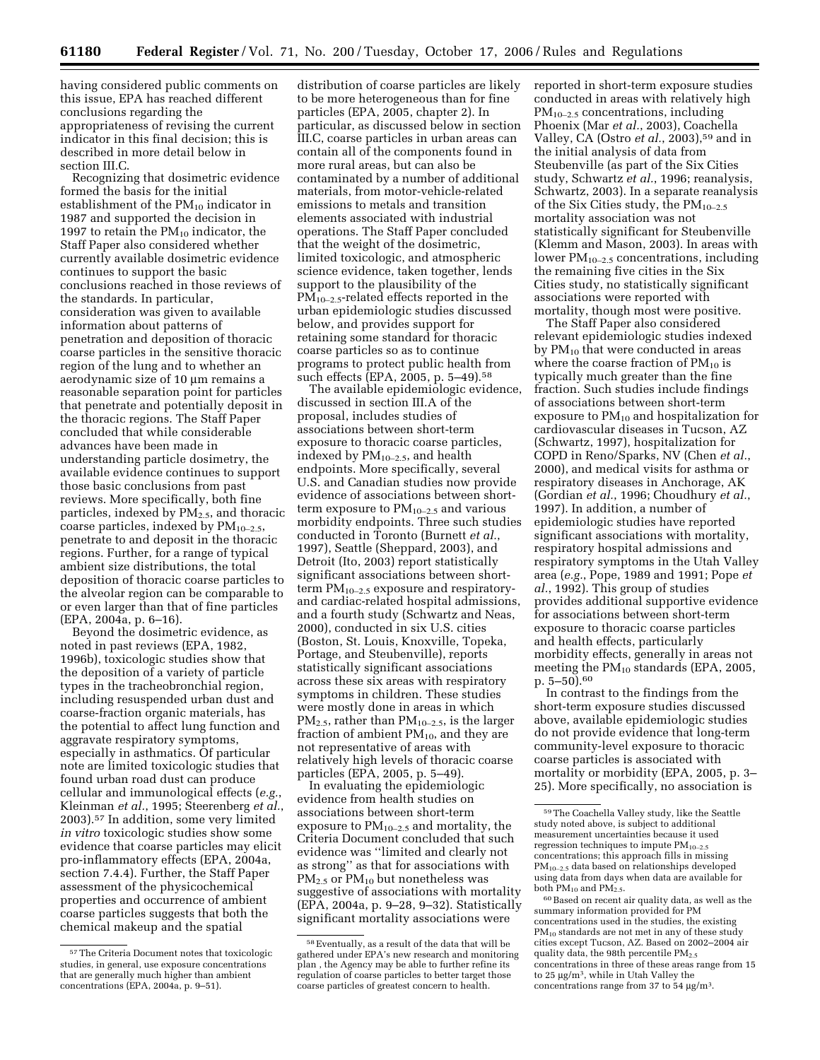having considered public comments on this issue, EPA has reached different conclusions regarding the appropriateness of revising the current indicator in this final decision; this is described in more detail below in section III.C.

Recognizing that dosimetric evidence formed the basis for the initial establishment of the $PM_{10}$ indicator in 1987 and supported the decision in 1997 to retain the $PM_{10}$ indicator, the Staff Paper also considered whether currently available dosimetric evidence continues to support the basic conclusions reached in those reviews of the standards. In particular, consideration was given to available information about patterns of penetration and deposition of thoracic coarse particles in the sensitive thoracic region of the lung and to whether an aerodynamic size of 10 µm remains a reasonable separation point for particles that penetrate and potentially deposit in the thoracic regions. The Staff Paper concluded that while considerable advances have been made in understanding particle dosimetry, the available evidence continues to support those basic conclusions from past reviews. More specifically, both fine particles, indexed by $PM_{2.5}$, and thoracic coarse particles, indexed by $PM_{10-2.5}$, penetrate to and deposit in the thoracic regions. Further, for a range of typical ambient size distributions, the total deposition of thoracic coarse particles to the alveolar region can be comparable to or even larger than that of fine particles (EPA, 2004a, p. 6–16).

Beyond the dosimetric evidence, as noted in past reviews (EPA, 1982, 1996b), toxicologic studies show that the deposition of a variety of particle types in the tracheobronchial region, including resuspended urban dust and coarse-fraction organic materials, has the potential to affect lung function and aggravate respiratory symptoms, especially in asthmatics. Of particular note are limited toxicologic studies that found urban road dust can produce cellular and immunological effects (*e.g.*, Kleinman *et al.*, 1995; Steerenberg *et al.*, 2003).[57] In addition, some very limited *in vitro* toxicologic studies show some evidence that coarse particles may elicit pro-inflammatory effects (EPA, 2004a, section 7.4.4). Further, the Staff Paper assessment of the physicochemical properties and occurrence of ambient coarse particles suggests that both the chemical makeup and the spatial distribution of coarse particles are likely to be more heterogeneous than for fine particles (EPA, 2005, chapter 2). In particular, as discussed below in section III.C, coarse particles in urban areas can contain all of the components found in more rural areas, but can also be contaminated by a number of additional materials, from motor-vehicle-related emissions to metals and transition elements associated with industrial operations. The Staff Paper concluded that the weight of the dosimetric, limited toxicologic, and atmospheric science evidence, taken together, lends support to the plausibility of the $PM_{10-2.5}$-related effects reported in the urban epidemiologic studies discussed below, and provides support for retaining some standard for thoracic coarse particles so as to continue programs to protect public health from such effects (EPA, 2005, p. 5–49).[58]

The available epidemiologic evidence, discussed in section III.A of the proposal, includes studies of associations between short-term exposure to thoracic coarse particles, indexed by $PM_{10-2.5}$, and health endpoints. More specifically, several U.S. and Canadian studies now provide evidence of associations between short-term exposure to $PM_{10-2.5}$ and various morbidity endpoints. Three such studies conducted in Toronto (Burnett *et al.*, 1997), Seattle (Sheppard, 2003), and Detroit (Ito, 2003) report statistically significant associations between short-term $PM_{10-2.5}$ exposure and respiratory- and cardiac-related hospital admissions, and a fourth study (Schwartz and Neas, 2000), conducted in six U.S. cities (Boston, St. Louis, Knoxville, Topeka, Portage, and Steubenville), reports statistically significant associations across these six areas with respiratory symptoms in children. These studies were mostly done in areas in which $PM_{2.5}$, rather than $PM_{10-2.5}$, is the larger fraction of ambient $PM_{10}$, and they are not representative of areas with relatively high levels of thoracic coarse particles (EPA, 2005, p. 5–49).

In evaluating the epidemiologic evidence from health studies on associations between short-term exposure to $PM_{10-2.5}$ and mortality, the Criteria Document concluded that such evidence was ''limited and clearly not as strong'' as that for associations with $PM_{2.5}$ or $PM_{10}$ but nonetheless was suggestive of associations with mortality (EPA, 2004a, p. 9–28, 9–32). Statistically significant mortality associations were reported in short-term exposure studies conducted in areas with relatively high $PM_{10-2.5}$ concentrations, including Phoenix (Mar *et al.*, 2003), Coachella Valley, CA (Ostro *et al.*, 2003),[59] and in the initial analysis of data from Steubenville (as part of the Six Cities study, Schwartz *et al.*, 1996; reanalysis, Schwartz, 2003). In a separate reanalysis of the Six Cities study, the $PM_{10-2.5}$ mortality association was not statistically significant for Steubenville (Klemm and Mason, 2003). In areas with lower $PM_{10-2.5}$ concentrations, including the remaining five cities in the Six Cities study, no statistically significant associations were reported with mortality, though most were positive.

The Staff Paper also considered relevant epidemiologic studies indexed by $PM_{10}$ that were conducted in areas where the coarse fraction of $PM_{10}$ is typically much greater than the fine fraction. Such studies include findings of associations between short-term exposure to $PM_{10}$ and hospitalization for cardiovascular diseases in Tucson, AZ (Schwartz, 1997), hospitalization for COPD in Reno/Sparks, NV (Chen *et al.*, 2000), and medical visits for asthma or respiratory diseases in Anchorage, AK (Gordian *et al.*, 1996; Choudhury *et al.*, 1997). In addition, a number of epidemiologic studies have reported significant associations with mortality, respiratory hospital admissions and respiratory symptoms in the Utah Valley area (*e.g.*, Pope, 1989 and 1991; Pope *et al.*, 1992). This group of studies provides additional supportive evidence for associations between short-term exposure to thoracic coarse particles and health effects, particularly morbidity effects, generally in areas not meeting the $PM_{10}$ standards (EPA, 2005, p. 5–50).[60]

In contrast to the findings from the short-term exposure studies discussed above, available epidemiologic studies do not provide evidence that long-term community-level exposure to thoracic coarse particles is associated with mortality or morbidity (EPA, 2005, p. 3–25). More specifically, no association is

---

[57] The Criteria Document notes that toxicologic studies, in general, use exposure concentrations that are generally much higher than ambient concentrations (EPA, 2004a, p. 9–51).

[58] Eventually, as a result of the data that will be gathered under EPA's new research and monitoring plan , the Agency may be able to further refine its regulation of coarse particles to better target those coarse particles of greatest concern to health.

[59] The Coachella Valley study, like the Seattle study noted above, is subject to additional measurement uncertainties because it used regression techniques to impute $PM_{10-2.5}$ concentrations; this approach fills in missing $PM_{10-2.5}$ data based on relationships developed using data from days when data are available for both $PM_{10}$ and $PM_{2.5}$.

[60] Based on recent air quality data, as well as the summary information provided for PM concentrations used in the studies, the existing $PM_{10}$ standards are not met in any of these study cities except Tucson, AZ. Based on 2002–2004 air quality data, the 98th percentile $PM_{2.5}$ concentrations in three of these areas range from 15 to 25 µg/m³, while in Utah Valley the concentrations range from 37 to 54 µg/m³.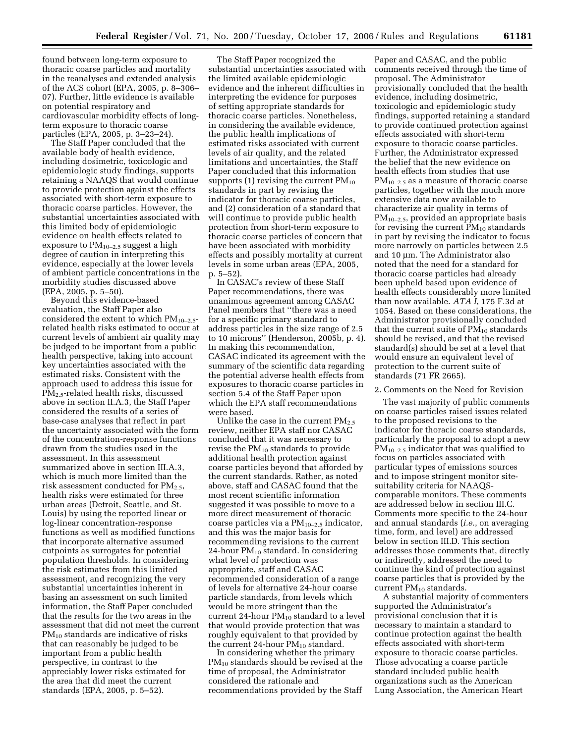found between long-term exposure to thoracic coarse particles and mortality in the reanalyses and extended analysis of the ACS cohort (EPA, 2005, p. 8–306–07). Further, little evidence is available on potential respiratory and cardiovascular morbidity effects of long-term exposure to thoracic coarse particles (EPA, 2005, p. 3–23–24).

The Staff Paper concluded that the available body of health evidence, including dosimetric, toxicologic and epidemiologic study findings, supports retaining a NAAQS that would continue to provide protection against the effects associated with short-term exposure to thoracic coarse particles. However, the substantial uncertainties associated with this limited body of epidemiologic evidence on health effects related to exposure to $PM_{10-2.5}$ suggest a high degree of caution in interpreting this evidence, especially at the lower levels of ambient particle concentrations in the morbidity studies discussed above (EPA, 2005, p. 5–50).

Beyond this evidence-based evaluation, the Staff Paper also considered the extent to which $PM_{10-2.5}$-related health risks estimated to occur at current levels of ambient air quality may be judged to be important from a public health perspective, taking into account key uncertainties associated with the estimated risks. Consistent with the approach used to address this issue for $PM_{2.5}$-related health risks, discussed above in section II.A.3, the Staff Paper considered the results of a series of base-case analyses that reflect in part the uncertainty associated with the form of the concentration-response functions drawn from the studies used in the assessment. In this assessment summarized above in section III.A.3, which is much more limited than the risk assessment conducted for $PM_{2.5}$, health risks were estimated for three urban areas (Detroit, Seattle, and St. Louis) by using the reported linear or log-linear concentration-response functions as well as modified functions that incorporate alternative assumed cutpoints as surrogates for potential population thresholds. In considering the risk estimates from this limited assessment, and recognizing the very substantial uncertainties inherent in basing an assessment on such limited information, the Staff Paper concluded that the results for the two areas in the assessment that did not meet the current $PM_{10}$ standards are indicative of risks that can reasonably be judged to be important from a public health perspective, in contrast to the appreciably lower risks estimated for the area that did meet the current standards (EPA, 2005, p. 5–52).

The Staff Paper recognized the substantial uncertainties associated with the limited available epidemiologic evidence and the inherent difficulties in interpreting the evidence for purposes of setting appropriate standards for thoracic coarse particles. Nonetheless, in considering the available evidence, the public health implications of estimated risks associated with current levels of air quality, and the related limitations and uncertainties, the Staff Paper concluded that this information supports (1) revising the current $PM_{10}$ standards in part by revising the indicator for thoracic coarse particles, and (2) consideration of a standard that will continue to provide public health protection from short-term exposure to thoracic coarse particles of concern that have been associated with morbidity effects and possibly mortality at current levels in some urban areas (EPA, 2005, p. 5–52).

In CASAC's review of these Staff Paper recommendations, there was unanimous agreement among CASAC Panel members that ''there was a need for a specific primary standard to address particles in the size range of 2.5 to 10 microns'' (Henderson, 2005b, p. 4). In making this recommendation, CASAC indicated its agreement with the summary of the scientific data regarding the potential adverse health effects from exposures to thoracic coarse particles in section 5.4 of the Staff Paper upon which the EPA staff recommendations were based.

Unlike the case in the current $PM_{2.5}$ review, neither EPA staff nor CASAC concluded that it was necessary to revise the $PM_{10}$ standards to provide additional health protection against coarse particles beyond that afforded by the current standards. Rather, as noted above, staff and CASAC found that the most recent scientific information suggested it was possible to move to a more direct measurement of thoracic coarse particles via a $PM_{10-2.5}$ indicator, and this was the major basis for recommending revisions to the current 24-hour $PM_{10}$ standard. In considering what level of protection was appropriate, staff and CASAC recommended consideration of a range of levels for alternative 24-hour coarse particle standards, from levels which would be more stringent than the current 24-hour $PM_{10}$ standard to a level that would provide protection that was roughly equivalent to that provided by the current 24-hour $PM_{10}$ standard.

In considering whether the primary $PM_{10}$ standards should be revised at the time of proposal, the Administrator considered the rationale and recommendations provided by the Staff Paper and CASAC, and the public comments received through the time of proposal. The Administrator provisionally concluded that the health evidence, including dosimetric, toxicologic and epidemiologic study findings, supported retaining a standard to provide continued protection against effects associated with short-term exposure to thoracic coarse particles. Further, the Administrator expressed the belief that the new evidence on health effects from studies that use $PM_{10-2.5}$ as a measure of thoracic coarse particles, together with the much more extensive data now available to characterize air quality in terms of $PM_{10-2.5}$, provided an appropriate basis for revising the current $PM_{10}$ standards in part by revising the indicator to focus more narrowly on particles between 2.5 and 10 µm. The Administrator also noted that the need for a standard for thoracic coarse particles had already been upheld based upon evidence of health effects considerably more limited than now available. *ATA I*, 175 F.3d at 1054. Based on these considerations, the Administrator provisionally concluded that the current suite of $PM_{10}$ standards should be revised, and that the revised standard(s) should be set at a level that would ensure an equivalent level of protection to the current suite of standards (71 FR 2665).

2. Comments on the Need for Revision

The vast majority of public comments on coarse particles raised issues related to the proposed revisions to the indicator for thoracic coarse standards, particularly the proposal to adopt a new $PM_{10-2.5}$ indicator that was qualified to focus on particles associated with particular types of emissions sources and to impose stringent monitor site-suitability criteria for NAAQS-comparable monitors. These comments are addressed below in section III.C. Comments more specific to the 24-hour and annual standards (*i.e.*, on averaging time, form, and level) are addressed below in section III.D. This section addresses those comments that, directly or indirectly, addressed the need to continue the kind of protection against coarse particles that is provided by the current $PM_{10}$ standards.

A substantial majority of commenters supported the Administrator's provisional conclusion that it is necessary to maintain a standard to continue protection against the health effects associated with short-term exposure to thoracic coarse particles. Those advocating a coarse particle standard included public health organizations such as the American Lung Association, the American Heart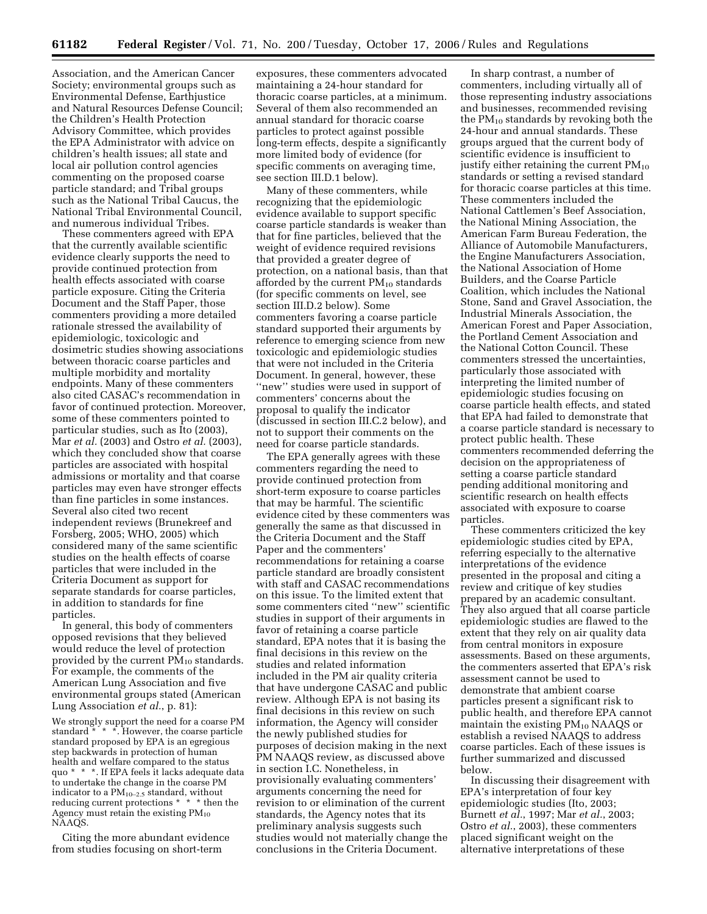Association, and the American Cancer Society; environmental groups such as Environmental Defense, Earthjustice and Natural Resources Defense Council; the Children's Health Protection Advisory Committee, which provides the EPA Administrator with advice on children's health issues; all state and local air pollution control agencies commenting on the proposed coarse particle standard; and Tribal groups such as the National Tribal Caucus, the National Tribal Environmental Council, and numerous individual Tribes.

These commenters agreed with EPA that the currently available scientific evidence clearly supports the need to provide continued protection from health effects associated with coarse particle exposure. Citing the Criteria Document and the Staff Paper, those commenters providing a more detailed rationale stressed the availability of epidemiologic, toxicologic and dosimetric studies showing associations between thoracic coarse particles and multiple morbidity and mortality endpoints. Many of these commenters also cited CASAC's recommendation in favor of continued protection. Moreover, some of these commenters pointed to particular studies, such as Ito (2003), Mar *et al.* (2003) and Ostro *et al.* (2003), which they concluded show that coarse particles are associated with hospital admissions or mortality and that coarse particles may even have stronger effects than fine particles in some instances. Several also cited two recent independent reviews (Brunekreef and Forsberg, 2005; WHO, 2005) which considered many of the same scientific studies on the health effects of coarse particles that were included in the Criteria Document as support for separate standards for coarse particles, in addition to standards for fine particles.

In general, this body of commenters opposed revisions that they believed would reduce the level of protection provided by the current $PM_{10}$ standards. For example, the comments of the American Lung Association and five environmental groups stated (American Lung Association *et al.*, p. 81):

> We strongly support the need for a coarse PM standard * * *. However, the coarse particle standard proposed by EPA is an egregious step backwards in protection of human health and welfare compared to the status quo * * *. If EPA feels it lacks adequate data to undertake the change in the coarse PM indicator to a $PM_{10-2.5}$ standard, without reducing current protections * * * then the Agency must retain the existing $PM_{10}$ NAAQS.

Citing the more abundant evidence from studies focusing on short-term exposures, these commenters advocated maintaining a 24-hour standard for thoracic coarse particles, at a minimum. Several of them also recommended an annual standard for thoracic coarse particles to protect against possible long-term effects, despite a significantly more limited body of evidence (for specific comments on averaging time, see section III.D.1 below).

Many of these commenters, while recognizing that the epidemiologic evidence available to support specific coarse particle standards is weaker than that for fine particles, believed that the weight of evidence required revisions that provided a greater degree of protection, on a national basis, than that afforded by the current $PM_{10}$ standards (for specific comments on level, see section III.D.2 below). Some commenters favoring a coarse particle standard supported their arguments by reference to emerging science from new toxicologic and epidemiologic studies that were not included in the Criteria Document. In general, however, these "new" studies were used in support of commenters' concerns about the proposal to qualify the indicator (discussed in section III.C.2 below), and not to support their comments on the need for coarse particle standards.

The EPA generally agrees with these commenters regarding the need to provide continued protection from short-term exposure to coarse particles that may be harmful. The scientific evidence cited by these commenters was generally the same as that discussed in the Criteria Document and the Staff Paper and the commenters' recommendations for retaining a coarse particle standard are broadly consistent with staff and CASAC recommendations on this issue. To the limited extent that some commenters cited "new" scientific studies in support of their arguments in favor of retaining a coarse particle standard, EPA notes that it is basing the final decisions in this review on the studies and related information included in the PM air quality criteria that have undergone CASAC and public review. Although EPA is not basing its final decisions in this review on such information, the Agency will consider the newly published studies for purposes of decision making in the next PM NAAQS review, as discussed above in section I.C. Nonetheless, in provisionally evaluating commenters' arguments concerning the need for revision to or elimination of the current standards, the Agency notes that its preliminary analysis suggests such studies would not materially change the conclusions in the Criteria Document.

In sharp contrast, a number of commenters, including virtually all of those representing industry associations and businesses, recommended revising the $PM_{10}$ standards by revoking both the 24-hour and annual standards. These groups argued that the current body of scientific evidence is insufficient to justify either retaining the current $PM_{10}$ standards or setting a revised standard for thoracic coarse particles at this time. These commenters included the National Cattlemen's Beef Association, the National Mining Association, the American Farm Bureau Federation, the Alliance of Automobile Manufacturers, the Engine Manufacturers Association, the National Association of Home Builders, and the Coarse Particle Coalition, which includes the National Stone, Sand and Gravel Association, the Industrial Minerals Association, the American Forest and Paper Association, the Portland Cement Association and the National Cotton Council. These commenters stressed the uncertainties, particularly those associated with interpreting the limited number of epidemiologic studies focusing on coarse particle health effects, and stated that EPA had failed to demonstrate that a coarse particle standard is necessary to protect public health. These commenters recommended deferring the decision on the appropriateness of setting a coarse particle standard pending additional monitoring and scientific research on health effects associated with exposure to coarse particles.

These commenters criticized the key epidemiologic studies cited by EPA, referring especially to the alternative interpretations of the evidence presented in the proposal and citing a review and critique of key studies prepared by an academic consultant. They also argued that all coarse particle epidemiologic studies are flawed to the extent that they rely on air quality data from central monitors in exposure assessments. Based on these arguments, the commenters asserted that EPA's risk assessment cannot be used to demonstrate that ambient coarse particles present a significant risk to public health, and therefore EPA cannot maintain the existing $PM_{10}$ NAAQS or establish a revised NAAQS to address coarse particles. Each of these issues is further summarized and discussed below.

In discussing their disagreement with EPA's interpretation of four key epidemiologic studies (Ito, 2003; Burnett *et al.*, 1997; Mar *et al.*, 2003; Ostro *et al.*, 2003), these commenters placed significant weight on the alternative interpretations of these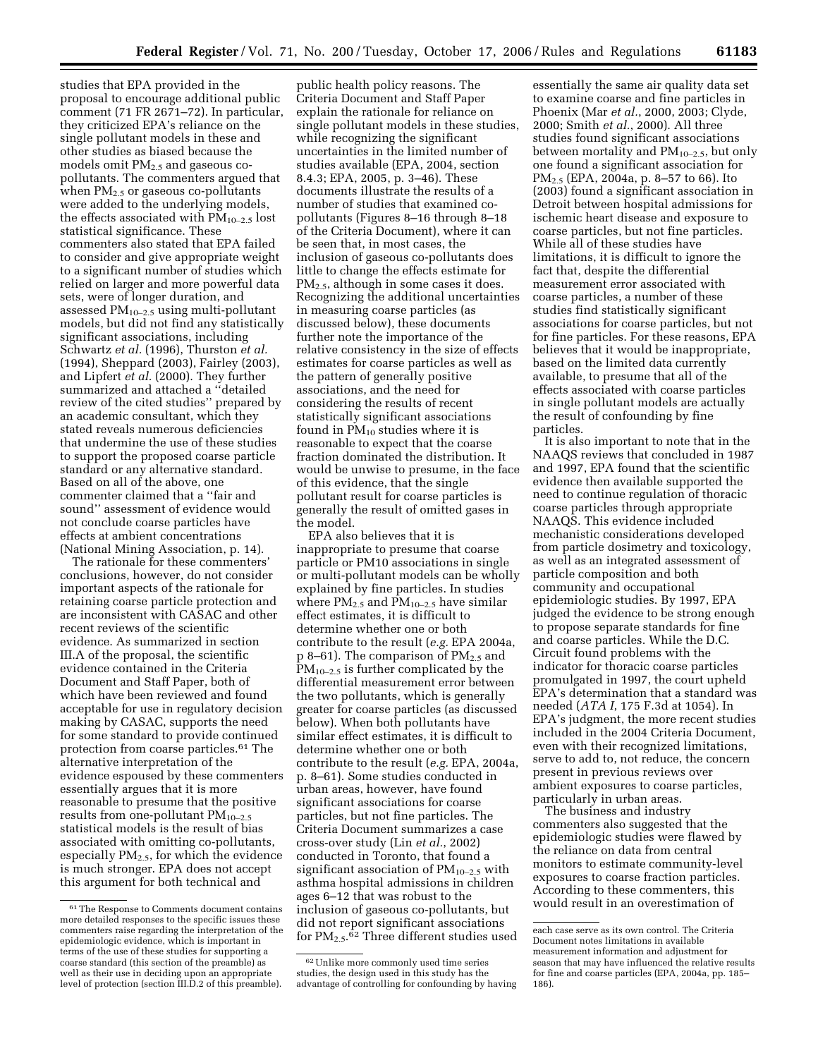studies that EPA provided in the proposal to encourage additional public comment (71 FR 2671–72). In particular, they criticized EPA's reliance on the single pollutant models in these and other studies as biased because the models omit $PM_{2.5}$ and gaseous co-pollutants. The commenters argued that when $PM_{2.5}$ or gaseous co-pollutants were added to the underlying models, the effects associated with $PM_{10-2.5}$ lost statistical significance. These commenters also stated that EPA failed to consider and give appropriate weight to a significant number of studies which relied on larger and more powerful data sets, were of longer duration, and assessed $PM_{10-2.5}$ using multi-pollutant models, but did not find any statistically significant associations, including Schwartz *et al.* (1996), Thurston *et al.* (1994), Sheppard (2003), Fairley (2003), and Lipfert *et al.* (2000). They further summarized and attached a ''detailed review of the cited studies'' prepared by an academic consultant, which they stated reveals numerous deficiencies that undermine the use of these studies to support the proposed coarse particle standard or any alternative standard. Based on all of the above, one commenter claimed that a ''fair and sound'' assessment of evidence would not conclude coarse particles have effects at ambient concentrations (National Mining Association, p. 14).

The rationale for these commenters' conclusions, however, do not consider important aspects of the rationale for retaining coarse particle protection and are inconsistent with CASAC and other recent reviews of the scientific evidence. As summarized in section III.A of the proposal, the scientific evidence contained in the Criteria Document and Staff Paper, both of which have been reviewed and found acceptable for use in regulatory decision making by CASAC, supports the need for some standard to provide continued protection from coarse particles.[61] The alternative interpretation of the evidence espoused by these commenters essentially argues that it is more reasonable to presume that the positive results from one-pollutant $PM_{10-2.5}$ statistical models is the result of bias associated with omitting co-pollutants, especially $PM_{2.5}$, for which the evidence is much stronger. EPA does not accept this argument for both technical and public health policy reasons. The Criteria Document and Staff Paper explain the rationale for reliance on single pollutant models in these studies, while recognizing the significant uncertainties in the limited number of studies available (EPA, 2004, section 8.4.3; EPA, 2005, p. 3–46). These documents illustrate the results of a number of studies that examined co-pollutants (Figures 8–16 through 8–18 of the Criteria Document), where it can be seen that, in most cases, the inclusion of gaseous co-pollutants does little to change the effects estimate for $PM_{2.5}$, although in some cases it does. Recognizing the additional uncertainties in measuring coarse particles (as discussed below), these documents further note the importance of the relative consistency in the size of effects estimates for coarse particles as well as the pattern of generally positive associations, and the need for considering the results of recent statistically significant associations found in $PM_{10}$ studies where it is reasonable to expect that the coarse fraction dominated the distribution. It would be unwise to presume, in the face of this evidence, that the single pollutant result for coarse particles is generally the result of omitted gases in the model.

EPA also believes that it is inappropriate to presume that coarse particle or PM10 associations in single or multi-pollutant models can be wholly explained by fine particles. In studies where $PM_{2.5}$ and $PM_{10-2.5}$ have similar effect estimates, it is difficult to determine whether one or both contribute to the result (*e.g.* EPA 2004a, p 8–61). The comparison of $PM_{2.5}$ and $PM_{10-2.5}$ is further complicated by the differential measurement error between the two pollutants, which is generally greater for coarse particles (as discussed below). When both pollutants have similar effect estimates, it is difficult to determine whether one or both contribute to the result (*e.g.* EPA, 2004a, p. 8–61). Some studies conducted in urban areas, however, have found significant associations for coarse particles, but not fine particles. The Criteria Document summarizes a case cross-over study (Lin *et al.*, 2002) conducted in Toronto, that found a significant association of $PM_{10-2.5}$ with asthma hospital admissions in children ages 6–12 that was robust to the inclusion of gaseous co-pollutants, but did not report significant associations for $PM_{2.5}$.[62] Three different studies used essentially the same air quality data set to examine coarse and fine particles in Phoenix (Mar *et al.*, 2000, 2003; Clyde, 2000; Smith *et al.*, 2000). All three studies found significant associations between mortality and $PM_{10-2.5}$, but only one found a significant association for $PM_{2.5}$ (EPA, 2004a, p. 8–57 to 66). Ito (2003) found a significant association in Detroit between hospital admissions for ischemic heart disease and exposure to coarse particles, but not fine particles. While all of these studies have limitations, it is difficult to ignore the fact that, despite the differential measurement error associated with coarse particles, a number of these studies find statistically significant associations for coarse particles, but not for fine particles. For these reasons, EPA believes that it would be inappropriate, based on the limited data currently available, to presume that all of the effects associated with coarse particles in single pollutant models are actually the result of confounding by fine particles.

It is also important to note that in the NAAQS reviews that concluded in 1987 and 1997, EPA found that the scientific evidence then available supported the need to continue regulation of thoracic coarse particles through appropriate NAAQS. This evidence included mechanistic considerations developed from particle dosimetry and toxicology, as well as an integrated assessment of particle composition and both community and occupational epidemiologic studies. By 1997, EPA judged the evidence to be strong enough to propose separate standards for fine and coarse particles. While the D.C. Circuit found problems with the indicator for thoracic coarse particles promulgated in 1997, the court upheld EPA's determination that a standard was needed (*ATA I*, 175 F.3d at 1054). In EPA's judgment, the more recent studies included in the 2004 Criteria Document, even with their recognized limitations, serve to add to, not reduce, the concern present in previous reviews over ambient exposures to coarse particles, particularly in urban areas.

The business and industry commenters also suggested that the epidemiologic studies were flawed by the reliance on data from central monitors to estimate community-level exposures to coarse fraction particles. According to these commenters, this would result in an overestimation of

---

[61] The Response to Comments document contains more detailed responses to the specific issues these commenters raise regarding the interpretation of the epidemiologic evidence, which is important in terms of the use of these studies for supporting a coarse standard (this section of the preamble) as well as their use in deciding upon an appropriate level of protection (section III.D.2 of this preamble).

[62] Unlike more commonly used time series studies, the design used in this study has the advantage of controlling for confounding by having each case serve as its own control. The Criteria Document notes limitations in available measurement information and adjustment for season that may have influenced the relative results for fine and coarse particles (EPA, 2004a, pp. 185–186).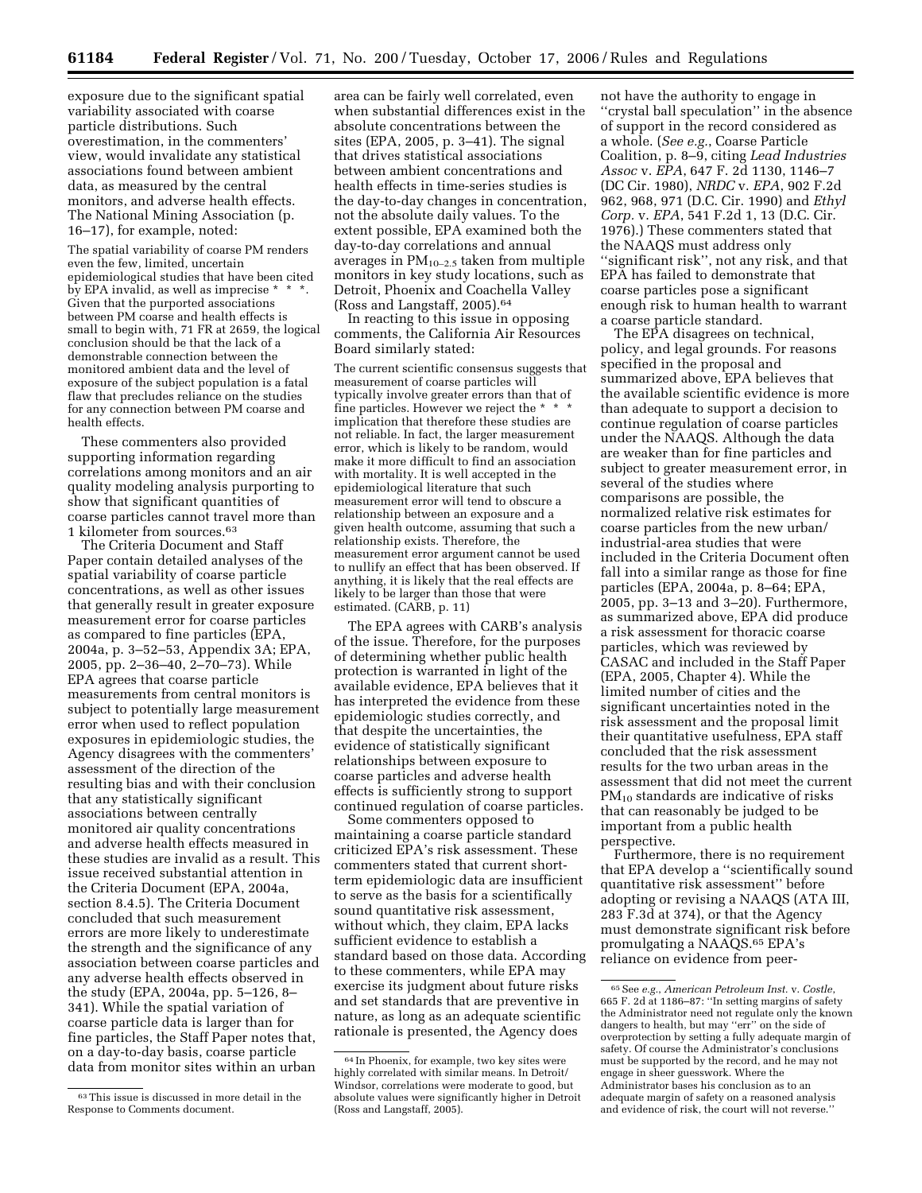exposure due to the significant spatial variability associated with coarse particle distributions. Such overestimation, in the commenters' view, would invalidate any statistical associations found between ambient data, as measured by the central monitors, and adverse health effects. The National Mining Association (p. 16–17), for example, noted:

> The spatial variability of coarse PM renders even the few, limited, uncertain epidemiological studies that have been cited by EPA invalid, as well as imprecise * * *. Given that the purported associations between PM coarse and health effects is small to begin with, 71 FR at 2659, the logical conclusion should be that the lack of a demonstrable connection between the monitored ambient data and the level of exposure of the subject population is a fatal flaw that precludes reliance on the studies for any connection between PM coarse and health effects.

These commenters also provided supporting information regarding correlations among monitors and an air quality modeling analysis purporting to show that significant quantities of coarse particles cannot travel more than 1 kilometer from sources.[63]

The Criteria Document and Staff Paper contain detailed analyses of the spatial variability of coarse particle concentrations, as well as other issues that generally result in greater exposure measurement error for coarse particles as compared to fine particles (EPA, 2004a, p. 3–52–53, Appendix 3A; EPA, 2005, pp. 2–36–40, 2–70–73). While EPA agrees that coarse particle measurements from central monitors is subject to potentially large measurement error when used to reflect population exposures in epidemiologic studies, the Agency disagrees with the commenters' assessment of the direction of the resulting bias and with their conclusion that any statistically significant associations between centrally monitored air quality concentrations and adverse health effects measured in these studies are invalid as a result. This issue received substantial attention in the Criteria Document (EPA, 2004a, section 8.4.5). The Criteria Document concluded that such measurement errors are more likely to underestimate the strength and the significance of any association between coarse particles and any adverse health effects observed in the study (EPA, 2004a, pp. 5–126, 8–341). While the spatial variation of coarse particle data is larger than for fine particles, the Staff Paper notes that, on a day-to-day basis, coarse particle data from monitor sites within an urban area can be fairly well correlated, even when substantial differences exist in the absolute concentrations between the sites (EPA, 2005, p. 3–41). The signal that drives statistical associations between ambient concentrations and health effects in time-series studies is the day-to-day changes in concentration, not the absolute daily values. To the extent possible, EPA examined both the day-to-day correlations and annual averages in $PM_{10-2.5}$ taken from multiple monitors in key study locations, such as Detroit, Phoenix and Coachella Valley (Ross and Langstaff, 2005).[64]

In reacting to this issue in opposing comments, the California Air Resources Board similarly stated:

> The current scientific consensus suggests that measurement of coarse particles will typically involve greater errors than that of fine particles. However we reject the * * * implication that therefore these studies are not reliable. In fact, the larger measurement error, which is likely to be random, would make it more difficult to find an association with mortality. It is well accepted in the epidemiological literature that such measurement error will tend to obscure a relationship between an exposure and a given health outcome, assuming that such a relationship exists. Therefore, the measurement error argument cannot be used to nullify an effect that has been observed. If anything, it is likely that the real effects are likely to be larger than those that were estimated. (CARB, p. 11)

The EPA agrees with CARB's analysis of the issue. Therefore, for the purposes of determining whether public health protection is warranted in light of the available evidence, EPA believes that it has interpreted the evidence from these epidemiologic studies correctly, and that despite the uncertainties, the evidence of statistically significant relationships between exposure to coarse particles and adverse health effects is sufficiently strong to support continued regulation of coarse particles.

Some commenters opposed to maintaining a coarse particle standard criticized EPA's risk assessment. These commenters stated that current short-term epidemiologic data are insufficient to serve as the basis for a scientifically sound quantitative risk assessment, without which, they claim, EPA lacks sufficient evidence to establish a standard based on those data. According to these commenters, while EPA may exercise its judgment about future risks and set standards that are preventive in nature, as long as an adequate scientific rationale is presented, the Agency does not have the authority to engage in ''crystal ball speculation'' in the absence of support in the record considered as a whole. (*See e.g.*, Coarse Particle Coalition, p. 8–9, citing *Lead Industries Assoc* v. *EPA*, 647 F. 2d 1130, 1146–7 (DC Cir. 1980), *NRDC* v. *EPA*, 902 F.2d 962, 968, 971 (D.C. Cir. 1990) and *Ethyl Corp.* v. *EPA*, 541 F.2d 1, 13 (D.C. Cir. 1976).) These commenters stated that the NAAQS must address only ''significant risk'', not any risk, and that EPA has failed to demonstrate that coarse particles pose a significant enough risk to human health to warrant a coarse particle standard.

The EPA disagrees on technical, policy, and legal grounds. For reasons specified in the proposal and summarized above, EPA believes that the available scientific evidence is more than adequate to support a decision to continue regulation of coarse particles under the NAAQS. Although the data are weaker than for fine particles and subject to greater measurement error, in several of the studies where comparisons are possible, the normalized relative risk estimates for coarse particles from the new urban/industrial-area studies that were included in the Criteria Document often fall into a similar range as those for fine particles (EPA, 2004a, p. 8–64; EPA, 2005, pp. 3–13 and 3–20). Furthermore, as summarized above, EPA did produce a risk assessment for thoracic coarse particles, which was reviewed by CASAC and included in the Staff Paper (EPA, 2005, Chapter 4). While the limited number of cities and the significant uncertainties noted in the risk assessment and the proposal limit their quantitative usefulness, EPA staff concluded that the risk assessment results for the two urban areas in the assessment that did not meet the current $PM_{10}$ standards are indicative of risks that can reasonably be judged to be important from a public health perspective.

Furthermore, there is no requirement that EPA develop a ''scientifically sound quantitative risk assessment'' before adopting or revising a NAAQS (ATA III, 283 F.3d at 374), or that the Agency must demonstrate significant risk before promulgating a NAAQS.[65] EPA's reliance on evidence from peer-

---

[63] This issue is discussed in more detail in the Response to Comments document.

[64] In Phoenix, for example, two key sites were highly correlated with similar means. In Detroit/Windsor, correlations were moderate to good, but absolute values were significantly higher in Detroit (Ross and Langstaff, 2005).

[65] See *e.g., American Petroleum Inst.* v. *Costle*, 665 F. 2d at 1186–87: ''In setting margins of safety the Administrator need not regulate only the known dangers to health, but may ''err'' on the side of overprotection by setting a fully adequate margin of safety. Of course the Administrator's conclusions must be supported by the record, and he may not engage in sheer guesswork. Where the Administrator bases his conclusion as to an adequate margin of safety on a reasoned analysis and evidence of risk, the court will not reverse.''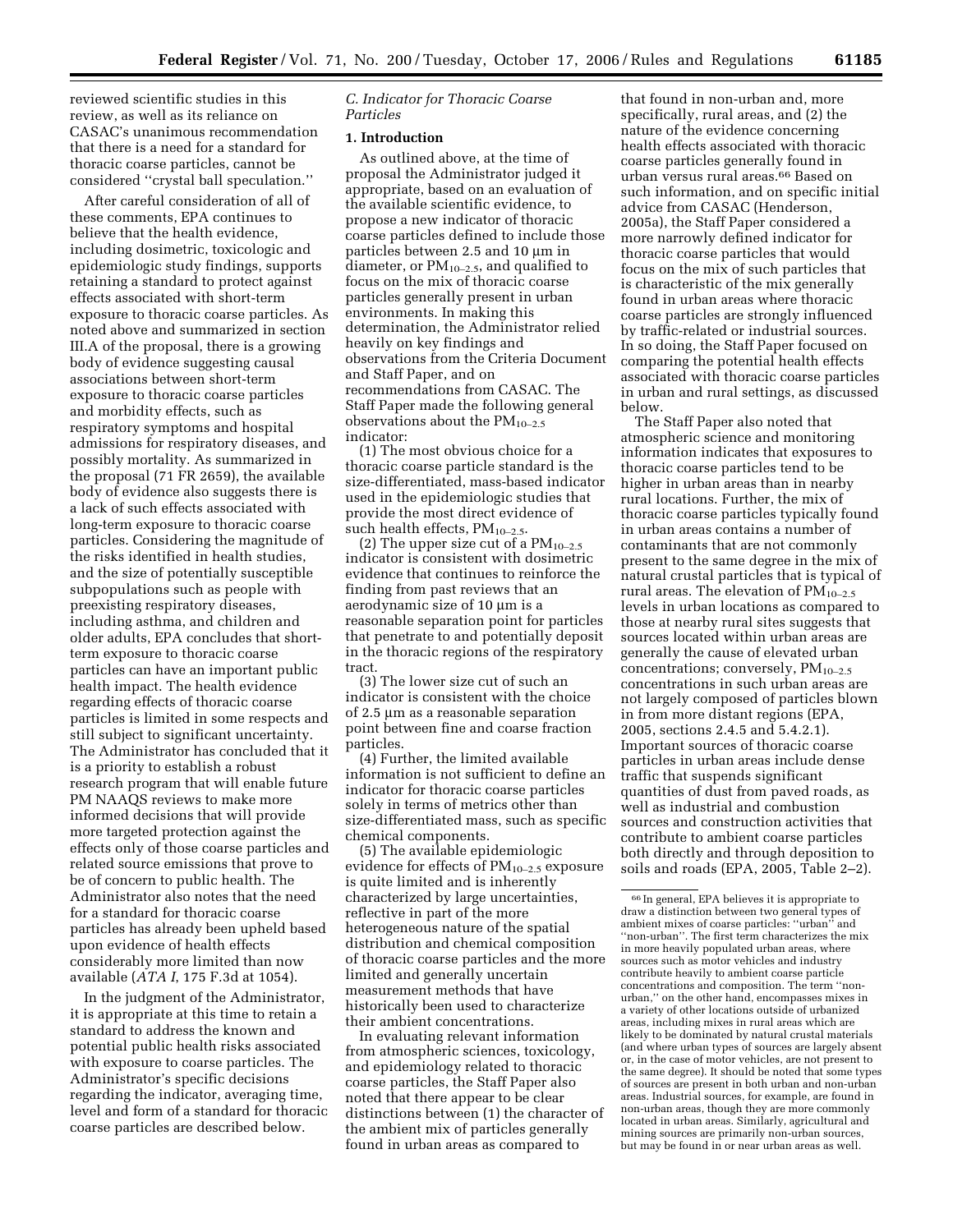reviewed scientific studies in this review, as well as its reliance on CASAC's unanimous recommendation that there is a need for a standard for thoracic coarse particles, cannot be considered ''crystal ball speculation.''

After careful consideration of all of these comments, EPA continues to believe that the health evidence, including dosimetric, toxicologic and epidemiologic study findings, supports retaining a standard to protect against effects associated with short-term exposure to thoracic coarse particles. As noted above and summarized in section III.A of the proposal, there is a growing body of evidence suggesting causal associations between short-term exposure to thoracic coarse particles and morbidity effects, such as respiratory symptoms and hospital admissions for respiratory diseases, and possibly mortality. As summarized in the proposal (71 FR 2659), the available body of evidence also suggests there is a lack of such effects associated with long-term exposure to thoracic coarse particles. Considering the magnitude of the risks identified in health studies, and the size of potentially susceptible subpopulations such as people with preexisting respiratory diseases, including asthma, and children and older adults, EPA concludes that short-term exposure to thoracic coarse particles can have an important public health impact. The health evidence regarding effects of thoracic coarse particles is limited in some respects and still subject to significant uncertainty. The Administrator has concluded that it is a priority to establish a robust research program that will enable future PM NAAQS reviews to make more informed decisions that will provide more targeted protection against the effects only of those coarse particles and related source emissions that prove to be of concern to public health. The Administrator also notes that the need for a standard for thoracic coarse particles has already been upheld based upon evidence of health effects considerably more limited than now available (*ATA I*, 175 F.3d at 1054).

In the judgment of the Administrator, it is appropriate at this time to retain a standard to address the known and potential public health risks associated with exposure to coarse particles. The Administrator's specific decisions regarding the indicator, averaging time, level and form of a standard for thoracic coarse particles are described below.

### *C. Indicator for Thoracic Coarse Particles*

#### **1. Introduction**

As outlined above, at the time of proposal the Administrator judged it appropriate, based on an evaluation of the available scientific evidence, to propose a new indicator of thoracic coarse particles defined to include those particles between 2.5 and 10 µm in diameter, or $PM_{10-2.5}$, and qualified to focus on the mix of thoracic coarse particles generally present in urban environments. In making this determination, the Administrator relied heavily on key findings and observations from the Criteria Document and Staff Paper, and on recommendations from CASAC. The Staff Paper made the following general observations about the $PM_{10-2.5}$ indicator:

(1) The most obvious choice for a thoracic coarse particle standard is the size-differentiated, mass-based indicator used in the epidemiologic studies that provide the most direct evidence of such health effects, $PM_{10-2.5}$.

(2) The upper size cut of a $PM_{10-2.5}$ indicator is consistent with dosimetric evidence that continues to reinforce the finding from past reviews that an aerodynamic size of 10 µm is a reasonable separation point for particles that penetrate to and potentially deposit in the thoracic regions of the respiratory tract.

(3) The lower size cut of such an indicator is consistent with the choice of 2.5 µm as a reasonable separation point between fine and coarse fraction particles.

(4) Further, the limited available information is not sufficient to define an indicator for thoracic coarse particles solely in terms of metrics other than size-differentiated mass, such as specific chemical components.

(5) The available epidemiologic evidence for effects of $PM_{10-2.5}$ exposure is quite limited and is inherently characterized by large uncertainties, reflective in part of the more heterogeneous nature of the spatial distribution and chemical composition of thoracic coarse particles and the more limited and generally uncertain measurement methods that have historically been used to characterize their ambient concentrations.

In evaluating relevant information from atmospheric sciences, toxicology, and epidemiology related to thoracic coarse particles, the Staff Paper also noted that there appear to be clear distinctions between (1) the character of the ambient mix of particles generally found in urban areas as compared to that found in non-urban and, more specifically, rural areas, and (2) the nature of the evidence concerning health effects associated with thoracic coarse particles generally found in urban versus rural areas.[66] Based on such information, and on specific initial advice from CASAC (Henderson, 2005a), the Staff Paper considered a more narrowly defined indicator for thoracic coarse particles that would focus on the mix of such particles that is characteristic of the mix generally found in urban areas where thoracic coarse particles are strongly influenced by traffic-related or industrial sources. In so doing, the Staff Paper focused on comparing the potential health effects associated with thoracic coarse particles in urban and rural settings, as discussed below.

The Staff Paper also noted that atmospheric science and monitoring information indicates that exposures to thoracic coarse particles tend to be higher in urban areas than in nearby rural locations. Further, the mix of thoracic coarse particles typically found in urban areas contains a number of contaminants that are not commonly present to the same degree in the mix of natural crustal particles that is typical of rural areas. The elevation of $PM_{10-2.5}$ levels in urban locations as compared to those at nearby rural sites suggests that sources located within urban areas are generally the cause of elevated urban concentrations; conversely, $PM_{10-2.5}$ concentrations in such urban areas are not largely composed of particles blown in from more distant regions (EPA, 2005, sections 2.4.5 and 5.4.2.1). Important sources of thoracic coarse particles in urban areas include dense traffic that suspends significant quantities of dust from paved roads, as well as industrial and combustion sources and construction activities that contribute to ambient coarse particles both directly and through deposition to soils and roads (EPA, 2005, Table 2–2).

[66] In general, EPA believes it is appropriate to draw a distinction between two general types of ambient mixes of coarse particles: ''urban'' and ''non-urban''. The first term characterizes the mix in more heavily populated urban areas, where sources such as motor vehicles and industry contribute heavily to ambient coarse particle concentrations and composition. The term ''non-urban,'' on the other hand, encompasses mixes in a variety of other locations outside of urbanized areas, including mixes in rural areas which are likely to be dominated by natural crustal materials (and where urban types of sources are largely absent or, in the case of motor vehicles, are not present to the same degree). It should be noted that some types of sources are present in both urban and non-urban areas. Industrial sources, for example, are found in non-urban areas, though they are more commonly located in urban areas. Similarly, agricultural and mining sources are primarily non-urban sources, but may be found in or near urban areas as well.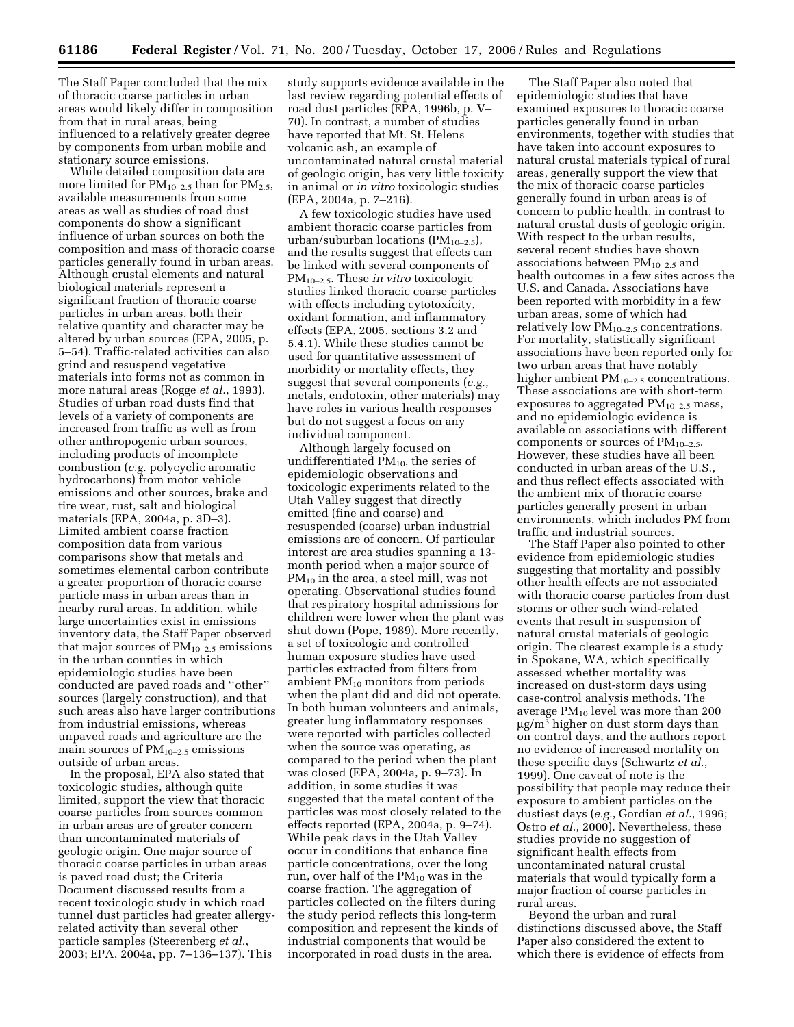The Staff Paper concluded that the mix of thoracic coarse particles in urban areas would likely differ in composition from that in rural areas, being influenced to a relatively greater degree by components from urban mobile and stationary source emissions.

While detailed composition data are more limited for $PM_{10-2.5}$ than for $PM_{2.5}$, available measurements from some areas as well as studies of road dust components do show a significant influence of urban sources on both the composition and mass of thoracic coarse particles generally found in urban areas. Although crustal elements and natural biological materials represent a significant fraction of thoracic coarse particles in urban areas, both their relative quantity and character may be altered by urban sources (EPA, 2005, p. 5–54). Traffic-related activities can also grind and resuspend vegetative materials into forms not as common in more natural areas (Rogge *et al.*, 1993). Studies of urban road dusts find that levels of a variety of components are increased from traffic as well as from other anthropogenic urban sources, including products of incomplete combustion (*e.g.* polycyclic aromatic hydrocarbons) from motor vehicle emissions and other sources, brake and tire wear, rust, salt and biological materials (EPA, 2004a, p. 3D–3). Limited ambient coarse fraction composition data from various comparisons show that metals and sometimes elemental carbon contribute a greater proportion of thoracic coarse particle mass in urban areas than in nearby rural areas. In addition, while large uncertainties exist in emissions inventory data, the Staff Paper observed that major sources of $PM_{10-2.5}$ emissions in the urban counties in which epidemiologic studies have been conducted are paved roads and ''other'' sources (largely construction), and that such areas also have larger contributions from industrial emissions, whereas unpaved roads and agriculture are the main sources of $PM_{10-2.5}$ emissions outside of urban areas.

In the proposal, EPA also stated that toxicologic studies, although quite limited, support the view that thoracic coarse particles from sources common in urban areas are of greater concern than uncontaminated materials of geologic origin. One major source of thoracic coarse particles in urban areas is paved road dust; the Criteria Document discussed results from a recent toxicologic study in which road tunnel dust particles had greater allergy-related activity than several other particle samples (Steerenberg *et al.*, 2003; EPA, 2004a, pp. 7–136–137). This study supports evidence available in the last review regarding potential effects of road dust particles (EPA, 1996b, p. V–70). In contrast, a number of studies have reported that Mt. St. Helens volcanic ash, an example of uncontaminated natural crustal material of geologic origin, has very little toxicity in animal or *in vitro* toxicologic studies (EPA, 2004a, p. 7–216).

A few toxicologic studies have used ambient thoracic coarse particles from urban/suburban locations ($PM_{10-2.5}$), and the results suggest that effects can be linked with several components of $PM_{10-2.5}$. These *in vitro* toxicologic studies linked thoracic coarse particles with effects including cytotoxicity, oxidant formation, and inflammatory effects (EPA, 2005, sections 3.2 and 5.4.1). While these studies cannot be used for quantitative assessment of morbidity or mortality effects, they suggest that several components (*e.g.*, metals, endotoxin, other materials) may have roles in various health responses but do not suggest a focus on any individual component.

Although largely focused on undifferentiated $PM_{10}$, the series of epidemiologic observations and toxicologic experiments related to the Utah Valley suggest that directly emitted (fine and coarse) and resuspended (coarse) urban industrial emissions are of concern. Of particular interest are area studies spanning a 13-month period when a major source of $PM_{10}$ in the area, a steel mill, was not operating. Observational studies found that respiratory hospital admissions for children were lower when the plant was shut down (Pope, 1989). More recently, a set of toxicologic and controlled human exposure studies have used particles extracted from filters from ambient $PM_{10}$ monitors from periods when the plant did and did not operate. In both human volunteers and animals, greater lung inflammatory responses were reported with particles collected when the source was operating, as compared to the period when the plant was closed (EPA, 2004a, p. 9–73). In addition, in some studies it was suggested that the metal content of the particles was most closely related to the effects reported (EPA, 2004a, p. 9–74). While peak days in the Utah Valley occur in conditions that enhance fine particle concentrations, over the long run, over half of the $PM_{10}$ was in the coarse fraction. The aggregation of particles collected on the filters during the study period reflects this long-term composition and represent the kinds of industrial components that would be incorporated in road dusts in the area.

The Staff Paper also noted that epidemiologic studies that have examined exposures to thoracic coarse particles generally found in urban environments, together with studies that have taken into account exposures to natural crustal materials typical of rural areas, generally support the view that the mix of thoracic coarse particles generally found in urban areas is of concern to public health, in contrast to natural crustal dusts of geologic origin. With respect to the urban results, several recent studies have shown associations between $PM_{10-2.5}$ and health outcomes in a few sites across the U.S. and Canada. Associations have been reported with morbidity in a few urban areas, some of which had relatively low $PM_{10-2.5}$ concentrations. For mortality, statistically significant associations have been reported only for two urban areas that have notably higher ambient $PM_{10-2.5}$ concentrations. These associations are with short-term exposures to aggregated $PM_{10-2.5}$ mass, and no epidemiologic evidence is available on associations with different components or sources of $PM_{10-2.5}$. However, these studies have all been conducted in urban areas of the U.S., and thus reflect effects associated with the ambient mix of thoracic coarse particles generally present in urban environments, which includes PM from traffic and industrial sources.

The Staff Paper also pointed to other evidence from epidemiologic studies suggesting that mortality and possibly other health effects are not associated with thoracic coarse particles from dust storms or other such wind-related events that result in suspension of natural crustal materials of geologic origin. The clearest example is a study in Spokane, WA, which specifically assessed whether mortality was increased on dust-storm days using case-control analysis methods. The average $PM_{10}$ level was more than 200 $\mu g/m^3$ higher on dust storm days than on control days, and the authors report no evidence of increased mortality on these specific days (Schwartz *et al.*, 1999). One caveat of note is the possibility that people may reduce their exposure to ambient particles on the dustiest days (*e.g.*, Gordian *et al.*, 1996; Ostro *et al.*, 2000). Nevertheless, these studies provide no suggestion of significant health effects from uncontaminated natural crustal materials that would typically form a major fraction of coarse particles in rural areas.

Beyond the urban and rural distinctions discussed above, the Staff Paper also considered the extent to which there is evidence of effects from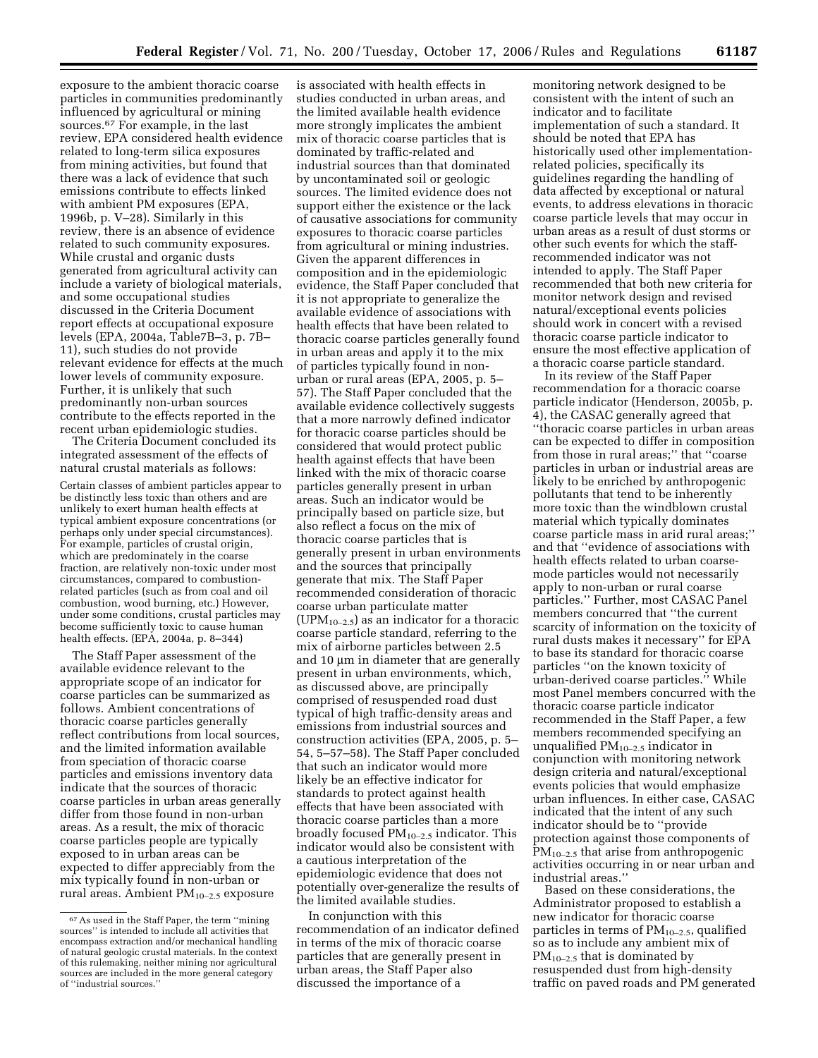exposure to the ambient thoracic coarse particles in communities predominantly influenced by agricultural or mining sources.[67] For example, in the last review, EPA considered health evidence related to long-term silica exposures from mining activities, but found that there was a lack of evidence that such emissions contribute to effects linked with ambient PM exposures (EPA, 1996b, p. V–28). Similarly in this review, there is an absence of evidence related to such community exposures. While crustal and organic dusts generated from agricultural activity can include a variety of biological materials, and some occupational studies discussed in the Criteria Document report effects at occupational exposure levels (EPA, 2004a, Table7B–3, p. 7B–11), such studies do not provide relevant evidence for effects at the much lower levels of community exposure. Further, it is unlikely that such predominantly non-urban sources contribute to the effects reported in the recent urban epidemiologic studies.

The Criteria Document concluded its integrated assessment of the effects of natural crustal materials as follows:

> Certain classes of ambient particles appear to be distinctly less toxic than others and are unlikely to exert human health effects at typical ambient exposure concentrations (or perhaps only under special circumstances). For example, particles of crustal origin, which are predominately in the coarse fraction, are relatively non-toxic under most circumstances, compared to combustion-related particles (such as from coal and oil combustion, wood burning, etc.) However, under some conditions, crustal particles may become sufficiently toxic to cause human health effects. (EPA, 2004a, p. 8–344)

The Staff Paper assessment of the available evidence relevant to the appropriate scope of an indicator for coarse particles can be summarized as follows. Ambient concentrations of thoracic coarse particles generally reflect contributions from local sources, and the limited information available from speciation of thoracic coarse particles and emissions inventory data indicate that the sources of thoracic coarse particles in urban areas generally differ from those found in non-urban areas. As a result, the mix of thoracic coarse particles people are typically exposed to in urban areas can be expected to differ appreciably from the mix typically found in non-urban or rural areas. Ambient $PM_{10-2.5}$ exposure is associated with health effects in studies conducted in urban areas, and the limited available health evidence more strongly implicates the ambient mix of thoracic coarse particles that is dominated by traffic-related and industrial sources than that dominated by uncontaminated soil or geologic sources. The limited evidence does not support either the existence or the lack of causative associations for community exposures to thoracic coarse particles from agricultural or mining industries. Given the apparent differences in composition and in the epidemiologic evidence, the Staff Paper concluded that it is not appropriate to generalize the available evidence of associations with health effects that have been related to thoracic coarse particles generally found in urban areas and apply it to the mix of particles typically found in non-urban or rural areas (EPA, 2005, p. 5–57). The Staff Paper concluded that the available evidence collectively suggests that a more narrowly defined indicator for thoracic coarse particles should be considered that would protect public health against effects that have been linked with the mix of thoracic coarse particles generally present in urban areas. Such an indicator would be principally based on particle size, but also reflect a focus on the mix of thoracic coarse particles that is generally present in urban environments and the sources that principally generate that mix. The Staff Paper recommended consideration of thoracic coarse urban particulate matter ($UPM_{10-2.5}$) as an indicator for a thoracic coarse particle standard, referring to the mix of airborne particles between 2.5 and 10 μm in diameter that are generally present in urban environments, which, as discussed above, are principally comprised of resuspended road dust typical of high traffic-density areas and emissions from industrial sources and construction activities (EPA, 2005, p. 5–54, 5–57–58). The Staff Paper concluded that such an indicator would more likely be an effective indicator for standards to protect against health effects that have been associated with thoracic coarse particles than a more broadly focused $PM_{10-2.5}$ indicator. This indicator would also be consistent with a cautious interpretation of the epidemiologic evidence that does not potentially over-generalize the results of the limited available studies.

In conjunction with this recommendation of an indicator defined in terms of the mix of thoracic coarse particles that are generally present in urban areas, the Staff Paper also discussed the importance of a monitoring network designed to be consistent with the intent of such an indicator and to facilitate implementation of such a standard. It should be noted that EPA has historically used other implementation-related policies, specifically its guidelines regarding the handling of data affected by exceptional or natural events, to address elevations in thoracic coarse particle levels that may occur in urban areas as a result of dust storms or other such events for which the staff-recommended indicator was not intended to apply. The Staff Paper recommended that both new criteria for monitor network design and revised natural/exceptional events policies should work in concert with a revised thoracic coarse particle indicator to ensure the most effective application of a thoracic coarse particle standard.

In its review of the Staff Paper recommendation for a thoracic coarse particle indicator (Henderson, 2005b, p. 4), the CASAC generally agreed that "thoracic coarse particles in urban areas can be expected to differ in composition from those in rural areas;" that "coarse particles in urban or industrial areas are likely to be enriched by anthropogenic pollutants that tend to be inherently more toxic than the windblown crustal material which typically dominates coarse particle mass in arid rural areas;" and that "evidence of associations with health effects related to urban coarse-mode particles would not necessarily apply to non-urban or rural coarse particles." Further, most CASAC Panel members concurred that "the current scarcity of information on the toxicity of rural dusts makes it necessary" for EPA to base its standard for thoracic coarse particles "on the known toxicity of urban-derived coarse particles." While most Panel members concurred with the thoracic coarse particle indicator recommended in the Staff Paper, a few members recommended specifying an unqualified $PM_{10-2.5}$ indicator in conjunction with monitoring network design criteria and natural/exceptional events policies that would emphasize urban influences. In either case, CASAC indicated that the intent of any such indicator should be to "provide protection against those components of $PM_{10-2.5}$ that arise from anthropogenic activities occurring in or near urban and industrial areas."

Based on these considerations, the Administrator proposed to establish a new indicator for thoracic coarse particles in terms of $PM_{10-2.5}$, qualified so as to include any ambient mix of $PM_{10-2.5}$ that is dominated by resuspended dust from high-density traffic on paved roads and PM generated

---

[67] As used in the Staff Paper, the term "mining sources" is intended to include all activities that encompass extraction and/or mechanical handling of natural geologic crustal materials. In the context of this rulemaking, neither mining nor agricultural sources are included in the more general category of "industrial sources."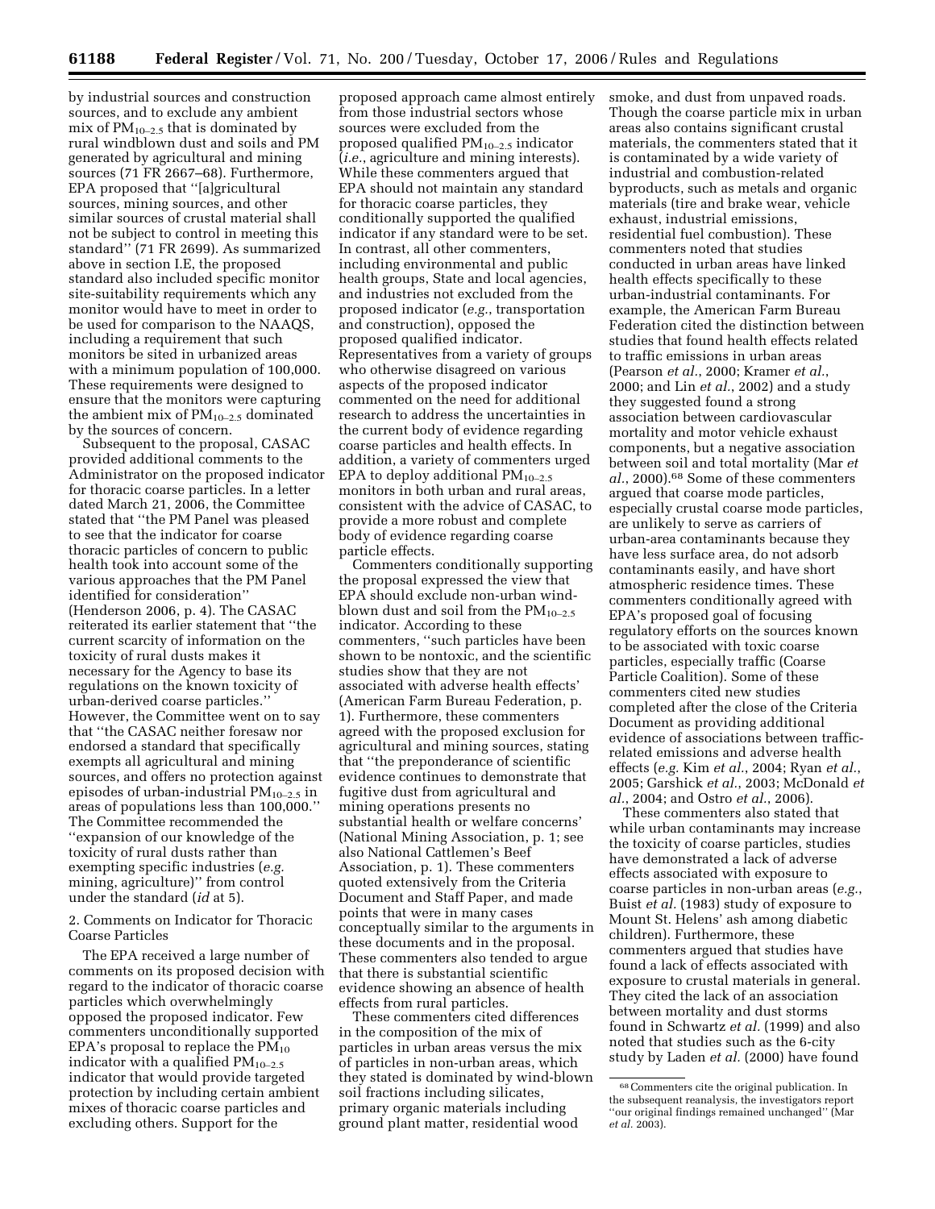by industrial sources and construction sources, and to exclude any ambient mix of $PM_{10-2.5}$ that is dominated by rural windblown dust and soils and PM generated by agricultural and mining sources (71 FR 2667–68). Furthermore, EPA proposed that ''[a]gricultural sources, mining sources, and other similar sources of crustal material shall not be subject to control in meeting this standard'' (71 FR 2699). As summarized above in section I.E, the proposed standard also included specific monitor site-suitability requirements which any monitor would have to meet in order to be used for comparison to the NAAQS, including a requirement that such monitors be sited in urbanized areas with a minimum population of 100,000. These requirements were designed to ensure that the monitors were capturing the ambient mix of $PM_{10-2.5}$ dominated by the sources of concern.

Subsequent to the proposal, CASAC provided additional comments to the Administrator on the proposed indicator for thoracic coarse particles. In a letter dated March 21, 2006, the Committee stated that ''the PM Panel was pleased to see that the indicator for coarse thoracic particles of concern to public health took into account some of the various approaches that the PM Panel identified for consideration'' (Henderson 2006, p. 4). The CASAC reiterated its earlier statement that ''the current scarcity of information on the toxicity of rural dusts makes it necessary for the Agency to base its regulations on the known toxicity of urban-derived coarse particles.'' However, the Committee went on to say that ''the CASAC neither foresaw nor endorsed a standard that specifically exempts all agricultural and mining sources, and offers no protection against episodes of urban-industrial $PM_{10-2.5}$ in areas of populations less than 100,000.'' The Committee recommended the ''expansion of our knowledge of the toxicity of rural dusts rather than exempting specific industries (*e.g.* mining, agriculture)'' from control under the standard (*id* at 5).

2. Comments on Indicator for Thoracic Coarse Particles

The EPA received a large number of comments on its proposed decision with regard to the indicator of thoracic coarse particles which overwhelmingly opposed the proposed indicator. Few commenters unconditionally supported EPA's proposal to replace the $PM_{10}$ indicator with a qualified $PM_{10-2.5}$ indicator that would provide targeted protection by including certain ambient mixes of thoracic coarse particles and excluding others. Support for the proposed approach came almost entirely from those industrial sectors whose sources were excluded from the proposed qualified $PM_{10-2.5}$ indicator (*i.e.*, agriculture and mining interests). While these commenters argued that EPA should not maintain any standard for thoracic coarse particles, they conditionally supported the qualified indicator if any standard were to be set. In contrast, all other commenters, including environmental and public health groups, State and local agencies, and industries not excluded from the proposed indicator (*e.g.*, transportation and construction), opposed the proposed qualified indicator. Representatives from a variety of groups who otherwise disagreed on various aspects of the proposed indicator commented on the need for additional research to address the uncertainties in the current body of evidence regarding coarse particles and health effects. In addition, a variety of commenters urged EPA to deploy additional $PM_{10-2.5}$ monitors in both urban and rural areas, consistent with the advice of CASAC, to provide a more robust and complete body of evidence regarding coarse particle effects.

Commenters conditionally supporting the proposal expressed the view that EPA should exclude non-urban wind-blown dust and soil from the $PM_{10-2.5}$ indicator. According to these commenters, ''such particles have been shown to be nontoxic, and the scientific studies show that they are not associated with adverse health effects' (American Farm Bureau Federation, p. 1). Furthermore, these commenters agreed with the proposed exclusion for agricultural and mining sources, stating that ''the preponderance of scientific evidence continues to demonstrate that fugitive dust from agricultural and mining operations presents no substantial health or welfare concerns' (National Mining Association, p. 1; see also National Cattlemen's Beef Association, p. 1). These commenters quoted extensively from the Criteria Document and Staff Paper, and made points that were in many cases conceptually similar to the arguments in these documents and in the proposal. These commenters also tended to argue that there is substantial scientific evidence showing an absence of health effects from rural particles.

These commenters cited differences in the composition of the mix of particles in urban areas versus the mix of particles in non-urban areas, which they stated is dominated by wind-blown soil fractions including silicates, primary organic materials including ground plant matter, residential wood smoke, and dust from unpaved roads. Though the coarse particle mix in urban areas also contains significant crustal materials, the commenters stated that it is contaminated by a wide variety of industrial and combustion-related byproducts, such as metals and organic materials (tire and brake wear, vehicle exhaust, industrial emissions, residential fuel combustion). These commenters noted that studies conducted in urban areas have linked health effects specifically to these urban-industrial contaminants. For example, the American Farm Bureau Federation cited the distinction between studies that found health effects related to traffic emissions in urban areas (Pearson *et al.*, 2000; Kramer *et al.*, 2000; and Lin *et al.*, 2002) and a study they suggested found a strong association between cardiovascular mortality and motor vehicle exhaust components, but a negative association between soil and total mortality (Mar *et al.*, 2000).[68] Some of these commenters argued that coarse mode particles, especially crustal coarse mode particles, are unlikely to serve as carriers of urban-area contaminants because they have less surface area, do not adsorb contaminants easily, and have short atmospheric residence times. These commenters conditionally agreed with EPA's proposed goal of focusing regulatory efforts on the sources known to be associated with toxic coarse particles, especially traffic (Coarse Particle Coalition). Some of these commenters cited new studies completed after the close of the Criteria Document as providing additional evidence of associations between traffic-related emissions and adverse health effects (*e.g.* Kim *et al.*, 2004; Ryan *et al.*, 2005; Garshick *et al.*, 2003; McDonald *et al.*, 2004; and Ostro *et al.*, 2006).

These commenters also stated that while urban contaminants may increase the toxicity of coarse particles, studies have demonstrated a lack of adverse effects associated with exposure to coarse particles in non-urban areas (*e.g.*, Buist *et al.* (1983) study of exposure to Mount St. Helens' ash among diabetic children). Furthermore, these commenters argued that studies have found a lack of effects associated with exposure to crustal materials in general. They cited the lack of an association between mortality and dust storms found in Schwartz *et al.* (1999) and also noted that studies such as the 6-city study by Laden *et al.* (2000) have found

[68] Commenters cite the original publication. In the subsequent reanalysis, the investigators report ''our original findings remained unchanged'' (Mar *et al.* 2003).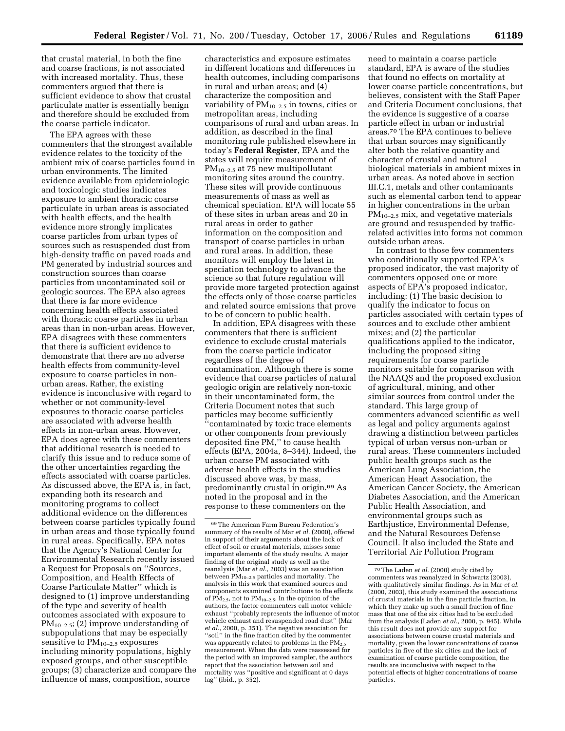that crustal material, in both the fine and coarse fractions, is not associated with increased mortality. Thus, these commenters argued that there is sufficient evidence to show that crustal particulate matter is essentially benign and therefore should be excluded from the coarse particle indicator.

The EPA agrees with these commenters that the strongest available evidence relates to the toxicity of the ambient mix of coarse particles found in urban environments. The limited evidence available from epidemiologic and toxicologic studies indicates exposure to ambient thoracic coarse particulate in urban areas is associated with health effects, and the health evidence more strongly implicates coarse particles from urban types of sources such as resuspended dust from high-density traffic on paved roads and PM generated by industrial sources and construction sources than coarse particles from uncontaminated soil or geologic sources. The EPA also agrees that there is far more evidence concerning health effects associated with thoracic coarse particles in urban areas than in non-urban areas. However, EPA disagrees with these commenters that there is sufficient evidence to demonstrate that there are no adverse health effects from community-level exposure to coarse particles in non-urban areas. Rather, the existing evidence is inconclusive with regard to whether or not community-level exposures to thoracic coarse particles are associated with adverse health effects in non-urban areas. However, EPA does agree with these commenters that additional research is needed to clarify this issue and to reduce some of the other uncertainties regarding the effects associated with coarse particles. As discussed above, the EPA is, in fact, expanding both its research and monitoring programs to collect additional evidence on the differences between coarse particles typically found in urban areas and those typically found in rural areas. Specifically, EPA notes that the Agency's National Center for Environmental Research recently issued a Request for Proposals on ''Sources, Composition, and Health Effects of Coarse Particulate Matter'' which is designed to (1) improve understanding of the type and severity of health outcomes associated with exposure to $PM_{10-2.5}$; (2) improve understanding of subpopulations that may be especially sensitive to $PM_{10-2.5}$ exposures including minority populations, highly exposed groups, and other susceptible groups; (3) characterize and compare the influence of mass, composition, source characteristics and exposure estimates in different locations and differences in health outcomes, including comparisons in rural and urban areas; and (4) characterize the composition and variability of $PM_{10-2.5}$ in towns, cities or metropolitan areas, including comparisons of rural and urban areas. In addition, as described in the final monitoring rule published elsewhere in today's **Federal Register**, EPA and the states will require measurement of $PM_{10-2.5}$ at 75 new multipollutant monitoring sites around the country. These sites will provide continuous measurements of mass as well as chemical speciation. EPA will locate 55 of these sites in urban areas and 20 in rural areas in order to gather information on the composition and transport of coarse particles in urban and rural areas. In addition, these monitors will employ the latest in speciation technology to advance the science so that future regulation will provide more targeted protection against the effects only of those coarse particles and related source emissions that prove to be of concern to public health.

In addition, EPA disagrees with these commenters that there is sufficient evidence to exclude crustal materials from the coarse particle indicator regardless of the degree of contamination. Although there is some evidence that coarse particles of natural geologic origin are relatively non-toxic in their uncontaminated form, the Criteria Document notes that such particles may become sufficiently ''contaminated by toxic trace elements or other components from previously deposited fine PM,'' to cause health effects (EPA, 2004a, 8–344). Indeed, the urban coarse PM associated with adverse health effects in the studies discussed above was, by mass, predominantly crustal in origin.[69] As noted in the proposal and in the response to these commenters on the need to maintain a coarse particle standard, EPA is aware of the studies that found no effects on mortality at lower coarse particle concentrations, but believes, consistent with the Staff Paper and Criteria Document conclusions, that the evidence is suggestive of a coarse particle effect in urban or industrial areas.[70] The EPA continues to believe that urban sources may significantly alter both the relative quantity and character of crustal and natural biological materials in ambient mixes in urban areas. As noted above in section III.C.1, metals and other contaminants such as elemental carbon tend to appear in higher concentrations in the urban $PM_{10-2.5}$ mix, and vegetative materials are ground and resuspended by traffic-related activities into forms not common outside urban areas.

In contrast to those few commenters who conditionally supported EPA's proposed indicator, the vast majority of commenters opposed one or more aspects of EPA's proposed indicator, including: (1) The basic decision to qualify the indicator to focus on particles associated with certain types of sources and to exclude other ambient mixes; and (2) the particular qualifications applied to the indicator, including the proposed siting requirements for coarse particle monitors suitable for comparison with the NAAQS and the proposed exclusion of agricultural, mining, and other similar sources from control under the standard. This large group of commenters advanced scientific as well as legal and policy arguments against drawing a distinction between particles typical of urban versus non-urban or rural areas. These commenters included public health groups such as the American Lung Association, the American Heart Association, the American Cancer Society, the American Diabetes Association, and the American Public Health Association, and environmental groups such as Earthjustice, Environmental Defense, and the Natural Resources Defense Council. It also included the State and Territorial Air Pollution Program

---

[69] The American Farm Bureau Federation's summary of the results of Mar *et al.* (2000), offered in support of their arguments about the lack of effect of soil or crustal materials, misses some important elements of the study results. A major finding of the original study as well as the reanalysis (Mar *et al.*, 2003) was an association between $PM_{10-2.5}$ particles and mortality. The analysis in this work that examined sources and components examined contributions to the effects of $PM_{2.5}$, not to $PM_{10-2.5}$. In the opinion of the authors, the factor commenters call motor vehicle exhaust ''probably represents the influence of motor vehicle exhaust and resuspended road dust'' (Mar *et al.*, 2000, p. 351). The negative association for ''soil'' in the fine fraction cited by the commenter was apparently related to problems in the $PM_{2.5}$ measurement. When the data were reassessed for the period with an improved sampler, the authors report that the association between soil and mortality was ''positive and significant at 0 days lag'' (ibid., p. 352).

[70] The Laden *et al.* (2000) study cited by commenters was reanalyzed in Schwartz (2003), with qualitatively similar findings. As in Mar *et al.* (2000, 2003), this study examined the associations of crustal materials in the fine particle fraction, in which they make up such a small fraction of fine mass that one of the six cities had to be excluded from the analysis (Laden *et al.*, 2000, p. 945). While this result does not provide any support for associations between coarse crustal materials and mortality, given the lower concentrations of coarse particles in five of the six cities and the lack of examination of coarse particle composition, the results are inconclusive with respect to the potential effects of higher concentrations of coarse particles.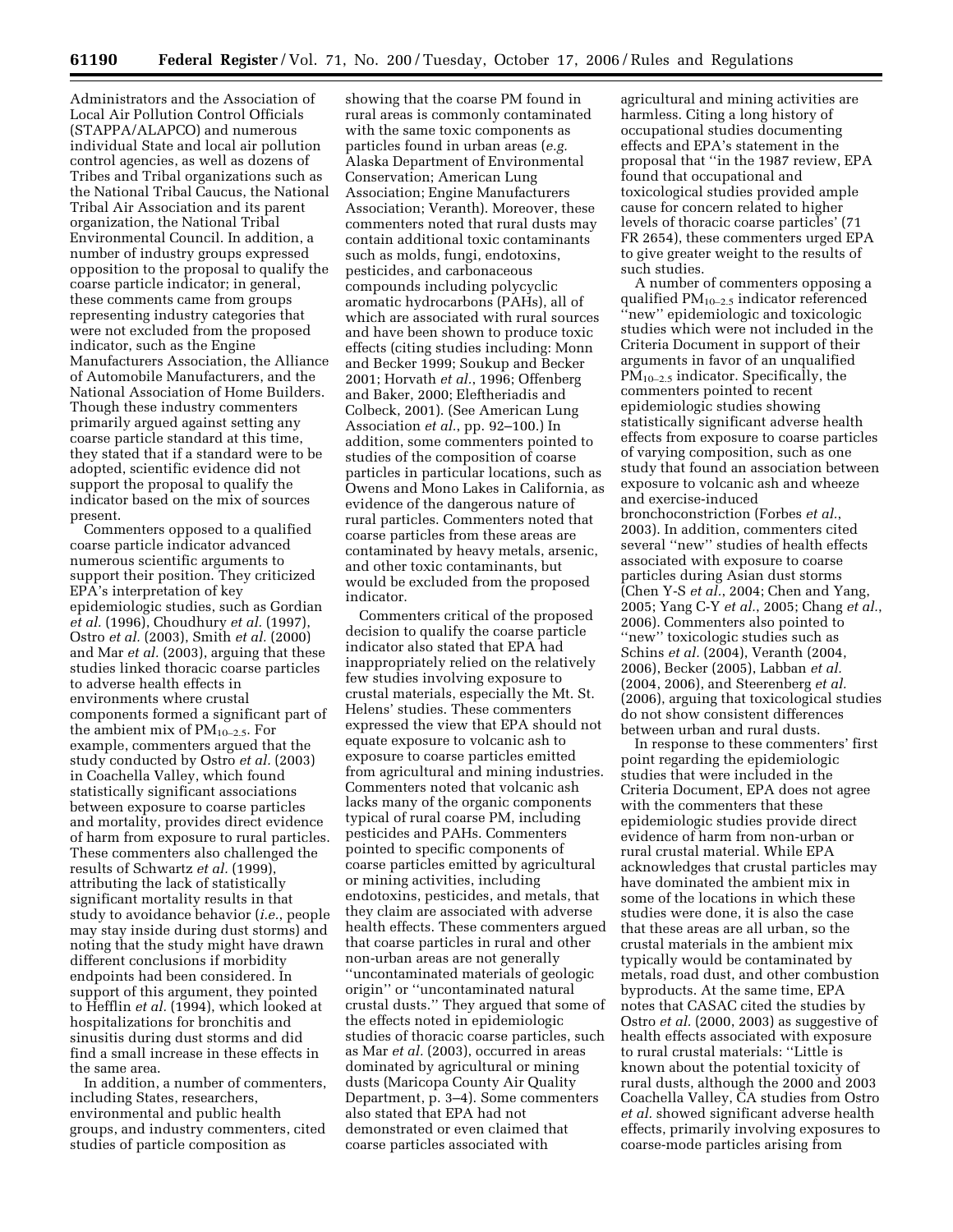Administrators and the Association of Local Air Pollution Control Officials (STAPPA/ALAPCO) and numerous individual State and local air pollution control agencies, as well as dozens of Tribes and Tribal organizations such as the National Tribal Caucus, the National Tribal Air Association and its parent organization, the National Tribal Environmental Council. In addition, a number of industry groups expressed opposition to the proposal to qualify the coarse particle indicator; in general, these comments came from groups representing industry categories that were not excluded from the proposed indicator, such as the Engine Manufacturers Association, the Alliance of Automobile Manufacturers, and the National Association of Home Builders. Though these industry commenters primarily argued against setting any coarse particle standard at this time, they stated that if a standard were to be adopted, scientific evidence did not support the proposal to qualify the indicator based on the mix of sources present.

Commenters opposed to a qualified coarse particle indicator advanced numerous scientific arguments to support their position. They criticized EPA's interpretation of key epidemiologic studies, such as Gordian *et al.* (1996), Choudhury *et al.* (1997), Ostro *et al.* (2003), Smith *et al.* (2000) and Mar *et al.* (2003), arguing that these studies linked thoracic coarse particles to adverse health effects in environments where crustal components formed a significant part of the ambient mix of $PM_{10-2.5}$. For example, commenters argued that the study conducted by Ostro *et al.* (2003) in Coachella Valley, which found statistically significant associations between exposure to coarse particles and mortality, provides direct evidence of harm from exposure to rural particles. These commenters also challenged the results of Schwartz *et al.* (1999), attributing the lack of statistically significant mortality results in that study to avoidance behavior (*i.e.*, people may stay inside during dust storms) and noting that the study might have drawn different conclusions if morbidity endpoints had been considered. In support of this argument, they pointed to Hefflin *et al.* (1994), which looked at hospitalizations for bronchitis and sinusitis during dust storms and did find a small increase in these effects in the same area.

In addition, a number of commenters, including States, researchers, environmental and public health groups, and industry commenters, cited studies of particle composition as showing that the coarse PM found in rural areas is commonly contaminated with the same toxic components as particles found in urban areas (*e.g.* Alaska Department of Environmental Conservation; American Lung Association; Engine Manufacturers Association; Veranth). Moreover, these commenters noted that rural dusts may contain additional toxic contaminants such as molds, fungi, endotoxins, pesticides, and carbonaceous compounds including polycyclic aromatic hydrocarbons (PAHs), all of which are associated with rural sources and have been shown to produce toxic effects (citing studies including: Monn and Becker 1999; Soukup and Becker 2001; Horvath *et al.*, 1996; Offenberg and Baker, 2000; Eleftheriadis and Colbeck, 2001). (See American Lung Association *et al.*, pp. 92–100.) In addition, some commenters pointed to studies of the composition of coarse particles in particular locations, such as Owens and Mono Lakes in California, as evidence of the dangerous nature of rural particles. Commenters noted that coarse particles from these areas are contaminated by heavy metals, arsenic, and other toxic contaminants, but would be excluded from the proposed indicator.

Commenters critical of the proposed decision to qualify the coarse particle indicator also stated that EPA had inappropriately relied on the relatively few studies involving exposure to crustal materials, especially the Mt. St. Helens' studies. These commenters expressed the view that EPA should not equate exposure to volcanic ash to exposure to coarse particles emitted from agricultural and mining industries. Commenters noted that volcanic ash lacks many of the organic components typical of rural coarse PM, including pesticides and PAHs. Commenters pointed to specific components of coarse particles emitted by agricultural or mining activities, including endotoxins, pesticides, and metals, that they claim are associated with adverse health effects. These commenters argued that coarse particles in rural and other non-urban areas are not generally ''uncontaminated materials of geologic origin'' or ''uncontaminated natural crustal dusts.'' They argued that some of the effects noted in epidemiologic studies of thoracic coarse particles, such as Mar *et al.* (2003), occurred in areas dominated by agricultural or mining dusts (Maricopa County Air Quality Department, p. 3–4). Some commenters also stated that EPA had not demonstrated or even claimed that coarse particles associated with agricultural and mining activities are harmless. Citing a long history of occupational studies documenting effects and EPA's statement in the proposal that ''in the 1987 review, EPA found that occupational and toxicological studies provided ample cause for concern related to higher levels of thoracic coarse particles' (71 FR 2654), these commenters urged EPA to give greater weight to the results of such studies.

A number of commenters opposing a qualified $PM_{10-2.5}$ indicator referenced ''new'' epidemiologic and toxicologic studies which were not included in the Criteria Document in support of their arguments in favor of an unqualified $PM_{10-2.5}$ indicator. Specifically, the commenters pointed to recent epidemiologic studies showing statistically significant adverse health effects from exposure to coarse particles of varying composition, such as one study that found an association between exposure to volcanic ash and wheeze and exercise-induced bronchoconstriction (Forbes *et al.*, 2003). In addition, commenters cited several ''new'' studies of health effects associated with exposure to coarse particles during Asian dust storms (Chen Y-S *et al.*, 2004; Chen and Yang, 2005; Yang C-Y *et al.*, 2005; Chang *et al.*, 2006). Commenters also pointed to ''new'' toxicologic studies such as Schins *et al.* (2004), Veranth (2004, 2006), Becker (2005), Labban *et al.* (2004, 2006), and Steerenberg *et al.* (2006), arguing that toxicological studies do not show consistent differences between urban and rural dusts.

In response to these commenters' first point regarding the epidemiologic studies that were included in the Criteria Document, EPA does not agree with the commenters that these epidemiologic studies provide direct evidence of harm from non-urban or rural crustal material. While EPA acknowledges that crustal particles may have dominated the ambient mix in some of the locations in which these studies were done, it is also the case that these areas are all urban, so the crustal materials in the ambient mix typically would be contaminated by metals, road dust, and other combustion byproducts. At the same time, EPA notes that CASAC cited the studies by Ostro *et al.* (2000, 2003) as suggestive of health effects associated with exposure to rural crustal materials: ''Little is known about the potential toxicity of rural dusts, although the 2000 and 2003 Coachella Valley, CA studies from Ostro *et al.* showed significant adverse health effects, primarily involving exposures to coarse-mode particles arising from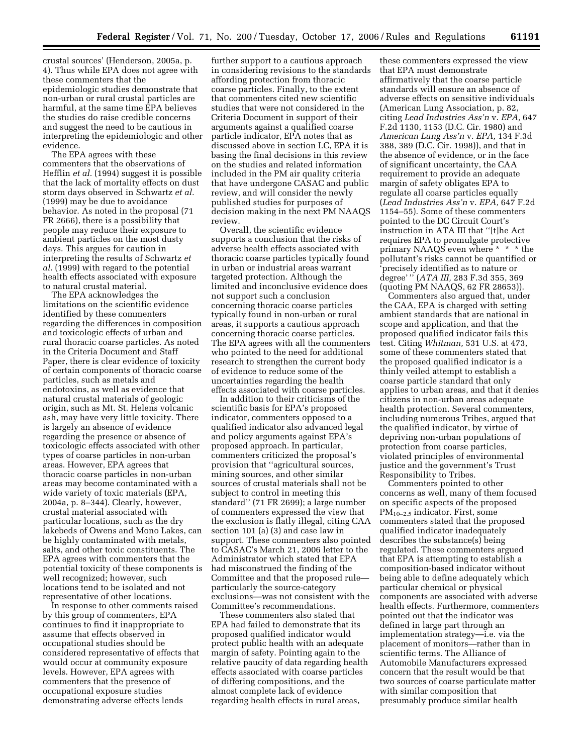crustal sources' (Henderson, 2005a, p. 4). Thus while EPA does not agree with these commenters that the epidemiologic studies demonstrate that non-urban or rural crustal particles are harmful, at the same time EPA believes the studies do raise credible concerns and suggest the need to be cautious in interpreting the epidemiologic and other evidence.

The EPA agrees with these commenters that the observations of Hefflin *et al.* (1994) suggest it is possible that the lack of mortality effects on dust storm days observed in Schwartz *et al.* (1999) may be due to avoidance behavior. As noted in the proposal (71 FR 2666), there is a possibility that people may reduce their exposure to ambient particles on the most dusty days. This argues for caution in interpreting the results of Schwartz *et al.* (1999) with regard to the potential health effects associated with exposure to natural crustal material.

The EPA acknowledges the limitations on the scientific evidence identified by these commenters regarding the differences in composition and toxicologic effects of urban and rural thoracic coarse particles. As noted in the Criteria Document and Staff Paper, there is clear evidence of toxicity of certain components of thoracic coarse particles, such as metals and endotoxins, as well as evidence that natural crustal materials of geologic origin, such as Mt. St. Helens volcanic ash, may have very little toxicity. There is largely an absence of evidence regarding the presence or absence of toxicologic effects associated with other types of coarse particles in non-urban areas. However, EPA agrees that thoracic coarse particles in non-urban areas may become contaminated with a wide variety of toxic materials (EPA, 2004a, p. 8–344). Clearly, however, crustal material associated with particular locations, such as the dry lakebeds of Owens and Mono Lakes, can be highly contaminated with metals, salts, and other toxic constituents. The EPA agrees with commenters that the potential toxicity of these components is well recognized; however, such locations tend to be isolated and not representative of other locations.

In response to other comments raised by this group of commenters, EPA continues to find it inappropriate to assume that effects observed in occupational studies should be considered representative of effects that would occur at community exposure levels. However, EPA agrees with commenters that the presence of occupational exposure studies demonstrating adverse effects lends further support to a cautious approach in considering revisions to the standards affording protection from thoracic coarse particles. Finally, to the extent that commenters cited new scientific studies that were not considered in the Criteria Document in support of their arguments against a qualified coarse particle indicator, EPA notes that as discussed above in section I.C, EPA it is basing the final decisions in this review on the studies and related information included in the PM air quality criteria that have undergone CASAC and public review, and will consider the newly published studies for purposes of decision making in the next PM NAAQS review.

Overall, the scientific evidence supports a conclusion that the risks of adverse health effects associated with thoracic coarse particles typically found in urban or industrial areas warrant targeted protection. Although the limited and inconclusive evidence does not support such a conclusion concerning thoracic coarse particles typically found in non-urban or rural areas, it supports a cautious approach concerning thoracic coarse particles. The EPA agrees with all the commenters who pointed to the need for additional research to strengthen the current body of evidence to reduce some of the uncertainties regarding the health effects associated with coarse particles.

In addition to their criticisms of the scientific basis for EPA's proposed indicator, commenters opposed to a qualified indicator also advanced legal and policy arguments against EPA's proposed approach. In particular, commenters criticized the proposal's provision that ''agricultural sources, mining sources, and other similar sources of crustal materials shall not be subject to control in meeting this standard'' (71 FR 2699); a large number of commenters expressed the view that the exclusion is flatly illegal, citing CAA section 101 (a) (3) and case law in support. These commenters also pointed to CASAC's March 21, 2006 letter to the Administrator which stated that EPA had misconstrued the finding of the Committee and that the proposed rule—particularly the source-category exclusions—was not consistent with the Committee's recommendations.

These commenters also stated that EPA had failed to demonstrate that its proposed qualified indicator would protect public health with an adequate margin of safety. Pointing again to the relative paucity of data regarding health effects associated with coarse particles of differing compositions, and the almost complete lack of evidence regarding health effects in rural areas, these commenters expressed the view that EPA must demonstrate affirmatively that the coarse particle standards will ensure an absence of adverse effects on sensitive individuals (American Lung Association, p. 82, citing *Lead Industries Ass'n* v. *EPA,* 647 F.2d 1130, 1153 (D.C. Cir. 1980) and *American Lung Ass'n* v. *EPA,* 134 F.3d 388, 389 (D.C. Cir. 1998)), and that in the absence of evidence, or in the face of significant uncertainty, the CAA requirement to provide an adequate margin of safety obligates EPA to regulate all coarse particles equally (*Lead Industries Ass'n* v. *EPA,* 647 F.2d 1154–55). Some of these commenters pointed to the DC Circuit Court's instruction in ATA III that ''[t]he Act requires EPA to promulgate protective primary NAAQS even where * * * the pollutant's risks cannot be quantified or 'precisely identified as to nature or degree' '' (*ATA III,* 283 F.3d 355, 369 (quoting PM NAAQS, 62 FR 28653)).

Commenters also argued that, under the CAA, EPA is charged with setting ambient standards that are national in scope and application, and that the proposed qualified indicator fails this test. Citing *Whitman,* 531 U.S. at 473, some of these commenters stated that the proposed qualified indicator is a thinly veiled attempt to establish a coarse particle standard that only applies to urban areas, and that it denies citizens in non-urban areas adequate health protection. Several commenters, including numerous Tribes, argued that the qualified indicator, by virtue of depriving non-urban populations of protection from coarse particles, violated principles of environmental justice and the government's Trust Responsibility to Tribes.

Commenters pointed to other concerns as well, many of them focused on specific aspects of the proposed $PM_{10-2.5}$ indicator. First, some commenters stated that the proposed qualified indicator inadequately describes the substance(s) being regulated. These commenters argued that EPA is attempting to establish a composition-based indicator without being able to define adequately which particular chemical or physical components are associated with adverse health effects. Furthermore, commenters pointed out that the indicator was defined in large part through an implementation strategy—i.e. via the placement of monitors—rather than in scientific terms. The Alliance of Automobile Manufacturers expressed concern that the result would be that two sources of coarse particulate matter with similar composition that presumably produce similar health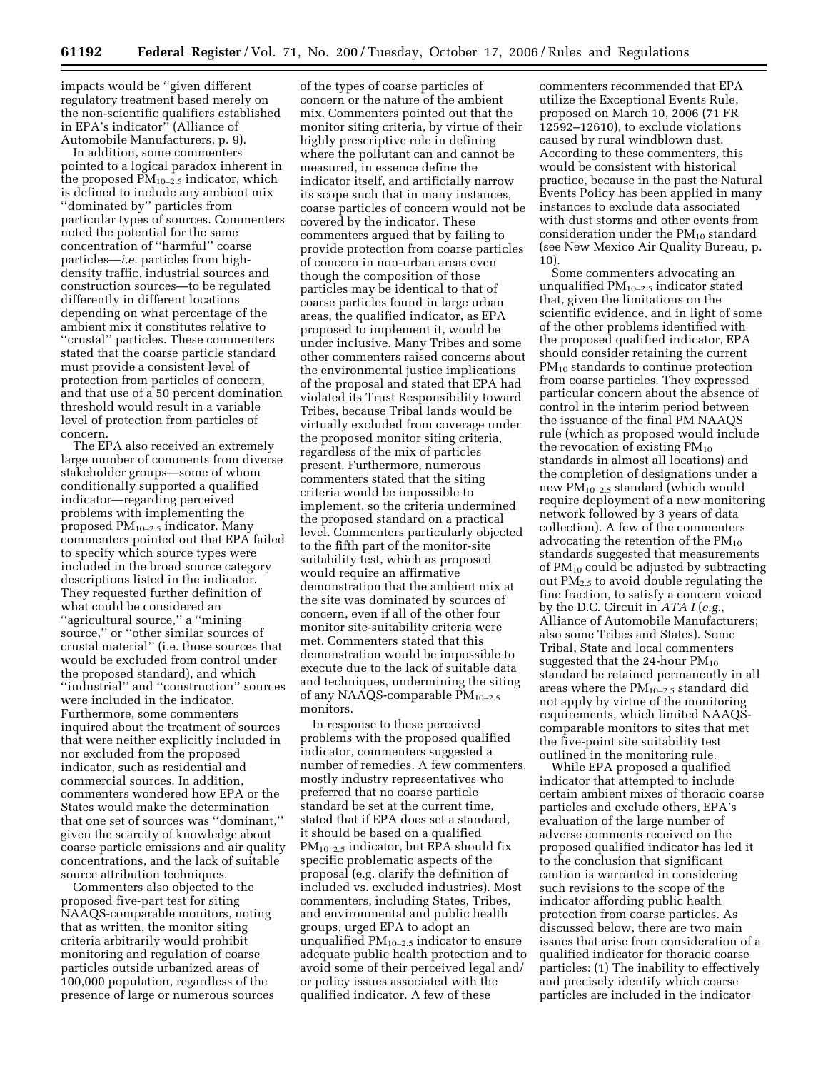impacts would be ''given different regulatory treatment based merely on the non-scientific qualifiers established in EPA's indicator'' (Alliance of Automobile Manufacturers, p. 9).

In addition, some commenters pointed to a logical paradox inherent in the proposed $PM_{10-2.5}$ indicator, which is defined to include any ambient mix ''dominated by'' particles from particular types of sources. Commenters noted the potential for the same concentration of ''harmful'' coarse particles—*i.e.* particles from high-density traffic, industrial sources and construction sources—to be regulated differently in different locations depending on what percentage of the ambient mix it constitutes relative to ''crustal'' particles. These commenters stated that the coarse particle standard must provide a consistent level of protection from particles of concern, and that use of a 50 percent domination threshold would result in a variable level of protection from particles of concern.

The EPA also received an extremely large number of comments from diverse stakeholder groups—some of whom conditionally supported a qualified indicator—regarding perceived problems with implementing the proposed $PM_{10-2.5}$ indicator. Many commenters pointed out that EPA failed to specify which source types were included in the broad source category descriptions listed in the indicator. They requested further definition of what could be considered an ''agricultural source,'' a ''mining source,'' or ''other similar sources of crustal material'' (i.e. those sources that would be excluded from control under the proposed standard), and which ''industrial'' and ''construction'' sources were included in the indicator. Furthermore, some commenters inquired about the treatment of sources that were neither explicitly included in nor excluded from the proposed indicator, such as residential and commercial sources. In addition, commenters wondered how EPA or the States would make the determination that one set of sources was ''dominant,'' given the scarcity of knowledge about coarse particle emissions and air quality concentrations, and the lack of suitable source attribution techniques.

Commenters also objected to the proposed five-part test for siting NAAQS-comparable monitors, noting that as written, the monitor siting criteria arbitrarily would prohibit monitoring and regulation of coarse particles outside urbanized areas of 100,000 population, regardless of the presence of large or numerous sources of the types of coarse particles of concern or the nature of the ambient mix. Commenters pointed out that the monitor siting criteria, by virtue of their highly prescriptive role in defining where the pollutant can and cannot be measured, in essence define the indicator itself, and artificially narrow its scope such that in many instances, coarse particles of concern would not be covered by the indicator. These commenters argued that by failing to provide protection from coarse particles of concern in non-urban areas even though the composition of those particles may be identical to that of coarse particles found in large urban areas, the qualified indicator, as EPA proposed to implement it, would be under inclusive. Many Tribes and some other commenters raised concerns about the environmental justice implications of the proposal and stated that EPA had violated its Trust Responsibility toward Tribes, because Tribal lands would be virtually excluded from coverage under the proposed monitor siting criteria, regardless of the mix of particles present. Furthermore, numerous commenters stated that the siting criteria would be impossible to implement, so the criteria undermined the proposed standard on a practical level. Commenters particularly objected to the fifth part of the monitor-site suitability test, which as proposed would require an affirmative demonstration that the ambient mix at the site was dominated by sources of concern, even if all of the other four monitor site-suitability criteria were met. Commenters stated that this demonstration would be impossible to execute due to the lack of suitable data and techniques, undermining the siting of any NAAQS-comparable $PM_{10-2.5}$ monitors.

In response to these perceived problems with the proposed qualified indicator, commenters suggested a number of remedies. A few commenters, mostly industry representatives who preferred that no coarse particle standard be set at the current time, stated that if EPA does set a standard, it should be based on a qualified $PM_{10-2.5}$ indicator, but EPA should fix specific problematic aspects of the proposal (e.g. clarify the definition of included vs. excluded industries). Most commenters, including States, Tribes, and environmental and public health groups, urged EPA to adopt an unqualified $PM_{10-2.5}$ indicator to ensure adequate public health protection and to avoid some of their perceived legal and/or policy issues associated with the qualified indicator. A few of these commenters recommended that EPA utilize the Exceptional Events Rule, proposed on March 10, 2006 (71 FR 12592–12610), to exclude violations caused by rural windblown dust. According to these commenters, this would be consistent with historical practice, because in the past the Natural Events Policy has been applied in many instances to exclude data associated with dust storms and other events from consideration under the $PM_{10}$ standard (see New Mexico Air Quality Bureau, p. 10).

Some commenters advocating an unqualified $PM_{10-2.5}$ indicator stated that, given the limitations on the scientific evidence, and in light of some of the other problems identified with the proposed qualified indicator, EPA should consider retaining the current $PM_{10}$ standards to continue protection from coarse particles. They expressed particular concern about the absence of control in the interim period between the issuance of the final PM NAAQS rule (which as proposed would include the revocation of existing $PM_{10}$ standards in almost all locations) and the completion of designations under a new $PM_{10-2.5}$ standard (which would require deployment of a new monitoring network followed by 3 years of data collection). A few of the commenters advocating the retention of the $PM_{10}$ standards suggested that measurements of $PM_{10}$ could be adjusted by subtracting out $PM_{2.5}$ to avoid double regulating the fine fraction, to satisfy a concern voiced by the D.C. Circuit in *ATA I* (*e.g.*, Alliance of Automobile Manufacturers; also some Tribes and States). Some Tribal, State and local commenters suggested that the 24-hour $PM_{10}$ standard be retained permanently in all areas where the $PM_{10-2.5}$ standard did not apply by virtue of the monitoring requirements, which limited NAAQS-comparable monitors to sites that met the five-point site suitability test outlined in the monitoring rule.

While EPA proposed a qualified indicator that attempted to include certain ambient mixes of thoracic coarse particles and exclude others, EPA's evaluation of the large number of adverse comments received on the proposed qualified indicator has led it to the conclusion that significant caution is warranted in considering such revisions to the scope of the indicator affording public health protection from coarse particles. As discussed below, there are two main issues that arise from consideration of a qualified indicator for thoracic coarse particles: (1) The inability to effectively and precisely identify which coarse particles are included in the indicator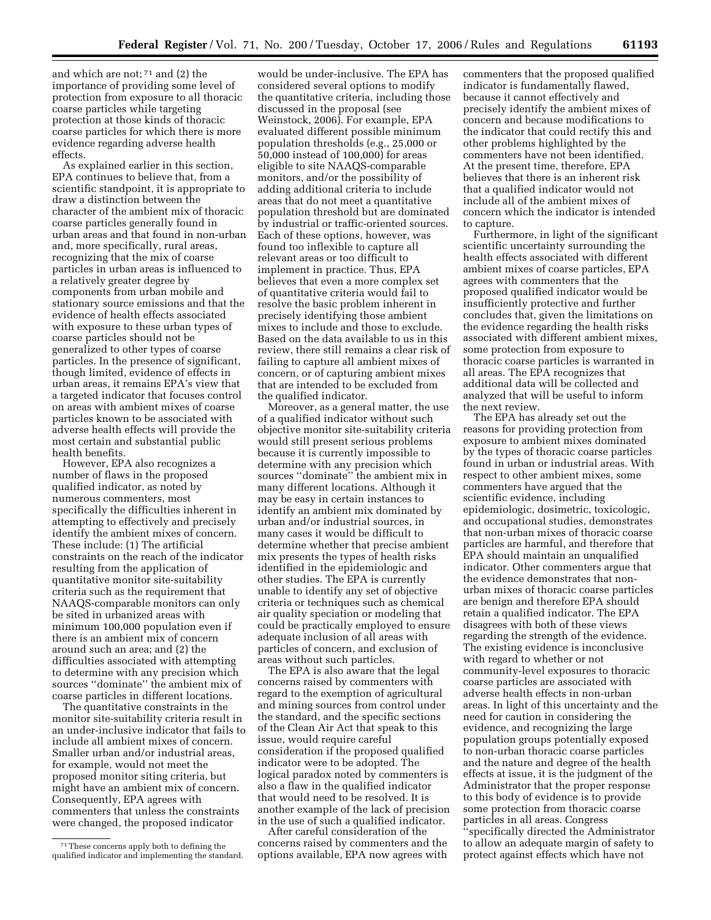and which are not;[71] and (2) the importance of providing some level of protection from exposure to all thoracic coarse particles while targeting protection at those kinds of thoracic coarse particles for which there is more evidence regarding adverse health effects.

As explained earlier in this section, EPA continues to believe that, from a scientific standpoint, it is appropriate to draw a distinction between the character of the ambient mix of thoracic coarse particles generally found in urban areas and that found in non-urban and, more specifically, rural areas, recognizing that the mix of coarse particles in urban areas is influenced to a relatively greater degree by components from urban mobile and stationary source emissions and that the evidence of health effects associated with exposure to these urban types of coarse particles should not be generalized to other types of coarse particles. In the presence of significant, though limited, evidence of effects in urban areas, it remains EPA's view that a targeted indicator that focuses control on areas with ambient mixes of coarse particles known to be associated with adverse health effects will provide the most certain and substantial public health benefits.

However, EPA also recognizes a number of flaws in the proposed qualified indicator, as noted by numerous commenters, most specifically the difficulties inherent in attempting to effectively and precisely identify the ambient mixes of concern. These include: (1) The artificial constraints on the reach of the indicator resulting from the application of quantitative monitor site-suitability criteria such as the requirement that NAAQS-comparable monitors can only be sited in urbanized areas with minimum 100,000 population even if there is an ambient mix of concern around such an area; and (2) the difficulties associated with attempting to determine with any precision which sources "dominate" the ambient mix of coarse particles in different locations.

The quantitative constraints in the monitor site-suitability criteria result in an under-inclusive indicator that fails to include all ambient mixes of concern. Smaller urban and/or industrial areas, for example, would not meet the proposed monitor siting criteria, but might have an ambient mix of concern. Consequently, EPA agrees with commenters that unless the constraints were changed, the proposed indicator would be under-inclusive. The EPA has considered several options to modify the quantitative criteria, including those discussed in the proposal (see Weinstock, 2006). For example, EPA evaluated different possible minimum population thresholds (e.g., 25,000 or 50,000 instead of 100,000) for areas eligible to site NAAQS-comparable monitors, and/or the possibility of adding additional criteria to include areas that do not meet a quantitative population threshold but are dominated by industrial or traffic-oriented sources. Each of these options, however, was found too inflexible to capture all relevant areas or too difficult to implement in practice. Thus, EPA believes that even a more complex set of quantitative criteria would fail to resolve the basic problem inherent in precisely identifying those ambient mixes to include and those to exclude. Based on the data available to us in this review, there still remains a clear risk of failing to capture all ambient mixes of concern, or of capturing ambient mixes that are intended to be excluded from the qualified indicator.

Moreover, as a general matter, the use of a qualified indicator without such objective monitor site-suitability criteria would still present serious problems because it is currently impossible to determine with any precision which sources "dominate" the ambient mix in many different locations. Although it may be easy in certain instances to identify an ambient mix dominated by urban and/or industrial sources, in many cases it would be difficult to determine whether that precise ambient mix presents the types of health risks identified in the epidemiologic and other studies. The EPA is currently unable to identify any set of objective criteria or techniques such as chemical air quality speciation or modeling that could be practically employed to ensure adequate inclusion of all areas with particles of concern, and exclusion of areas without such particles.

The EPA is also aware that the legal concerns raised by commenters with regard to the exemption of agricultural and mining sources from control under the standard, and the specific sections of the Clean Air Act that speak to this issue, would require careful consideration if the proposed qualified indicator were to be adopted. The logical paradox noted by commenters is also a flaw in the qualified indicator that would need to be resolved. It is another example of the lack of precision in the use of such a qualified indicator.

After careful consideration of the concerns raised by commenters and the options available, EPA now agrees with commenters that the proposed qualified indicator is fundamentally flawed, because it cannot effectively and precisely identify the ambient mixes of concern and because modifications to the indicator that could rectify this and other problems highlighted by the commenters have not been identified. At the present time, therefore, EPA believes that there is an inherent risk that a qualified indicator would not include all of the ambient mixes of concern which the indicator is intended to capture.

Furthermore, in light of the significant scientific uncertainty surrounding the health effects associated with different ambient mixes of coarse particles, EPA agrees with commenters that the proposed qualified indicator would be insufficiently protective and further concludes that, given the limitations on the evidence regarding the health risks associated with different ambient mixes, some protection from exposure to thoracic coarse particles is warranted in all areas. The EPA recognizes that additional data will be collected and analyzed that will be useful to inform the next review.

The EPA has already set out the reasons for providing protection from exposure to ambient mixes dominated by the types of thoracic coarse particles found in urban or industrial areas. With respect to other ambient mixes, some commenters have argued that the scientific evidence, including epidemiologic, dosimetric, toxicologic, and occupational studies, demonstrates that non-urban mixes of thoracic coarse particles are harmful, and therefore that EPA should maintain an unqualified indicator. Other commenters argue that the evidence demonstrates that non-urban mixes of thoracic coarse particles are benign and therefore EPA should retain a qualified indicator. The EPA disagrees with both of these views regarding the strength of the evidence. The existing evidence is inconclusive with regard to whether or not community-level exposures to thoracic coarse particles are associated with adverse health effects in non-urban areas. In light of this uncertainty and the need for caution in considering the evidence, and recognizing the large population groups potentially exposed to non-urban thoracic coarse particles and the nature and degree of the health effects at issue, it is the judgment of the Administrator that the proper response to this body of evidence is to provide some protection from thoracic coarse particles in all areas. Congress "specifically directed the Administrator to allow an adequate margin of safety to protect against effects which have not

[71] These concerns apply both to defining the qualified indicator and implementing the standard.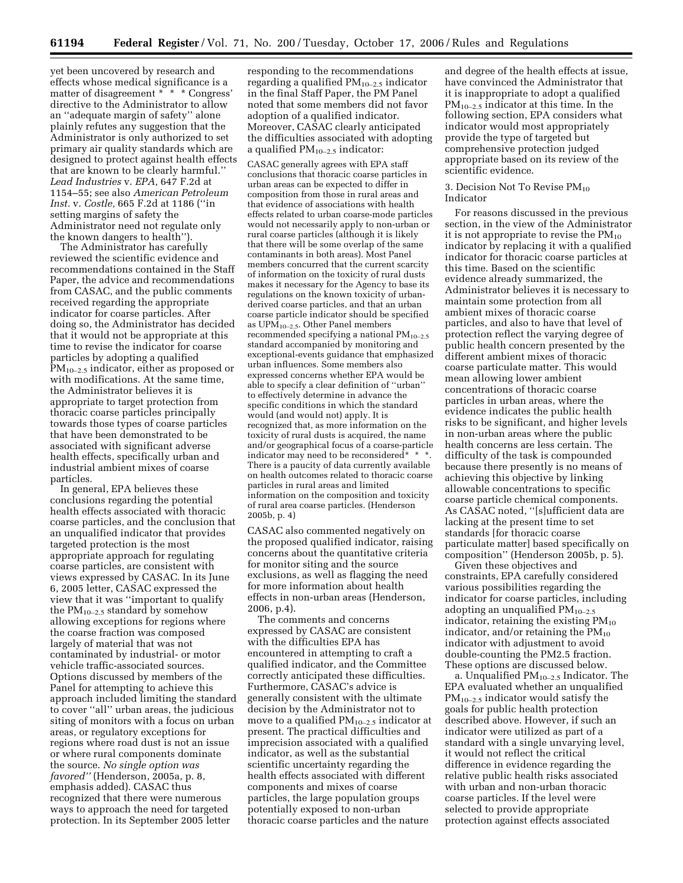yet been uncovered by research and effects whose medical significance is a matter of disagreement * * * Congress' directive to the Administrator to allow an ''adequate margin of safety'' alone plainly refutes any suggestion that the Administrator is only authorized to set primary air quality standards which are designed to protect against health effects that are known to be clearly harmful.'' *Lead Industries* v. *EPA,* 647 F.2d at 1154–55; see also *American Petroleum Inst.* v. *Costle,* 665 F.2d at 1186 (''in setting margins of safety the Administrator need not regulate only the known dangers to health'').

The Administrator has carefully reviewed the scientific evidence and recommendations contained in the Staff Paper, the advice and recommendations from CASAC, and the public comments received regarding the appropriate indicator for coarse particles. After doing so, the Administrator has decided that it would not be appropriate at this time to revise the indicator for coarse particles by adopting a qualified $PM_{10-2.5}$ indicator, either as proposed or with modifications. At the same time, the Administrator believes it is appropriate to target protection from thoracic coarse particles principally towards those types of coarse particles that have been demonstrated to be associated with significant adverse health effects, specifically urban and industrial ambient mixes of coarse particles.

In general, EPA believes these conclusions regarding the potential health effects associated with thoracic coarse particles, and the conclusion that an unqualified indicator that provides targeted protection is the most appropriate approach for regulating coarse particles, are consistent with views expressed by CASAC. In its June 6, 2005 letter, CASAC expressed the view that it was ''important to qualify the $PM_{10-2.5}$ standard by somehow allowing exceptions for regions where the coarse fraction was composed largely of material that was not contaminated by industrial- or motor vehicle traffic-associated sources. Options discussed by members of the Panel for attempting to achieve this approach included limiting the standard to cover ''all'' urban areas, the judicious siting of monitors with a focus on urban areas, or regulatory exceptions for regions where road dust is not an issue or where rural components dominate the source. *No single option was favored''* (Henderson, 2005a, p. 8, emphasis added). CASAC thus recognized that there were numerous ways to approach the need for targeted protection. In its September 2005 letter responding to the recommendations regarding a qualified $PM_{10-2.5}$ indicator in the final Staff Paper, the PM Panel noted that some members did not favor adoption of a qualified indicator. Moreover, CASAC clearly anticipated the difficulties associated with adopting a qualified $PM_{10-2.5}$ indicator:

> CASAC generally agrees with EPA staff conclusions that thoracic coarse particles in urban areas can be expected to differ in composition from those in rural areas and that evidence of associations with health effects related to urban coarse-mode particles would not necessarily apply to non-urban or rural coarse particles (although it is likely that there will be some overlap of the same contaminants in both areas). Most Panel members concurred that the current scarcity of information on the toxicity of rural dusts makes it necessary for the Agency to base its regulations on the known toxicity of urban-derived coarse particles, and that an urban coarse particle indicator should be specified as $UPM_{10-2.5}$. Other Panel members recommended specifying a national $PM_{10-2.5}$ standard accompanied by monitoring and exceptional-events guidance that emphasized urban influences. Some members also expressed concerns whether EPA would be able to specify a clear definition of ''urban'' to effectively determine in advance the specific conditions in which the standard would (and would not) apply. It is recognized that, as more information on the toxicity of rural dusts is acquired, the name and/or geographical focus of a coarse-particle indicator may need to be reconsidered* * *. There is a paucity of data currently available on health outcomes related to thoracic coarse particles in rural areas and limited information on the composition and toxicity of rural area coarse particles. (Henderson 2005b, p. 4)

CASAC also commented negatively on the proposed qualified indicator, raising concerns about the quantitative criteria for monitor siting and the source exclusions, as well as flagging the need for more information about health effects in non-urban areas (Henderson, 2006, p.4).

The comments and concerns expressed by CASAC are consistent with the difficulties EPA has encountered in attempting to craft a qualified indicator, and the Committee correctly anticipated these difficulties. Furthermore, CASAC's advice is generally consistent with the ultimate decision by the Administrator not to move to a qualified $PM_{10-2.5}$ indicator at present. The practical difficulties and imprecision associated with a qualified indicator, as well as the substantial scientific uncertainty regarding the health effects associated with different components and mixes of coarse particles, the large population groups potentially exposed to non-urban thoracic coarse particles and the nature and degree of the health effects at issue, have convinced the Administrator that it is inappropriate to adopt a qualified $PM_{10-2.5}$ indicator at this time. In the following section, EPA considers what indicator would most appropriately provide the type of targeted but comprehensive protection judged appropriate based on its review of the scientific evidence.

### 3. Decision Not To Revise $PM_{10}$ Indicator

For reasons discussed in the previous section, in the view of the Administrator it is not appropriate to revise the $PM_{10}$ indicator by replacing it with a qualified indicator for thoracic coarse particles at this time. Based on the scientific evidence already summarized, the Administrator believes it is necessary to maintain some protection from all ambient mixes of thoracic coarse particles, and also to have that level of protection reflect the varying degree of public health concern presented by the different ambient mixes of thoracic coarse particulate matter. This would mean allowing lower ambient concentrations of thoracic coarse particles in urban areas, where the evidence indicates the public health risks to be significant, and higher levels in non-urban areas where the public health concerns are less certain. The difficulty of the task is compounded because there presently is no means of achieving this objective by linking allowable concentrations to specific coarse particle chemical components. As CASAC noted, ''[s]ufficient data are lacking at the present time to set standards [for thoracic coarse particulate matter] based specifically on composition'' (Henderson 2005b, p. 5).

Given these objectives and constraints, EPA carefully considered various possibilities regarding the indicator for coarse particles, including adopting an unqualified $PM_{10-2.5}$ indicator, retaining the existing $PM_{10}$ indicator, and/or retaining the $PM_{10}$ indicator with adjustment to avoid double-counting the PM2.5 fraction. These options are discussed below.

a. Unqualified $PM_{10-2.5}$ Indicator. The EPA evaluated whether an unqualified $PM_{10-2.5}$ indicator would satisfy the goals for public health protection described above. However, if such an indicator were utilized as part of a standard with a single unvarying level, it would not reflect the critical difference in evidence regarding the relative public health risks associated with urban and non-urban thoracic coarse particles. If the level were selected to provide appropriate protection against effects associated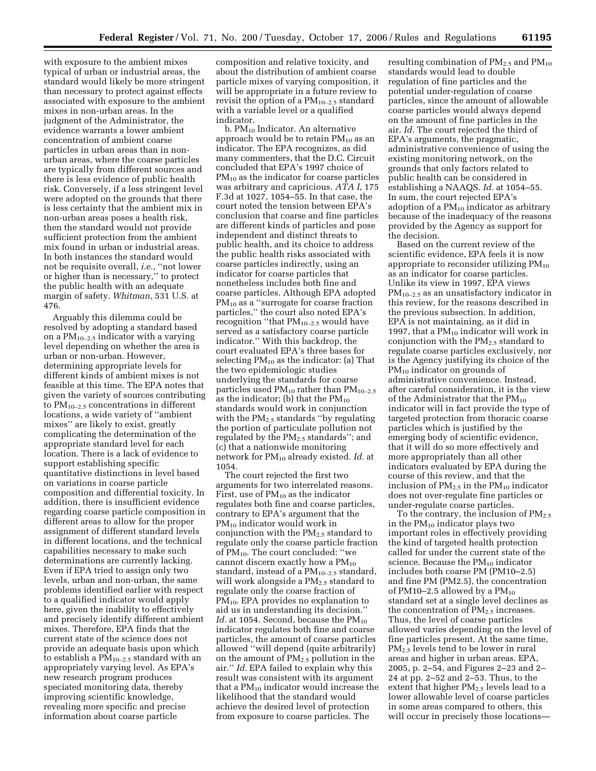with exposure to the ambient mixes typical of urban or industrial areas, the standard would likely be more stringent than necessary to protect against effects associated with exposure to the ambient mixes in non-urban areas. In the judgment of the Administrator, the evidence warrants a lower ambient concentration of ambient coarse particles in urban areas than in non-urban areas, where the coarse particles are typically from different sources and there is less evidence of public health risk. Conversely, if a less stringent level were adopted on the grounds that there is less certainty that the ambient mix in non-urban areas poses a health risk, then the standard would not provide sufficient protection from the ambient mix found in urban or industrial areas. In both instances the standard would not be requisite overall, *i.e.*, "not lower or higher than is necessary," to protect the public health with an adequate margin of safety. *Whitman*, 531 U.S. at 476.

Arguably this dilemma could be resolved by adopting a standard based on a $PM_{10-2.5}$ indicator with a varying level depending on whether the area is urban or non-urban. However, determining appropriate levels for different kinds of ambient mixes is not feasible at this time. The EPA notes that given the variety of sources contributing to $PM_{10-2.5}$ concentrations in different locations, a wide variety of "ambient mixes" are likely to exist, greatly complicating the determination of the appropriate standard level for each location. There is a lack of evidence to support establishing specific quantitative distinctions in level based on variations in coarse particle composition and differential toxicity. In addition, there is insufficient evidence regarding coarse particle composition in different areas to allow for the proper assignment of different standard levels in different locations, and the technical capabilities necessary to make such determinations are currently lacking. Even if EPA tried to assign only two levels, urban and non-urban, the same problems identified earlier with respect to a qualified indicator would apply here, given the inability to effectively and precisely identify different ambient mixes. Therefore, EPA finds that the current state of the science does not provide an adequate basis upon which to establish a $PM_{10-2.5}$ standard with an appropriately varying level. As EPA's new research program produces speciated monitoring data, thereby improving scientific knowledge, revealing more specific and precise information about coarse particle composition and relative toxicity, and about the distribution of ambient coarse particle mixes of varying composition, it will be appropriate in a future review to revisit the option of a $PM_{10-2.5}$ standard with a variable level or a qualified indicator.

b. $PM_{10}$ Indicator. An alternative approach would be to retain $PM_{10}$ as an indicator. The EPA recognizes, as did many commenters, that the D.C. Circuit concluded that EPA's 1997 choice of $PM_{10}$ as the indicator for coarse particles was arbitrary and capricious. *ATA I*, 175 F.3d at 1027, 1054–55. In that case, the court noted the tension between EPA's conclusion that coarse and fine particles are different kinds of particles and pose independent and distinct threats to public health, and its choice to address the public health risks associated with coarse particles indirectly, using an indicator for coarse particles that nonetheless includes both fine and coarse particles. Although EPA adopted $PM_{10}$ as a "surrogate for coarse fraction particles," the court also noted EPA's recognition "that $PM_{10-2.5}$ would have served as a satisfactory coarse particle indicator." With this backdrop, the court evaluated EPA's three bases for selecting $PM_{10}$ as the indicator: (a) That the two epidemiologic studies underlying the standards for coarse particles used $PM_{10}$ rather than $PM_{10-2.5}$ as the indicator; (b) that the $PM_{10}$ standards would work in conjunction with the $PM_{2.5}$ standards "by regulating the portion of particulate pollution not regulated by the $PM_{2.5}$ standards"; and (c) that a nationwide monitoring network for $PM_{10}$ already existed. *Id.* at 1054.

The court rejected the first two arguments for two interrelated reasons. First, use of $PM_{10}$ as the indicator regulates both fine and coarse particles, contrary to EPA's argument that the $PM_{10}$ indicator would work in conjunction with the $PM_{2.5}$ standard to regulate only the coarse particle fraction of $PM_{10}$. The court concluded: "we cannot discern exactly how a $PM_{10}$ standard, instead of a $PM_{10-2.5}$ standard, will work alongside a $PM_{2.5}$ standard to regulate only the coarse fraction of $PM_{10}$. EPA provides no explanation to aid us in understanding its decision." *Id.* at 1054. Second, because the $PM_{10}$ indicator regulates both fine and coarse particles, the amount of coarse particles allowed "will depend (quite arbitrarily) on the amount of $PM_{2.5}$ pollution in the air." *Id.* EPA failed to explain why this result was consistent with its argument that a $PM_{10}$ indicator would increase the likelihood that the standard would achieve the desired level of protection from exposure to coarse particles. The resulting combination of $PM_{2.5}$ and $PM_{10}$ standards would lead to double regulation of fine particles and the potential under-regulation of coarse particles, since the amount of allowable coarse particles would always depend on the amount of fine particles in the air. *Id.* The court rejected the third of EPA's arguments, the pragmatic, administrative convenience of using the existing monitoring network, on the grounds that only factors related to public health can be considered in establishing a NAAQS. *Id.* at 1054–55. In sum, the court rejected EPA's adoption of a $PM_{10}$ indicator as arbitrary because of the inadequacy of the reasons provided by the Agency as support for the decision.

Based on the current review of the scientific evidence, EPA feels it is now appropriate to reconsider utilizing $PM_{10}$ as an indicator for coarse particles. Unlike its view in 1997, EPA views $PM_{10-2.5}$ as an unsatisfactory indicator in this review, for the reasons described in the previous subsection. In addition, EPA is not maintaining, as it did in 1997, that a $PM_{10}$ indicator will work in conjunction with the $PM_{2.5}$ standard to regulate coarse particles exclusively, nor is the Agency justifying its choice of the $PM_{10}$ indicator on grounds of administrative convenience. Instead, after careful consideration, it is the view of the Administrator that the $PM_{10}$ indicator will in fact provide the type of targeted protection from thoracic coarse particles which is justified by the emerging body of scientific evidence, that it will do so more effectively and more appropriately than all other indicators evaluated by EPA during the course of this review, and that the inclusion of $PM_{2.5}$ in the $PM_{10}$ indicator does not over-regulate fine particles or under-regulate coarse particles.

To the contrary, the inclusion of $PM_{2.5}$ in the $PM_{10}$ indicator plays two important roles in effectively providing the kind of targeted health protection called for under the current state of the science. Because the $PM_{10}$ indicator includes both coarse PM ($PM_{10-2.5}$) and fine PM ($PM_{2.5}$), the concentration of $PM_{10-2.5}$ allowed by a $PM_{10}$ standard set at a single level declines as the concentration of $PM_{2.5}$ increases. Thus, the level of coarse particles allowed varies depending on the level of fine particles present. At the same time, $PM_{2.5}$ levels tend to be lower in rural areas and higher in urban areas. EPA, 2005, p. 2–54, and Figures 2–23 and 2–24 at pp. 2–52 and 2–53. Thus, to the extent that higher $PM_{2.5}$ levels lead to a lower allowable level of coarse particles in some areas compared to others, this will occur in precisely those locations—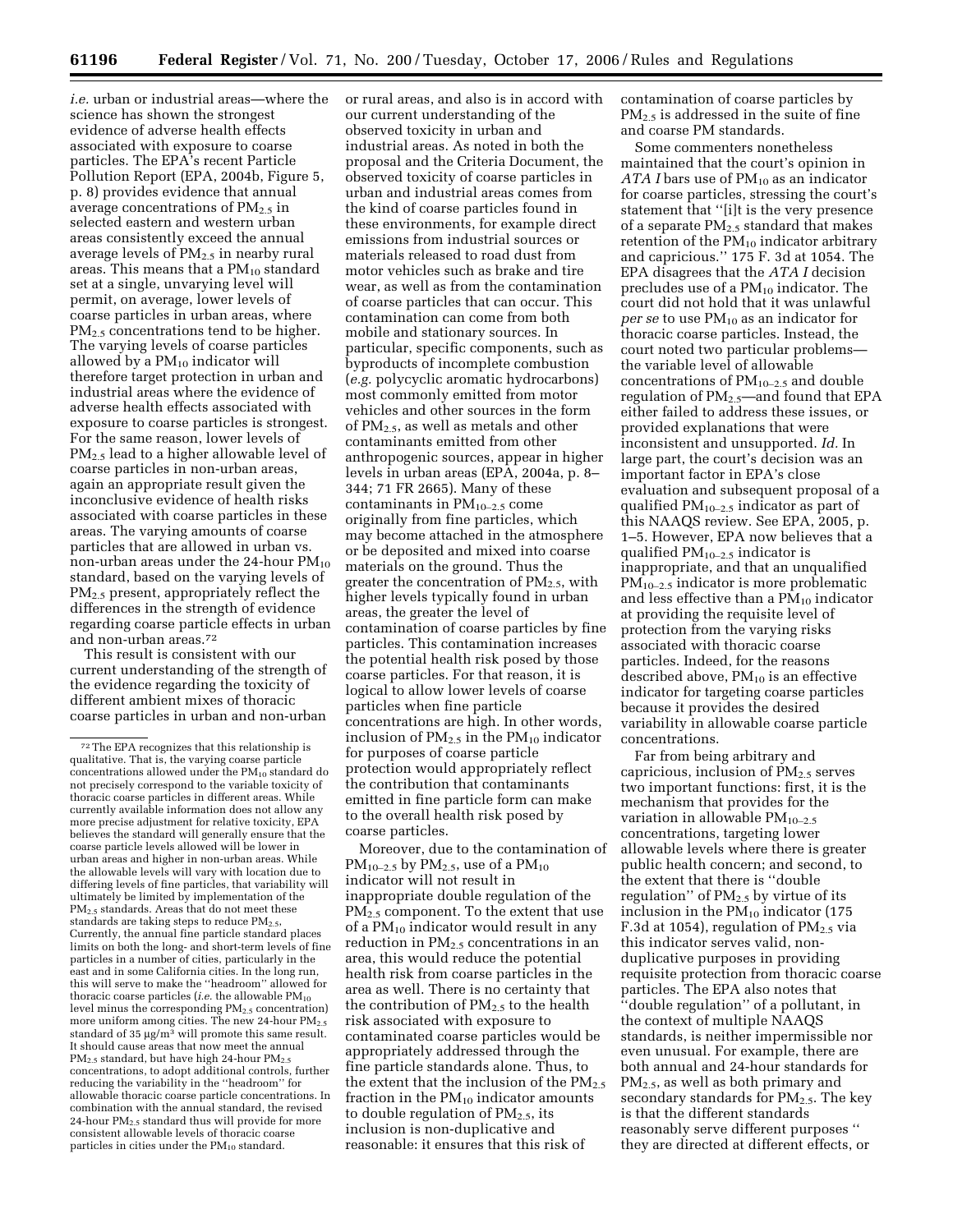*i.e.* urban or industrial areas—where the science has shown the strongest evidence of adverse health effects associated with exposure to coarse particles. The EPA's recent Particle Pollution Report (EPA, 2004b, Figure 5, p. 8) provides evidence that annual average concentrations of $PM_{2.5}$ in selected eastern and western urban areas consistently exceed the annual average levels of $PM_{2.5}$ in nearby rural areas. This means that a $PM_{10}$ standard set at a single, unvarying level will permit, on average, lower levels of coarse particles in urban areas, where $PM_{2.5}$ concentrations tend to be higher. The varying levels of coarse particles allowed by a $PM_{10}$ indicator will therefore target protection in urban and industrial areas where the evidence of adverse health effects associated with exposure to coarse particles is strongest. For the same reason, lower levels of $PM_{2.5}$ lead to a higher allowable level of coarse particles in non-urban areas, again an appropriate result given the inconclusive evidence of health risks associated with coarse particles in these areas. The varying amounts of coarse particles that are allowed in urban vs. non-urban areas under the 24-hour $PM_{10}$ standard, based on the varying levels of $PM_{2.5}$ present, appropriately reflect the differences in the strength of evidence regarding coarse particle effects in urban and non-urban areas.[72]

This result is consistent with our current understanding of the strength of the evidence regarding the toxicity of different ambient mixes of thoracic coarse particles in urban and non-urban or rural areas, and also is in accord with our current understanding of the observed toxicity in urban and industrial areas. As noted in both the proposal and the Criteria Document, the observed toxicity of coarse particles in urban and industrial areas comes from the kind of coarse particles found in these environments, for example direct emissions from industrial sources or materials released to road dust from motor vehicles such as brake and tire wear, as well as from the contamination of coarse particles that can occur. This contamination can come from both mobile and stationary sources. In particular, specific components, such as byproducts of incomplete combustion (*e.g.* polycyclic aromatic hydrocarbons) most commonly emitted from motor vehicles and other sources in the form of $PM_{2.5}$, as well as metals and other contaminants emitted from other anthropogenic sources, appear in higher levels in urban areas (EPA, 2004a, p. 8–344; 71 FR 2665). Many of these contaminants in $PM_{10-2.5}$ come originally from fine particles, which may become attached in the atmosphere or be deposited and mixed into coarse materials on the ground. Thus the greater the concentration of $PM_{2.5}$, with higher levels typically found in urban areas, the greater the level of contamination of coarse particles by fine particles. This contamination increases the potential health risk posed by those coarse particles. For that reason, it is logical to allow lower levels of coarse particles when fine particle concentrations are high. In other words, inclusion of $PM_{2.5}$ in the $PM_{10}$ indicator for purposes of coarse particle protection would appropriately reflect the contribution that contaminants emitted in fine particle form can make to the overall health risk posed by coarse particles.

Moreover, due to the contamination of $PM_{10-2.5}$ by $PM_{2.5}$, use of a $PM_{10}$ indicator will not result in inappropriate double regulation of the $PM_{2.5}$ component. To the extent that use of a $PM_{10}$ indicator would result in any reduction in $PM_{2.5}$ concentrations in an area, this would reduce the potential health risk from coarse particles in the area as well. There is no certainty that the contribution of $PM_{2.5}$ to the health risk associated with exposure to contaminated coarse particles would be appropriately addressed through the fine particle standards alone. Thus, to the extent that the inclusion of the $PM_{2.5}$ fraction in the $PM_{10}$ indicator amounts to double regulation of $PM_{2.5}$, its inclusion is non-duplicative and reasonable: it ensures that this risk of contamination of coarse particles by $PM_{2.5}$ is addressed in the suite of fine and coarse PM standards.

Some commenters nonetheless maintained that the court's opinion in *ATA I* bars use of $PM_{10}$ as an indicator for coarse particles, stressing the court's statement that "[i]t is the very presence of a separate $PM_{2.5}$ standard that makes retention of the $PM_{10}$ indicator arbitrary and capricious." 175 F. 3d at 1054. The EPA disagrees that the *ATA I* decision precludes use of a $PM_{10}$ indicator. The court did not hold that it was unlawful *per se* to use $PM_{10}$ as an indicator for thoracic coarse particles. Instead, the court noted two particular problems—the variable level of allowable concentrations of $PM_{10-2.5}$ and double regulation of $PM_{2.5}$—and found that EPA either failed to address these issues, or provided explanations that were inconsistent and unsupported. *Id.* In large part, the court's decision was an important factor in EPA's close evaluation and subsequent proposal of a qualified $PM_{10-2.5}$ indicator as part of this NAAQS review. See EPA, 2005, p. 1–5. However, EPA now believes that a qualified $PM_{10-2.5}$ indicator is inappropriate, and that an unqualified $PM_{10-2.5}$ indicator is more problematic and less effective than a $PM_{10}$ indicator at providing the requisite level of protection from the varying risks associated with thoracic coarse particles. Indeed, for the reasons described above, $PM_{10}$ is an effective indicator for targeting coarse particles because it provides the desired variability in allowable coarse particle concentrations.

Far from being arbitrary and capricious, inclusion of $PM_{2.5}$ serves two important functions: first, it is the mechanism that provides for the variation in allowable $PM_{10-2.5}$ concentrations, targeting lower allowable levels where there is greater public health concern; and second, to the extent that there is "double regulation" of $PM_{2.5}$ by virtue of its inclusion in the $PM_{10}$ indicator (175 F.3d at 1054), regulation of $PM_{2.5}$ via this indicator serves valid, non-duplicative purposes in providing requisite protection from thoracic coarse particles. The EPA also notes that "double regulation" of a pollutant, in the context of multiple NAAQS standards, is neither impermissible nor even unusual. For example, there are both annual and 24-hour standards for $PM_{2.5}$, as well as both primary and secondary standards for $PM_{2.5}$. The key is that the different standards reasonably serve different purposes " they are directed at different effects, or

---

[72] The EPA recognizes that this relationship is qualitative. That is, the varying coarse particle concentrations allowed under the $PM_{10}$ standard do not precisely correspond to the variable toxicity of thoracic coarse particles in different areas. While currently available information does not allow any more precise adjustment for relative toxicity, EPA believes the standard will generally ensure that the coarse particle levels allowed will be lower in urban areas and higher in non-urban areas. While the allowable levels will vary with location due to differing levels of fine particles, that variability will ultimately be limited by implementation of the $PM_{2.5}$ standards. Areas that do not meet these standards are taking steps to reduce $PM_{2.5}$. Currently, the annual fine particle standard places limits on both the long- and short-term levels of fine particles in a number of cities, particularly in the east and in some California cities. In the long run, this will serve to make the "headroom" allowed for thoracic coarse particles (*i.e.* the allowable $PM_{10}$ level minus the corresponding $PM_{2.5}$ concentration) more uniform among cities. The new 24-hour $PM_{2.5}$ standard of 35 µg/m$^3$ will promote this same result. It should cause areas that now meet the annual $PM_{2.5}$ standard, but have high 24-hour $PM_{2.5}$ concentrations, to adopt additional controls, further reducing the variability in the "headroom" for allowable thoracic coarse particle concentrations. In combination with the annual standard, the revised 24-hour $PM_{2.5}$ standard thus will provide for more consistent allowable levels of thoracic coarse particles in cities under the $PM_{10}$ standard.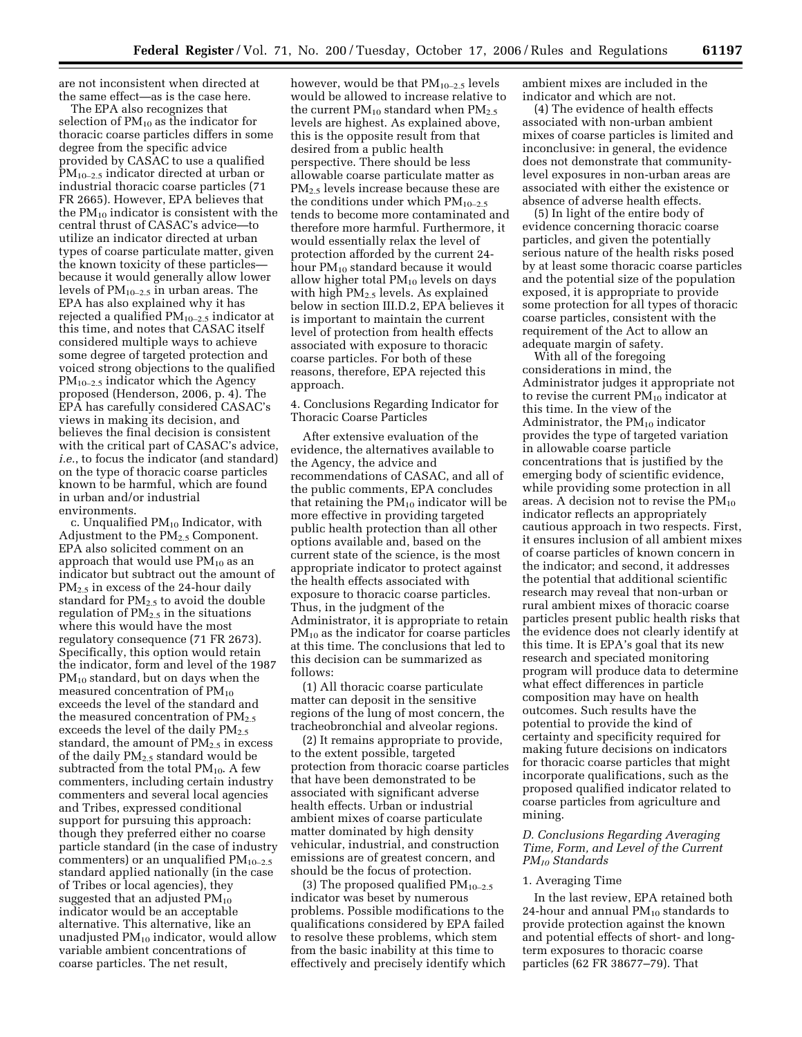are not inconsistent when directed at the same effect—as is the case here.

The EPA also recognizes that selection of $PM_{10}$ as the indicator for thoracic coarse particles differs in some degree from the specific advice provided by CASAC to use a qualified $PM_{10-2.5}$ indicator directed at urban or industrial thoracic coarse particles (71 FR 2665). However, EPA believes that the $PM_{10}$ indicator is consistent with the central thrust of CASAC's advice—to utilize an indicator directed at urban types of coarse particulate matter, given the known toxicity of these particles—because it would generally allow lower levels of $PM_{10-2.5}$ in urban areas. The EPA has also explained why it has rejected a qualified $PM_{10-2.5}$ indicator at this time, and notes that CASAC itself considered multiple ways to achieve some degree of targeted protection and voiced strong objections to the qualified $PM_{10-2.5}$ indicator which the Agency proposed (Henderson, 2006, p. 4). The EPA has carefully considered CASAC's views in making its decision, and believes the final decision is consistent with the critical part of CASAC's advice, *i.e.*, to focus the indicator (and standard) on the type of thoracic coarse particles known to be harmful, which are found in urban and/or industrial environments.

c. Unqualified $PM_{10}$ Indicator, with Adjustment to the $PM_{2.5}$ Component. EPA also solicited comment on an approach that would use $PM_{10}$ as an indicator but subtract out the amount of $PM_{2.5}$ in excess of the 24-hour daily standard for $PM_{2.5}$ to avoid the double regulation of $PM_{2.5}$ in the situations where this would have the most regulatory consequence (71 FR 2673). Specifically, this option would retain the indicator, form and level of the 1987 $PM_{10}$ standard, but on days when the measured concentration of $PM_{10}$ exceeds the level of the standard and the measured concentration of $PM_{2.5}$ exceeds the level of the daily $PM_{2.5}$ standard, the amount of $PM_{2.5}$ in excess of the daily $PM_{2.5}$ standard would be subtracted from the total $PM_{10}$. A few commenters, including certain industry commenters and several local agencies and Tribes, expressed conditional support for pursuing this approach: though they preferred either no coarse particle standard (in the case of industry commenters) or an unqualified $PM_{10-2.5}$ standard applied nationally (in the case of Tribes or local agencies), they suggested that an adjusted $PM_{10}$ indicator would be an acceptable alternative. This alternative, like an unadjusted $PM_{10}$ indicator, would allow variable ambient concentrations of coarse particles. The net result, however, would be that $PM_{10-2.5}$ levels would be allowed to increase relative to the current $PM_{10}$ standard when $PM_{2.5}$ levels are highest. As explained above, this is the opposite result from that desired from a public health perspective. There should be less allowable coarse particulate matter as $PM_{2.5}$ levels increase because these are the conditions under which $PM_{10-2.5}$ tends to become more contaminated and therefore more harmful. Furthermore, it would essentially relax the level of protection afforded by the current 24-hour $PM_{10}$ standard because it would allow higher total $PM_{10}$ levels on days with high $PM_{2.5}$ levels. As explained below in section III.D.2, EPA believes it is important to maintain the current level of protection from health effects associated with exposure to thoracic coarse particles. For both of these reasons, therefore, EPA rejected this approach.

4. Conclusions Regarding Indicator for Thoracic Coarse Particles

After extensive evaluation of the evidence, the alternatives available to the Agency, the advice and recommendations of CASAC, and all of the public comments, EPA concludes that retaining the $PM_{10}$ indicator will be more effective in providing targeted public health protection than all other options available and, based on the current state of the science, is the most appropriate indicator to protect against the health effects associated with exposure to thoracic coarse particles. Thus, in the judgment of the Administrator, it is appropriate to retain $PM_{10}$ as the indicator for coarse particles at this time. The conclusions that led to this decision can be summarized as follows:

(1) All thoracic coarse particulate matter can deposit in the sensitive regions of the lung of most concern, the tracheobronchial and alveolar regions.

(2) It remains appropriate to provide, to the extent possible, targeted protection from thoracic coarse particles that have been demonstrated to be associated with significant adverse health effects. Urban or industrial ambient mixes of coarse particulate matter dominated by high density vehicular, industrial, and construction emissions are of greatest concern, and should be the focus of protection.

(3) The proposed qualified $PM_{10-2.5}$ indicator was beset by numerous problems. Possible modifications to the qualifications considered by EPA failed to resolve these problems, which stem from the basic inability at this time to effectively and precisely identify which ambient mixes are included in the indicator and which are not.

(4) The evidence of health effects associated with non-urban ambient mixes of coarse particles is limited and inconclusive: in general, the evidence does not demonstrate that community-level exposures in non-urban areas are associated with either the existence or absence of adverse health effects.

(5) In light of the entire body of evidence concerning thoracic coarse particles, and given the potentially serious nature of the health risks posed by at least some thoracic coarse particles and the potential size of the population exposed, it is appropriate to provide some protection for all types of thoracic coarse particles, consistent with the requirement of the Act to allow an adequate margin of safety.

With all of the foregoing considerations in mind, the Administrator judges it appropriate not to revise the current $PM_{10}$ indicator at this time. In the view of the Administrator, the $PM_{10}$ indicator provides the type of targeted variation in allowable coarse particle concentrations that is justified by the emerging body of scientific evidence, while providing some protection in all areas. A decision not to revise the $PM_{10}$ indicator reflects an appropriately cautious approach in two respects. First, it ensures inclusion of all ambient mixes of coarse particles of known concern in the indicator; and second, it addresses the potential that additional scientific research may reveal that non-urban or rural ambient mixes of thoracic coarse particles present public health risks that the evidence does not clearly identify at this time. It is EPA's goal that its new research and speciated monitoring program will produce data to determine what effect differences in particle composition may have on health outcomes. Such results have the potential to provide the kind of certainty and specificity required for making future decisions on indicators for thoracic coarse particles that might incorporate qualifications, such as the proposed qualified indicator related to coarse particles from agriculture and mining.

### *D. Conclusions Regarding Averaging Time, Form, and Level of the Current $PM_{10}$ Standards*

1. Averaging Time

In the last review, EPA retained both 24-hour and annual $PM_{10}$ standards to provide protection against the known and potential effects of short- and long-term exposures to thoracic coarse particles (62 FR 38677–79). That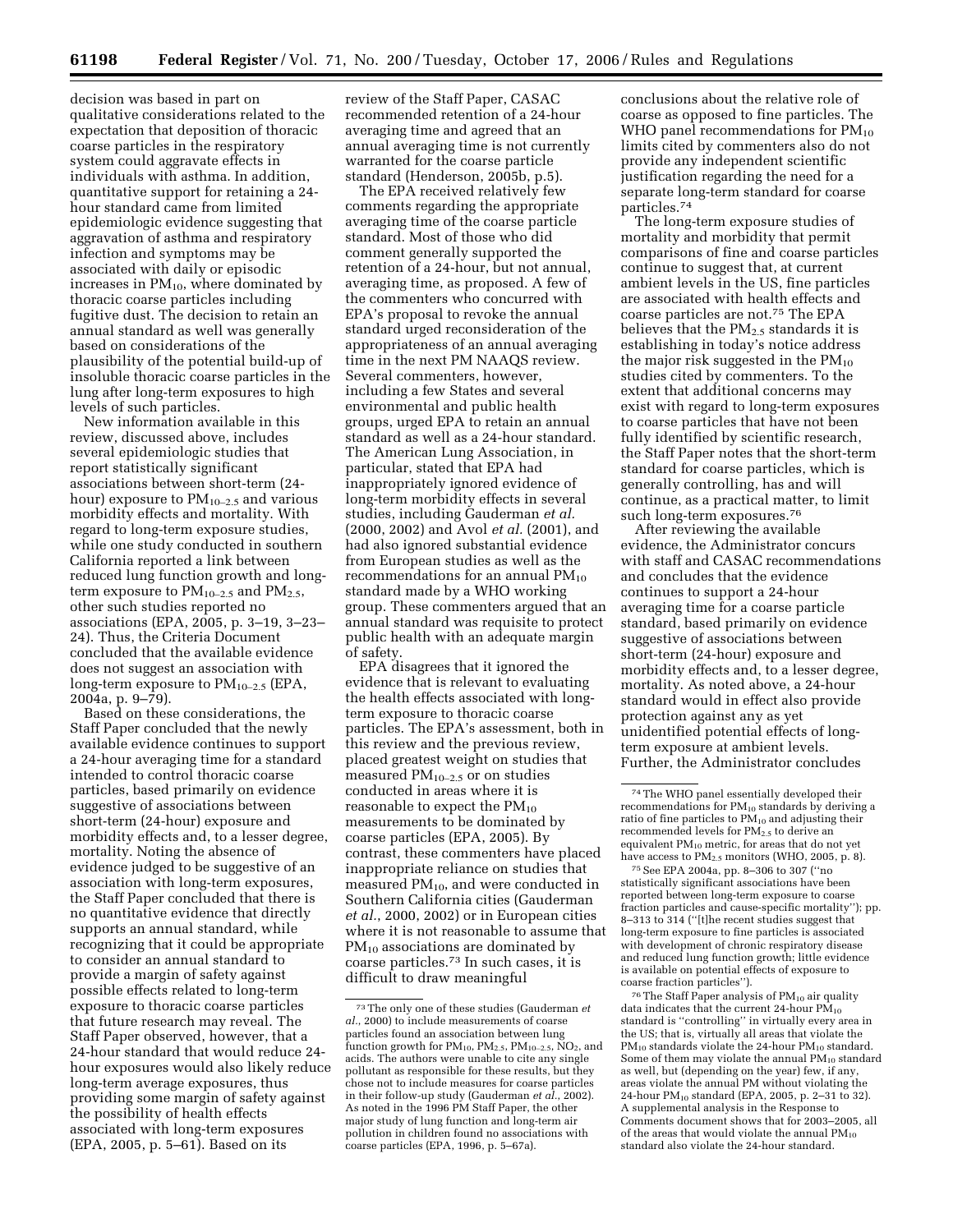decision was based in part on qualitative considerations related to the expectation that deposition of thoracic coarse particles in the respiratory system could aggravate effects in individuals with asthma. In addition, quantitative support for retaining a 24-hour standard came from limited epidemiologic evidence suggesting that aggravation of asthma and respiratory infection and symptoms may be associated with daily or episodic increases in $PM_{10}$, where dominated by thoracic coarse particles including fugitive dust. The decision to retain an annual standard as well was generally based on considerations of the plausibility of the potential build-up of insoluble thoracic coarse particles in the lung after long-term exposures to high levels of such particles.

New information available in this review, discussed above, includes several epidemiologic studies that report statistically significant associations between short-term (24-hour) exposure to $PM_{10-2.5}$ and various morbidity effects and mortality. With regard to long-term exposure studies, while one study conducted in southern California reported a link between reduced lung function growth and long-term exposure to $PM_{10-2.5}$ and $PM_{2.5}$, other such studies reported no associations (EPA, 2005, p. 3–19, 3–23–24). Thus, the Criteria Document concluded that the available evidence does not suggest an association with long-term exposure to $PM_{10-2.5}$ (EPA, 2004a, p. 9–79).

Based on these considerations, the Staff Paper concluded that the newly available evidence continues to support a 24-hour averaging time for a standard intended to control thoracic coarse particles, based primarily on evidence suggestive of associations between short-term (24-hour) exposure and morbidity effects and, to a lesser degree, mortality. Noting the absence of evidence judged to be suggestive of an association with long-term exposures, the Staff Paper concluded that there is no quantitative evidence that directly supports an annual standard, while recognizing that it could be appropriate to consider an annual standard to provide a margin of safety against possible effects related to long-term exposure to thoracic coarse particles that future research may reveal. The Staff Paper observed, however, that a 24-hour standard that would reduce 24-hour exposures would also likely reduce long-term average exposures, thus providing some margin of safety against the possibility of health effects associated with long-term exposures (EPA, 2005, p. 5–61). Based on its review of the Staff Paper, CASAC recommended retention of a 24-hour averaging time and agreed that an annual averaging time is not currently warranted for the coarse particle standard (Henderson, 2005b, p.5).

The EPA received relatively few comments regarding the appropriate averaging time of the coarse particle standard. Most of those who did comment generally supported the retention of a 24-hour, but not annual, averaging time, as proposed. A few of the commenters who concurred with EPA's proposal to revoke the annual standard urged reconsideration of the appropriateness of an annual averaging time in the next PM NAAQS review. Several commenters, however, including a few States and several environmental and public health groups, urged EPA to retain an annual standard as well as a 24-hour standard. The American Lung Association, in particular, stated that EPA had inappropriately ignored evidence of long-term morbidity effects in several studies, including Gauderman *et al.* (2000, 2002) and Avol *et al.* (2001), and had also ignored substantial evidence from European studies as well as the recommendations for an annual $PM_{10}$ standard made by a WHO working group. These commenters argued that an annual standard was requisite to protect public health with an adequate margin of safety.

EPA disagrees that it ignored the evidence that is relevant to evaluating the health effects associated with long-term exposure to thoracic coarse particles. The EPA's assessment, both in this review and the previous review, placed greatest weight on studies that measured $PM_{10-2.5}$ or on studies conducted in areas where it is reasonable to expect the $PM_{10}$ measurements to be dominated by coarse particles (EPA, 2005). By contrast, these commenters have placed inappropriate reliance on studies that measured $PM_{10}$, and were conducted in Southern California cities (Gauderman *et al.*, 2000, 2002) or in European cities where it is not reasonable to assume that $PM_{10}$ associations are dominated by coarse particles.[73] In such cases, it is difficult to draw meaningful conclusions about the relative role of coarse as opposed to fine particles. The WHO panel recommendations for $PM_{10}$ limits cited by commenters also do not provide any independent scientific justification regarding the need for a separate long-term standard for coarse particles.[74]

The long-term exposure studies of mortality and morbidity that permit comparisons of fine and coarse particles continue to suggest that, at current ambient levels in the US, fine particles are associated with health effects and coarse particles are not.[75] The EPA believes that the $PM_{2.5}$ standards it is establishing in today's notice address the major risk suggested in the $PM_{10}$ studies cited by commenters. To the extent that additional concerns may exist with regard to long-term exposures to coarse particles that have not been fully identified by scientific research, the Staff Paper notes that the short-term standard for coarse particles, which is generally controlling, has and will continue, as a practical matter, to limit such long-term exposures.[76]

After reviewing the available evidence, the Administrator concurs with staff and CASAC recommendations and concludes that the evidence continues to support a 24-hour averaging time for a coarse particle standard, based primarily on evidence suggestive of associations between short-term (24-hour) exposure and morbidity effects and, to a lesser degree, mortality. As noted above, a 24-hour standard would in effect also provide protection against any as yet unidentified potential effects of long-term exposure at ambient levels. Further, the Administrator concludes

---

[73] The only one of these studies (Gauderman *et al.*, 2000) to include measurements of coarse particles found an association between lung function growth for $PM_{10}$, $PM_{2.5}$, $PM_{10-2.5}$, $NO_2$, and acids. The authors were unable to cite any single pollutant as responsible for these results, but they chose not to include measures for coarse particles in their follow-up study (Gauderman *et al.*, 2002). As noted in the 1996 PM Staff Paper, the other major study of lung function and long-term air pollution in children found no associations with coarse particles (EPA, 1996, p. 5–67a).

[74] The WHO panel essentially developed their recommendations for $PM_{10}$ standards by deriving a ratio of fine particles to $PM_{10}$ and adjusting their recommended levels for $PM_{2.5}$ to derive an equivalent $PM_{10}$ metric, for areas that do not yet have access to $PM_{2.5}$ monitors (WHO, 2005, p. 8).

[75] See EPA 2004a, pp. 8–306 to 307 (''no statistically significant associations have been reported between long-term exposure to coarse fraction particles and cause-specific mortality''); pp. 8–313 to 314 (''[t]he recent studies suggest that long-term exposure to fine particles is associated with development of chronic respiratory disease and reduced lung function growth; little evidence is available on potential effects of exposure to coarse fraction particles'').

[76] The Staff Paper analysis of $PM_{10}$ air quality data indicates that the current 24-hour $PM_{10}$ standard is ''controlling'' in virtually every area in the US; that is, virtually all areas that violate the $PM_{10}$ standards violate the 24-hour $PM_{10}$ standard. Some of them may violate the annual $PM_{10}$ standard as well, but (depending on the year) few, if any, areas violate the annual PM without violating the 24-hour $PM_{10}$ standard (EPA, 2005, p. 2–31 to 32). A supplemental analysis in the Response to Comments document shows that for 2003–2005, all of the areas that would violate the annual $PM_{10}$ standard also violate the 24-hour standard.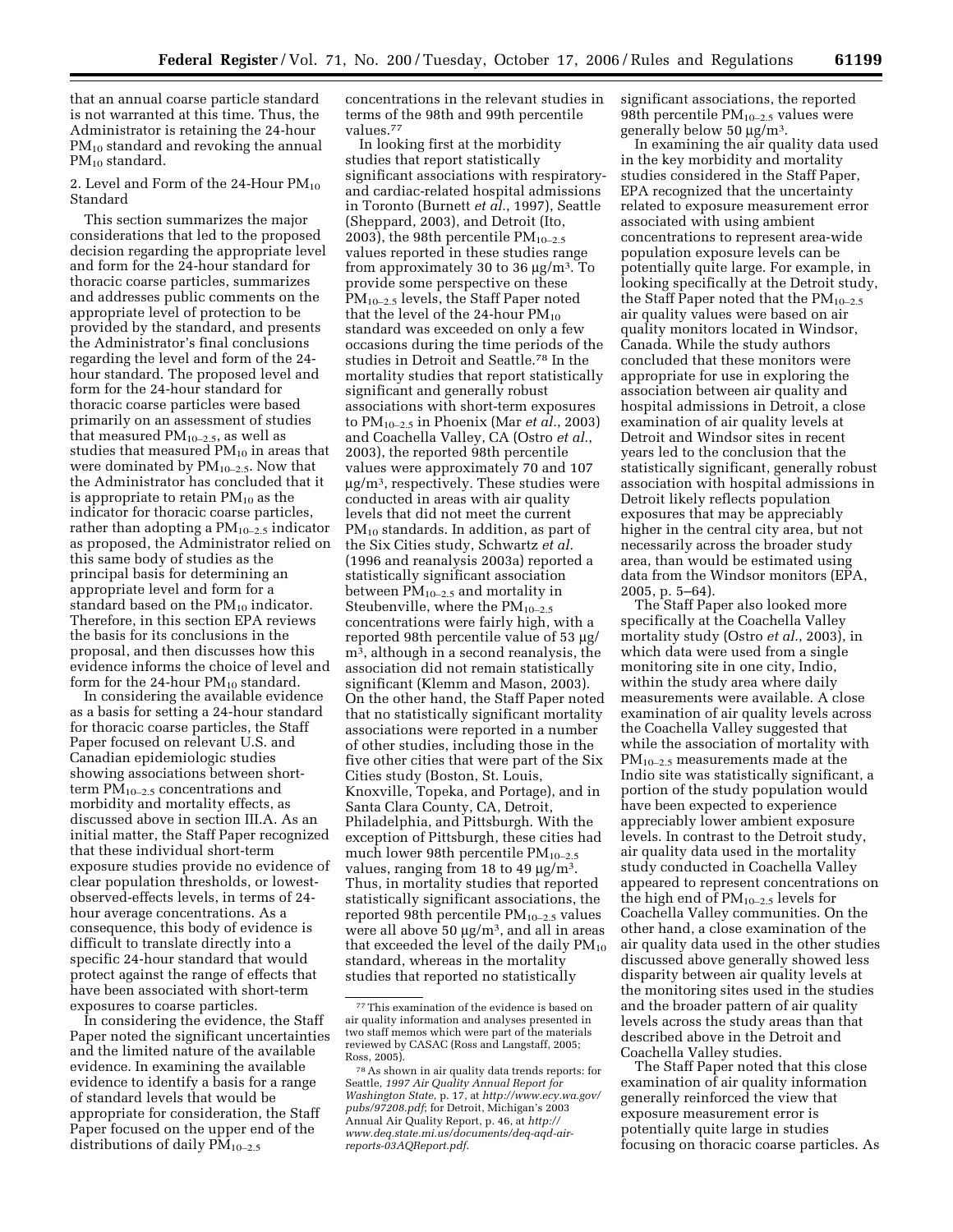that an annual coarse particle standard is not warranted at this time. Thus, the Administrator is retaining the 24-hour $PM_{10}$ standard and revoking the annual $PM_{10}$ standard.

2. Level and Form of the 24-Hour $PM_{10}$ Standard

This section summarizes the major considerations that led to the proposed decision regarding the appropriate level and form for the 24-hour standard for thoracic coarse particles, summarizes and addresses public comments on the appropriate level of protection to be provided by the standard, and presents the Administrator's final conclusions regarding the level and form of the 24-hour standard. The proposed level and form for the 24-hour standard for thoracic coarse particles were based primarily on an assessment of studies that measured $PM_{10-2.5}$, as well as studies that measured $PM_{10}$ in areas that were dominated by $PM_{10-2.5}$. Now that the Administrator has concluded that it is appropriate to retain $PM_{10}$ as the indicator for thoracic coarse particles, rather than adopting a $PM_{10-2.5}$ indicator as proposed, the Administrator relied on this same body of studies as the principal basis for determining an appropriate level and form for a standard based on the $PM_{10}$ indicator. Therefore, in this section EPA reviews the basis for its conclusions in the proposal, and then discusses how this evidence informs the choice of level and form for the 24-hour $PM_{10}$ standard.

In considering the available evidence as a basis for setting a 24-hour standard for thoracic coarse particles, the Staff Paper focused on relevant U.S. and Canadian epidemiologic studies showing associations between short-term $PM_{10-2.5}$ concentrations and morbidity and mortality effects, as discussed above in section III.A. As an initial matter, the Staff Paper recognized that these individual short-term exposure studies provide no evidence of clear population thresholds, or lowest-observed-effects levels, in terms of 24-hour average concentrations. As a consequence, this body of evidence is difficult to translate directly into a specific 24-hour standard that would protect against the range of effects that have been associated with short-term exposures to coarse particles.

In considering the evidence, the Staff Paper noted the significant uncertainties and the limited nature of the available evidence. In examining the available evidence to identify a basis for a range of standard levels that would be appropriate for consideration, the Staff Paper focused on the upper end of the distributions of daily $PM_{10-2.5}$ concentrations in the relevant studies in terms of the 98th and 99th percentile values.[77]

In looking first at the morbidity studies that report statistically significant associations with respiratory- and cardiac-related hospital admissions in Toronto (Burnett *et al.*, 1997), Seattle (Sheppard, 2003), and Detroit (Ito, 2003), the 98th percentile $PM_{10-2.5}$ values reported in these studies range from approximately 30 to 36 $\mu g/m^3$. To provide some perspective on these $PM_{10-2.5}$ levels, the Staff Paper noted that the level of the 24-hour $PM_{10}$ standard was exceeded on only a few occasions during the time periods of the studies in Detroit and Seattle.[78] In the mortality studies that report statistically significant and generally robust associations with short-term exposures to $PM_{10-2.5}$ in Phoenix (Mar *et al.*, 2003) and Coachella Valley, CA (Ostro *et al.*, 2003), the reported 98th percentile values were approximately 70 and 107 $\mu g/m^3$, respectively. These studies were conducted in areas with air quality levels that did not meet the current $PM_{10}$ standards. In addition, as part of the Six Cities study, Schwartz *et al.* (1996 and reanalysis 2003a) reported a statistically significant association between $PM_{10-2.5}$ and mortality in Steubenville, where the $PM_{10-2.5}$ concentrations were fairly high, with a reported 98th percentile value of 53 $\mu g/m^3$, although in a second reanalysis, the association did not remain statistically significant (Klemm and Mason, 2003). On the other hand, the Staff Paper noted that no statistically significant mortality associations were reported in a number of other studies, including those in the five other cities that were part of the Six Cities study (Boston, St. Louis, Knoxville, Topeka, and Portage), and in Santa Clara County, CA, Detroit, Philadelphia, and Pittsburgh. With the exception of Pittsburgh, these cities had much lower 98th percentile $PM_{10-2.5}$ values, ranging from 18 to 49 $\mu g/m^3$. Thus, in mortality studies that reported statistically significant associations, the reported 98th percentile $PM_{10-2.5}$ values were all above 50 $\mu g/m^3$, and all in areas that exceeded the level of the daily $PM_{10}$ standard, whereas in the mortality studies that reported no statistically significant associations, the reported 98th percentile $PM_{10-2.5}$ values were generally below 50 $\mu g/m^3$.

In examining the air quality data used in the key morbidity and mortality studies considered in the Staff Paper, EPA recognized that the uncertainty related to exposure measurement error associated with using ambient concentrations to represent area-wide population exposure levels can be potentially quite large. For example, in looking specifically at the Detroit study, the Staff Paper noted that the $PM_{10-2.5}$ air quality values were based on air quality monitors located in Windsor, Canada. While the study authors concluded that these monitors were appropriate for use in exploring the association between air quality and hospital admissions in Detroit, a close examination of air quality levels at Detroit and Windsor sites in recent years led to the conclusion that the statistically significant, generally robust association with hospital admissions in Detroit likely reflects population exposures that may be appreciably higher in the central city area, but not necessarily across the broader study area, than would be estimated using data from the Windsor monitors (EPA, 2005, p. 5–64).

The Staff Paper also looked more specifically at the Coachella Valley mortality study (Ostro *et al.*, 2003), in which data were used from a single monitoring site in one city, Indio, within the study area where daily measurements were available. A close examination of air quality levels across the Coachella Valley suggested that while the association of mortality with $PM_{10-2.5}$ measurements made at the Indio site was statistically significant, a portion of the study population would have been expected to experience appreciably lower ambient exposure levels. In contrast to the Detroit study, air quality data used in the mortality study conducted in Coachella Valley appeared to represent concentrations on the high end of $PM_{10-2.5}$ levels for Coachella Valley communities. On the other hand, a close examination of the air quality data used in the other studies discussed above generally showed less disparity between air quality levels at the monitoring sites used in the studies and the broader pattern of air quality levels across the study areas than that described above in the Detroit and Coachella Valley studies.

The Staff Paper noted that this close examination of air quality information generally reinforced the view that exposure measurement error is potentially quite large in studies focusing on thoracic coarse particles. As

---

[77] This examination of the evidence is based on air quality information and analyses presented in two staff memos which were part of the materials reviewed by CASAC (Ross and Langstaff, 2005; Ross, 2005).

[78] As shown in air quality data trends reports: for Seattle, *1997 Air Quality Annual Report for Washington State*, p. 17, at *http://www.ecy.wa.gov/pubs/97208.pdf*; for Detroit, Michigan's 2003 Annual Air Quality Report, p. 46, at *http://www.deq.state.mi.us/documents/deq-aqd-air-reports-03AQReport.pdf*.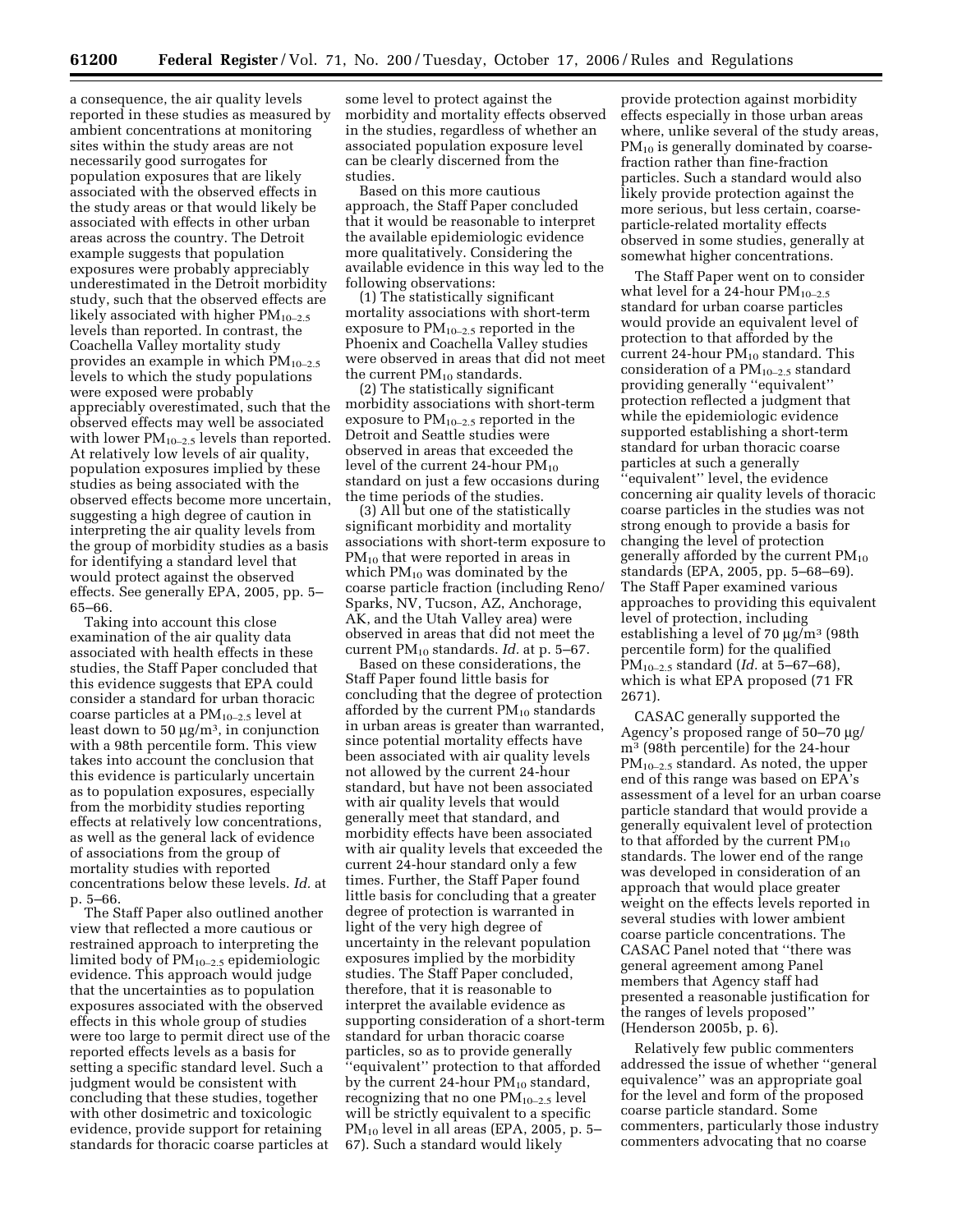a consequence, the air quality levels reported in these studies as measured by ambient concentrations at monitoring sites within the study areas are not necessarily good surrogates for population exposures that are likely associated with the observed effects in the study areas or that would likely be associated with effects in other urban areas across the country. The Detroit example suggests that population exposures were probably appreciably underestimated in the Detroit morbidity study, such that the observed effects are likely associated with higher $PM_{10-2.5}$ levels than reported. In contrast, the Coachella Valley mortality study provides an example in which $PM_{10-2.5}$ levels to which the study populations were exposed were probably appreciably overestimated, such that the observed effects may well be associated with lower $PM_{10-2.5}$ levels than reported. At relatively low levels of air quality, population exposures implied by these studies as being associated with the observed effects become more uncertain, suggesting a high degree of caution in interpreting the air quality levels from the group of morbidity studies as a basis for identifying a standard level that would protect against the observed effects. See generally EPA, 2005, pp. 5–65–66.

Taking into account this close examination of the air quality data associated with health effects in these studies, the Staff Paper concluded that this evidence suggests that EPA could consider a standard for urban thoracic coarse particles at a $PM_{10-2.5}$ level at least down to 50 µg/m³, in conjunction with a 98th percentile form. This view takes into account the conclusion that this evidence is particularly uncertain as to population exposures, especially from the morbidity studies reporting effects at relatively low concentrations, as well as the general lack of evidence of associations from the group of mortality studies with reported concentrations below these levels. *Id.* at p. 5–66.

The Staff Paper also outlined another view that reflected a more cautious or restrained approach to interpreting the limited body of $PM_{10-2.5}$ epidemiologic evidence. This approach would judge that the uncertainties as to population exposures associated with the observed effects in this whole group of studies were too large to permit direct use of the reported effects levels as a basis for setting a specific standard level. Such a judgment would be consistent with concluding that these studies, together with other dosimetric and toxicologic evidence, provide support for retaining standards for thoracic coarse particles at some level to protect against the morbidity and mortality effects observed in the studies, regardless of whether an associated population exposure level can be clearly discerned from the studies.

Based on this more cautious approach, the Staff Paper concluded that it would be reasonable to interpret the available epidemiologic evidence more qualitatively. Considering the available evidence in this way led to the following observations:

(1) The statistically significant mortality associations with short-term exposure to $PM_{10-2.5}$ reported in the Phoenix and Coachella Valley studies were observed in areas that did not meet the current $PM_{10}$ standards.

(2) The statistically significant morbidity associations with short-term exposure to $PM_{10-2.5}$ reported in the Detroit and Seattle studies were observed in areas that exceeded the level of the current 24-hour $PM_{10}$ standard on just a few occasions during the time periods of the studies.

(3) All but one of the statistically significant morbidity and mortality associations with short-term exposure to $PM_{10}$ that were reported in areas in which $PM_{10}$ was dominated by the coarse particle fraction (including Reno/Sparks, NV, Tucson, AZ, Anchorage, AK, and the Utah Valley area) were observed in areas that did not meet the current $PM_{10}$ standards. *Id.* at p. 5–67.

Based on these considerations, the Staff Paper found little basis for concluding that the degree of protection afforded by the current $PM_{10}$ standards in urban areas is greater than warranted, since potential mortality effects have been associated with air quality levels not allowed by the current 24-hour standard, but have not been associated with air quality levels that would generally meet that standard, and morbidity effects have been associated with air quality levels that exceeded the current 24-hour standard only a few times. Further, the Staff Paper found little basis for concluding that a greater degree of protection is warranted in light of the very high degree of uncertainty in the relevant population exposures implied by the morbidity studies. The Staff Paper concluded, therefore, that it is reasonable to interpret the available evidence as supporting consideration of a short-term standard for urban thoracic coarse particles, so as to provide generally "equivalent" protection to that afforded by the current 24-hour $PM_{10}$ standard, recognizing that no one $PM_{10-2.5}$ level will be strictly equivalent to a specific $PM_{10}$ level in all areas (EPA, 2005, p. 5–67). Such a standard would likely provide protection against morbidity effects especially in those urban areas where, unlike several of the study areas, $PM_{10}$ is generally dominated by coarse-fraction rather than fine-fraction particles. Such a standard would also likely provide protection against the more serious, but less certain, coarse-particle-related mortality effects observed in some studies, generally at somewhat higher concentrations.

The Staff Paper went on to consider what level for a 24-hour $PM_{10-2.5}$ standard for urban coarse particles would provide an equivalent level of protection to that afforded by the current 24-hour $PM_{10}$ standard. This consideration of a $PM_{10-2.5}$ standard providing generally "equivalent" protection reflected a judgment that while the epidemiologic evidence supported establishing a short-term standard for urban thoracic coarse particles at such a generally "equivalent" level, the evidence concerning air quality levels of thoracic coarse particles in the studies was not strong enough to provide a basis for changing the level of protection generally afforded by the current $PM_{10}$ standards (EPA, 2005, pp. 5–68–69). The Staff Paper examined various approaches to providing this equivalent level of protection, including establishing a level of 70 µg/m³ (98th percentile form) for the qualified $PM_{10-2.5}$ standard (*Id.* at 5–67–68), which is what EPA proposed (71 FR 2671).

CASAC generally supported the Agency's proposed range of 50–70 µg/m³ (98th percentile) for the 24-hour $PM_{10-2.5}$ standard. As noted, the upper end of this range was based on EPA's assessment of a level for an urban coarse particle standard that would provide a generally equivalent level of protection to that afforded by the current $PM_{10}$ standards. The lower end of the range was developed in consideration of an approach that would place greater weight on the effects levels reported in several studies with lower ambient coarse particle concentrations. The CASAC Panel noted that "there was general agreement among Panel members that Agency staff had presented a reasonable justification for the ranges of levels proposed" (Henderson 2005b, p. 6).

Relatively few public commenters addressed the issue of whether "general equivalence" was an appropriate goal for the level and form of the proposed coarse particle standard. Some commenters, particularly those industry commenters advocating that no coarse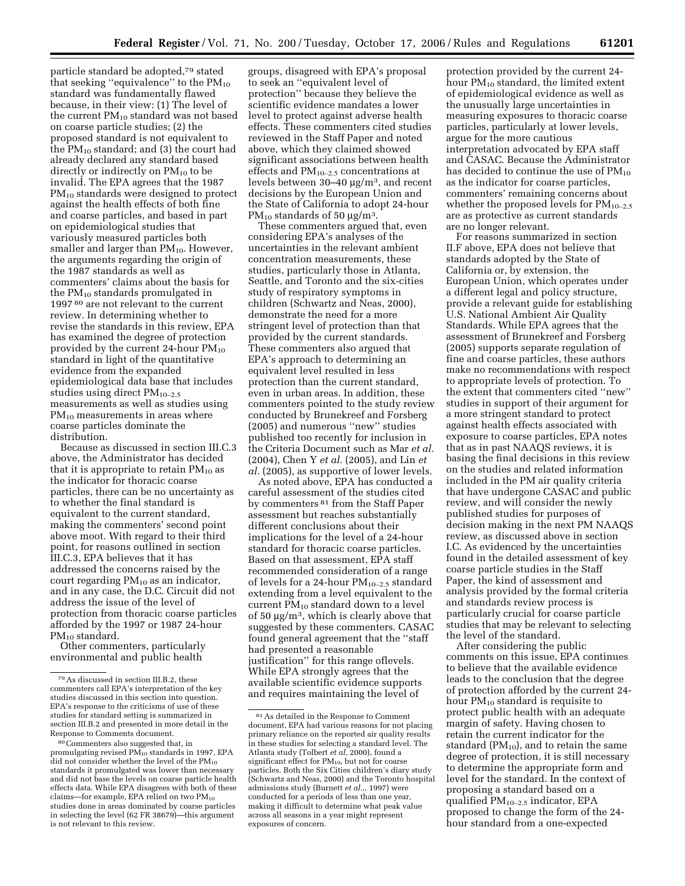particle standard be adopted,[79] stated that seeking ''equivalence'' to the $PM_{10}$ standard was fundamentally flawed because, in their view: (1) The level of the current $PM_{10}$ standard was not based on coarse particle studies; (2) the proposed standard is not equivalent to the $PM_{10}$ standard; and (3) the court had already declared any standard based directly or indirectly on $PM_{10}$ to be invalid. The EPA agrees that the 1987 $PM_{10}$ standards were designed to protect against the health effects of both fine and coarse particles, and based in part on epidemiological studies that variously measured particles both smaller and larger than $PM_{10}$. However, the arguments regarding the origin of the 1987 standards as well as commenters' claims about the basis for the $PM_{10}$ standards promulgated in 1997 [80] are not relevant to the current review. In determining whether to revise the standards in this review, EPA has examined the degree of protection provided by the current 24-hour $PM_{10}$ standard in light of the quantitative evidence from the expanded epidemiological data base that includes studies using direct $PM_{10-2.5}$ measurements as well as studies using $PM_{10}$ measurements in areas where coarse particles dominate the distribution.

Because as discussed in section III.C.3 above, the Administrator has decided that it is appropriate to retain $PM_{10}$ as the indicator for thoracic coarse particles, there can be no uncertainty as to whether the final standard is equivalent to the current standard, making the commenters' second point above moot. With regard to their third point, for reasons outlined in section III.C.3, EPA believes that it has addressed the concerns raised by the court regarding $PM_{10}$ as an indicator, and in any case, the D.C. Circuit did not address the issue of the level of protection from thoracic coarse particles afforded by the 1997 or 1987 24-hour $PM_{10}$ standard.

Other commenters, particularly environmental and public health groups, disagreed with EPA's proposal to seek an ''equivalent level of protection'' because they believe the scientific evidence mandates a lower level to protect against adverse health effects. These commenters cited studies reviewed in the Staff Paper and noted above, which they claimed showed significant associations between health effects and $PM_{10-2.5}$ concentrations at levels between 30–40 μg/m$^3$, and recent decisions by the European Union and the State of California to adopt 24-hour $PM_{10}$ standards of 50 μg/m$^3$.

These commenters argued that, even considering EPA's analyses of the uncertainties in the relevant ambient concentration measurements, these studies, particularly those in Atlanta, Seattle, and Toronto and the six-cities study of respiratory symptoms in children (Schwartz and Neas, 2000), demonstrate the need for a more stringent level of protection than that provided by the current standards. These commenters also argued that EPA's approach to determining an equivalent level resulted in less protection than the current standard, even in urban areas. In addition, these commenters pointed to the study review conducted by Brunekreef and Forsberg (2005) and numerous ''new'' studies published too recently for inclusion in the Criteria Document such as Mar *et al.* (2004), Chen Y *et al.* (2005), and Lin *et al.* (2005), as supportive of lower levels.

As noted above, EPA has conducted a careful assessment of the studies cited by commenters [81] from the Staff Paper assessment but reaches substantially different conclusions about their implications for the level of a 24-hour standard for thoracic coarse particles. Based on that assessment, EPA staff recommended consideration of a range of levels for a 24-hour $PM_{10-2.5}$ standard extending from a level equivalent to the current $PM_{10}$ standard down to a level of 50 μg/m$^3$, which is clearly above that suggested by these commenters. CASAC found general agreement that the ''staff had presented a reasonable justification'' for this range oflevels. While EPA strongly agrees that the available scientific evidence supports and requires maintaining the level of protection provided by the current 24-hour $PM_{10}$ standard, the limited extent of epidemiological evidence as well as the unusually large uncertainties in measuring exposures to thoracic coarse particles, particularly at lower levels, argue for the more cautious interpretation advocated by EPA staff and CASAC. Because the Administrator has decided to continue the use of $PM_{10}$ as the indicator for coarse particles, commenters' remaining concerns about whether the proposed levels for $PM_{10-2.5}$ are as protective as current standards are no longer relevant.

For reasons summarized in section II.F above, EPA does not believe that standards adopted by the State of California or, by extension, the European Union, which operates under a different legal and policy structure, provide a relevant guide for establishing U.S. National Ambient Air Quality Standards. While EPA agrees that the assessment of Brunekreef and Forsberg (2005) supports separate regulation of fine and coarse particles, these authors make no recommendations with respect to appropriate levels of protection. To the extent that commenters cited ''new'' studies in support of their argument for a more stringent standard to protect against health effects associated with exposure to coarse particles, EPA notes that as in past NAAQS reviews, it is basing the final decisions in this review on the studies and related information included in the PM air quality criteria that have undergone CASAC and public review, and will consider the newly published studies for purposes of decision making in the next PM NAAQS review, as discussed above in section I.C. As evidenced by the uncertainties found in the detailed assessment of key coarse particle studies in the Staff Paper, the kind of assessment and analysis provided by the formal criteria and standards review process is particularly crucial for coarse particle studies that may be relevant to selecting the level of the standard.

After considering the public comments on this issue, EPA continues to believe that the available evidence leads to the conclusion that the degree of protection afforded by the current 24-hour $PM_{10}$ standard is requisite to protect public health with an adequate margin of safety. Having chosen to retain the current indicator for the standard ($PM_{10}$), and to retain the same degree of protection, it is still necessary to determine the appropriate form and level for the standard. In the context of proposing a standard based on a qualified $PM_{10-2.5}$ indicator, EPA proposed to change the form of the 24-hour standard from a one-expected

---

[79] As discussed in section III.B.2, these commenters call EPA's interpretation of the key studies discussed in this section into question. EPA's response to the criticisms of use of these studies for standard setting is summarized in section III.B.2 and presented in more detail in the Response to Comments document.

[80] Commenters also suggested that, in promulgating revised $PM_{10}$ standards in 1997, EPA did not consider whether the level of the $PM_{10}$ standards it promulgated was lower than necessary and did not base the levels on coarse particle health effects data. While EPA disagrees with both of these claims—for example, EPA relied on two $PM_{10}$ studies done in areas dominated by coarse particles in selecting the level (62 FR 38679)—this argument is not relevant to this review.

[81] As detailed in the Response to Comment document, EPA had various reasons for not placing primary reliance on the reported air quality results in these studies for selecting a standard level. The Atlanta study (Tolbert *et al*, 2000), found a significant effect for $PM_{10}$, but not for coarse particles. Both the Six Cities children's diary study (Schwartz and Neas, 2000) and the Toronto hospital admissions study (Burnett *et al*.,, 1997) were conducted for a periods of less than one year, making it difficult to determine what peak value across all seasons in a year might represent exposures of concern.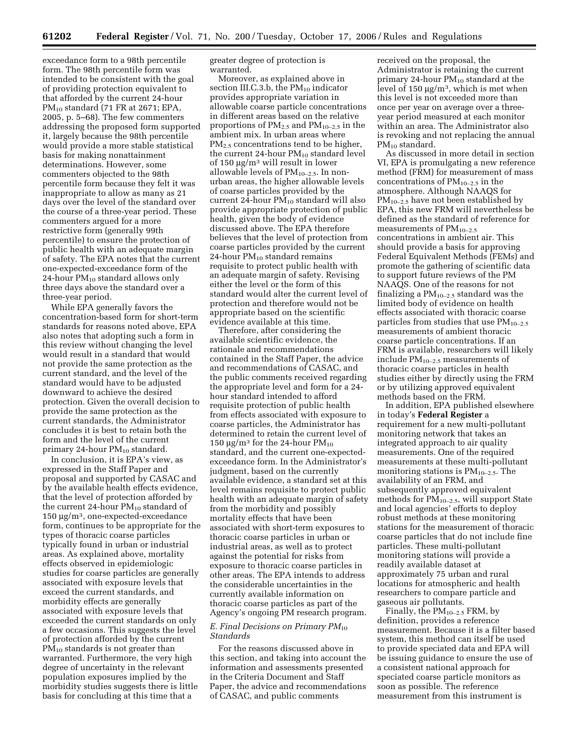exceedance form to a 98th percentile form. The 98th percentile form was intended to be consistent with the goal of providing protection equivalent to that afforded by the current 24-hour $PM_{10}$ standard (71 FR at 2671; EPA, 2005, p. 5–68). The few commenters addressing the proposed form supported it, largely because the 98th percentile would provide a more stable statistical basis for making nonattainment determinations. However, some commenters objected to the 98th percentile form because they felt it was inappropriate to allow as many as 21 days over the level of the standard over the course of a three-year period. These commenters argued for a more restrictive form (generally 99th percentile) to ensure the protection of public health with an adequate margin of safety. The EPA notes that the current one-expected-exceedance form of the 24-hour $PM_{10}$ standard allows only three days above the standard over a three-year period.

While EPA generally favors the concentration-based form for short-term standards for reasons noted above, EPA also notes that adopting such a form in this review without changing the level would result in a standard that would not provide the same protection as the current standard, and the level of the standard would have to be adjusted downward to achieve the desired protection. Given the overall decision to provide the same protection as the current standards, the Administrator concludes it is best to retain both the form and the level of the current primary 24-hour $PM_{10}$ standard.

In conclusion, it is EPA's view, as expressed in the Staff Paper and proposal and supported by CASAC and by the available health effects evidence, that the level of protection afforded by the current 24-hour $PM_{10}$ standard of 150 $\mu g/m^3$, one-expected-exceedance form, continues to be appropriate for the types of thoracic coarse particles typically found in urban or industrial areas. As explained above, mortality effects observed in epidemiologic studies for coarse particles are generally associated with exposure levels that exceed the current standards, and morbidity effects are generally associated with exposure levels that exceeded the current standards on only a few occasions. This suggests the level of protection afforded by the current $PM_{10}$ standards is not greater than warranted. Furthermore, the very high degree of uncertainty in the relevant population exposures implied by the morbidity studies suggests there is little basis for concluding at this time that a greater degree of protection is warranted.

Moreover, as explained above in section III.C.3.b, the $PM_{10}$ indicator provides appropriate variation in allowable coarse particle concentrations in different areas based on the relative proportions of $PM_{2.5}$ and $PM_{10-2.5}$ in the ambient mix. In urban areas where $PM_{2.5}$ concentrations tend to be higher, the current 24-hour $PM_{10}$ standard level of 150 $\mu g/m^3$ will result in lower allowable levels of $PM_{10-2.5}$. In non-urban areas, the higher allowable levels of coarse particles provided by the current 24-hour $PM_{10}$ standard will also provide appropriate protection of public health, given the body of evidence discussed above. The EPA therefore believes that the level of protection from coarse particles provided by the current 24-hour $PM_{10}$ standard remains requisite to protect public health with an adequate margin of safety. Revising either the level or the form of this standard would alter the current level of protection and therefore would not be appropriate based on the scientific evidence available at this time.

Therefore, after considering the available scientific evidence, the rationale and recommendations contained in the Staff Paper, the advice and recommendations of CASAC, and the public comments received regarding the appropriate level and form for a 24-hour standard intended to afford requisite protection of public health from effects associated with exposure to coarse particles, the Administrator has determined to retain the current level of 150 $\mu g/m^3$ for the 24-hour $PM_{10}$ standard, and the current one-expected-exceedance form. In the Administrator's judgment, based on the currently available evidence, a standard set at this level remains requisite to protect public health with an adequate margin of safety from the morbidity and possibly mortality effects that have been associated with short-term exposures to thoracic coarse particles in urban or industrial areas, as well as to protect against the potential for risks from exposure to thoracic coarse particles in other areas. The EPA intends to address the considerable uncertainties in the currently available information on thoracic coarse particles as part of the Agency's ongoing PM research program.

### *E. Final Decisions on Primary $PM_{10}$ Standards*

For the reasons discussed above in this section, and taking into account the information and assessments presented in the Criteria Document and Staff Paper, the advice and recommendations of CASAC, and public comments received on the proposal, the Administrator is retaining the current primary 24-hour $PM_{10}$ standard at the level of 150 $\mu g/m^3$, which is met when this level is not exceeded more than once per year on average over a three-year period measured at each monitor within an area. The Administrator also is revoking and not replacing the annual $PM_{10}$ standard.

As discussed in more detail in section VI, EPA is promulgating a new reference method (FRM) for measurement of mass concentrations of $PM_{10-2.5}$ in the atmosphere. Although NAAQS for $PM_{10-2.5}$ have not been established by EPA, this new FRM will nevertheless be defined as the standard of reference for measurements of $PM_{10-2.5}$ concentrations in ambient air. This should provide a basis for approving Federal Equivalent Methods (FEMs) and promote the gathering of scientific data to support future reviews of the PM NAAQS. One of the reasons for not finalizing a $PM_{10-2.5}$ standard was the limited body of evidence on health effects associated with thoracic coarse particles from studies that use $PM_{10-2.5}$ measurements of ambient thoracic coarse particle concentrations. If an FRM is available, researchers will likely include $PM_{10-2.5}$ measurements of thoracic coarse particles in health studies either by directly using the FRM or by utilizing approved equivalent methods based on the FRM.

In addition, EPA published elsewhere in today's **Federal Register** a requirement for a new multi-pollutant monitoring network that takes an integrated approach to air quality measurements. One of the required measurements at these multi-pollutant monitoring stations is $PM_{10-2.5}$. The availability of an FRM, and subsequently approved equivalent methods for $PM_{10-2.5}$, will support State and local agencies' efforts to deploy robust methods at these monitoring stations for the measurement of thoracic coarse particles that do not include fine particles. These multi-pollutant monitoring stations will provide a readily available dataset at approximately 75 urban and rural locations for atmospheric and health researchers to compare particle and gaseous air pollutants.

Finally, the $PM_{10-2.5}$ FRM, by definition, provides a reference measurement. Because it is a filter based system, this method can itself be used to provide speciated data and EPA will be issuing guidance to ensure the use of a consistent national approach for speciated coarse particle monitors as soon as possible. The reference measurement from this instrument is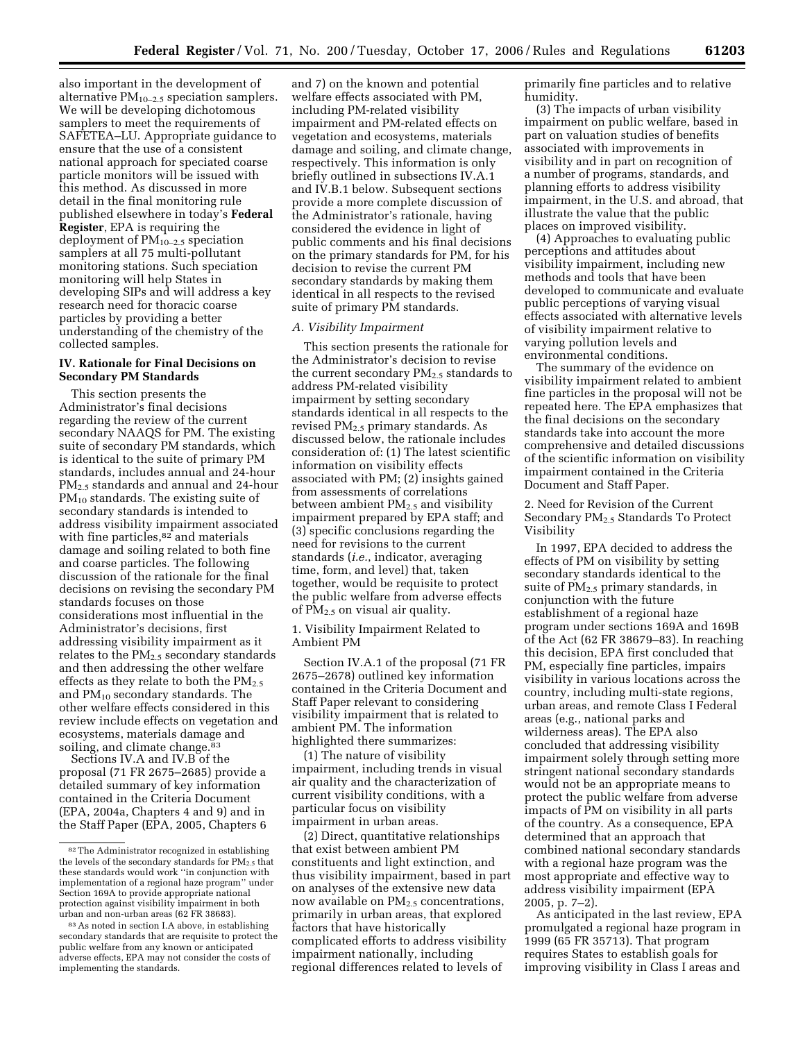also important in the development of alternative $PM_{10-2.5}$ speciation samplers. We will be developing dichotomous samplers to meet the requirements of SAFETEA–LU. Appropriate guidance to ensure that the use of a consistent national approach for speciated coarse particle monitors will be issued with this method. As discussed in more detail in the final monitoring rule published elsewhere in today's **Federal Register**, EPA is requiring the deployment of $PM_{10-2.5}$ speciation samplers at all 75 multi-pollutant monitoring stations. Such speciation monitoring will help States in developing SIPs and will address a key research need for thoracic coarse particles by providing a better understanding of the chemistry of the collected samples.

## IV. Rationale for Final Decisions on Secondary PM Standards

This section presents the Administrator's final decisions regarding the review of the current secondary NAAQS for PM. The existing suite of secondary PM standards, which is identical to the suite of primary PM standards, includes annual and 24-hour $PM_{2.5}$ standards and annual and 24-hour $PM_{10}$ standards. The existing suite of secondary standards is intended to address visibility impairment associated with fine particles,[82] and materials damage and soiling related to both fine and coarse particles. The following discussion of the rationale for the final decisions on revising the secondary PM standards focuses on those considerations most influential in the Administrator's decisions, first addressing visibility impairment as it relates to the $PM_{2.5}$ secondary standards and then addressing the other welfare effects as they relate to both the $PM_{2.5}$ and $PM_{10}$ secondary standards. The other welfare effects considered in this review include effects on vegetation and ecosystems, materials damage and soiling, and climate change.[83]

Sections IV.A and IV.B of the proposal (71 FR 2675–2685) provide a detailed summary of key information contained in the Criteria Document (EPA, 2004a, Chapters 4 and 9) and in the Staff Paper (EPA, 2005, Chapters 6 and 7) on the known and potential welfare effects associated with PM, including PM-related visibility impairment and PM-related effects on vegetation and ecosystems, materials damage and soiling, and climate change, respectively. This information is only briefly outlined in subsections IV.A.1 and IV.B.1 below. Subsequent sections provide a more complete discussion of the Administrator's rationale, having considered the evidence in light of public comments and his final decisions on the primary standards for PM, for his decision to revise the current PM secondary standards by making them identical in all respects to the revised suite of primary PM standards.

### A. Visibility Impairment

This section presents the rationale for the Administrator's decision to revise the current secondary $PM_{2.5}$ standards to address PM-related visibility impairment by setting secondary standards identical in all respects to the revised $PM_{2.5}$ primary standards. As discussed below, the rationale includes consideration of: (1) The latest scientific information on visibility effects associated with PM; (2) insights gained from assessments of correlations between ambient $PM_{2.5}$ and visibility impairment prepared by EPA staff; and (3) specific conclusions regarding the need for revisions to the current standards (*i.e.*, indicator, averaging time, form, and level) that, taken together, would be requisite to protect the public welfare from adverse effects of $PM_{2.5}$ on visual air quality.

#### 1. Visibility Impairment Related to Ambient PM

Section IV.A.1 of the proposal (71 FR 2675–2678) outlined key information contained in the Criteria Document and Staff Paper relevant to considering visibility impairment that is related to ambient PM. The information highlighted there summarizes:

(1) The nature of visibility impairment, including trends in visual air quality and the characterization of current visibility conditions, with a particular focus on visibility impairment in urban areas.

(2) Direct, quantitative relationships that exist between ambient PM constituents and light extinction, and thus visibility impairment, based in part on analyses of the extensive new data now available on $PM_{2.5}$ concentrations, primarily in urban areas, that explored factors that have historically complicated efforts to address visibility impairment nationally, including regional differences related to levels of primarily fine particles and to relative humidity.

(3) The impacts of urban visibility impairment on public welfare, based in part on valuation studies of benefits associated with improvements in visibility and in part on recognition of a number of programs, standards, and planning efforts to address visibility impairment, in the U.S. and abroad, that illustrate the value that the public places on improved visibility.

(4) Approaches to evaluating public perceptions and attitudes about visibility impairment, including new methods and tools that have been developed to communicate and evaluate public perceptions of varying visual effects associated with alternative levels of visibility impairment relative to varying pollution levels and environmental conditions.

The summary of the evidence on visibility impairment related to ambient fine particles in the proposal will not be repeated here. The EPA emphasizes that the final decisions on the secondary standards take into account the more comprehensive and detailed discussions of the scientific information on visibility impairment contained in the Criteria Document and Staff Paper.

#### 2. Need for Revision of the Current Secondary $PM_{2.5}$ Standards To Protect Visibility

In 1997, EPA decided to address the effects of PM on visibility by setting secondary standards identical to the suite of $PM_{2.5}$ primary standards, in conjunction with the future establishment of a regional haze program under sections 169A and 169B of the Act (62 FR 38679–83). In reaching this decision, EPA first concluded that PM, especially fine particles, impairs visibility in various locations across the country, including multi-state regions, urban areas, and remote Class I Federal areas (e.g., national parks and wilderness areas). The EPA also concluded that addressing visibility impairment solely through setting more stringent national secondary standards would not be an appropriate means to protect the public welfare from adverse impacts of PM on visibility in all parts of the country. As a consequence, EPA determined that an approach that combined national secondary standards with a regional haze program was the most appropriate and effective way to address visibility impairment (EPA 2005, p. 7–2).

As anticipated in the last review, EPA promulgated a regional haze program in 1999 (65 FR 35713). That program requires States to establish goals for improving visibility in Class I areas and

---

[82] The Administrator recognized in establishing the levels of the secondary standards for $PM_{2.5}$ that these standards would work "in conjunction with implementation of a regional haze program" under Section 169A to provide appropriate national protection against visibility impairment in both urban and non-urban areas (62 FR 38683).

[83] As noted in section I.A above, in establishing secondary standards that are requisite to protect the public welfare from any known or anticipated adverse effects, EPA may not consider the costs of implementing the standards.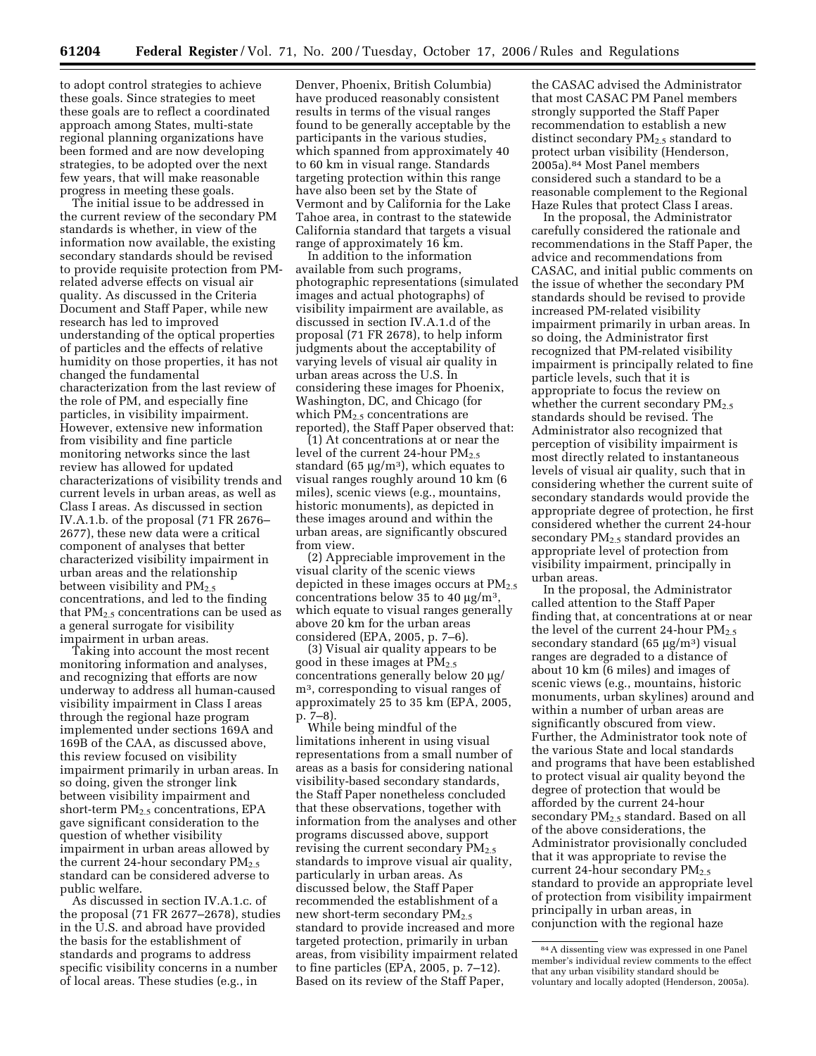to adopt control strategies to achieve these goals. Since strategies to meet these goals are to reflect a coordinated approach among States, multi-state regional planning organizations have been formed and are now developing strategies, to be adopted over the next few years, that will make reasonable progress in meeting these goals.

The initial issue to be addressed in the current review of the secondary PM standards is whether, in view of the information now available, the existing secondary standards should be revised to provide requisite protection from PM-related adverse effects on visual air quality. As discussed in the Criteria Document and Staff Paper, while new research has led to improved understanding of the optical properties of particles and the effects of relative humidity on those properties, it has not changed the fundamental characterization from the last review of the role of PM, and especially fine particles, in visibility impairment. However, extensive new information from visibility and fine particle monitoring networks since the last review has allowed for updated characterizations of visibility trends and current levels in urban areas, as well as Class I areas. As discussed in section IV.A.1.b. of the proposal (71 FR 2676–2677), these new data were a critical component of analyses that better characterized visibility impairment in urban areas and the relationship between visibility and $PM_{2.5}$ concentrations, and led to the finding that $PM_{2.5}$ concentrations can be used as a general surrogate for visibility impairment in urban areas.

Taking into account the most recent monitoring information and analyses, and recognizing that efforts are now underway to address all human-caused visibility impairment in Class I areas through the regional haze program implemented under sections 169A and 169B of the CAA, as discussed above, this review focused on visibility impairment primarily in urban areas. In so doing, given the stronger link between visibility impairment and short-term $PM_{2.5}$ concentrations, EPA gave significant consideration to the question of whether visibility impairment in urban areas allowed by the current 24-hour secondary $PM_{2.5}$ standard can be considered adverse to public welfare.

As discussed in section IV.A.1.c. of the proposal (71 FR 2677–2678), studies in the U.S. and abroad have provided the basis for the establishment of standards and programs to address specific visibility concerns in a number of local areas. These studies (e.g., in Denver, Phoenix, British Columbia) have produced reasonably consistent results in terms of the visual ranges found to be generally acceptable by the participants in the various studies, which spanned from approximately 40 to 60 km in visual range. Standards targeting protection within this range have also been set by the State of Vermont and by California for the Lake Tahoe area, in contrast to the statewide California standard that targets a visual range of approximately 16 km.

In addition to the information available from such programs, photographic representations (simulated images and actual photographs) of visibility impairment are available, as discussed in section IV.A.1.d of the proposal (71 FR 2678), to help inform judgments about the acceptability of varying levels of visual air quality in urban areas across the U.S. In considering these images for Phoenix, Washington, DC, and Chicago (for which $PM_{2.5}$ concentrations are reported), the Staff Paper observed that:

(1) At concentrations at or near the level of the current 24-hour $PM_{2.5}$ standard (65 μg/m$^3$), which equates to visual ranges roughly around 10 km (6 miles), scenic views (e.g., mountains, historic monuments), as depicted in these images around and within the urban areas, are significantly obscured from view.

(2) Appreciable improvement in the visual clarity of the scenic views depicted in these images occurs at $PM_{2.5}$ concentrations below 35 to 40 μg/m$^3$, which equate to visual ranges generally above 20 km for the urban areas considered (EPA, 2005, p. 7–6).

(3) Visual air quality appears to be good in these images at $PM_{2.5}$ concentrations generally below 20 μg/m$^3$, corresponding to visual ranges of approximately 25 to 35 km (EPA, 2005, p. 7–8).

While being mindful of the limitations inherent in using visual representations from a small number of areas as a basis for considering national visibility-based secondary standards, the Staff Paper nonetheless concluded that these observations, together with information from the analyses and other programs discussed above, support revising the current secondary $PM_{2.5}$ standards to improve visual air quality, particularly in urban areas. As discussed below, the Staff Paper recommended the establishment of a new short-term secondary $PM_{2.5}$ standard to provide increased and more targeted protection, primarily in urban areas, from visibility impairment related to fine particles (EPA, 2005, p. 7–12). Based on its review of the Staff Paper, the CASAC advised the Administrator that most CASAC PM Panel members strongly supported the Staff Paper recommendation to establish a new distinct secondary $PM_{2.5}$ standard to protect urban visibility (Henderson, 2005a).[84] Most Panel members considered such a standard to be a reasonable complement to the Regional Haze Rules that protect Class I areas.

In the proposal, the Administrator carefully considered the rationale and recommendations in the Staff Paper, the advice and recommendations from CASAC, and initial public comments on the issue of whether the secondary PM standards should be revised to provide increased PM-related visibility impairment primarily in urban areas. In so doing, the Administrator first recognized that PM-related visibility impairment is principally related to fine particle levels, such that it is appropriate to focus the review on whether the current secondary $PM_{2.5}$ standards should be revised. The Administrator also recognized that perception of visibility impairment is most directly related to instantaneous levels of visual air quality, such that in considering whether the current suite of secondary standards would provide the appropriate degree of protection, he first considered whether the current 24-hour secondary $PM_{2.5}$ standard provides an appropriate level of protection from visibility impairment, principally in urban areas.

In the proposal, the Administrator called attention to the Staff Paper finding that, at concentrations at or near the level of the current 24-hour $PM_{2.5}$ secondary standard (65 μg/m$^3$) visual ranges are degraded to a distance of about 10 km (6 miles) and images of scenic views (e.g., mountains, historic monuments, urban skylines) around and within a number of urban areas are significantly obscured from view. Further, the Administrator took note of the various State and local standards and programs that have been established to protect visual air quality beyond the degree of protection that would be afforded by the current 24-hour secondary $PM_{2.5}$ standard. Based on all of the above considerations, the Administrator provisionally concluded that it was appropriate to revise the current 24-hour secondary $PM_{2.5}$ standard to provide an appropriate level of protection from visibility impairment principally in urban areas, in conjunction with the regional haze

[84] A dissenting view was expressed in one Panel member's individual review comments to the effect that any urban visibility standard should be voluntary and locally adopted (Henderson, 2005a).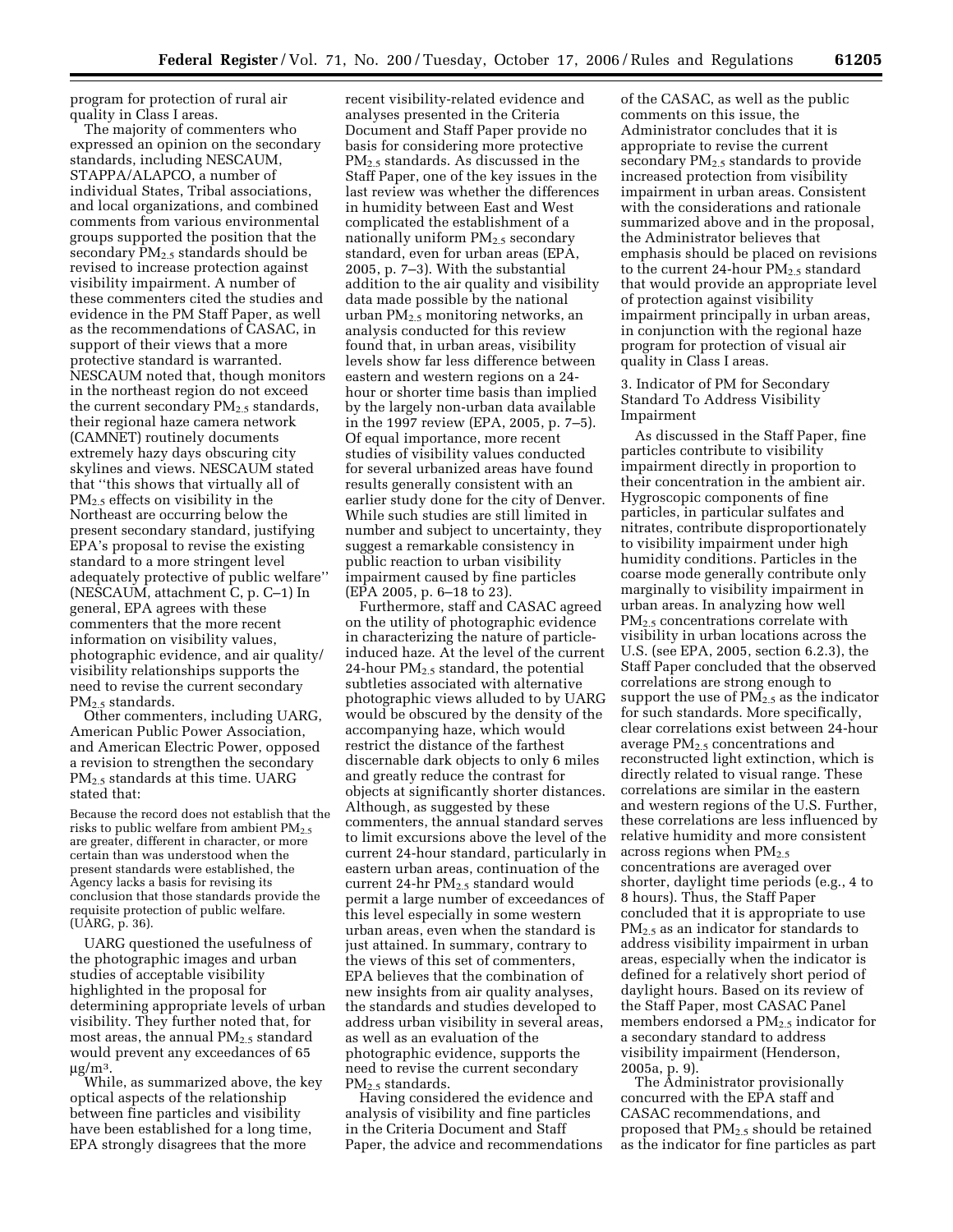program for protection of rural air quality in Class I areas.

The majority of commenters who expressed an opinion on the secondary standards, including NESCAUM, STAPPA/ALAPCO, a number of individual States, Tribal associations, and local organizations, and combined comments from various environmental groups supported the position that the secondary $PM_{2.5}$ standards should be revised to increase protection against visibility impairment. A number of these commenters cited the studies and evidence in the PM Staff Paper, as well as the recommendations of CASAC, in support of their views that a more protective standard is warranted. NESCAUM noted that, though monitors in the northeast region do not exceed the current secondary $PM_{2.5}$ standards, their regional haze camera network (CAMNET) routinely documents extremely hazy days obscuring city skylines and views. NESCAUM stated that ''this shows that virtually all of $PM_{2.5}$ effects on visibility in the Northeast are occurring below the present secondary standard, justifying EPA's proposal to revise the existing standard to a more stringent level adequately protective of public welfare'' (NESCAUM, attachment C, p. C–1) In general, EPA agrees with these commenters that the more recent information on visibility values, photographic evidence, and air quality/visibility relationships supports the need to revise the current secondary $PM_{2.5}$ standards.

Other commenters, including UARG, American Public Power Association, and American Electric Power, opposed a revision to strengthen the secondary $PM_{2.5}$ standards at this time. UARG stated that:

> Because the record does not establish that the risks to public welfare from ambient $PM_{2.5}$ are greater, different in character, or more certain than was understood when the present standards were established, the Agency lacks a basis for revising its conclusion that those standards provide the requisite protection of public welfare. (UARG, p. 36).

UARG questioned the usefulness of the photographic images and urban studies of acceptable visibility highlighted in the proposal for determining appropriate levels of urban visibility. They further noted that, for most areas, the annual $PM_{2.5}$ standard would prevent any exceedances of 65 $\mu g/m^3$.

While, as summarized above, the key optical aspects of the relationship between fine particles and visibility have been established for a long time, EPA strongly disagrees that the more recent visibility-related evidence and analyses presented in the Criteria Document and Staff Paper provide no basis for considering more protective $PM_{2.5}$ standards. As discussed in the Staff Paper, one of the key issues in the last review was whether the differences in humidity between East and West complicated the establishment of a nationally uniform $PM_{2.5}$ secondary standard, even for urban areas (EPA, 2005, p. 7–3). With the substantial addition to the air quality and visibility data made possible by the national urban $PM_{2.5}$ monitoring networks, an analysis conducted for this review found that, in urban areas, visibility levels show far less difference between eastern and western regions on a 24-hour or shorter time basis than implied by the largely non-urban data available in the 1997 review (EPA, 2005, p. 7–5). Of equal importance, more recent studies of visibility values conducted for several urbanized areas have found results generally consistent with an earlier study done for the city of Denver. While such studies are still limited in number and subject to uncertainty, they suggest a remarkable consistency in public reaction to urban visibility impairment caused by fine particles (EPA 2005, p. 6–18 to 23).

Furthermore, staff and CASAC agreed on the utility of photographic evidence in characterizing the nature of particle-induced haze. At the level of the current 24-hour $PM_{2.5}$ standard, the potential subtleties associated with alternative photographic views alluded to by UARG would be obscured by the density of the accompanying haze, which would restrict the distance of the farthest discernable dark objects to only 6 miles and greatly reduce the contrast for objects at significantly shorter distances. Although, as suggested by these commenters, the annual standard serves to limit excursions above the level of the current 24-hour standard, particularly in eastern urban areas, continuation of the current 24-hr $PM_{2.5}$ standard would permit a large number of exceedances of this level especially in some western urban areas, even when the standard is just attained. In summary, contrary to the views of this set of commenters, EPA believes that the combination of new insights from air quality analyses, the standards and studies developed to address urban visibility in several areas, as well as an evaluation of the photographic evidence, supports the need to revise the current secondary $PM_{2.5}$ standards.

Having considered the evidence and analysis of visibility and fine particles in the Criteria Document and Staff Paper, the advice and recommendations of the CASAC, as well as the public comments on this issue, the Administrator concludes that it is appropriate to revise the current secondary $PM_{2.5}$ standards to provide increased protection from visibility impairment in urban areas. Consistent with the considerations and rationale summarized above and in the proposal, the Administrator believes that emphasis should be placed on revisions to the current 24-hour $PM_{2.5}$ standard that would provide an appropriate level of protection against visibility impairment principally in urban areas, in conjunction with the regional haze program for protection of visual air quality in Class I areas.

3. Indicator of PM for Secondary Standard To Address Visibility Impairment

As discussed in the Staff Paper, fine particles contribute to visibility impairment directly in proportion to their concentration in the ambient air. Hygroscopic components of fine particles, in particular sulfates and nitrates, contribute disproportionately to visibility impairment under high humidity conditions. Particles in the coarse mode generally contribute only marginally to visibility impairment in urban areas. In analyzing how well $PM_{2.5}$ concentrations correlate with visibility in urban locations across the U.S. (see EPA, 2005, section 6.2.3), the Staff Paper concluded that the observed correlations are strong enough to support the use of $PM_{2.5}$ as the indicator for such standards. More specifically, clear correlations exist between 24-hour average $PM_{2.5}$ concentrations and reconstructed light extinction, which is directly related to visual range. These correlations are similar in the eastern and western regions of the U.S. Further, these correlations are less influenced by relative humidity and more consistent across regions when $PM_{2.5}$ concentrations are averaged over shorter, daylight time periods (e.g., 4 to 8 hours). Thus, the Staff Paper concluded that it is appropriate to use $PM_{2.5}$ as an indicator for standards to address visibility impairment in urban areas, especially when the indicator is defined for a relatively short period of daylight hours. Based on its review of the Staff Paper, most CASAC Panel members endorsed a $PM_{2.5}$ indicator for a secondary standard to address visibility impairment (Henderson, 2005a, p. 9).

The Administrator provisionally concurred with the EPA staff and CASAC recommendations, and proposed that $PM_{2.5}$ should be retained as the indicator for fine particles as part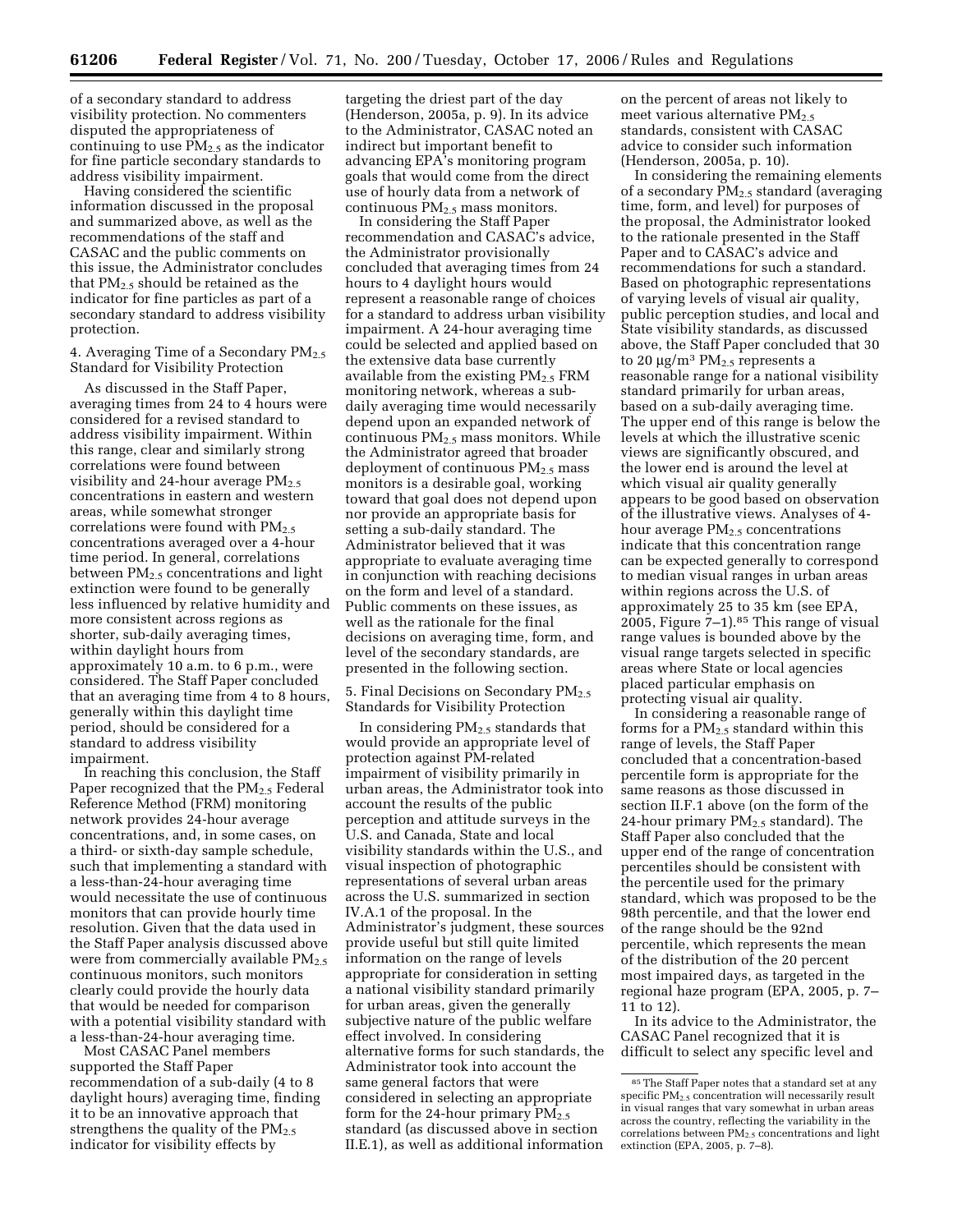of a secondary standard to address visibility protection. No commenters disputed the appropriateness of continuing to use $PM_{2.5}$ as the indicator for fine particle secondary standards to address visibility impairment.

Having considered the scientific information discussed in the proposal and summarized above, as well as the recommendations of the staff and CASAC and the public comments on this issue, the Administrator concludes that $PM_{2.5}$ should be retained as the indicator for fine particles as part of a secondary standard to address visibility protection.

4. Averaging Time of a Secondary $PM_{2.5}$ Standard for Visibility Protection

As discussed in the Staff Paper, averaging times from 24 to 4 hours were considered for a revised standard to address visibility impairment. Within this range, clear and similarly strong correlations were found between visibility and 24-hour average $PM_{2.5}$ concentrations in eastern and western areas, while somewhat stronger correlations were found with $PM_{2.5}$ concentrations averaged over a 4-hour time period. In general, correlations between $PM_{2.5}$ concentrations and light extinction were found to be generally less influenced by relative humidity and more consistent across regions as shorter, sub-daily averaging times, within daylight hours from approximately 10 a.m. to 6 p.m., were considered. The Staff Paper concluded that an averaging time from 4 to 8 hours, generally within this daylight time period, should be considered for a standard to address visibility impairment.

In reaching this conclusion, the Staff Paper recognized that the $PM_{2.5}$ Federal Reference Method (FRM) monitoring network provides 24-hour average concentrations, and, in some cases, on a third- or sixth-day sample schedule, such that implementing a standard with a less-than-24-hour averaging time would necessitate the use of continuous monitors that can provide hourly time resolution. Given that the data used in the Staff Paper analysis discussed above were from commercially available $PM_{2.5}$ continuous monitors, such monitors clearly could provide the hourly data that would be needed for comparison with a potential visibility standard with a less-than-24-hour averaging time.

Most CASAC Panel members supported the Staff Paper recommendation of a sub-daily (4 to 8 daylight hours) averaging time, finding it to be an innovative approach that strengthens the quality of the $PM_{2.5}$ indicator for visibility effects by targeting the driest part of the day (Henderson, 2005a, p. 9). In its advice to the Administrator, CASAC noted an indirect but important benefit to advancing EPA's monitoring program goals that would come from the direct use of hourly data from a network of continuous $PM_{2.5}$ mass monitors.

In considering the Staff Paper recommendation and CASAC's advice, the Administrator provisionally concluded that averaging times from 24 hours to 4 daylight hours would represent a reasonable range of choices for a standard to address urban visibility impairment. A 24-hour averaging time could be selected and applied based on the extensive data base currently available from the existing $PM_{2.5}$ FRM monitoring network, whereas a sub-daily averaging time would necessarily depend upon an expanded network of continuous $PM_{2.5}$ mass monitors. While the Administrator agreed that broader deployment of continuous $PM_{2.5}$ mass monitors is a desirable goal, working toward that goal does not depend upon nor provide an appropriate basis for setting a sub-daily standard. The Administrator believed that it was appropriate to evaluate averaging time in conjunction with reaching decisions on the form and level of a standard. Public comments on these issues, as well as the rationale for the final decisions on averaging time, form, and level of the secondary standards, are presented in the following section.

5. Final Decisions on Secondary $PM_{2.5}$ Standards for Visibility Protection

In considering $PM_{2.5}$ standards that would provide an appropriate level of protection against PM-related impairment of visibility primarily in urban areas, the Administrator took into account the results of the public perception and attitude surveys in the U.S. and Canada, State and local visibility standards within the U.S., and visual inspection of photographic representations of several urban areas across the U.S. summarized in section IV.A.1 of the proposal. In the Administrator's judgment, these sources provide useful but still quite limited information on the range of levels appropriate for consideration in setting a national visibility standard primarily for urban areas, given the generally subjective nature of the public welfare effect involved. In considering alternative forms for such standards, the Administrator took into account the same general factors that were considered in selecting an appropriate form for the 24-hour primary $PM_{2.5}$ standard (as discussed above in section II.E.1), as well as additional information on the percent of areas not likely to meet various alternative $PM_{2.5}$ standards, consistent with CASAC advice to consider such information (Henderson, 2005a, p. 10).

In considering the remaining elements of a secondary $PM_{2.5}$ standard (averaging time, form, and level) for purposes of the proposal, the Administrator looked to the rationale presented in the Staff Paper and to CASAC's advice and recommendations for such a standard. Based on photographic representations of varying levels of visual air quality, public perception studies, and local and State visibility standards, as discussed above, the Staff Paper concluded that 30 to 20 $\mu g/m^3$ $PM_{2.5}$ represents a reasonable range for a national visibility standard primarily for urban areas, based on a sub-daily averaging time. The upper end of this range is below the levels at which the illustrative scenic views are significantly obscured, and the lower end is around the level at which visual air quality generally appears to be good based on observation of the illustrative views. Analyses of 4-hour average $PM_{2.5}$ concentrations indicate that this concentration range can be expected generally to correspond to median visual ranges in urban areas within regions across the U.S. of approximately 25 to 35 km (see EPA, 2005, Figure 7–1).[85] This range of visual range values is bounded above by the visual range targets selected in specific areas where State or local agencies placed particular emphasis on protecting visual air quality.

In considering a reasonable range of forms for a $PM_{2.5}$ standard within this range of levels, the Staff Paper concluded that a concentration-based percentile form is appropriate for the same reasons as those discussed in section II.F.1 above (on the form of the 24-hour primary $PM_{2.5}$ standard). The Staff Paper also concluded that the upper end of the range of concentration percentiles should be consistent with the percentile used for the primary standard, which was proposed to be the 98th percentile, and that the lower end of the range should be the 92nd percentile, which represents the mean of the distribution of the 20 percent most impaired days, as targeted in the regional haze program (EPA, 2005, p. 7–11 to 12).

In its advice to the Administrator, the CASAC Panel recognized that it is difficult to select any specific level and

[85] The Staff Paper notes that a standard set at any specific $PM_{2.5}$ concentration will necessarily result in visual ranges that vary somewhat in urban areas across the country, reflecting the variability in the correlations between $PM_{2.5}$ concentrations and light extinction (EPA, 2005, p. 7–8).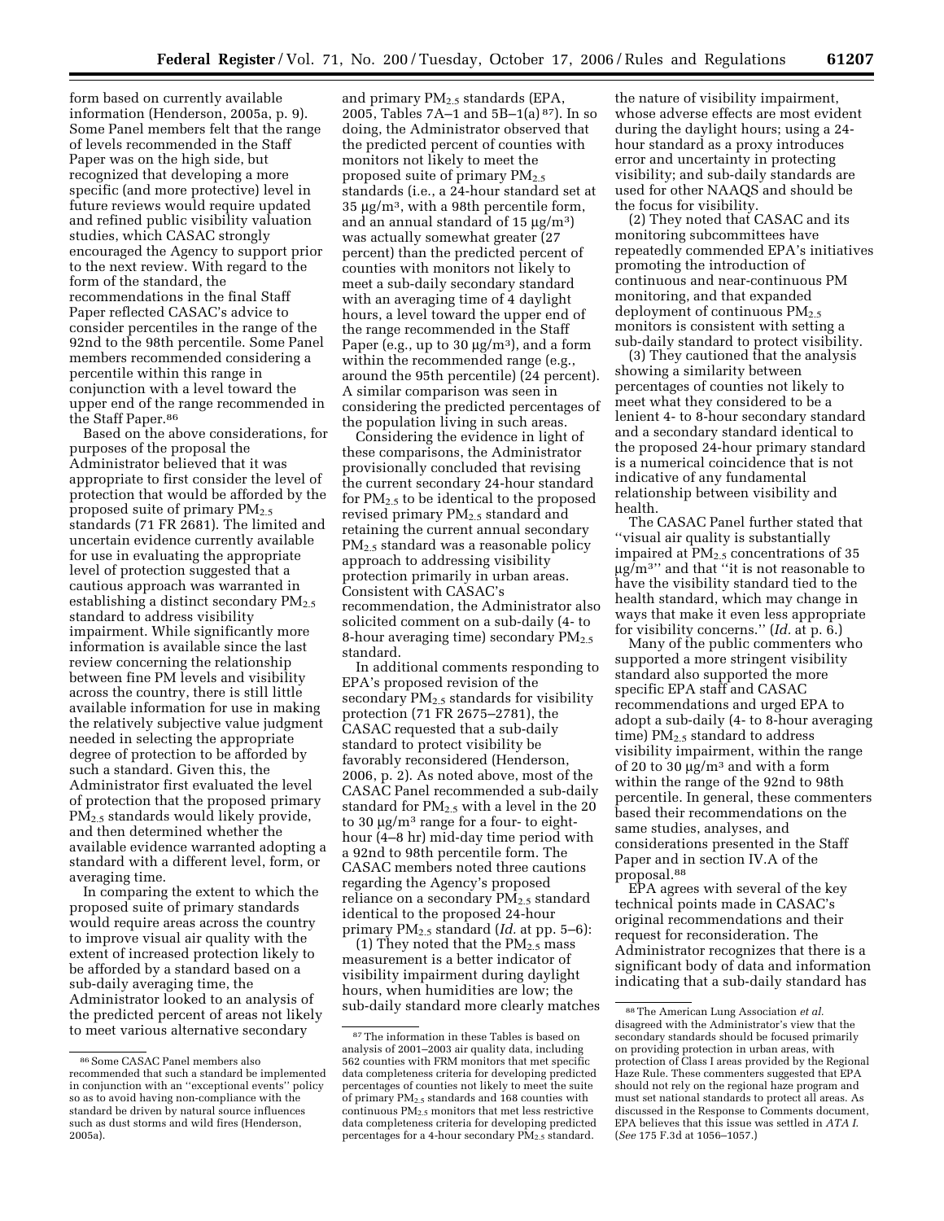form based on currently available information (Henderson, 2005a, p. 9). Some Panel members felt that the range of levels recommended in the Staff Paper was on the high side, but recognized that developing a more specific (and more protective) level in future reviews would require updated and refined public visibility valuation studies, which CASAC strongly encouraged the Agency to support prior to the next review. With regard to the form of the standard, the recommendations in the final Staff Paper reflected CASAC's advice to consider percentiles in the range of the 92nd to the 98th percentile. Some Panel members recommended considering a percentile within this range in conjunction with a level toward the upper end of the range recommended in the Staff Paper.[86]

Based on the above considerations, for purposes of the proposal the Administrator believed that it was appropriate to first consider the level of protection that would be afforded by the proposed suite of primary $PM_{2.5}$ standards (71 FR 2681). The limited and uncertain evidence currently available for use in evaluating the appropriate level of protection suggested that a cautious approach was warranted in establishing a distinct secondary $PM_{2.5}$ standard to address visibility impairment. While significantly more information is available since the last review concerning the relationship between fine PM levels and visibility across the country, there is still little available information for use in making the relatively subjective value judgment needed in selecting the appropriate degree of protection to be afforded by such a standard. Given this, the Administrator first evaluated the level of protection that the proposed primary $PM_{2.5}$ standards would likely provide, and then determined whether the available evidence warranted adopting a standard with a different level, form, or averaging time.

In comparing the extent to which the proposed suite of primary standards would require areas across the country to improve visual air quality with the extent of increased protection likely to be afforded by a standard based on a sub-daily averaging time, the Administrator looked to an analysis of the predicted percent of areas not likely to meet various alternative secondary and primary $PM_{2.5}$ standards (EPA, 2005, Tables 7A–1 and 5B–1(a)[87]). In so doing, the Administrator observed that the predicted percent of counties with monitors not likely to meet the proposed suite of primary $PM_{2.5}$ standards (i.e., a 24-hour standard set at 35 μg/m$^3$, with a 98th percentile form, and an annual standard of 15 μg/m$^3$) was actually somewhat greater (27 percent) than the predicted percent of counties with monitors not likely to meet a sub-daily secondary standard with an averaging time of 4 daylight hours, a level toward the upper end of the range recommended in the Staff Paper (e.g., up to 30 μg/m$^3$), and a form within the recommended range (e.g., around the 95th percentile) (24 percent). A similar comparison was seen in considering the predicted percentages of the population living in such areas.

Considering the evidence in light of these comparisons, the Administrator provisionally concluded that revising the current secondary 24-hour standard for $PM_{2.5}$ to be identical to the proposed revised primary $PM_{2.5}$ standard and retaining the current annual secondary $PM_{2.5}$ standard was a reasonable policy approach to addressing visibility protection primarily in urban areas. Consistent with CASAC's recommendation, the Administrator also solicited comment on a sub-daily (4- to 8-hour averaging time) secondary $PM_{2.5}$ standard.

In additional comments responding to EPA's proposed revision of the secondary $PM_{2.5}$ standards for visibility protection (71 FR 2675–2781), the CASAC requested that a sub-daily standard to protect visibility be favorably reconsidered (Henderson, 2006, p. 2). As noted above, most of the CASAC Panel recommended a sub-daily standard for $PM_{2.5}$ with a level in the 20 to 30 μg/m$^3$ range for a four- to eight-hour (4–8 hr) mid-day time period with a 92nd to 98th percentile form. The CASAC members noted three cautions regarding the Agency's proposed reliance on a secondary $PM_{2.5}$ standard identical to the proposed 24-hour primary $PM_{2.5}$ standard (*Id.* at pp. 5–6):

(1) They noted that the $PM_{2.5}$ mass measurement is a better indicator of visibility impairment during daylight hours, when humidities are low; the sub-daily standard more clearly matches the nature of visibility impairment, whose adverse effects are most evident during the daylight hours; using a 24-hour standard as a proxy introduces error and uncertainty in protecting visibility; and sub-daily standards are used for other NAAQS and should be the focus for visibility.

(2) They noted that CASAC and its monitoring subcommittees have repeatedly commended EPA's initiatives promoting the introduction of continuous and near-continuous PM monitoring, and that expanded deployment of continuous $PM_{2.5}$ monitors is consistent with setting a sub-daily standard to protect visibility.

(3) They cautioned that the analysis showing a similarity between percentages of counties not likely to meet what they considered to be a lenient 4- to 8-hour secondary standard and a secondary standard identical to the proposed 24-hour primary standard is a numerical coincidence that is not indicative of any fundamental relationship between visibility and health.

The CASAC Panel further stated that ''visual air quality is substantially impaired at $PM_{2.5}$ concentrations of 35 μg/m$^3$'' and that ''it is not reasonable to have the visibility standard tied to the health standard, which may change in ways that make it even less appropriate for visibility concerns.'' (*Id.* at p. 6.)

Many of the public commenters who supported a more stringent visibility standard also supported the more specific EPA staff and CASAC recommendations and urged EPA to adopt a sub-daily (4- to 8-hour averaging time) $PM_{2.5}$ standard to address visibility impairment, within the range of 20 to 30 μg/m$^3$ and with a form within the range of the 92nd to 98th percentile. In general, these commenters based their recommendations on the same studies, analyses, and considerations presented in the Staff Paper and in section IV.A of the proposal.[88]

EPA agrees with several of the key technical points made in CASAC's original recommendations and their request for reconsideration. The Administrator recognizes that there is a significant body of data and information indicating that a sub-daily standard has

---

[86] Some CASAC Panel members also recommended that such a standard be implemented in conjunction with an ''exceptional events'' policy so as to avoid having non-compliance with the standard be driven by natural source influences such as dust storms and wild fires (Henderson, 2005a).

[87] The information in these Tables is based on analysis of 2001–2003 air quality data, including 562 counties with FRM monitors that met specific data completeness criteria for developing predicted percentages of counties not likely to meet the suite of primary $PM_{2.5}$ standards and 168 counties with continuous $PM_{2.5}$ monitors that met less restrictive data completeness criteria for developing predicted percentages for a 4-hour secondary $PM_{2.5}$ standard.

[88] The American Lung Association *et al.* disagreed with the Administrator's view that the secondary standards should be focused primarily on providing protection in urban areas, with protection of Class I areas provided by the Regional Haze Rule. These commenters suggested that EPA should not rely on the regional haze program and must set national standards to protect all areas. As discussed in the Response to Comments document, EPA believes that this issue was settled in *ATA I.* (*See* 175 F.3d at 1056–1057.)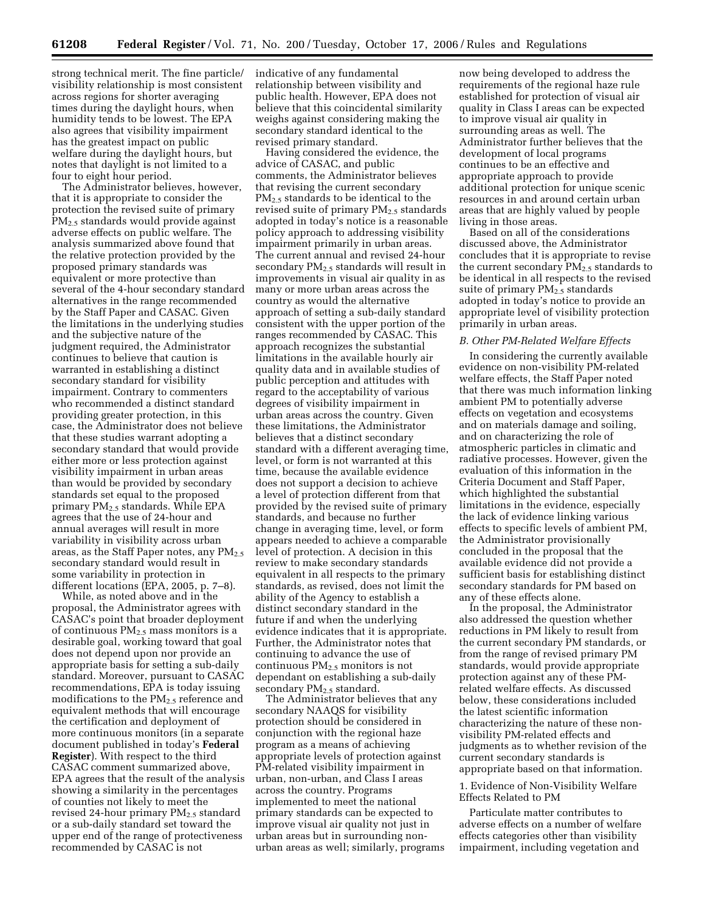strong technical merit. The fine particle/visibility relationship is most consistent across regions for shorter averaging times during the daylight hours, when humidity tends to be lowest. The EPA also agrees that visibility impairment has the greatest impact on public welfare during the daylight hours, but notes that daylight is not limited to a four to eight hour period.

The Administrator believes, however, that it is appropriate to consider the protection the revised suite of primary $PM_{2.5}$ standards would provide against adverse effects on public welfare. The analysis summarized above found that the relative protection provided by the proposed primary standards was equivalent or more protective than several of the 4-hour secondary standard alternatives in the range recommended by the Staff Paper and CASAC. Given the limitations in the underlying studies and the subjective nature of the judgment required, the Administrator continues to believe that caution is warranted in establishing a distinct secondary standard for visibility impairment. Contrary to commenters who recommended a distinct standard providing greater protection, in this case, the Administrator does not believe that these studies warrant adopting a secondary standard that would provide either more or less protection against visibility impairment in urban areas than would be provided by secondary standards set equal to the proposed primary $PM_{2.5}$ standards. While EPA agrees that the use of 24-hour and annual averages will result in more variability in visibility across urban areas, as the Staff Paper notes, any $PM_{2.5}$ secondary standard would result in some variability in protection in different locations (EPA, 2005, p. 7–8).

While, as noted above and in the proposal, the Administrator agrees with CASAC's point that broader deployment of continuous $PM_{2.5}$ mass monitors is a desirable goal, working toward that goal does not depend upon nor provide an appropriate basis for setting a sub-daily standard. Moreover, pursuant to CASAC recommendations, EPA is today issuing modifications to the $PM_{2.5}$ reference and equivalent methods that will encourage the certification and deployment of more continuous monitors (in a separate document published in today's **Federal Register**). With respect to the third CASAC comment summarized above, EPA agrees that the result of the analysis showing a similarity in the percentages of counties not likely to meet the revised 24-hour primary $PM_{2.5}$ standard or a sub-daily standard set toward the upper end of the range of protectiveness recommended by CASAC is not indicative of any fundamental relationship between visibility and public health. However, EPA does not believe that this coincidental similarity weighs against considering making the secondary standard identical to the revised primary standard.

Having considered the evidence, the advice of CASAC, and public comments, the Administrator believes that revising the current secondary $PM_{2.5}$ standards to be identical to the revised suite of primary $PM_{2.5}$ standards adopted in today's notice is a reasonable policy approach to addressing visibility impairment primarily in urban areas. The current annual and revised 24-hour secondary $PM_{2.5}$ standards will result in improvements in visual air quality in as many or more urban areas across the country as would the alternative approach of setting a sub-daily standard consistent with the upper portion of the ranges recommended by CASAC. This approach recognizes the substantial limitations in the available hourly air quality data and in available studies of public perception and attitudes with regard to the acceptability of various degrees of visibility impairment in urban areas across the country. Given these limitations, the Administrator believes that a distinct secondary standard with a different averaging time, level, or form is not warranted at this time, because the available evidence does not support a decision to achieve a level of protection different from that provided by the revised suite of primary standards, and because no further change in averaging time, level, or form appears needed to achieve a comparable level of protection. A decision in this review to make secondary standards equivalent in all respects to the primary standards, as revised, does not limit the ability of the Agency to establish a distinct secondary standard in the future if and when the underlying evidence indicates that it is appropriate. Further, the Administrator notes that continuing to advance the use of continuous $PM_{2.5}$ monitors is not dependant on establishing a sub-daily secondary $PM_{2.5}$ standard.

The Administrator believes that any secondary NAAQS for visibility protection should be considered in conjunction with the regional haze program as a means of achieving appropriate levels of protection against PM-related visibility impairment in urban, non-urban, and Class I areas across the country. Programs implemented to meet the national primary standards can be expected to improve visual air quality not just in urban areas but in surrounding non-urban areas as well; similarly, programs now being developed to address the requirements of the regional haze rule established for protection of visual air quality in Class I areas can be expected to improve visual air quality in surrounding areas as well. The Administrator further believes that the development of local programs continues to be an effective and appropriate approach to provide additional protection for unique scenic resources in and around certain urban areas that are highly valued by people living in those areas.

Based on all of the considerations discussed above, the Administrator concludes that it is appropriate to revise the current secondary $PM_{2.5}$ standards to be identical in all respects to the revised suite of primary $PM_{2.5}$ standards adopted in today's notice to provide an appropriate level of visibility protection primarily in urban areas.

### *B. Other PM-Related Welfare Effects*

In considering the currently available evidence on non-visibility PM-related welfare effects, the Staff Paper noted that there was much information linking ambient PM to potentially adverse effects on vegetation and ecosystems and on materials damage and soiling, and on characterizing the role of atmospheric particles in climatic and radiative processes. However, given the evaluation of this information in the Criteria Document and Staff Paper, which highlighted the substantial limitations in the evidence, especially the lack of evidence linking various effects to specific levels of ambient PM, the Administrator provisionally concluded in the proposal that the available evidence did not provide a sufficient basis for establishing distinct secondary standards for PM based on any of these effects alone.

In the proposal, the Administrator also addressed the question whether reductions in PM likely to result from the current secondary PM standards, or from the range of revised primary PM standards, would provide appropriate protection against any of these PM-related welfare effects. As discussed below, these considerations included the latest scientific information characterizing the nature of these non-visibility PM-related effects and judgments as to whether revision of the current secondary standards is appropriate based on that information.

#### 1. Evidence of Non-Visibility Welfare Effects Related to PM

Particulate matter contributes to adverse effects on a number of welfare effects categories other than visibility impairment, including vegetation and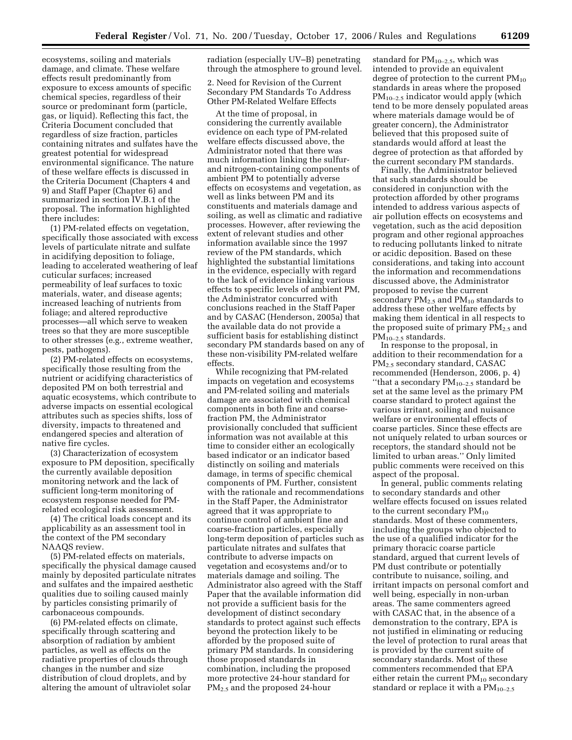ecosystems, soiling and materials damage, and climate. These welfare effects result predominantly from exposure to excess amounts of specific chemical species, regardless of their source or predominant form (particle, gas, or liquid). Reflecting this fact, the Criteria Document concluded that regardless of size fraction, particles containing nitrates and sulfates have the greatest potential for widespread environmental significance. The nature of these welfare effects is discussed in the Criteria Document (Chapters 4 and 9) and Staff Paper (Chapter 6) and summarized in section IV.B.1 of the proposal. The information highlighted there includes:

(1) PM-related effects on vegetation, specifically those associated with excess levels of particulate nitrate and sulfate in acidifying deposition to foliage, leading to accelerated weathering of leaf cuticular surfaces; increased permeability of leaf surfaces to toxic materials, water, and disease agents; increased leaching of nutrients from foliage; and altered reproductive processes—all which serve to weaken trees so that they are more susceptible to other stresses (e.g., extreme weather, pests, pathogens).

(2) PM-related effects on ecosystems, specifically those resulting from the nutrient or acidifying characteristics of deposited PM on both terrestrial and aquatic ecosystems, which contribute to adverse impacts on essential ecological attributes such as species shifts, loss of diversity, impacts to threatened and endangered species and alteration of native fire cycles.

(3) Characterization of ecosystem exposure to PM deposition, specifically the currently available deposition monitoring network and the lack of sufficient long-term monitoring of ecosystem response needed for PM-related ecological risk assessment.

(4) The critical loads concept and its applicability as an assessment tool in the context of the PM secondary NAAQS review.

(5) PM-related effects on materials, specifically the physical damage caused mainly by deposited particulate nitrates and sulfates and the impaired aesthetic qualities due to soiling caused mainly by particles consisting primarily of carbonaceous compounds.

(6) PM-related effects on climate, specifically through scattering and absorption of radiation by ambient particles, as well as effects on the radiative properties of clouds through changes in the number and size distribution of cloud droplets, and by altering the amount of ultraviolet solar radiation (especially UV–B) penetrating through the atmosphere to ground level.

2. Need for Revision of the Current Secondary PM Standards To Address Other PM-Related Welfare Effects

At the time of proposal, in considering the currently available evidence on each type of PM-related welfare effects discussed above, the Administrator noted that there was much information linking the sulfur- and nitrogen-containing components of ambient PM to potentially adverse effects on ecosystems and vegetation, as well as links between PM and its constituents and materials damage and soiling, as well as climatic and radiative processes. However, after reviewing the extent of relevant studies and other information available since the 1997 review of the PM standards, which highlighted the substantial limitations in the evidence, especially with regard to the lack of evidence linking various effects to specific levels of ambient PM, the Administrator concurred with conclusions reached in the Staff Paper and by CASAC (Henderson, 2005a) that the available data do not provide a sufficient basis for establishing distinct secondary PM standards based on any of these non-visibility PM-related welfare effects.

While recognizing that PM-related impacts on vegetation and ecosystems and PM-related soiling and materials damage are associated with chemical components in both fine and coarse-fraction PM, the Administrator provisionally concluded that sufficient information was not available at this time to consider either an ecologically based indicator or an indicator based distinctly on soiling and materials damage, in terms of specific chemical components of PM. Further, consistent with the rationale and recommendations in the Staff Paper, the Administrator agreed that it was appropriate to continue control of ambient fine and coarse-fraction particles, especially long-term deposition of particles such as particulate nitrates and sulfates that contribute to adverse impacts on vegetation and ecosystems and/or to materials damage and soiling. The Administrator also agreed with the Staff Paper that the available information did not provide a sufficient basis for the development of distinct secondary standards to protect against such effects beyond the protection likely to be afforded by the proposed suite of primary PM standards. In considering those proposed standards in combination, including the proposed more protective 24-hour standard for $PM_{2.5}$ and the proposed 24-hour standard for $PM_{10-2.5}$, which was intended to provide an equivalent degree of protection to the current $PM_{10}$ standards in areas where the proposed $PM_{10-2.5}$ indicator would apply (which tend to be more densely populated areas where materials damage would be of greater concern), the Administrator believed that this proposed suite of standards would afford at least the degree of protection as that afforded by the current secondary PM standards.

Finally, the Administrator believed that such standards should be considered in conjunction with the protection afforded by other programs intended to address various aspects of air pollution effects on ecosystems and vegetation, such as the acid deposition program and other regional approaches to reducing pollutants linked to nitrate or acidic deposition. Based on these considerations, and taking into account the information and recommendations discussed above, the Administrator proposed to revise the current secondary $PM_{2.5}$ and $PM_{10}$ standards to address these other welfare effects by making them identical in all respects to the proposed suite of primary $PM_{2.5}$ and $PM_{10-2.5}$ standards.

In response to the proposal, in addition to their recommendation for a $PM_{2.5}$ secondary standard, CASAC recommended (Henderson, 2006, p. 4) ‘‘that a secondary $PM_{10-2.5}$ standard be set at the same level as the primary PM coarse standard to protect against the various irritant, soiling and nuisance welfare or environmental effects of coarse particles. Since these effects are not uniquely related to urban sources or receptors, the standard should not be limited to urban areas.’’ Only limited public comments were received on this aspect of the proposal.

In general, public comments relating to secondary standards and other welfare effects focused on issues related to the current secondary $PM_{10}$ standards. Most of these commenters, including the groups who objected to the use of a qualified indicator for the primary thoracic coarse particle standard, argued that current levels of PM dust contribute or potentially contribute to nuisance, soiling, and irritant impacts on personal comfort and well being, especially in non-urban areas. The same commenters agreed with CASAC that, in the absence of a demonstration to the contrary, EPA is not justified in eliminating or reducing the level of protection to rural areas that is provided by the current suite of secondary standards. Most of these commenters recommended that EPA either retain the current $PM_{10}$ secondary standard or replace it with a $PM_{10-2.5}$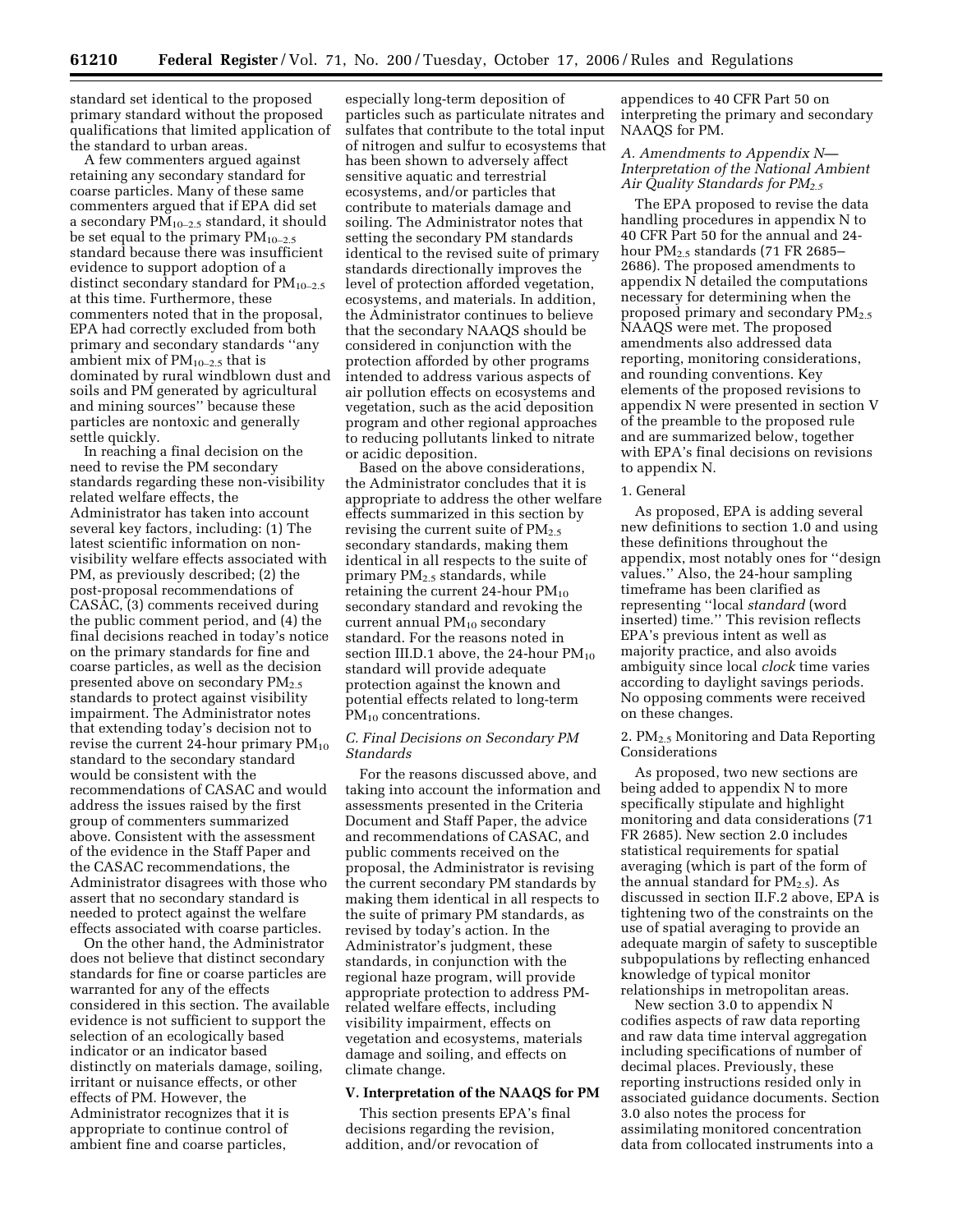standard set identical to the proposed primary standard without the proposed qualifications that limited application of the standard to urban areas.

A few commenters argued against retaining any secondary standard for coarse particles. Many of these same commenters argued that if EPA did set a secondary $PM_{10-2.5}$ standard, it should be set equal to the primary $PM_{10-2.5}$ standard because there was insufficient evidence to support adoption of a distinct secondary standard for $PM_{10-2.5}$ at this time. Furthermore, these commenters noted that in the proposal, EPA had correctly excluded from both primary and secondary standards "any ambient mix of $PM_{10-2.5}$ that is dominated by rural windblown dust and soils and PM generated by agricultural and mining sources" because these particles are nontoxic and generally settle quickly.

In reaching a final decision on the need to revise the PM secondary standards regarding these non-visibility related welfare effects, the Administrator has taken into account several key factors, including: (1) The latest scientific information on non-visibility welfare effects associated with PM, as previously described; (2) the post-proposal recommendations of CASAC, (3) comments received during the public comment period, and (4) the final decisions reached in today's notice on the primary standards for fine and coarse particles, as well as the decision presented above on secondary $PM_{2.5}$ standards to protect against visibility impairment. The Administrator notes that extending today's decision not to revise the current 24-hour primary $PM_{10}$ standard to the secondary standard would be consistent with the recommendations of CASAC and would address the issues raised by the first group of commenters summarized above. Consistent with the assessment of the evidence in the Staff Paper and the CASAC recommendations, the Administrator disagrees with those who assert that no secondary standard is needed to protect against the welfare effects associated with coarse particles.

On the other hand, the Administrator does not believe that distinct secondary standards for fine or coarse particles are warranted for any of the effects considered in this section. The available evidence is not sufficient to support the selection of an ecologically based indicator or an indicator based distinctly on materials damage, soiling, irritant or nuisance effects, or other effects of PM. However, the Administrator recognizes that it is appropriate to continue control of ambient fine and coarse particles, especially long-term deposition of particles such as particulate nitrates and sulfates that contribute to the total input of nitrogen and sulfur to ecosystems that has been shown to adversely affect sensitive aquatic and terrestrial ecosystems, and/or particles that contribute to materials damage and soiling. The Administrator notes that setting the secondary PM standards identical to the revised suite of primary standards directionally improves the level of protection afforded vegetation, ecosystems, and materials. In addition, the Administrator continues to believe that the secondary NAAQS should be considered in conjunction with the protection afforded by other programs intended to address various aspects of air pollution effects on ecosystems and vegetation, such as the acid deposition program and other regional approaches to reducing pollutants linked to nitrate or acidic deposition.

Based on the above considerations, the Administrator concludes that it is appropriate to address the other welfare effects summarized in this section by revising the current suite of $PM_{2.5}$ secondary standards, making them identical in all respects to the suite of primary $PM_{2.5}$ standards, while retaining the current 24-hour $PM_{10}$ secondary standard and revoking the current annual $PM_{10}$ secondary standard. For the reasons noted in section III.D.1 above, the 24-hour $PM_{10}$ standard will provide adequate protection against the known and potential effects related to long-term $PM_{10}$ concentrations.

### *C. Final Decisions on Secondary PM Standards*

For the reasons discussed above, and taking into account the information and assessments presented in the Criteria Document and Staff Paper, the advice and recommendations of CASAC, and public comments received on the proposal, the Administrator is revising the current secondary PM standards by making them identical in all respects to the suite of primary PM standards, as revised by today's action. In the Administrator's judgment, these standards, in conjunction with the regional haze program, will provide appropriate protection to address PM-related welfare effects, including visibility impairment, effects on vegetation and ecosystems, materials damage and soiling, and effects on climate change.

## V. Interpretation of the NAAQS for PM

This section presents EPA's final decisions regarding the revision, addition, and/or revocation of appendices to 40 CFR Part 50 on interpreting the primary and secondary NAAQS for PM.

### *A. Amendments to Appendix N—Interpretation of the National Ambient Air Quality Standards for $PM_{2.5}$*

The EPA proposed to revise the data handling procedures in appendix N to 40 CFR Part 50 for the annual and 24-hour $PM_{2.5}$ standards (71 FR 2685–2686). The proposed amendments to appendix N detailed the computations necessary for determining when the proposed primary and secondary $PM_{2.5}$ NAAQS were met. The proposed amendments also addressed data reporting, monitoring considerations, and rounding conventions. Key elements of the proposed revisions to appendix N were presented in section V of the preamble to the proposed rule and are summarized below, together with EPA's final decisions on revisions to appendix N.

#### 1. General

As proposed, EPA is adding several new definitions to section 1.0 and using these definitions throughout the appendix, most notably ones for "design values." Also, the 24-hour sampling timeframe has been clarified as representing "local *standard* (word inserted) time." This revision reflects EPA's previous intent as well as majority practice, and also avoids ambiguity since local *clock* time varies according to daylight savings periods. No opposing comments were received on these changes.

#### 2. $PM_{2.5}$ Monitoring and Data Reporting Considerations

As proposed, two new sections are being added to appendix N to more specifically stipulate and highlight monitoring and data considerations (71 FR 2685). New section 2.0 includes statistical requirements for spatial averaging (which is part of the form of the annual standard for $PM_{2.5}$). As discussed in section II.F.2 above, EPA is tightening two of the constraints on the use of spatial averaging to provide an adequate margin of safety to susceptible subpopulations by reflecting enhanced knowledge of typical monitor relationships in metropolitan areas.

New section 3.0 to appendix N codifies aspects of raw data reporting and raw data time interval aggregation including specifications of number of decimal places. Previously, these reporting instructions resided only in associated guidance documents. Section 3.0 also notes the process for assimilating monitored concentration data from collocated instruments into a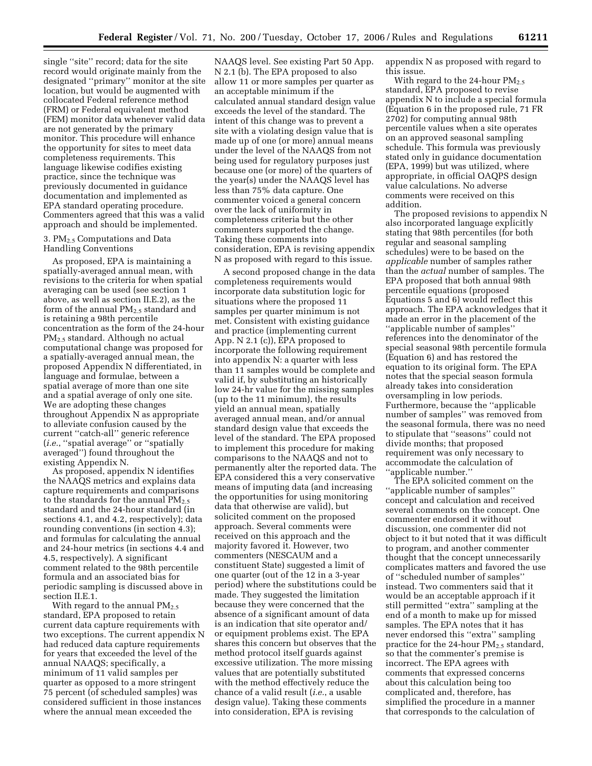single "site" record; data for the site record would originate mainly from the designated "primary" monitor at the site location, but would be augmented with collocated Federal reference method (FRM) or Federal equivalent method (FEM) monitor data whenever valid data are not generated by the primary monitor. This procedure will enhance the opportunity for sites to meet data completeness requirements. This language likewise codifies existing practice, since the technique was previously documented in guidance documentation and implemented as EPA standard operating procedure. Commenters agreed that this was a valid approach and should be implemented.

### 3. $PM_{2.5}$ Computations and Data Handling Conventions

As proposed, EPA is maintaining a spatially-averaged annual mean, with revisions to the criteria for when spatial averaging can be used (see section 1 above, as well as section II.E.2), as the form of the annual $PM_{2.5}$ standard and is retaining a 98th percentile concentration as the form of the 24-hour $PM_{2.5}$ standard. Although no actual computational change was proposed for a spatially-averaged annual mean, the proposed Appendix N differentiated, in language and formulae, between a spatial average of more than one site and a spatial average of only one site. We are adopting these changes throughout Appendix N as appropriate to alleviate confusion caused by the current "catch-all" generic reference (*i.e.*, "spatial average" or "spatially averaged") found throughout the existing Appendix N.

As proposed, appendix N identifies the NAAQS metrics and explains data capture requirements and comparisons to the standards for the annual $PM_{2.5}$ standard and the 24-hour standard (in sections 4.1, and 4.2, respectively); data rounding conventions (in section 4.3); and formulas for calculating the annual and 24-hour metrics (in sections 4.4 and 4.5, respectively). A significant comment related to the 98th percentile formula and an associated bias for periodic sampling is discussed above in section II.E.1.

With regard to the annual $PM_{2.5}$ standard, EPA proposed to retain current data capture requirements with two exceptions. The current appendix N had reduced data capture requirements for years that exceeded the level of the annual NAAQS; specifically, a minimum of 11 valid samples per quarter as opposed to a more stringent 75 percent (of scheduled samples) was considered sufficient in those instances where the annual mean exceeded the NAAQS level. See existing Part 50 App. N 2.1 (b). The EPA proposed to also allow 11 or more samples per quarter as an acceptable minimum if the calculated annual standard design value exceeds the level of the standard. The intent of this change was to prevent a site with a violating design value that is made up of one (or more) annual means under the level of the NAAQS from not being used for regulatory purposes just because one (or more) of the quarters of the year(s) under the NAAQS level has less than 75% data capture. One commenter voiced a general concern over the lack of uniformity in completeness criteria but the other commenters supported the change. Taking these comments into consideration, EPA is revising appendix N as proposed with regard to this issue.

A second proposed change in the data completeness requirements would incorporate data substitution logic for situations where the proposed 11 samples per quarter minimum is not met. Consistent with existing guidance and practice (implementing current App. N 2.1 (c)), EPA proposed to incorporate the following requirement into appendix N: a quarter with less than 11 samples would be complete and valid if, by substituting an historically low 24-hr value for the missing samples (up to the 11 minimum), the results yield an annual mean, spatially averaged annual mean, and/or annual standard design value that exceeds the level of the standard. The EPA proposed to implement this procedure for making comparisons to the NAAQS and not to permanently alter the reported data. The EPA considered this a very conservative means of imputing data (and increasing the opportunities for using monitoring data that otherwise are valid), but solicited comment on the proposed approach. Several comments were received on this approach and the majority favored it. However, two commenters (NESCAUM and a constituent State) suggested a limit of one quarter (out of the 12 in a 3-year period) where the substitutions could be made. They suggested the limitation because they were concerned that the absence of a significant amount of data is an indication that site operator and/or equipment problems exist. The EPA shares this concern but observes that the method protocol itself guards against excessive utilization. The more missing values that are potentially substituted with the method effectively reduce the chance of a valid result (*i.e.*, a usable design value). Taking these comments into consideration, EPA is revising appendix N as proposed with regard to this issue.

With regard to the 24-hour $PM_{2.5}$ standard, EPA proposed to revise appendix N to include a special formula (Equation 6 in the proposed rule, 71 FR 2702) for computing annual 98th percentile values when a site operates on an approved seasonal sampling schedule. This formula was previously stated only in guidance documentation (EPA, 1999) but was utilized, where appropriate, in official OAQPS design value calculations. No adverse comments were received on this addition.

The proposed revisions to appendix N also incorporated language explicitly stating that 98th percentiles (for both regular and seasonal sampling schedules) were to be based on the *applicable* number of samples rather than the *actual* number of samples. The EPA proposed that both annual 98th percentile equations (proposed Equations 5 and 6) would reflect this approach. The EPA acknowledges that it made an error in the placement of the "applicable number of samples" references into the denominator of the special seasonal 98th percentile formula (Equation 6) and has restored the equation to its original form. The EPA notes that the special season formula already takes into consideration oversampling in low periods. Furthermore, because the "applicable number of samples" was removed from the seasonal formula, there was no need to stipulate that "seasons" could not divide months; that proposed requirement was only necessary to accommodate the calculation of "applicable number."

The EPA solicited comment on the "applicable number of samples" concept and calculation and received several comments on the concept. One commenter endorsed it without discussion, one commenter did not object to it but noted that it was difficult to program, and another commenter thought that the concept unnecessarily complicates matters and favored the use of "scheduled number of samples" instead. Two commenters said that it would be an acceptable approach if it still permitted "extra" sampling at the end of a month to make up for missed samples. The EPA notes that it has never endorsed this "extra" sampling practice for the 24-hour $PM_{2.5}$ standard, so that the commenter's premise is incorrect. The EPA agrees with comments that expressed concerns about this calculation being too complicated and, therefore, has simplified the procedure in a manner that corresponds to the calculation of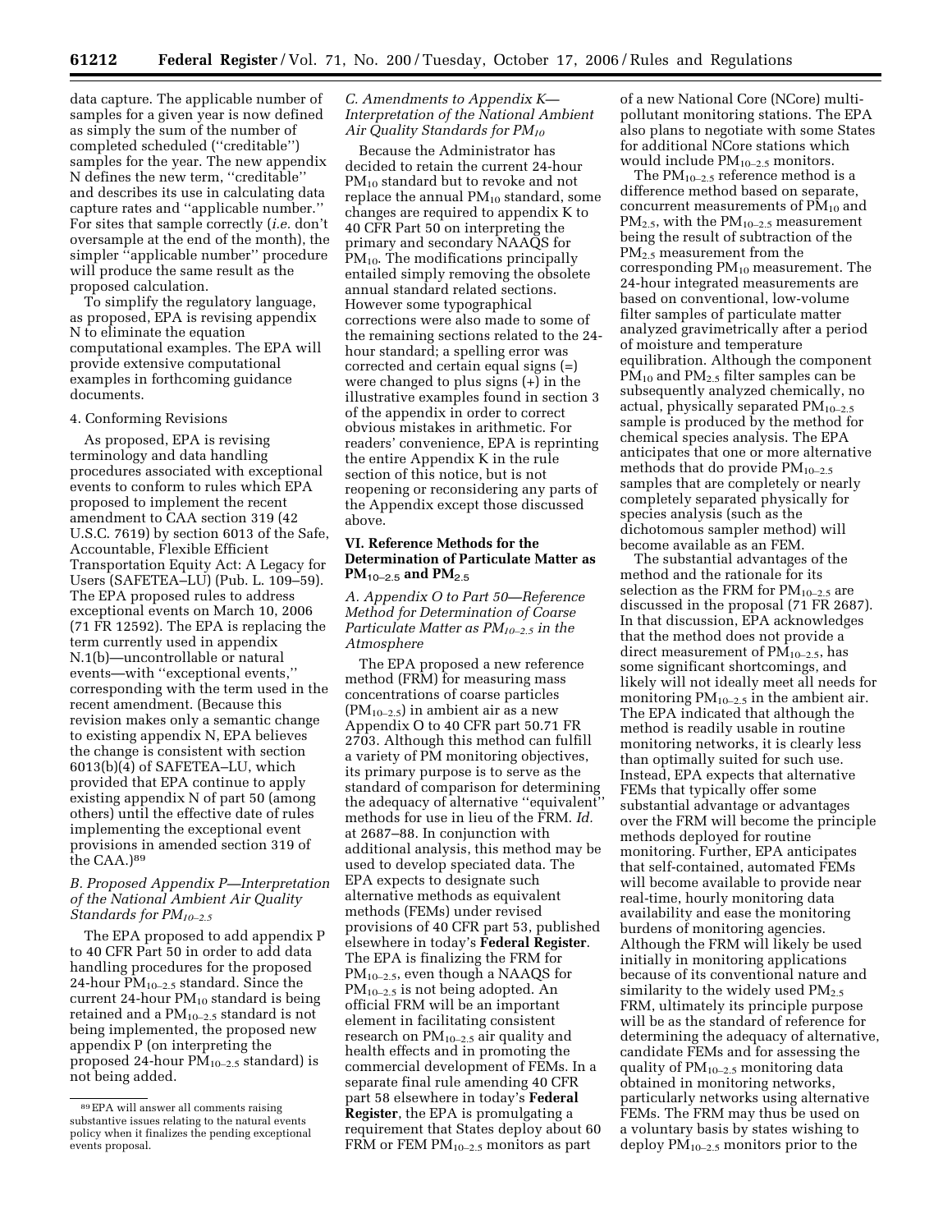data capture. The applicable number of samples for a given year is now defined as simply the sum of the number of completed scheduled (''creditable'') samples for the year. The new appendix N defines the new term, ''creditable'' and describes its use in calculating data capture rates and ''applicable number.'' For sites that sample correctly (*i.e.* don't oversample at the end of the month), the simpler ''applicable number'' procedure will produce the same result as the proposed calculation.

To simplify the regulatory language, as proposed, EPA is revising appendix N to eliminate the equation computational examples. The EPA will provide extensive computational examples in forthcoming guidance documents.

4. Conforming Revisions

As proposed, EPA is revising terminology and data handling procedures associated with exceptional events to conform to rules which EPA proposed to implement the recent amendment to CAA section 319 (42 U.S.C. 7619) by section 6013 of the Safe, Accountable, Flexible Efficient Transportation Equity Act: A Legacy for Users (SAFETEA–LU) (Pub. L. 109–59). The EPA proposed rules to address exceptional events on March 10, 2006 (71 FR 12592). The EPA is replacing the term currently used in appendix N.1(b)—uncontrollable or natural events—with ''exceptional events,'' corresponding with the term used in the recent amendment. (Because this revision makes only a semantic change to existing appendix N, EPA believes the change is consistent with section 6013(b)(4) of SAFETEA–LU, which provided that EPA continue to apply existing appendix N of part 50 (among others) until the effective date of rules implementing the exceptional event provisions in amended section 319 of the CAA.)[89]

### *B. Proposed Appendix P—Interpretation of the National Ambient Air Quality Standards for $PM_{10-2.5}$*

The EPA proposed to add appendix P to 40 CFR Part 50 in order to add data handling procedures for the proposed 24-hour $PM_{10-2.5}$ standard. Since the current 24-hour $PM_{10}$ standard is being retained and a $PM_{10-2.5}$ standard is not being implemented, the proposed new appendix P (on interpreting the proposed 24-hour $PM_{10-2.5}$ standard) is not being added.

### *C. Amendments to Appendix K—Interpretation of the National Ambient Air Quality Standards for $PM_{10}$*

Because the Administrator has decided to retain the current 24-hour $PM_{10}$ standard but to revoke and not replace the annual $PM_{10}$ standard, some changes are required to appendix K to 40 CFR Part 50 on interpreting the primary and secondary NAAQS for $PM_{10}$. The modifications principally entailed simply removing the obsolete annual standard related sections. However some typographical corrections were also made to some of the remaining sections related to the 24-hour standard; a spelling error was corrected and certain equal signs (=) were changed to plus signs (+) in the illustrative examples found in section 3 of the appendix in order to correct obvious mistakes in arithmetic. For readers' convenience, EPA is reprinting the entire Appendix K in the rule section of this notice, but is not reopening or reconsidering any parts of the Appendix except those discussed above.

## VI. Reference Methods for the Determination of Particulate Matter as $PM_{10-2.5}$ and $PM_{2.5}$

### *A. Appendix O to Part 50—Reference Method for Determination of Coarse Particulate Matter as $PM_{10-2.5}$ in the Atmosphere*

The EPA proposed a new reference method (FRM) for measuring mass concentrations of coarse particles ($PM_{10-2.5}$) in ambient air as a new Appendix O to 40 CFR part 50.71 FR 2703. Although this method can fulfill a variety of PM monitoring objectives, its primary purpose is to serve as the standard of comparison for determining the adequacy of alternative ''equivalent'' methods for use in lieu of the FRM. *Id.* at 2687–88. In conjunction with additional analysis, this method may be used to develop speciated data. The EPA expects to designate such alternative methods as equivalent methods (FEMs) under revised provisions of 40 CFR part 53, published elsewhere in today's **Federal Register**. The EPA is finalizing the FRM for $PM_{10-2.5}$, even though a NAAQS for $PM_{10-2.5}$ is not being adopted. An official FRM will be an important element in facilitating consistent research on $PM_{10-2.5}$ air quality and health effects and in promoting the commercial development of FEMs. In a separate final rule amending 40 CFR part 58 elsewhere in today's **Federal Register**, the EPA is promulgating a requirement that States deploy about 60 FRM or FEM $PM_{10-2.5}$ monitors as part of a new National Core (NCore) multi-pollutant monitoring stations. The EPA also plans to negotiate with some States for additional NCore stations which would include $PM_{10-2.5}$ monitors.

The $PM_{10-2.5}$ reference method is a difference method based on separate, concurrent measurements of $PM_{10}$ and $PM_{2.5}$, with the $PM_{10-2.5}$ measurement being the result of subtraction of the $PM_{2.5}$ measurement from the corresponding $PM_{10}$ measurement. The 24-hour integrated measurements are based on conventional, low-volume filter samples of particulate matter analyzed gravimetrically after a period of moisture and temperature equilibration. Although the component $PM_{10}$ and $PM_{2.5}$ filter samples can be subsequently analyzed chemically, no actual, physically separated $PM_{10-2.5}$ sample is produced by the method for chemical species analysis. The EPA anticipates that one or more alternative methods that do provide $PM_{10-2.5}$ samples that are completely or nearly completely separated physically for species analysis (such as the dichotomous sampler method) will become available as an FEM.

The substantial advantages of the method and the rationale for its selection as the FRM for $PM_{10-2.5}$ are discussed in the proposal (71 FR 2687). In that discussion, EPA acknowledges that the method does not provide a direct measurement of $PM_{10-2.5}$, has some significant shortcomings, and likely will not ideally meet all needs for monitoring $PM_{10-2.5}$ in the ambient air. The EPA indicated that although the method is readily usable in routine monitoring networks, it is clearly less than optimally suited for such use. Instead, EPA expects that alternative FEMs that typically offer some substantial advantage or advantages over the FRM will become the principle methods deployed for routine monitoring. Further, EPA anticipates that self-contained, automated FEMs will become available to provide near real-time, hourly monitoring data availability and ease the monitoring burdens of monitoring agencies. Although the FRM will likely be used initially in monitoring applications because of its conventional nature and similarity to the widely used $PM_{2.5}$ FRM, ultimately its principle purpose will be as the standard of reference for determining the adequacy of alternative, candidate FEMs and for assessing the quality of $PM_{10-2.5}$ monitoring data obtained in monitoring networks, particularly networks using alternative FEMs. The FRM may thus be used on a voluntary basis by states wishing to deploy $PM_{10-2.5}$ monitors prior to the

[89] EPA will answer all comments raising substantive issues relating to the natural events policy when it finalizes the pending exceptional events proposal.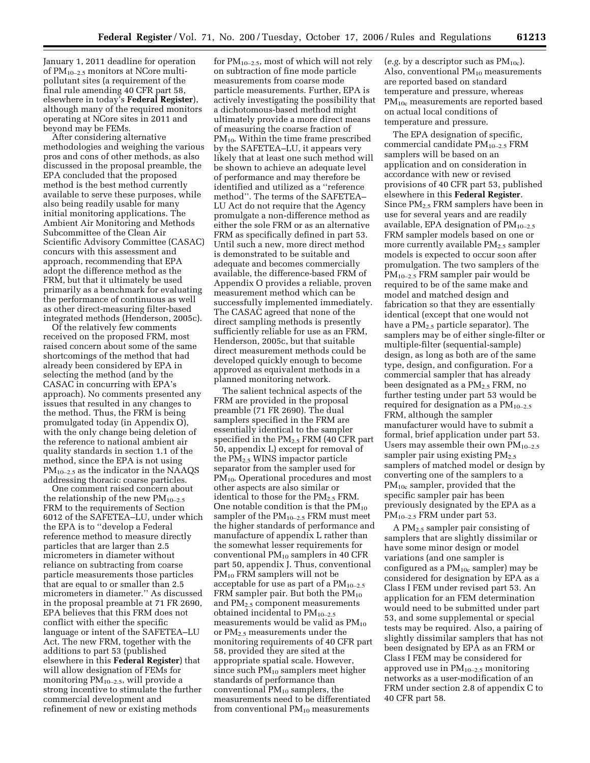January 1, 2011 deadline for operation of $PM_{10-2.5}$ monitors at NCore multi-pollutant sites (a requirement of the final rule amending 40 CFR part 58, elsewhere in today's **Federal Register**), although many of the required monitors operating at NCore sites in 2011 and beyond may be FEMs.

After considering alternative methodologies and weighing the various pros and cons of other methods, as also discussed in the proposal preamble, the EPA concluded that the proposed method is the best method currently available to serve these purposes, while also being readily usable for many initial monitoring applications. The Ambient Air Monitoring and Methods Subcommittee of the Clean Air Scientific Advisory Committee (CASAC) concurs with this assessment and approach, recommending that EPA adopt the difference method as the FRM, but that it ultimately be used primarily as a benchmark for evaluating the performance of continuous as well as other direct-measuring filter-based integrated methods (Henderson, 2005c).

Of the relatively few comments received on the proposed FRM, most raised concern about some of the same shortcomings of the method that had already been considered by EPA in selecting the method (and by the CASAC in concurring with EPA's approach). No comments presented any issues that resulted in any changes to the method. Thus, the FRM is being promulgated today (in Appendix O), with the only change being deletion of the reference to national ambient air quality standards in section 1.1 of the method, since the EPA is not using $PM_{10-2.5}$ as the indicator in the NAAQS addressing thoracic coarse particles.

One comment raised concern about the relationship of the new $PM_{10-2.5}$ FRM to the requirements of Section 6012 of the SAFETEA–LU, under which the EPA is to ''develop a Federal reference method to measure directly particles that are larger than 2.5 micrometers in diameter without reliance on subtracting from coarse particle measurements those particles that are equal to or smaller than 2.5 micrometers in diameter.'' As discussed in the proposal preamble at 71 FR 2690, EPA believes that this FRM does not conflict with either the specific language or intent of the SAFETEA–LU Act. The new FRM, together with the additions to part 53 (published elsewhere in this **Federal Register**) that will allow designation of FEMs for monitoring $PM_{10-2.5}$, will provide a strong incentive to stimulate the further commercial development and refinement of new or existing methods for $PM_{10-2.5}$, most of which will not rely on subtraction of fine mode particle measurements from coarse mode particle measurements. Further, EPA is actively investigating the possibility that a dichotomous-based method might ultimately provide a more direct means of measuring the coarse fraction of $PM_{10}$. Within the time frame prescribed by the SAFETEA–LU, it appears very likely that at least one such method will be shown to achieve an adequate level of performance and may therefore be identified and utilized as a ''reference method''. The terms of the SAFETEA–LU Act do not require that the Agency promulgate a non-difference method as either the sole FRM or as an alternative FRM as specifically defined in part 53. Until such a new, more direct method is demonstrated to be suitable and adequate and becomes commercially available, the difference-based FRM of Appendix O provides a reliable, proven measurement method which can be successfully implemented immediately. The CASAC agreed that none of the direct sampling methods is presently sufficiently reliable for use as an FRM, Henderson, 2005c, but that suitable direct measurement methods could be developed quickly enough to become approved as equivalent methods in a planned monitoring network.

The salient technical aspects of the FRM are provided in the proposal preamble (71 FR 2690). The dual samplers specified in the FRM are essentially identical to the sampler specified in the $PM_{2.5}$ FRM (40 CFR part 50, appendix L) except for removal of the $PM_{2.5}$ WINS impactor particle separator from the sampler used for $PM_{10}$. Operational procedures and most other aspects are also similar or identical to those for the $PM_{2.5}$ FRM. One notable condition is that the $PM_{10}$ sampler of the $PM_{10-2.5}$ FRM must meet the higher standards of performance and manufacture of appendix L rather than the somewhat lesser requirements for conventional $PM_{10}$ samplers in 40 CFR part 50, appendix J. Thus, conventional $PM_{10}$ FRM samplers will not be acceptable for use as part of a $PM_{10-2.5}$ FRM sampler pair. But both the $PM_{10}$ and $PM_{2.5}$ component measurements obtained incidental to $PM_{10-2.5}$ measurements would be valid as $PM_{10}$ or $PM_{2.5}$ measurements under the monitoring requirements of 40 CFR part 58, provided they are sited at the appropriate spatial scale. However, since such $PM_{10}$ samplers meet higher standards of performance than conventional $PM_{10}$ samplers, the measurements need to be differentiated from conventional $PM_{10}$ measurements (*e.g.* by a descriptor such as $PM_{10c}$). Also, conventional $PM_{10}$ measurements are reported based on standard temperature and pressure, whereas $PM_{10c}$ measurements are reported based on actual local conditions of temperature and pressure.

The EPA designation of specific, commercial candidate $PM_{10-2.5}$ FRM samplers will be based on an application and on consideration in accordance with new or revised provisions of 40 CFR part 53, published elsewhere in this **Federal Register**. Since $PM_{2.5}$ FRM samplers have been in use for several years and are readily available, EPA designation of $PM_{10-2.5}$ FRM sampler models based on one or more currently available $PM_{2.5}$ sampler models is expected to occur soon after promulgation. The two samplers of the $PM_{10-2.5}$ FRM sampler pair would be required to be of the same make and model and matched design and fabrication so that they are essentially identical (except that one would not have a $PM_{2.5}$ particle separator). The samplers may be of either single-filter or multiple-filter (sequential-sample) design, as long as both are of the same type, design, and configuration. For a commercial sampler that has already been designated as a $PM_{2.5}$ FRM, no further testing under part 53 would be required for designation as a $PM_{10-2.5}$ FRM, although the sampler manufacturer would have to submit a formal, brief application under part 53. Users may assemble their own $PM_{10-2.5}$ sampler pair using existing $PM_{2.5}$ samplers of matched model or design by converting one of the samplers to a $PM_{10c}$ sampler, provided that the specific sampler pair has been previously designated by the EPA as a $PM_{10-2.5}$ FRM under part 53.

A $PM_{2.5}$ sampler pair consisting of samplers that are slightly dissimilar or have some minor design or model variations (and one sampler is configured as a $PM_{10c}$ sampler) may be considered for designation by EPA as a Class I FEM under revised part 53. An application for an FEM determination would need to be submitted under part 53, and some supplemental or special tests may be required. Also, a pairing of slightly dissimilar samplers that has not been designated by EPA as an FRM or Class I FEM may be considered for approved use in $PM_{10-2.5}$ monitoring networks as a user-modification of an FRM under section 2.8 of appendix C to 40 CFR part 58.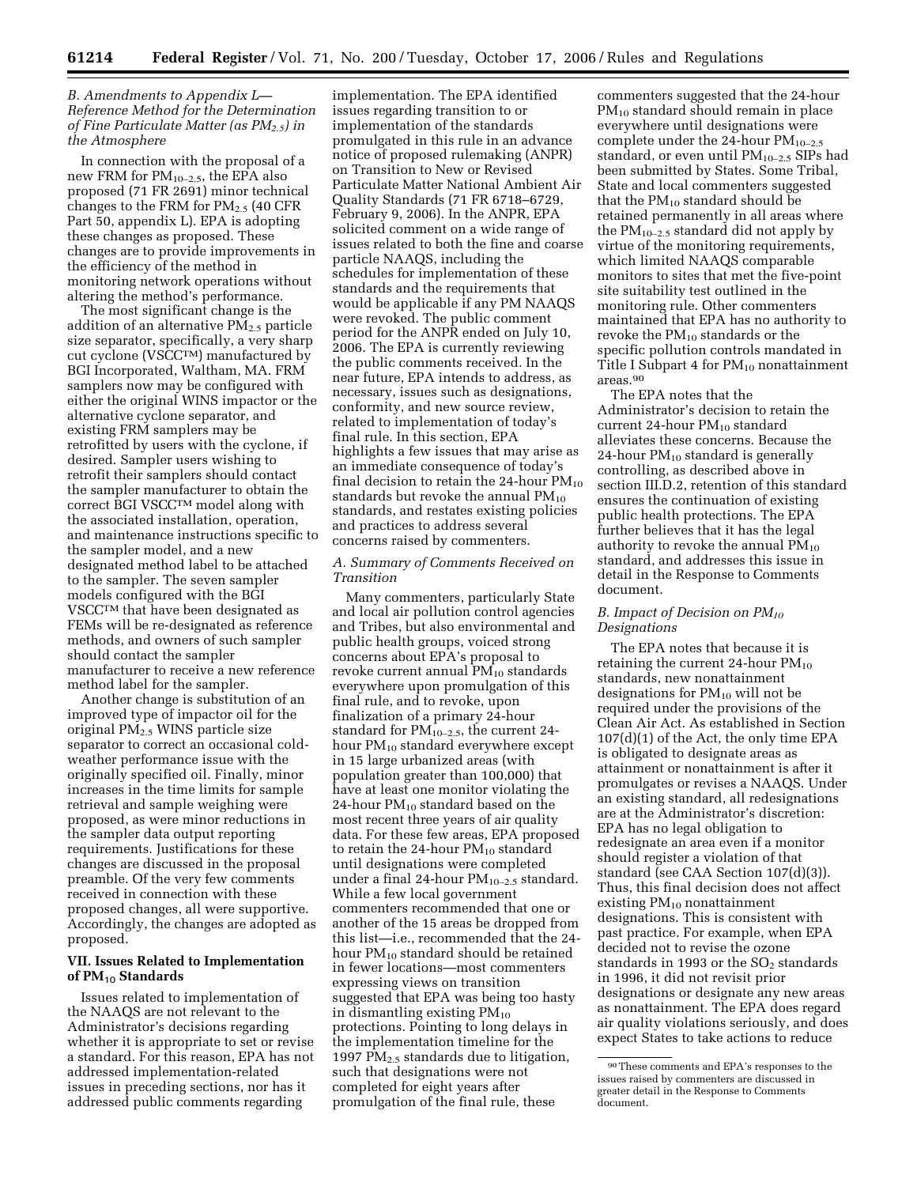### B. Amendments to Appendix L—Reference Method for the Determination of Fine Particulate Matter (as $PM_{2.5}$) in the Atmosphere

In connection with the proposal of a new FRM for $PM_{10-2.5}$, the EPA also proposed (71 FR 2691) minor technical changes to the FRM for $PM_{2.5}$ (40 CFR Part 50, appendix L). EPA is adopting these changes as proposed. These changes are to provide improvements in the efficiency of the method in monitoring network operations without altering the method's performance.

The most significant change is the addition of an alternative $PM_{2.5}$ particle size separator, specifically, a very sharp cut cyclone (VSCC™) manufactured by BGI Incorporated, Waltham, MA. FRM samplers now may be configured with either the original WINS impactor or the alternative cyclone separator, and existing FRM samplers may be retrofitted by users with the cyclone, if desired. Sampler users wishing to retrofit their samplers should contact the sampler manufacturer to obtain the correct BGI VSCC™ model along with the associated installation, operation, and maintenance instructions specific to the sampler model, and a new designated method label to be attached to the sampler. The seven sampler models configured with the BGI VSCC™ that have been designated as FEMs will be re-designated as reference methods, and owners of such sampler should contact the sampler manufacturer to receive a new reference method label for the sampler.

Another change is substitution of an improved type of impactor oil for the original $PM_{2.5}$ WINS particle size separator to correct an occasional cold-weather performance issue with the originally specified oil. Finally, minor increases in the time limits for sample retrieval and sample weighing were proposed, as were minor reductions in the sampler data output reporting requirements. Justifications for these changes are discussed in the proposal preamble. Of the very few comments received in connection with these proposed changes, all were supportive. Accordingly, the changes are adopted as proposed.

## VII. Issues Related to Implementation of $PM_{10}$ Standards

Issues related to implementation of the NAAQS are not relevant to the Administrator's decisions regarding whether it is appropriate to set or revise a standard. For this reason, EPA has not addressed implementation-related issues in preceding sections, nor has it addressed public comments regarding implementation. The EPA identified issues regarding transition to or implementation of the standards promulgated in this rule in an advance notice of proposed rulemaking (ANPR) on Transition to New or Revised Particulate Matter National Ambient Air Quality Standards (71 FR 6718–6729, February 9, 2006). In the ANPR, EPA solicited comment on a wide range of issues related to both the fine and coarse particle NAAQS, including the schedules for implementation of these standards and the requirements that would be applicable if any PM NAAQS were revoked. The public comment period for the ANPR ended on July 10, 2006. The EPA is currently reviewing the public comments received. In the near future, EPA intends to address, as necessary, issues such as designations, conformity, and new source review, related to implementation of today's final rule. In this section, EPA highlights a few issues that may arise as an immediate consequence of today's final decision to retain the 24-hour $PM_{10}$ standards but revoke the annual $PM_{10}$ standards, and restates existing policies and practices to address several concerns raised by commenters.

### A. Summary of Comments Received on Transition

Many commenters, particularly State and local air pollution control agencies and Tribes, but also environmental and public health groups, voiced strong concerns about EPA's proposal to revoke current annual $PM_{10}$ standards everywhere upon promulgation of this final rule, and to revoke, upon finalization of a primary 24-hour standard for $PM_{10-2.5}$, the current 24-hour $PM_{10}$ standard everywhere except in 15 large urbanized areas (with population greater than 100,000) that have at least one monitor violating the 24-hour $PM_{10}$ standard based on the most recent three years of air quality data. For these few areas, EPA proposed to retain the 24-hour $PM_{10}$ standard until designations were completed under a final 24-hour $PM_{10-2.5}$ standard. While a few local government commenters recommended that one or another of the 15 areas be dropped from this list—i.e., recommended that the 24-hour $PM_{10}$ standard should be retained in fewer locations—most commenters expressing views on transition suggested that EPA was being too hasty in dismantling existing $PM_{10}$ protections. Pointing to long delays in the implementation timeline for the 1997 $PM_{2.5}$ standards due to litigation, such that designations were not completed for eight years after promulgation of the final rule, these commenters suggested that the 24-hour $PM_{10}$ standard should remain in place everywhere until designations were complete under the 24-hour $PM_{10-2.5}$ standard, or even until $PM_{10-2.5}$ SIPs had been submitted by States. Some Tribal, State and local commenters suggested that the $PM_{10}$ standard should be retained permanently in all areas where the $PM_{10-2.5}$ standard did not apply by virtue of the monitoring requirements, which limited NAAQS comparable monitors to sites that met the five-point site suitability test outlined in the monitoring rule. Other commenters maintained that EPA has no authority to revoke the $PM_{10}$ standards or the specific pollution controls mandated in Title I Subpart 4 for $PM_{10}$ nonattainment areas.[90]

The EPA notes that the Administrator's decision to retain the current 24-hour $PM_{10}$ standard alleviates these concerns. Because the 24-hour $PM_{10}$ standard is generally controlling, as described above in section III.D.2, retention of this standard ensures the continuation of existing public health protections. The EPA further believes that it has the legal authority to revoke the annual $PM_{10}$ standard, and addresses this issue in detail in the Response to Comments document.

### B. Impact of Decision on $PM_{10}$ Designations

The EPA notes that because it is retaining the current 24-hour $PM_{10}$ standards, new nonattainment designations for $PM_{10}$ will not be required under the provisions of the Clean Air Act. As established in Section 107(d)(1) of the Act, the only time EPA is obligated to designate areas as attainment or nonattainment is after it promulgates or revises a NAAQS. Under an existing standard, all redesignations are at the Administrator's discretion: EPA has no legal obligation to redesignate an area even if a monitor should register a violation of that standard (see CAA Section 107(d)(3)). Thus, this final decision does not affect existing $PM_{10}$ nonattainment designations. This is consistent with past practice. For example, when EPA decided not to revise the ozone standards in 1993 or the $SO_2$ standards in 1996, it did not revisit prior designations or designate any new areas as nonattainment. The EPA does regard air quality violations seriously, and does expect States to take actions to reduce

[90] These comments and EPA's responses to the issues raised by commenters are discussed in greater detail in the Response to Comments document.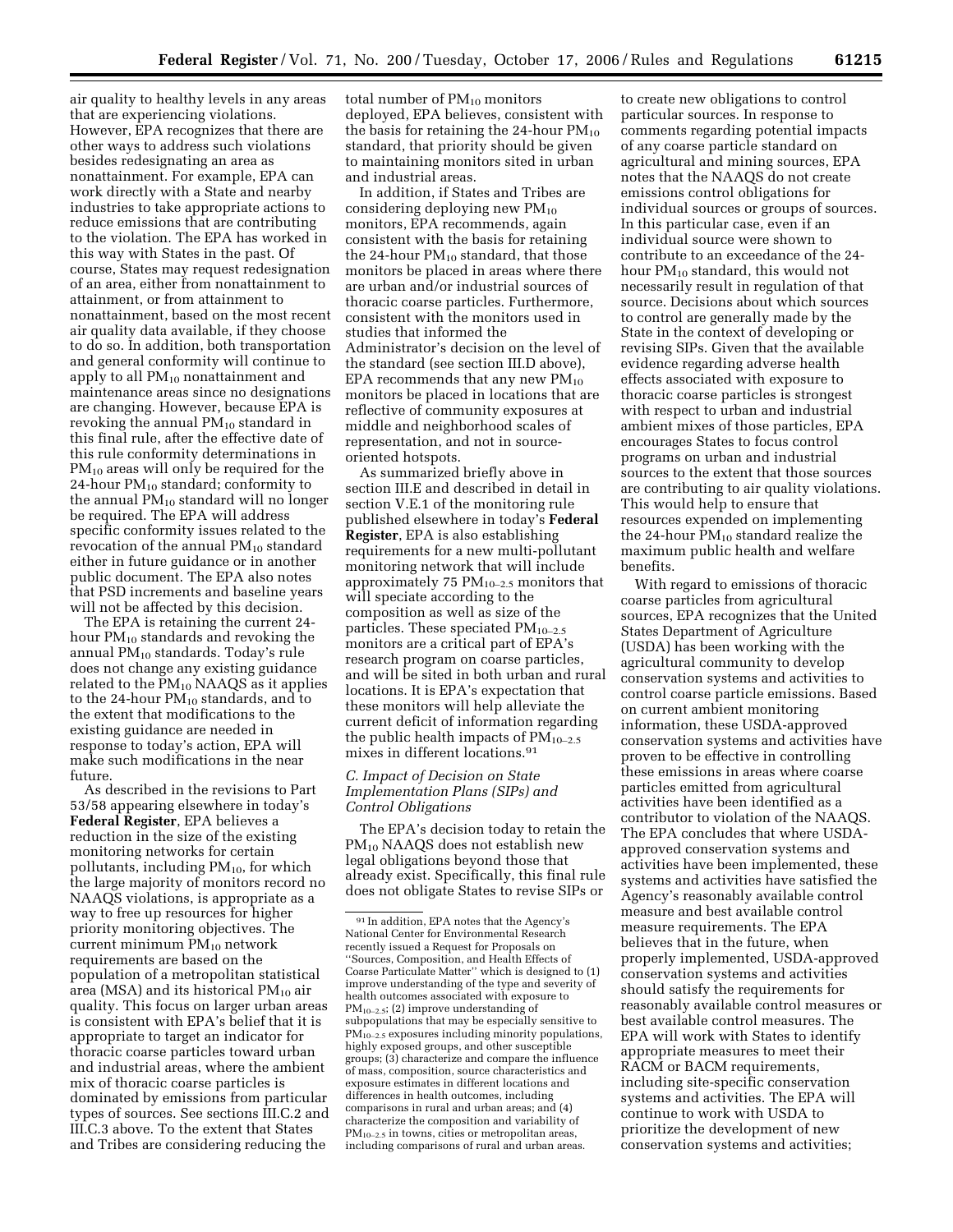air quality to healthy levels in any areas that are experiencing violations. However, EPA recognizes that there are other ways to address such violations besides redesignating an area as nonattainment. For example, EPA can work directly with a State and nearby industries to take appropriate actions to reduce emissions that are contributing to the violation. The EPA has worked in this way with States in the past. Of course, States may request redesignation of an area, either from nonattainment to attainment, or from attainment to nonattainment, based on the most recent air quality data available, if they choose to do so. In addition, both transportation and general conformity will continue to apply to all $PM_{10}$ nonattainment and maintenance areas since no designations are changing. However, because EPA is revoking the annual $PM_{10}$ standard in this final rule, after the effective date of this rule conformity determinations in $PM_{10}$ areas will only be required for the 24-hour $PM_{10}$ standard; conformity to the annual $PM_{10}$ standard will no longer be required. The EPA will address specific conformity issues related to the revocation of the annual $PM_{10}$ standard either in future guidance or in another public document. The EPA also notes that PSD increments and baseline years will not be affected by this decision.

The EPA is retaining the current 24-hour $PM_{10}$ standards and revoking the annual $PM_{10}$ standards. Today's rule does not change any existing guidance related to the $PM_{10}$ NAAQS as it applies to the 24-hour $PM_{10}$ standards, and to the extent that modifications to the existing guidance are needed in response to today's action, EPA will make such modifications in the near future.

As described in the revisions to Part 53/58 appearing elsewhere in today's **Federal Register**, EPA believes a reduction in the size of the existing monitoring networks for certain pollutants, including $PM_{10}$, for which the large majority of monitors record no NAAQS violations, is appropriate as a way to free up resources for higher priority monitoring objectives. The current minimum $PM_{10}$ network requirements are based on the population of a metropolitan statistical area (MSA) and its historical $PM_{10}$ air quality. This focus on larger urban areas is consistent with EPA's belief that it is appropriate to target an indicator for thoracic coarse particles toward urban and industrial areas, where the ambient mix of thoracic coarse particles is dominated by emissions from particular types of sources. See sections III.C.2 and III.C.3 above. To the extent that States and Tribes are considering reducing the total number of $PM_{10}$ monitors deployed, EPA believes, consistent with the basis for retaining the 24-hour $PM_{10}$ standard, that priority should be given to maintaining monitors sited in urban and industrial areas.

In addition, if States and Tribes are considering deploying new $PM_{10}$ monitors, EPA recommends, again consistent with the basis for retaining the 24-hour $PM_{10}$ standard, that those monitors be placed in areas where there are urban and/or industrial sources of thoracic coarse particles. Furthermore, consistent with the monitors used in studies that informed the Administrator's decision on the level of the standard (see section III.D above), EPA recommends that any new $PM_{10}$ monitors be placed in locations that are reflective of community exposures at middle and neighborhood scales of representation, and not in source-oriented hotspots.

As summarized briefly above in section III.E and described in detail in section V.E.1 of the monitoring rule published elsewhere in today's **Federal Register**, EPA is also establishing requirements for a new multi-pollutant monitoring network that will include approximately 75 $PM_{10-2.5}$ monitors that will speciate according to the composition as well as size of the particles. These speciated $PM_{10-2.5}$ monitors are a critical part of EPA's research program on coarse particles, and will be sited in both urban and rural locations. It is EPA's expectation that these monitors will help alleviate the current deficit of information regarding the public health impacts of $PM_{10-2.5}$ mixes in different locations.[91]

### C. Impact of Decision on State Implementation Plans (SIPs) and Control Obligations

The EPA's decision today to retain the $PM_{10}$ NAAQS does not establish new legal obligations beyond those that already exist. Specifically, this final rule does not obligate States to revise SIPs or to create new obligations to control particular sources. In response to comments regarding potential impacts of any coarse particle standard on agricultural and mining sources, EPA notes that the NAAQS do not create emissions control obligations for individual sources or groups of sources. In this particular case, even if an individual source were shown to contribute to an exceedance of the 24-hour $PM_{10}$ standard, this would not necessarily result in regulation of that source. Decisions about which sources to control are generally made by the State in the context of developing or revising SIPs. Given that the available evidence regarding adverse health effects associated with exposure to thoracic coarse particles is strongest with respect to urban and industrial ambient mixes of those particles, EPA encourages States to focus control programs on urban and industrial sources to the extent that those sources are contributing to air quality violations. This would help to ensure that resources expended on implementing the 24-hour $PM_{10}$ standard realize the maximum public health and welfare benefits.

With regard to emissions of thoracic coarse particles from agricultural sources, EPA recognizes that the United States Department of Agriculture (USDA) has been working with the agricultural community to develop conservation systems and activities to control coarse particle emissions. Based on current ambient monitoring information, these USDA-approved conservation systems and activities have proven to be effective in controlling these emissions in areas where coarse particles emitted from agricultural activities have been identified as a contributor to violation of the NAAQS. The EPA concludes that where USDA-approved conservation systems and activities have been implemented, these systems and activities have satisfied the Agency's reasonably available control measure and best available control measure requirements. The EPA believes that in the future, when properly implemented, USDA-approved conservation systems and activities should satisfy the requirements for reasonably available control measures or best available control measures. The EPA will work with States to identify appropriate measures to meet their RACM or BACM requirements, including site-specific conservation systems and activities. The EPA will continue to work with USDA to prioritize the development of new conservation systems and activities;

---

[91] In addition, EPA notes that the Agency's National Center for Environmental Research recently issued a Request for Proposals on "Sources, Composition, and Health Effects of Coarse Particulate Matter" which is designed to (1) improve understanding of the type and severity of health outcomes associated with exposure to $PM_{10-2.5}$; (2) improve understanding of subpopulations that may be especially sensitive to $PM_{10-2.5}$ exposures including minority populations, highly exposed groups, and other susceptible groups; (3) characterize and compare the influence of mass, composition, source characteristics and exposure estimates in different locations and differences in health outcomes, including comparisons in rural and urban areas; and (4) characterize the composition and variability of $PM_{10-2.5}$ in towns, cities or metropolitan areas, including comparisons of rural and urban areas.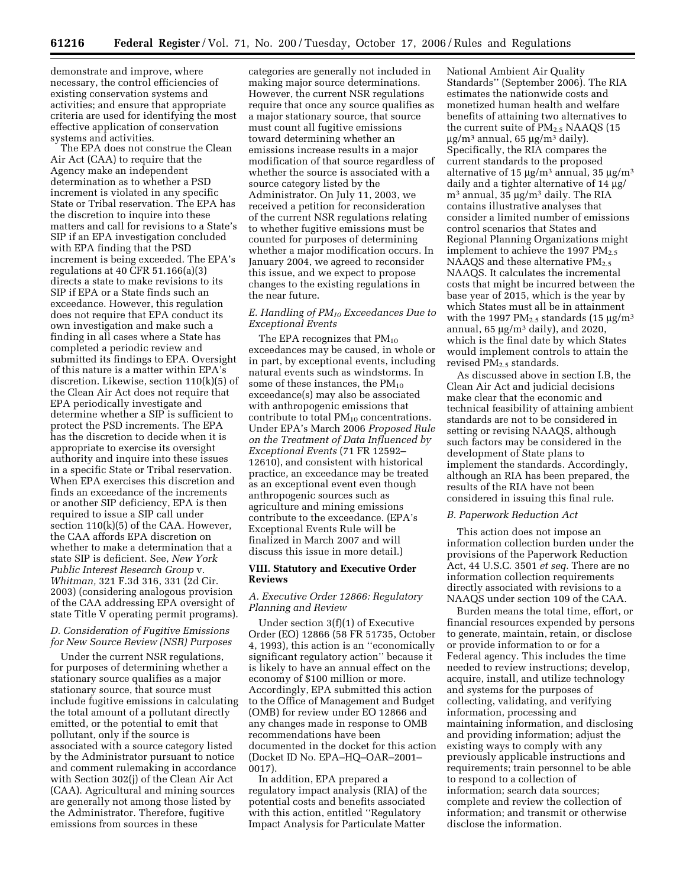demonstrate and improve, where necessary, the control efficiencies of existing conservation systems and activities; and ensure that appropriate criteria are used for identifying the most effective application of conservation systems and activities.

The EPA does not construe the Clean Air Act (CAA) to require that the Agency make an independent determination as to whether a PSD increment is violated in any specific State or Tribal reservation. The EPA has the discretion to inquire into these matters and call for revisions to a State's SIP if an EPA investigation concluded with EPA finding that the PSD increment is being exceeded. The EPA's regulations at 40 CFR 51.166(a)(3) directs a state to make revisions to its SIP if EPA or a State finds such an exceedance. However, this regulation does not require that EPA conduct its own investigation and make such a finding in all cases where a State has completed a periodic review and submitted its findings to EPA. Oversight of this nature is a matter within EPA's discretion. Likewise, section 110(k)(5) of the Clean Air Act does not require that EPA periodically investigate and determine whether a SIP is sufficient to protect the PSD increments. The EPA has the discretion to decide when it is appropriate to exercise its oversight authority and inquire into these issues in a specific State or Tribal reservation. When EPA exercises this discretion and finds an exceedance of the increments or another SIP deficiency, EPA is then required to issue a SIP call under section 110(k)(5) of the CAA. However, the CAA affords EPA discretion on whether to make a determination that a state SIP is deficient. See, *New York Public Interest Research Group* v. *Whitman,* 321 F.3d 316, 331 (2d Cir. 2003) (considering analogous provision of the CAA addressing EPA oversight of state Title V operating permit programs).

### D. Consideration of Fugitive Emissions for New Source Review (NSR) Purposes

Under the current NSR regulations, for purposes of determining whether a stationary source qualifies as a major stationary source, that source must include fugitive emissions in calculating the total amount of a pollutant directly emitted, or the potential to emit that pollutant, only if the source is associated with a source category listed by the Administrator pursuant to notice and comment rulemaking in accordance with Section 302(j) of the Clean Air Act (CAA). Agricultural and mining sources are generally not among those listed by the Administrator. Therefore, fugitive emissions from sources in these categories are generally not included in making major source determinations. However, the current NSR regulations require that once any source qualifies as a major stationary source, that source must count all fugitive emissions toward determining whether an emissions increase results in a major modification of that source regardless of whether the source is associated with a source category listed by the Administrator. On July 11, 2003, we received a petition for reconsideration of the current NSR regulations relating to whether fugitive emissions must be counted for purposes of determining whether a major modification occurs. In January 2004, we agreed to reconsider this issue, and we expect to propose changes to the existing regulations in the near future.

### E. Handling of $PM_{10}$ Exceedances Due to Exceptional Events

The EPA recognizes that $PM_{10}$ exceedances may be caused, in whole or in part, by exceptional events, including natural events such as windstorms. In some of these instances, the $PM_{10}$ exceedance(s) may also be associated with anthropogenic emissions that contribute to total $PM_{10}$ concentrations. Under EPA's March 2006 *Proposed Rule on the Treatment of Data Influenced by Exceptional Events* (71 FR 12592–12610), and consistent with historical practice, an exceedance may be treated as an exceptional event even though anthropogenic sources such as agriculture and mining emissions contribute to the exceedance. (EPA's Exceptional Events Rule will be finalized in March 2007 and will discuss this issue in more detail.)

## VIII. Statutory and Executive Order Reviews

### A. Executive Order 12866: Regulatory Planning and Review

Under section 3(f)(1) of Executive Order (EO) 12866 (58 FR 51735, October 4, 1993), this action is an ''economically significant regulatory action'' because it is likely to have an annual effect on the economy of $100 million or more. Accordingly, EPA submitted this action to the Office of Management and Budget (OMB) for review under EO 12866 and any changes made in response to OMB recommendations have been documented in the docket for this action (Docket ID No. EPA–HQ–OAR–2001–0017).

In addition, EPA prepared a regulatory impact analysis (RIA) of the potential costs and benefits associated with this action, entitled ''Regulatory Impact Analysis for Particulate Matter National Ambient Air Quality Standards'' (September 2006). The RIA estimates the nationwide costs and monetized human health and welfare benefits of attaining two alternatives to the current suite of $PM_{2.5}$ NAAQS (15 $\mu g/m^3$ annual, 65 $\mu g/m^3$ daily). Specifically, the RIA compares the current standards to the proposed alternative of 15 $\mu g/m^3$ annual, 35 $\mu g/m^3$ daily and a tighter alternative of 14 $\mu g/m^3$ annual, 35 $\mu g/m^3$ daily. The RIA contains illustrative analyses that consider a limited number of emissions control scenarios that States and Regional Planning Organizations might implement to achieve the 1997 $PM_{2.5}$ NAAQS and these alternative $PM_{2.5}$ NAAQS. It calculates the incremental costs that might be incurred between the base year of 2015, which is the year by which States must all be in attainment with the 1997 $PM_{2.5}$ standards (15 $\mu g/m^3$ annual, 65 $\mu g/m^3$ daily), and 2020, which is the final date by which States would implement controls to attain the revised $PM_{2.5}$ standards.

As discussed above in section I.B, the Clean Air Act and judicial decisions make clear that the economic and technical feasibility of attaining ambient standards are not to be considered in setting or revising NAAQS, although such factors may be considered in the development of State plans to implement the standards. Accordingly, although an RIA has been prepared, the results of the RIA have not been considered in issuing this final rule.

### B. Paperwork Reduction Act

This action does not impose an information collection burden under the provisions of the Paperwork Reduction Act, 44 U.S.C. 3501 *et seq.* There are no information collection requirements directly associated with revisions to a NAAQS under section 109 of the CAA.

Burden means the total time, effort, or financial resources expended by persons to generate, maintain, retain, or disclose or provide information to or for a Federal agency. This includes the time needed to review instructions; develop, acquire, install, and utilize technology and systems for the purposes of collecting, validating, and verifying information, processing and maintaining information, and disclosing and providing information; adjust the existing ways to comply with any previously applicable instructions and requirements; train personnel to be able to respond to a collection of information; search data sources; complete and review the collection of information; and transmit or otherwise disclose the information.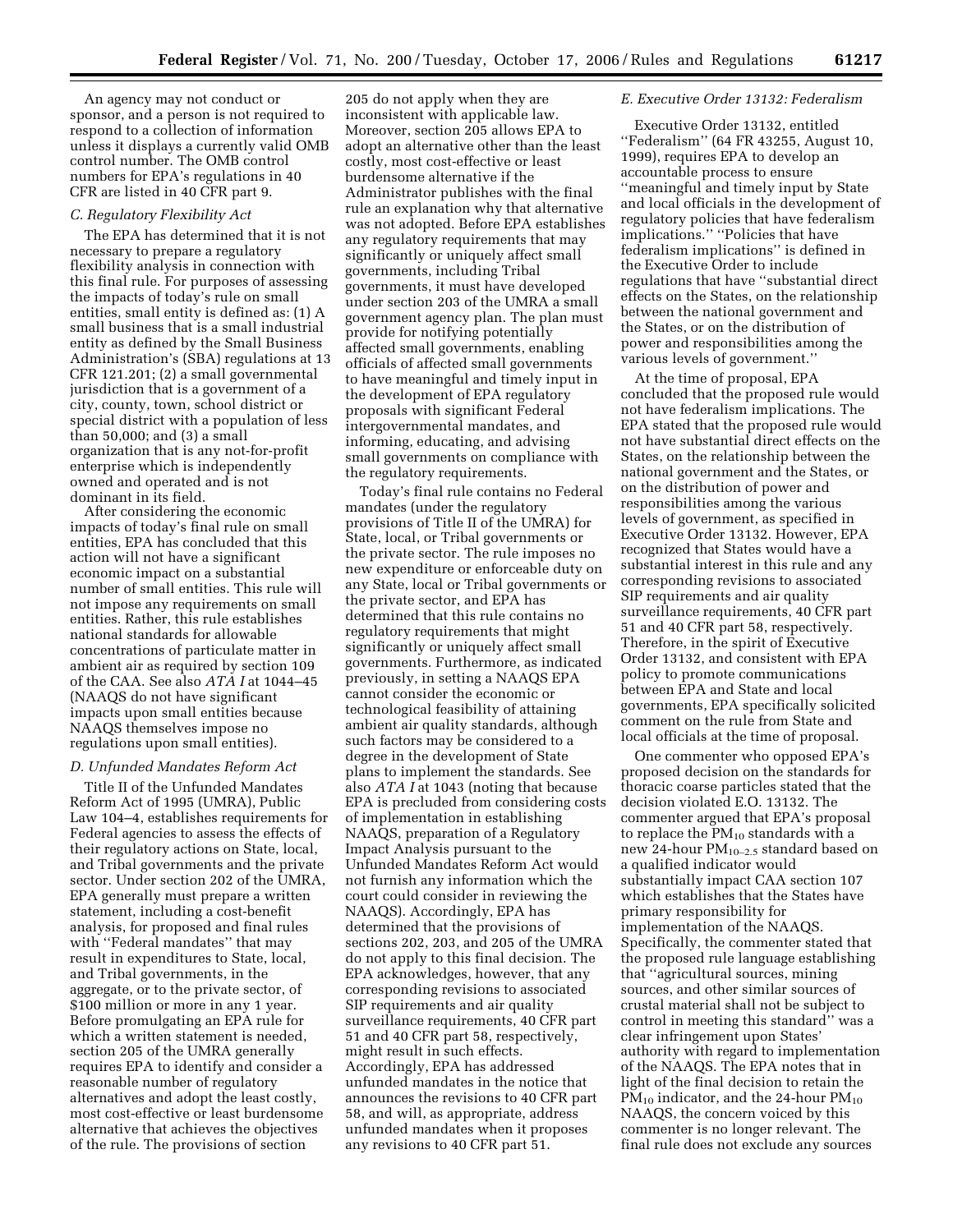An agency may not conduct or sponsor, and a person is not required to respond to a collection of information unless it displays a currently valid OMB control number. The OMB control numbers for EPA's regulations in 40 CFR are listed in 40 CFR part 9.

### *C. Regulatory Flexibility Act*

The EPA has determined that it is not necessary to prepare a regulatory flexibility analysis in connection with this final rule. For purposes of assessing the impacts of today's rule on small entities, small entity is defined as: (1) A small business that is a small industrial entity as defined by the Small Business Administration's (SBA) regulations at 13 CFR 121.201; (2) a small governmental jurisdiction that is a government of a city, county, town, school district or special district with a population of less than 50,000; and (3) a small organization that is any not-for-profit enterprise which is independently owned and operated and is not dominant in its field.

After considering the economic impacts of today's final rule on small entities, EPA has concluded that this action will not have a significant economic impact on a substantial number of small entities. This rule will not impose any requirements on small entities. Rather, this rule establishes national standards for allowable concentrations of particulate matter in ambient air as required by section 109 of the CAA. See also *ATA I* at 1044–45 (NAAQS do not have significant impacts upon small entities because NAAQS themselves impose no regulations upon small entities).

### *D. Unfunded Mandates Reform Act*

Title II of the Unfunded Mandates Reform Act of 1995 (UMRA), Public Law 104–4, establishes requirements for Federal agencies to assess the effects of their regulatory actions on State, local, and Tribal governments and the private sector. Under section 202 of the UMRA, EPA generally must prepare a written statement, including a cost-benefit analysis, for proposed and final rules with ''Federal mandates'' that may result in expenditures to State, local, and Tribal governments, in the aggregate, or to the private sector, of $100 million or more in any 1 year. Before promulgating an EPA rule for which a written statement is needed, section 205 of the UMRA generally requires EPA to identify and consider a reasonable number of regulatory alternatives and adopt the least costly, most cost-effective or least burdensome alternative that achieves the objectives of the rule. The provisions of section 205 do not apply when they are inconsistent with applicable law. Moreover, section 205 allows EPA to adopt an alternative other than the least costly, most cost-effective or least burdensome alternative if the Administrator publishes with the final rule an explanation why that alternative was not adopted. Before EPA establishes any regulatory requirements that may significantly or uniquely affect small governments, including Tribal governments, it must have developed under section 203 of the UMRA a small government agency plan. The plan must provide for notifying potentially affected small governments, enabling officials of affected small governments to have meaningful and timely input in the development of EPA regulatory proposals with significant Federal intergovernmental mandates, and informing, educating, and advising small governments on compliance with the regulatory requirements.

Today's final rule contains no Federal mandates (under the regulatory provisions of Title II of the UMRA) for State, local, or Tribal governments or the private sector. The rule imposes no new expenditure or enforceable duty on any State, local or Tribal governments or the private sector, and EPA has determined that this rule contains no regulatory requirements that might significantly or uniquely affect small governments. Furthermore, as indicated previously, in setting a NAAQS EPA cannot consider the economic or technological feasibility of attaining ambient air quality standards, although such factors may be considered to a degree in the development of State plans to implement the standards. See also *ATA I* at 1043 (noting that because EPA is precluded from considering costs of implementation in establishing NAAQS, preparation of a Regulatory Impact Analysis pursuant to the Unfunded Mandates Reform Act would not furnish any information which the court could consider in reviewing the NAAQS). Accordingly, EPA has determined that the provisions of sections 202, 203, and 205 of the UMRA do not apply to this final decision. The EPA acknowledges, however, that any corresponding revisions to associated SIP requirements and air quality surveillance requirements, 40 CFR part 51 and 40 CFR part 58, respectively, might result in such effects. Accordingly, EPA has addressed unfunded mandates in the notice that announces the revisions to 40 CFR part 58, and will, as appropriate, address unfunded mandates when it proposes any revisions to 40 CFR part 51.

### *E. Executive Order 13132: Federalism*

Executive Order 13132, entitled ''Federalism'' (64 FR 43255, August 10, 1999), requires EPA to develop an accountable process to ensure ''meaningful and timely input by State and local officials in the development of regulatory policies that have federalism implications.'' ''Policies that have federalism implications'' is defined in the Executive Order to include regulations that have ''substantial direct effects on the States, on the relationship between the national government and the States, or on the distribution of power and responsibilities among the various levels of government.''

At the time of proposal, EPA concluded that the proposed rule would not have federalism implications. The EPA stated that the proposed rule would not have substantial direct effects on the States, on the relationship between the national government and the States, or on the distribution of power and responsibilities among the various levels of government, as specified in Executive Order 13132. However, EPA recognized that States would have a substantial interest in this rule and any corresponding revisions to associated SIP requirements and air quality surveillance requirements, 40 CFR part 51 and 40 CFR part 58, respectively. Therefore, in the spirit of Executive Order 13132, and consistent with EPA policy to promote communications between EPA and State and local governments, EPA specifically solicited comment on the rule from State and local officials at the time of proposal.

One commenter who opposed EPA's proposed decision on the standards for thoracic coarse particles stated that the decision violated E.O. 13132. The commenter argued that EPA's proposal to replace the $PM_{10}$ standards with a new 24-hour $PM_{10-2.5}$ standard based on a qualified indicator would substantially impact CAA section 107 which establishes that the States have primary responsibility for implementation of the NAAQS. Specifically, the commenter stated that the proposed rule language establishing that ''agricultural sources, mining sources, and other similar sources of crustal material shall not be subject to control in meeting this standard'' was a clear infringement upon States' authority with regard to implementation of the NAAQS. The EPA notes that in light of the final decision to retain the $PM_{10}$ indicator, and the 24-hour $PM_{10}$ NAAQS, the concern voiced by this commenter is no longer relevant. The final rule does not exclude any sources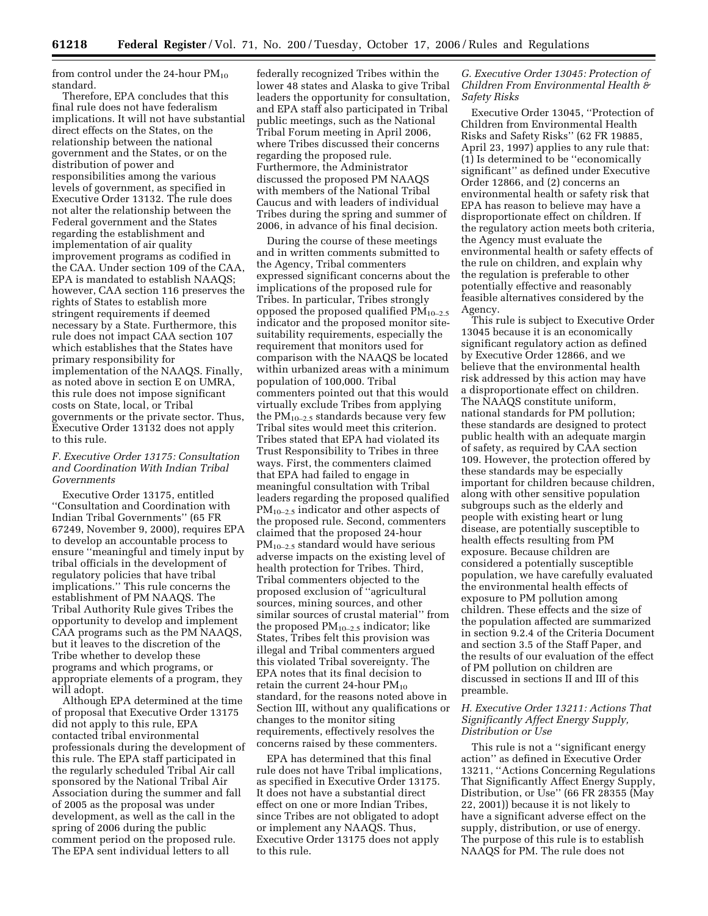from control under the 24-hour $PM_{10}$ standard.

Therefore, EPA concludes that this final rule does not have federalism implications. It will not have substantial direct effects on the States, on the relationship between the national government and the States, or on the distribution of power and responsibilities among the various levels of government, as specified in Executive Order 13132. The rule does not alter the relationship between the Federal government and the States regarding the establishment and implementation of air quality improvement programs as codified in the CAA. Under section 109 of the CAA, EPA is mandated to establish NAAQS; however, CAA section 116 preserves the rights of States to establish more stringent requirements if deemed necessary by a State. Furthermore, this rule does not impact CAA section 107 which establishes that the States have primary responsibility for implementation of the NAAQS. Finally, as noted above in section E on UMRA, this rule does not impose significant costs on State, local, or Tribal governments or the private sector. Thus, Executive Order 13132 does not apply to this rule.

### *F. Executive Order 13175: Consultation and Coordination With Indian Tribal Governments*

Executive Order 13175, entitled ''Consultation and Coordination with Indian Tribal Governments'' (65 FR 67249, November 9, 2000), requires EPA to develop an accountable process to ensure ''meaningful and timely input by tribal officials in the development of regulatory policies that have tribal implications.'' This rule concerns the establishment of PM NAAQS. The Tribal Authority Rule gives Tribes the opportunity to develop and implement CAA programs such as the PM NAAQS, but it leaves to the discretion of the Tribe whether to develop these programs and which programs, or appropriate elements of a program, they will adopt.

Although EPA determined at the time of proposal that Executive Order 13175 did not apply to this rule, EPA contacted tribal environmental professionals during the development of this rule. The EPA staff participated in the regularly scheduled Tribal Air call sponsored by the National Tribal Air Association during the summer and fall of 2005 as the proposal was under development, as well as the call in the spring of 2006 during the public comment period on the proposed rule. The EPA sent individual letters to all federally recognized Tribes within the lower 48 states and Alaska to give Tribal leaders the opportunity for consultation, and EPA staff also participated in Tribal public meetings, such as the National Tribal Forum meeting in April 2006, where Tribes discussed their concerns regarding the proposed rule. Furthermore, the Administrator discussed the proposed PM NAAQS with members of the National Tribal Caucus and with leaders of individual Tribes during the spring and summer of 2006, in advance of his final decision.

During the course of these meetings and in written comments submitted to the Agency, Tribal commenters expressed significant concerns about the implications of the proposed rule for Tribes. In particular, Tribes strongly opposed the proposed qualified $PM_{10-2.5}$ indicator and the proposed monitor site-suitability requirements, especially the requirement that monitors used for comparison with the NAAQS be located within urbanized areas with a minimum population of 100,000. Tribal commenters pointed out that this would virtually exclude Tribes from applying the $PM_{10-2.5}$ standards because very few Tribal sites would meet this criterion. Tribes stated that EPA had violated its Trust Responsibility to Tribes in three ways. First, the commenters claimed that EPA had failed to engage in meaningful consultation with Tribal leaders regarding the proposed qualified $PM_{10-2.5}$ indicator and other aspects of the proposed rule. Second, commenters claimed that the proposed 24-hour $PM_{10-2.5}$ standard would have serious adverse impacts on the existing level of health protection for Tribes. Third, Tribal commenters objected to the proposed exclusion of ''agricultural sources, mining sources, and other similar sources of crustal material'' from the proposed $PM_{10-2.5}$ indicator; like States, Tribes felt this provision was illegal and Tribal commenters argued this violated Tribal sovereignty. The EPA notes that its final decision to retain the current 24-hour $PM_{10}$ standard, for the reasons noted above in Section III, without any qualifications or changes to the monitor siting requirements, effectively resolves the concerns raised by these commenters.

EPA has determined that this final rule does not have Tribal implications, as specified in Executive Order 13175. It does not have a substantial direct effect on one or more Indian Tribes, since Tribes are not obligated to adopt or implement any NAAQS. Thus, Executive Order 13175 does not apply to this rule.

### *G. Executive Order 13045: Protection of Children From Environmental Health & Safety Risks*

Executive Order 13045, ''Protection of Children from Environmental Health Risks and Safety Risks'' (62 FR 19885, April 23, 1997) applies to any rule that: (1) Is determined to be ''economically significant'' as defined under Executive Order 12866, and (2) concerns an environmental health or safety risk that EPA has reason to believe may have a disproportionate effect on children. If the regulatory action meets both criteria, the Agency must evaluate the environmental health or safety effects of the rule on children, and explain why the regulation is preferable to other potentially effective and reasonably feasible alternatives considered by the Agency.

This rule is subject to Executive Order 13045 because it is an economically significant regulatory action as defined by Executive Order 12866, and we believe that the environmental health risk addressed by this action may have a disproportionate effect on children. The NAAQS constitute uniform, national standards for PM pollution; these standards are designed to protect public health with an adequate margin of safety, as required by CAA section 109. However, the protection offered by these standards may be especially important for children because children, along with other sensitive population subgroups such as the elderly and people with existing heart or lung disease, are potentially susceptible to health effects resulting from PM exposure. Because children are considered a potentially susceptible population, we have carefully evaluated the environmental health effects of exposure to PM pollution among children. These effects and the size of the population affected are summarized in section 9.2.4 of the Criteria Document and section 3.5 of the Staff Paper, and the results of our evaluation of the effect of PM pollution on children are discussed in sections II and III of this preamble.

### *H. Executive Order 13211: Actions That Significantly Affect Energy Supply, Distribution or Use*

This rule is not a ''significant energy action'' as defined in Executive Order 13211, ''Actions Concerning Regulations That Significantly Affect Energy Supply, Distribution, or Use'' (66 FR 28355 (May 22, 2001)) because it is not likely to have a significant adverse effect on the supply, distribution, or use of energy. The purpose of this rule is to establish NAAQS for PM. The rule does not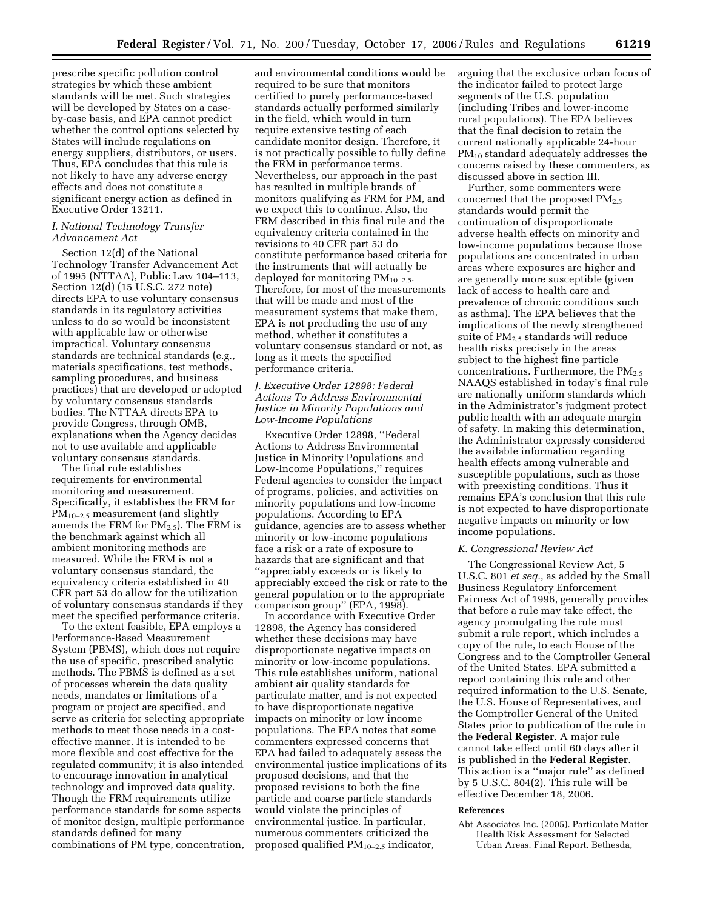prescribe specific pollution control strategies by which these ambient standards will be met. Such strategies will be developed by States on a case-by-case basis, and EPA cannot predict whether the control options selected by States will include regulations on energy suppliers, distributors, or users. Thus, EPA concludes that this rule is not likely to have any adverse energy effects and does not constitute a significant energy action as defined in Executive Order 13211.

### *I. National Technology Transfer Advancement Act*

Section 12(d) of the National Technology Transfer Advancement Act of 1995 (NTTAA), Public Law 104–113, Section 12(d) (15 U.S.C. 272 note) directs EPA to use voluntary consensus standards in its regulatory activities unless to do so would be inconsistent with applicable law or otherwise impractical. Voluntary consensus standards are technical standards (e.g., materials specifications, test methods, sampling procedures, and business practices) that are developed or adopted by voluntary consensus standards bodies. The NTTAA directs EPA to provide Congress, through OMB, explanations when the Agency decides not to use available and applicable voluntary consensus standards.

The final rule establishes requirements for environmental monitoring and measurement. Specifically, it establishes the FRM for $PM_{10-2.5}$ measurement (and slightly amends the FRM for $PM_{2.5}$). The FRM is the benchmark against which all ambient monitoring methods are measured. While the FRM is not a voluntary consensus standard, the equivalency criteria established in 40 CFR part 53 do allow for the utilization of voluntary consensus standards if they meet the specified performance criteria.

To the extent feasible, EPA employs a Performance-Based Measurement System (PBMS), which does not require the use of specific, prescribed analytic methods. The PBMS is defined as a set of processes wherein the data quality needs, mandates or limitations of a program or project are specified, and serve as criteria for selecting appropriate methods to meet those needs in a cost-effective manner. It is intended to be more flexible and cost effective for the regulated community; it is also intended to encourage innovation in analytical technology and improved data quality. Though the FRM requirements utilize performance standards for some aspects of monitor design, multiple performance standards defined for many combinations of PM type, concentration, and environmental conditions would be required to be sure that monitors certified to purely performance-based standards actually performed similarly in the field, which would in turn require extensive testing of each candidate monitor design. Therefore, it is not practically possible to fully define the FRM in performance terms. Nevertheless, our approach in the past has resulted in multiple brands of monitors qualifying as FRM for PM, and we expect this to continue. Also, the FRM described in this final rule and the equivalency criteria contained in the revisions to 40 CFR part 53 do constitute performance based criteria for the instruments that will actually be deployed for monitoring $PM_{10-2.5}$. Therefore, for most of the measurements that will be made and most of the measurement systems that make them, EPA is not precluding the use of any method, whether it constitutes a voluntary consensus standard or not, as long as it meets the specified performance criteria.

### *J. Executive Order 12898: Federal Actions To Address Environmental Justice in Minority Populations and Low-Income Populations*

Executive Order 12898, ''Federal Actions to Address Environmental Justice in Minority Populations and Low-Income Populations,'' requires Federal agencies to consider the impact of programs, policies, and activities on minority populations and low-income populations. According to EPA guidance, agencies are to assess whether minority or low-income populations face a risk or a rate of exposure to hazards that are significant and that ''appreciably exceeds or is likely to appreciably exceed the risk or rate to the general population or to the appropriate comparison group'' (EPA, 1998).

In accordance with Executive Order 12898, the Agency has considered whether these decisions may have disproportionate negative impacts on minority or low-income populations. This rule establishes uniform, national ambient air quality standards for particulate matter, and is not expected to have disproportionate negative impacts on minority or low income populations. The EPA notes that some commenters expressed concerns that EPA had failed to adequately assess the environmental justice implications of its proposed decisions, and that the proposed revisions to both the fine particle and coarse particle standards would violate the principles of environmental justice. In particular, numerous commenters criticized the proposed qualified $PM_{10-2.5}$ indicator, arguing that the exclusive urban focus of the indicator failed to protect large segments of the U.S. population (including Tribes and lower-income rural populations). The EPA believes that the final decision to retain the current nationally applicable 24-hour $PM_{10}$ standard adequately addresses the concerns raised by these commenters, as discussed above in section III.

Further, some commenters were concerned that the proposed $PM_{2.5}$ standards would permit the continuation of disproportionate adverse health effects on minority and low-income populations because those populations are concentrated in urban areas where exposures are higher and are generally more susceptible (given lack of access to health care and prevalence of chronic conditions such as asthma). The EPA believes that the implications of the newly strengthened suite of $PM_{2.5}$ standards will reduce health risks precisely in the areas subject to the highest fine particle concentrations. Furthermore, the $PM_{2.5}$ NAAQS established in today's final rule are nationally uniform standards which in the Administrator's judgment protect public health with an adequate margin of safety. In making this determination, the Administrator expressly considered the available information regarding health effects among vulnerable and susceptible populations, such as those with preexisting conditions. Thus it remains EPA's conclusion that this rule is not expected to have disproportionate negative impacts on minority or low income populations.

### *K. Congressional Review Act*

The Congressional Review Act, 5 U.S.C. 801 *et seq.*, as added by the Small Business Regulatory Enforcement Fairness Act of 1996, generally provides that before a rule may take effect, the agency promulgating the rule must submit a rule report, which includes a copy of the rule, to each House of the Congress and to the Comptroller General of the United States. EPA submitted a report containing this rule and other required information to the U.S. Senate, the U.S. House of Representatives, and the Comptroller General of the United States prior to publication of the rule in the **Federal Register**. A major rule cannot take effect until 60 days after it is published in the **Federal Register**. This action is a ''major rule'' as defined by 5 U.S.C. 804(2). This rule will be effective December 18, 2006.

#### References

Abt Associates Inc. (2005). Particulate Matter Health Risk Assessment for Selected Urban Areas. Final Report. Bethesda,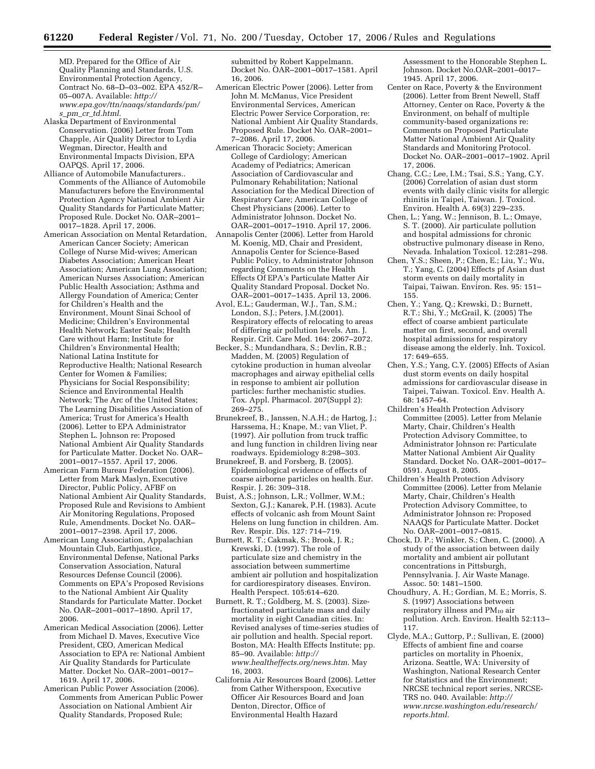MD. Prepared for the Office of Air Quality Planning and Standards, U.S. Environmental Protection Agency, Contract No. 68–D–03–002. EPA 452/R–05–007A. Available: *http://www.epa.gov/ttn/naaqs/standards/pm/s_pm_cr_td.html*.

Alaska Department of Environmental Conservation. (2006) Letter from Tom Chapple, Air Quality Director to Lydia Wegman, Director, Health and Environmental Impacts Division, EPA OAPQS. April 17, 2006.

Alliance of Automobile Manufacturers.. Comments of the Alliance of Automobile Manufacturers before the Environmental Protection Agency National Ambient Air Quality Standards for Particulate Matter; Proposed Rule. Docket No. OAR–2001–0017–1828. April 17, 2006.

American Association on Mental Retardation, American Cancer Society; American College of Nurse Mid-wives; American Diabetes Association; American Heart Association; American Lung Association; American Nurses Association; American Public Health Association; Asthma and Allergy Foundation of America; Center for Children's Health and the Environment, Mount Sinai School of Medicine; Children's Environmental Health Network; Easter Seals; Health Care without Harm; Institute for Children's Environmental Health; National Latina Institute for Reproductive Health; National Research Center for Women & Families; Physicians for Social Responsibility; Science and Environmental Health Network; The Arc of the United States; The Learning Disabilities Association of America; Trust for America's Health (2006). Letter to EPA Administrator Stephen L. Johnson re: Proposed National Ambient Air Quality Standards for Particulate Matter. Docket No. OAR–2001–0017–1557. April 17, 2006.

American Farm Bureau Federation (2006). Letter from Mark Maslyn, Executive Director, Public Policy, AFBF on National Ambient Air Quality Standards, Proposed Rule and Revisions to Ambient Air Monitoring Regulations, Proposed Rule, Amendments. Docket No. OAR–2001–0017–2398. April 17, 2006.

American Lung Association, Appalachian Mountain Club, Earthjustice, Environmental Defense, National Parks Conservation Association, Natural Resources Defense Council (2006). Comments on EPA's Proposed Revisions to the National Ambient Air Quality Standards for Particulate Matter. Docket No. OAR–2001–0017–1890. April 17, 2006.

American Medical Association (2006). Letter from Michael D. Maves, Executive Vice President, CEO, American Medical Association to EPA re: National Ambient Air Quality Standards for Particulate Matter. Docket No. OAR–2001–0017–1619. April 17, 2006.

American Public Power Association (2006). Comments from American Public Power Association on National Ambient Air Quality Standards, Proposed Rule; submitted by Robert Kappelmann. Docket No. OAR–2001–0017–1581. April 16, 2006.

American Electric Power (2006). Letter from John M. McManus, Vice President Environmental Services, American Electric Power Service Corporation, re: National Ambient Air Quality Standards, Proposed Rule. Docket No. OAR–2001–7–2086. April 17, 2006.

American Thoracic Society; American College of Cardiology; American Academy of Pediatrics; American Association of Cardiovascular and Pulmonary Rehabilitation; National Association for the Medical Direction of Respiratory Care; American College of Chest Physicians (2006). Letter to Administrator Johnson. Docket No. OAR–2001–0017–1910. April 17, 2006.

Annapolis Center (2006). Letter from Harold M. Koenig, MD, Chair and President, Annapolis Center for Science-Based Public Policy, to Administrator Johnson regarding Comments on the Health Effects Of EPA's Particulate Matter Air Quality Standard Proposal. Docket No. OAR–2001–0017–1435. April 13, 2006.

Avol, E.L.; Gauderman, W.J., Tan, S.M.; London, S.J.; Peters, J.M.(2001). Respiratory effects of relocating to areas of differing air pollution levels. Am. J. Respir. Crit. Care Med. 164: 2067–2072.

Becker, S.; Mundandhara, S.; Devlin, R.B.; Madden, M. (2005) Regulation of cytokine production in human alveolar macrophages and airway epithelial cells in response to ambient air pollution particles: further mechanistic studies. Tox. Appl. Pharmacol. 207(Suppl 2): 269–275.

Brunekreef, B., Janssen, N.A.H.; de Hartog, J.; Harssema, H.; Knape, M.; van Vliet, P. (1997). Air pollution from truck traffic and lung function in children living near roadways. Epidemiology 8:298–303.

Brunekreef, B. and Forsberg, B. (2005). Epidemiological evidence of effects of coarse airborne particles on health. Eur. Respir. J. 26: 309–318.

Buist, A.S.; Johnson, L.R.; Vollmer, W.M.; Sexton, G.J.; Kanarek, P.H. (1983). Acute effects of volcanic ash from Mount Saint Helens on lung function in children. Am. Rev. Respir. Dis. 127: 714–719.

Burnett, R. T.; Cakmak, S.; Brook, J. R.; Krewski, D. (1997). The role of particulate size and chemistry in the association between summertime ambient air pollution and hospitalization for cardiorespiratory diseases. Environ. Health Perspect. 105:614–620.

Burnett, R. T.; Goldberg, M. S. (2003). Size-fractionated particulate mass and daily mortality in eight Canadian cities. In: Revised analyses of time-series studies of air pollution and health. Special report. Boston, MA: Health Effects Institute; pp. 85–90. Available: *http://www.healtheffects.org/news.htm*. May 16, 2003.

California Air Resources Board (2006). Letter from Cather Witherspoon, Executive Officer Air Resources Board and Joan Denton, Director, Office of Environmental Health Hazard Assessment to the Honorable Stephen L. Johnson. Docket No.OAR–2001–0017–1945. April 17, 2006.

Center on Race, Poverty & the Environment (2006). Letter from Brent Newell, Staff Attorney, Center on Race, Poverty & the Environment, on behalf of multiple community-based organizations re: Comments on Proposed Particulate Matter National Ambient Air Quality Standards and Monitoring Protocol. Docket No. OAR–2001–0017–1902. April 17, 2006.

Chang, C.C.; Lee, I.M.; Tsai, S.S.; Yang, C.Y. (2006) Correlation of asian dust storm events with daily clinic visits for allergic rhinitis in Taipei, Taiwan. J. Toxicol. Environ. Health A. 69(3) 229–235.

Chen, L.; Yang, W.; Jennison, B. L.; Omaye, S. T. (2000). Air particulate pollution and hospital admissions for chronic obstructive pulmonary disease in Reno, Nevada. Inhalation Toxicol. 12:281–298.

Chen, Y.S.; Sheen, P.; Chen, E.; Liu, Y.; Wu, T.; Yang, C. (2004) Effects pf Asian dust storm events on daily mortality in Taipai, Taiwan. Environ. Res. 95: 151–155.

Chen, Y.; Yang, Q.; Krewski, D.; Burnett, R.T.; Shi, Y.; McGrail, K. (2005) The effect of coarse ambient particulate matter on first, second, and overall hospital admissions for respiratory disease among the elderly. Inh. Toxicol. 17: 649–655.

Chen, Y.S.; Yang, C.Y. (2005) Effects of Asian dust storm events on daily hospital admissions for cardiovascular disease in Taipei, Taiwan. Toxicol. Env. Health A. 68: 1457–64.

Children's Health Protection Advisory Committee (2005). Letter from Melanie Marty, Chair, Children's Health Protection Advisory Committee, to Administrator Johnson re: Particulate Matter National Ambient Air Quality Standard. Docket No. OAR–2001–0017–0591. August 8, 2005.

Children's Health Protection Advisory Committee (2006). Letter from Melanie Marty, Chair, Children's Health Protection Advisory Committee, to Administrator Johnson re: Proposed NAAQS for Particulate Matter. Docket No. OAR–2001–0017–0815.

Chock, D. P.; Winkler, S.; Chen, C. (2000). A study of the association between daily mortality and ambient air pollutant concentrations in Pittsburgh, Pennsylvania. J. Air Waste Manage. Assoc. 50: 1481–1500.

Choudhury, A. H.; Gordian, M. E.; Morris, S. S. (1997) Associations between respiratory illness and $PM_{10}$ air pollution. Arch. Environ. Health 52:113–117.

Clyde, M.A.; Guttorp, P.; Sullivan, E. (2000) Effects of ambient fine and coarse particles on mortality in Phoenix, Arizona. Seattle, WA: University of Washington, National Research Center for Statistics and the Environment; NRCSE technical report series, NRCSE-TRS no. 040. Available: *http://www.nrcse.washington.edu/research/reports.html*.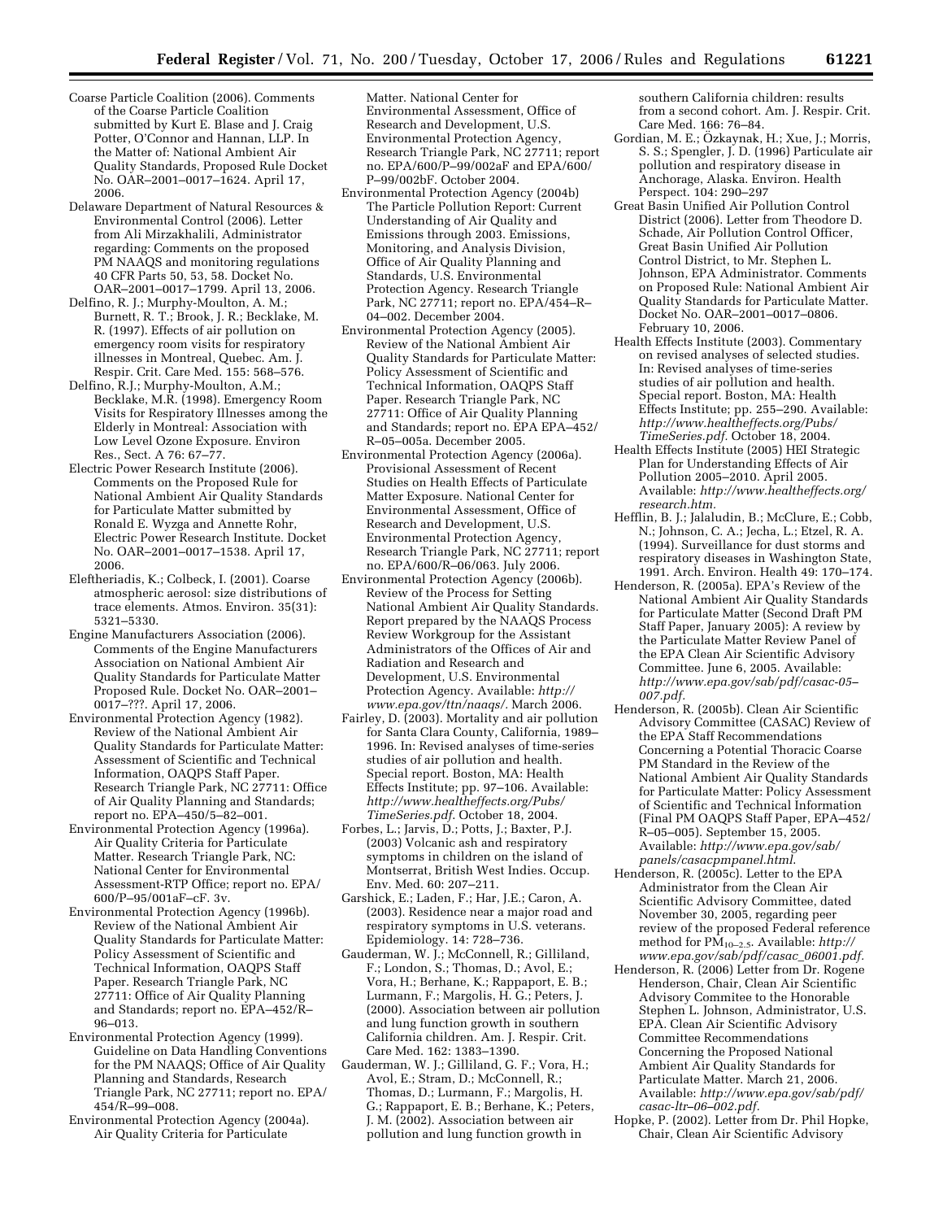Coarse Particle Coalition (2006). Comments of the Coarse Particle Coalition submitted by Kurt E. Blase and J. Craig Potter, O'Connor and Hannan, LLP. In the Matter of: National Ambient Air Quality Standards, Proposed Rule Docket No. OAR–2001–0017–1624. April 17, 2006.

Delaware Department of Natural Resources & Environmental Control (2006). Letter from Ali Mirzakhalili, Administrator regarding: Comments on the proposed PM NAAQS and monitoring regulations 40 CFR Parts 50, 53, 58. Docket No. OAR–2001–0017–1799. April 13, 2006.

Delfino, R. J.; Murphy-Moulton, A. M.; Burnett, R. T.; Brook, J. R.; Becklake, M. R. (1997). Effects of air pollution on emergency room visits for respiratory illnesses in Montreal, Quebec. Am. J. Respir. Crit. Care Med. 155: 568–576.

Delfino, R.J.; Murphy-Moulton, A.M.; Becklake, M.R. (1998). Emergency Room Visits for Respiratory Illnesses among the Elderly in Montreal: Association with Low Level Ozone Exposure. Environ Res., Sect. A 76: 67–77.

Electric Power Research Institute (2006). Comments on the Proposed Rule for National Ambient Air Quality Standards for Particulate Matter submitted by Ronald E. Wyzga and Annette Rohr, Electric Power Research Institute. Docket No. OAR–2001–0017–1538. April 17, 2006.

Eleftheriadis, K.; Colbeck, I. (2001). Coarse atmospheric aerosol: size distributions of trace elements. Atmos. Environ. 35(31): 5321–5330.

Engine Manufacturers Association (2006). Comments of the Engine Manufacturers Association on National Ambient Air Quality Standards for Particulate Matter Proposed Rule. Docket No. OAR–2001–0017–???. April 17, 2006.

Environmental Protection Agency (1982). Review of the National Ambient Air Quality Standards for Particulate Matter: Assessment of Scientific and Technical Information, OAQPS Staff Paper. Research Triangle Park, NC 27711: Office of Air Quality Planning and Standards; report no. EPA–450/5–82–001.

Environmental Protection Agency (1996a). Air Quality Criteria for Particulate Matter. Research Triangle Park, NC: National Center for Environmental Assessment-RTP Office; report no. EPA/600/P–95/001aF–cF. 3v.

Environmental Protection Agency (1996b). Review of the National Ambient Air Quality Standards for Particulate Matter: Policy Assessment of Scientific and Technical Information, OAQPS Staff Paper. Research Triangle Park, NC 27711: Office of Air Quality Planning and Standards; report no. EPA–452/R–96–013.

Environmental Protection Agency (1999). Guideline on Data Handling Conventions for the PM NAAQS; Office of Air Quality Planning and Standards, Research Triangle Park, NC 27711; report no. EPA/454/R–99–008.

Environmental Protection Agency (2004a). Air Quality Criteria for Particulate Matter. National Center for Environmental Assessment, Office of Research and Development, U.S. Environmental Protection Agency, Research Triangle Park, NC 27711; report no. EPA/600/P–99/002aF and EPA/600/P–99/002bF. October 2004.

Environmental Protection Agency (2004b) The Particle Pollution Report: Current Understanding of Air Quality and Emissions through 2003. Emissions, Monitoring, and Analysis Division, Office of Air Quality Planning and Standards, U.S. Environmental Protection Agency. Research Triangle Park, NC 27711; report no. EPA/454–R–04–002. December 2004.

Environmental Protection Agency (2005). Review of the National Ambient Air Quality Standards for Particulate Matter: Policy Assessment of Scientific and Technical Information, OAQPS Staff Paper. Research Triangle Park, NC 27711: Office of Air Quality Planning and Standards; report no. EPA EPA–452/R–05–005a. December 2005.

Environmental Protection Agency (2006a). Provisional Assessment of Recent Studies on Health Effects of Particulate Matter Exposure. National Center for Environmental Assessment, Office of Research and Development, U.S. Environmental Protection Agency, Research Triangle Park, NC 27711; report no. EPA/600/R–06/063. July 2006.

Environmental Protection Agency (2006b). Review of the Process for Setting National Ambient Air Quality Standards. Report prepared by the NAAQS Process Review Workgroup for the Assistant Administrators of the Offices of Air and Radiation and Research and Development, U.S. Environmental Protection Agency. Available: *http://www.epa.gov/ttn/naaqs/*. March 2006.

Fairley, D. (2003). Mortality and air pollution for Santa Clara County, California, 1989–1996. In: Revised analyses of time-series studies of air pollution and health. Special report. Boston, MA: Health Effects Institute; pp. 97–106. Available: *http://www.healtheffects.org/Pubs/TimeSeries.pdf*. October 18, 2004.

Forbes, L.; Jarvis, D.; Potts, J.; Baxter, P.J. (2003) Volcanic ash and respiratory symptoms in children on the island of Montserrat, British West Indies. Occup. Env. Med. 60: 207–211.

Garshick, E.; Laden, F.; Har, J.E.; Caron, A. (2003). Residence near a major road and respiratory symptoms in U.S. veterans. Epidemiology. 14: 728–736.

Gauderman, W. J.; McConnell, R.; Gilliland, F.; London, S.; Thomas, D.; Avol, E.; Vora, H.; Berhane, K.; Rappaport, E. B.; Lurmann, F.; Margolis, H. G.; Peters, J. (2000). Association between air pollution and lung function growth in southern California children. Am. J. Respir. Crit. Care Med. 162: 1383–1390.

Gauderman, W. J.; Gilliland, G. F.; Vora, H.; Avol, E.; Stram, D.; McConnell, R.; Thomas, D.; Lurmann, F.; Margolis, H. G.; Rappaport, E. B.; Berhane, K.; Peters, J. M. (2002). Association between air pollution and lung function growth in southern California children: results from a second cohort. Am. J. Respir. Crit. Care Med. 166: 76–84.

Gordian, M. E.; Özkaynak, H.; Xue, J.; Morris, S. S.; Spengler, J. D. (1996) Particulate air pollution and respiratory disease in Anchorage, Alaska. Environ. Health Perspect. 104: 290–297

Great Basin Unified Air Pollution Control District (2006). Letter from Theodore D. Schade, Air Pollution Control Officer, Great Basin Unified Air Pollution Control District, to Mr. Stephen L. Johnson, EPA Administrator. Comments on Proposed Rule: National Ambient Air Quality Standards for Particulate Matter. Docket No. OAR–2001–0017–0806. February 10, 2006.

Health Effects Institute (2003). Commentary on revised analyses of selected studies. In: Revised analyses of time-series studies of air pollution and health. Special report. Boston, MA: Health Effects Institute; pp. 255–290. Available: *http://www.healtheffects.org/Pubs/TimeSeries.pdf*. October 18, 2004.

Health Effects Institute (2005) HEI Strategic Plan for Understanding Effects of Air Pollution 2005–2010. April 2005. Available: *http://www.healtheffects.org/research.htm*.

Hefflin, B. J.; Jalaludin, B.; McClure, E.; Cobb, N.; Johnson, C. A.; Jecha, L.; Etzel, R. A. (1994). Surveillance for dust storms and respiratory diseases in Washington State, 1991. Arch. Environ. Health 49: 170–174.

Henderson, R. (2005a). EPA's Review of the National Ambient Air Quality Standards for Particulate Matter (Second Draft PM Staff Paper, January 2005): A review by the Particulate Matter Review Panel of the EPA Clean Air Scientific Advisory Committee. June 6, 2005. Available: *http://www.epa.gov/sab/pdf/casac-05–007.pdf*.

Henderson, R. (2005b). Clean Air Scientific Advisory Committee (CASAC) Review of the EPA Staff Recommendations Concerning a Potential Thoracic Coarse PM Standard in the Review of the National Ambient Air Quality Standards for Particulate Matter: Policy Assessment of Scientific and Technical Information (Final PM OAQPS Staff Paper, EPA–452/R–05–005). September 15, 2005. Available: *http://www.epa.gov/sab/panels/casacpmpanel.html*.

Henderson, R. (2005c). Letter to the EPA Administrator from the Clean Air Scientific Advisory Committee, dated November 30, 2005, regarding peer review of the proposed Federal reference method for $PM_{10-2.5}$. Available: *http://www.epa.gov/sab/pdf/casac_06001.pdf*.

Henderson, R. (2006) Letter from Dr. Rogene Henderson, Chair, Clean Air Scientific Advisory Commitee to the Honorable Stephen L. Johnson, Administrator, U.S. EPA. Clean Air Scientific Advisory Committee Recommendations Concerning the Proposed National Ambient Air Quality Standards for Particulate Matter. March 21, 2006. Available: *http://www.epa.gov/sab/pdf/casac-ltr–06–002.pdf*.

Hopke, P. (2002). Letter from Dr. Phil Hopke, Chair, Clean Air Scientific Advisory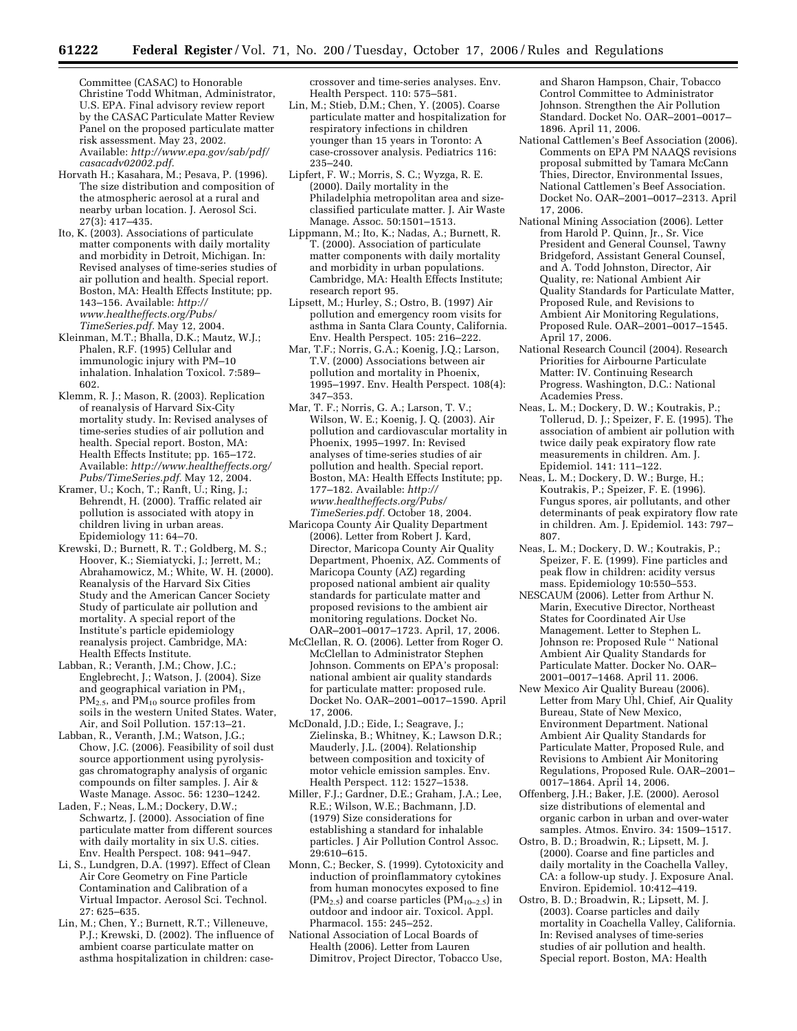Committee (CASAC) to Honorable Christine Todd Whitman, Administrator, U.S. EPA. Final advisory review report by the CASAC Particulate Matter Review Panel on the proposed particulate matter risk assessment. May 23, 2002. Available: *http://www.epa.gov/sab/pdf/casacadv02002.pdf*.

Horvath H.; Kasahara, M.; Pesava, P. (1996). The size distribution and composition of the atmospheric aerosol at a rural and nearby urban location. J. Aerosol Sci. 27(3): 417–435.

Ito, K. (2003). Associations of particulate matter components with daily mortality and morbidity in Detroit, Michigan. In: Revised analyses of time-series studies of air pollution and health. Special report. Boston, MA: Health Effects Institute; pp. 143–156. Available: *http://www.healtheffects.org/Pubs/TimeSeries.pdf*. May 12, 2004.

Kleinman, M.T.; Bhalla, D.K.; Mautz, W.J.; Phalen, R.F. (1995) Cellular and immunologic injury with PM–10 inhalation. Inhalation Toxicol. 7:589–602.

Klemm, R. J.; Mason, R. (2003). Replication of reanalysis of Harvard Six-City mortality study. In: Revised analyses of time-series studies of air pollution and health. Special report. Boston, MA: Health Effects Institute; pp. 165–172. Available: *http://www.healtheffects.org/Pubs/TimeSeries.pdf*. May 12, 2004.

Kramer, U.; Koch, T.; Ranft, U.; Ring, J.; Behrendt, H. (2000). Traffic related air pollution is associated with atopy in children living in urban areas. Epidemiology 11: 64–70.

Krewski, D.; Burnett, R. T.; Goldberg, M. S.; Hoover, K.; Siemiatycki, J.; Jerrett, M.; Abrahamowicz, M.; White, W. H. (2000). Reanalysis of the Harvard Six Cities Study and the American Cancer Society Study of particulate air pollution and mortality. A special report of the Institute's particle epidemiology reanalysis project. Cambridge, MA: Health Effects Institute.

Labban, R.; Veranth, J.M.; Chow, J.C.; Englebrecht, J.; Watson, J. (2004). Size and geographical variation in $PM_1$, $PM_{2.5}$, and $PM_{10}$ source profiles from soils in the western United States. Water, Air, and Soil Pollution. 157:13–21.

Labban, R., Veranth, J.M.; Watson, J.G.; Chow, J.C. (2006). Feasibility of soil dust source apportionment using pyrolysis-gas chromatography analysis of organic compounds on filter samples. J. Air & Waste Manage. Assoc. 56: 1230–1242.

Laden, F.; Neas, L.M.; Dockery, D.W.; Schwartz, J. (2000). Association of fine particulate matter from different sources with daily mortality in six U.S. cities. Env. Health Perspect. 108: 941–947.

Li, S., Lundgren, D.A. (1997). Effect of Clean Air Core Geometry on Fine Particle Contamination and Calibration of a Virtual Impactor. Aerosol Sci. Technol. 27: 625–635.

Lin, M.; Chen, Y.; Burnett, R.T.; Villeneuve, P.J.; Krewski, D. (2002). The influence of ambient coarse particulate matter on asthma hospitalization in children: case-crossover and time-series analyses. Env. Health Perspect. 110: 575–581.

Lin, M.; Stieb, D.M.; Chen, Y. (2005). Coarse particulate matter and hospitalization for respiratory infections in children younger than 15 years in Toronto: A case-crossover analysis. Pediatrics 116: 235–240.

Lipfert, F. W.; Morris, S. C.; Wyzga, R. E. (2000). Daily mortality in the Philadelphia metropolitan area and size-classified particulate matter. J. Air Waste Manage. Assoc. 50:1501–1513.

Lippmann, M.; Ito, K.; Nadas, A.; Burnett, R. T. (2000). Association of particulate matter components with daily mortality and morbidity in urban populations. Cambridge, MA: Health Effects Institute; research report 95.

Lipsett, M.; Hurley, S.; Ostro, B. (1997) Air pollution and emergency room visits for asthma in Santa Clara County, California. Env. Health Perspect. 105: 216–222.

Mar, T.F.; Norris, G.A.; Koenig, J.Q.; Larson, T.V. (2000) Associations between air pollution and mortality in Phoenix, 1995–1997. Env. Health Perspect. 108(4): 347–353.

Mar, T. F.; Norris, G. A.; Larson, T. V.; Wilson, W. E.; Koenig, J. Q. (2003). Air pollution and cardiovascular mortality in Phoenix, 1995–1997. In: Revised analyses of time-series studies of air pollution and health. Special report. Boston, MA: Health Effects Institute; pp. 177–182. Available: *http://www.healtheffects.org/Pubs/TimeSeries.pdf*. October 18, 2004.

Maricopa County Air Quality Department (2006). Letter from Robert J. Kard, Director, Maricopa County Air Quality Department, Phoenix, AZ. Comments of Maricopa County (AZ) regarding proposed national ambient air quality standards for particulate matter and proposed revisions to the ambient air monitoring regulations. Docket No. OAR–2001–0017–1723. April, 17, 2006.

McClellan, R. O. (2006). Letter from Roger O. McClellan to Administrator Stephen Johnson. Comments on EPA's proposal: national ambient air quality standards for particulate matter: proposed rule. Docket No. OAR–2001–0017–1590. April 17, 2006.

McDonald, J.D.; Eide, I.; Seagrave, J.; Zielinska, B.; Whitney, K.; Lawson D.R.; Mauderly, J.L. (2004). Relationship between composition and toxicity of motor vehicle emission samples. Env. Health Perspect. 112: 1527–1538.

Miller, F.J.; Gardner, D.E.; Graham, J.A.; Lee, R.E.; Wilson, W.E.; Bachmann, J.D. (1979) Size considerations for establishing a standard for inhalable particles. J Air Pollution Control Assoc. 29:610–615.

Monn, C.; Becker, S. (1999). Cytotoxicity and induction of proinflammatory cytokines from human monocytes exposed to fine ($PM_{2.5}$) and coarse particles ($PM_{10-2.5}$) in outdoor and indoor air. Toxicol. Appl. Pharmacol. 155: 245–252.

National Association of Local Boards of Health (2006). Letter from Lauren Dimitrov, Project Director, Tobacco Use, and Sharon Hampson, Chair, Tobacco Control Committee to Administrator Johnson. Strengthen the Air Pollution Standard. Docket No. OAR–2001–0017–1896. April 11, 2006.

National Cattlemen's Beef Association (2006). Comments on EPA PM NAAQS revisions proposal submitted by Tamara McCann Thies, Director, Environmental Issues, National Cattlemen's Beef Association. Docket No. OAR–2001–0017–2313. April 17, 2006.

National Mining Association (2006). Letter from Harold P. Quinn, Jr., Sr. Vice President and General Counsel, Tawny Bridgeford, Assistant General Counsel, and A. Todd Johnston, Director, Air Quality, re: National Ambient Air Quality Standards for Particulate Matter, Proposed Rule, and Revisions to Ambient Air Monitoring Regulations, Proposed Rule. OAR–2001–0017–1545. April 17, 2006.

National Research Council (2004). Research Priorities for Airbourne Particulate Matter: IV. Continuing Research Progress. Washington, D.C.: National Academies Press.

Neas, L. M.; Dockery, D. W.; Koutrakis, P.; Tollerud, D. J.; Speizer, F. E. (1995). The association of ambient air pollution with twice daily peak expiratory flow rate measurements in children. Am. J. Epidemiol. 141: 111–122.

Neas, L. M.; Dockery, D. W.; Burge, H.; Koutrakis, P.; Speizer, F. E. (1996). Fungus spores, air pollutants, and other determinants of peak expiratory flow rate in children. Am. J. Epidemiol. 143: 797–807.

Neas, L. M.; Dockery, D. W.; Koutrakis, P.; Speizer, F. E. (1999). Fine particles and peak flow in children: acidity versus mass. Epidemiology 10:550–553.

NESCAUM (2006). Letter from Arthur N. Marin, Executive Director, Northeast States for Coordinated Air Use Management. Letter to Stephen L. Johnson re: Proposed Rule '' National Ambient Air Quality Standards for Particulate Matter. Docker No. OAR–2001–0017–1468. April 11. 2006.

New Mexico Air Quality Bureau (2006). Letter from Mary Uhl, Chief, Air Quality Bureau, State of New Mexico, Environment Department. National Ambient Air Quality Standards for Particulate Matter, Proposed Rule, and Revisions to Ambient Air Monitoring Regulations, Proposed Rule. OAR–2001–0017–1864. April 14, 2006.

Offenberg, J.H.; Baker, J.E. (2000). Aerosol size distributions of elemental and organic carbon in urban and over-water samples. Atmos. Enviro. 34: 1509–1517.

Ostro, B. D.; Broadwin, R.; Lipsett, M. J. (2000). Coarse and fine particles and daily mortality in the Coachella Valley, CA: a follow-up study. J. Exposure Anal. Environ. Epidemiol. 10:412–419.

Ostro, B. D.; Broadwin, R.; Lipsett, M. J. (2003). Coarse particles and daily mortality in Coachella Valley, California. In: Revised analyses of time-series studies of air pollution and health. Special report. Boston, MA: Health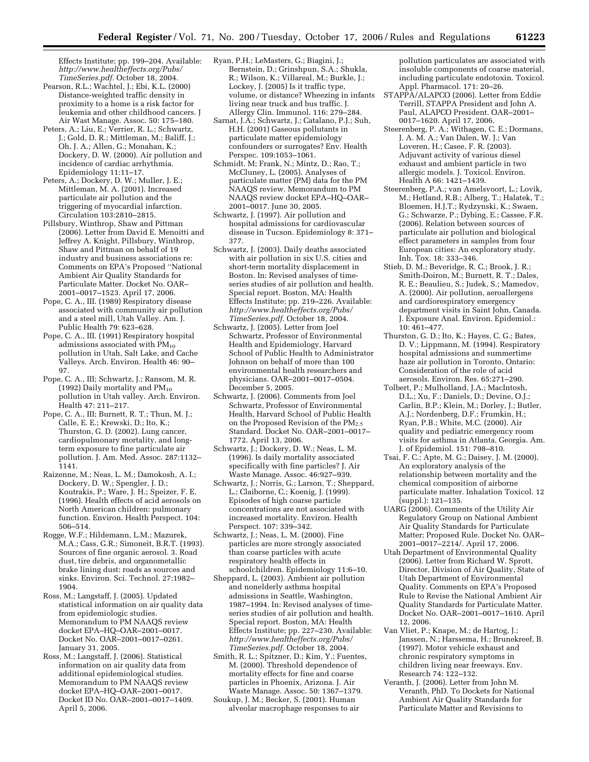Effects Institute; pp. 199–204. Available: *http://www.healtheffects.org/Pubs/TimeSeries.pdf*. October 18, 2004.

Pearson, R.L.; Wachtel, J.; Ebi, K.L. (2000) Distance-weighted traffic density in proximity to a home is a risk factor for leukemia and other childhood cancers. J Air Wast Manage. Assoc. 50: 175–180.

Peters, A.; Liu, E.; Verrier, R. L.; Schwartz, J.; Gold, D. R.; Mittleman, M.; Baliff, J.; Oh, J. A.; Allen, G.; Monahan, K.; Dockery, D. W. (2000). Air pollution and incidence of cardiac arrhythmia. Epidemiology 11:11–17.

Peters, A.; Dockery, D. W.; Muller, J. E.; Mittleman, M. A. (2001). Increased particulate air pollution and the triggering of myocardial infarction. Circulation 103:2810–2815.

Pillsbury, Winthrop, Shaw and Pittman (2006). Letter from David E. Menoitti and Jeffrey A. Knight, Pillsbury, Winthrop, Shaw and Pittman on behalf of 19 industry and business associations re: Comments on EPA's Proposed ''National Ambient Air Quality Standards for Particulate Matter. Docket No. OAR–2001–0017–1523. April 17, 2006.

Pope, C. A., III. (1989) Respiratory disease associated with community air pollution and a steel mill, Utah Valley. Am. J. Public Health 79: 623–628.

Pope, C. A., III. (1991) Respiratory hospital admissions associated with $PM_{10}$ pollution in Utah, Salt Lake, and Cache Valleys. Arch. Environ. Health 46: 90–97.

Pope, C. A., III; Schwartz, J.; Ransom, M. R. (1992) Daily mortality and $PM_{10}$ pollution in Utah valley. Arch. Environ. Health 47: 211–217.

Pope, C. A., III; Burnett, R. T.; Thun, M. J.; Calle, E. E.; Krewski, D.; Ito, K.; Thurston, G. D. (2002). Lung cancer, cardiopulmonary mortality, and long-term exposure to fine particulate air pollution. J. Am. Med. Assoc. 287:1132–1141.

Raizenne, M.; Neas, L. M.; Damokosh, A. I.; Dockery, D. W.; Spengler, J. D.; Koutrakis, P.; Ware, J. H.; Speizer, F. E. (1996). Health effects of acid aerosols on North American children: pulmonary function. Environ. Health Perspect. 104: 506–514.

Rogge, W.F.; Hildemann, L.M.; Mazurek, M.A.; Cass, G.R.; Simoneit, B.R.T. (1993). Sources of fine organic aerosol. 3. Road dust, tire debris, and organometallic brake lining dust: roads as sources and sinks. Environ. Sci. Technol. 27:1982–1904.

Ross, M.; Langstaff, J. (2005). Updated statistical information on air quality data from epidemiologic studies. Memorandum to PM NAAQS review docket EPA–HQ–OAR–2001–0017. Docket No. OAR–2001–0017–0261. January 31, 2005.

Ross, M.; Langstaff, J. (2006). Statistical information on air quality data from additional epidemiological studies. Memorandum to PM NAAQS review docket EPA–HQ–OAR–2001–0017. Docket ID No. OAR–2001–0017–1409. April 5, 2006.

Ryan, P.H.; LeMasters, G.; Biagini, J.; Bernstein, D.; Grinshpun, S.A.; Shukla, R.; Wilson, K.; Villareal, M.; Burkle, J.; Lockey, J. (2005) Is it traffic type, volume, or distance? Wheezing in infants living near truck and bus traffic. J. Allergy Clin. Immunol. 116: 279–284.

Sarnat, J.A.; Schwartz, J.; Catalano, P.J.; Suh, H.H. (2001) Gaseous pollutants in particulate matter epidemiology confounders or surrogates? Env. Health Perspec. 109:1053–1061.

Schmidt. M; Frank, N.; Mintz, D.; Rao, T.; McCluney, L. (2005). Analyses of particulate matter (PM) data for the PM NAAQS review. Memorandum to PM NAAQS review docket EPA–HQ–OAR–2001–0017. June 30, 2005.

Schwartz, J. (1997). Air pollution and hospital admissions for cardiovascular disease in Tucson. Epidemiology 8: 371–377.

Schwartz, J. (2003). Daily deaths associated with air pollution in six U.S. cities and short-term mortality displacement in Boston. In: Revised analyses of time-series studies of air pollution and health. Special report. Boston, MA: Health Effects Institute; pp. 219–226. Available: *http://www.healtheffects.org/Pubs/TimeSeries.pdf*. October 18, 2004.

Schwartz, J. (2005). Letter from Joel Schwartz, Professor of Environmental Health and Epidemiology, Harvard School of Public Health to Administrator Johnson on behalf of more than 100 environmental health researchers and physicians. OAR–2001–0017–0504. December 5, 2005.

Schwartz, J. (2006). Comments from Joel Schwartz, Professor of Environmental Health, Harvard School of Public Health on the Proposed Revision of the $PM_{2.5}$ Standard. Docket No. OAR–2001–0017–1772. April 13, 2006.

Schwartz, J.; Dockery, D. W.; Neas, L. M. (1996). Is daily mortality associated specifically with fine particles? J. Air Waste Manage. Assoc. 46:927–939.

Schwartz, J.; Norris, G.; Larson, T.; Sheppard, L.; Claiborne, C.; Koenig, J. (1999). Episodes of high coarse particle concentrations are not associated with increased mortality. Environ. Health Perspect. 107: 339–342.

Schwartz, J.; Neas, L. M. (2000). Fine particles are more strongly associated than coarse particles with acute respiratory health effects in schoolchildren. Epidemiology 11:6–10.

Sheppard, L. (2003). Ambient air pollution and nonelderly asthma hospital admissions in Seattle, Washington, 1987–1994. In: Revised analyses of time-series studies of air pollution and health. Special report. Boston, MA: Health Effects Institute; pp. 227–230. Available: *http://www.healtheffects.org/Pubs/TimeSeries.pdf*. October 18, 2004.

Smith, R. L.; Spitzner, D.; Kim, Y.; Fuentes, M. (2000). Threshold dependence of mortality effects for fine and coarse particles in Phoenix, Arizona. J. Air Waste Manage. Assoc. 50: 1367–1379.

Soukup, J. M.; Becker, S. (2001). Human alveolar macrophage responses to air pollution particulates are associated with insoluble components of coarse material, including particulate endotoxin. Toxicol. Appl. Pharmacol. 171: 20–26.

STAPPA/ALAPCO (2006). Letter from Eddie Terrill, STAPPA President and John A. Paul, ALAPCO President. OAR–2001–0017–1620. April 17, 2006.

Steerenberg, P. A.; Withagen, C. E.; Dormans, J. A. M. A.; Van Dalen, W. J.; Van Loveren, H.; Casee, F. R. (2003). Adjuvant activity of various diesel exhaust and ambient particle in two allergic models. J. Toxicol. Environ. Health A 66: 1421–1439.

Steerenberg, P.A.; van Amelsvoort, L.; Lovik, M.; Hetland, R.B.; Alberg, T.; Halatek, T.; Bloemen, H.J.T.; Rydzynski, K.; Swaen, G.; Schwarze, P.; Dybing, E.; Cassee, F.R. (2006). Relation between sources of particulate air pollution and biological effect parameters in samples from four European cities: An exploratory study. Inh. Tox. 18: 333–346.

Stieb, D. M.; Beveridge, R. C.; Brook, J. R.; Smith-Doiron, M.; Burnett, R. T.; Dales, R. E.; Beaulieu, S.; Judek, S.; Mamedov, A. (2000). Air pollution, aeroallergens and cardiorespiratory emergency department visits in Saint John, Canada. J. Exposure Anal. Environ. Epidemiol.: 10: 461–477.

Thurston, G. D.; Ito, K.; Hayes, C. G.; Bates, D. V.; Lippmann, M. (1994). Respiratory hospital admissions and summertime haze air pollution in Toronto, Ontario: Consideration of the role of acid aerosols. Environ. Res. 65:271–290.

Tolbert, P.; Mulholland, J.A.; MacIntosh, D.L.; Xu, F.; Daniels, D.; Devine, O.J.; Carlin, B.P.; Klein, M.; Dorley, J.; Butler, A.J.; Nordenberg, D.F.; Frumkin, H.; Ryan, P.B.; White, M.C. (2000). Air quality and pediatric emergency room visits for asthma in Atlanta, Georgia. Am. J. of Epidemiol. 151: 798–810.

Tsai, F. C.; Apte, M. G.; Daisey, J. M. (2000). An exploratory analysis of the relationship between mortality and the chemical composition of airborne particulate matter. Inhalation Toxicol. 12 (suppl.): 121–135.

UARG (2006). Comments of the Utility Air Regulatory Group on National Ambient Air Quality Standards for Particulate Matter; Proposed Rule. Docket No. OAR–2001–0017–2214/. April 17, 2006.

Utah Department of Environmental Quality (2006). Letter from Richard W. Sprott, Director, Division of Air Quality, State of Utah Department of Environmental Quality. Comments on EPA's Proposed Rule to Revise the National Ambient Air Quality Standards for Particulate Matter. Docket No. OAR–2001–0017–1610. April 12, 2006.

Van Vliet, P.; Knape, M.; de Hartog, J.; Janssen, N.; Harssema, H.; Brunekreef, B. (1997). Motor vehicle exhaust and chronic respiratory symptoms in children living near freeways. Env. Research 74: 122–132.

Veranth, J. (2006). Letter from John M. Veranth, PhD. To Dockets for National Ambient Air Quality Standards for Particulate Matter and Revisions to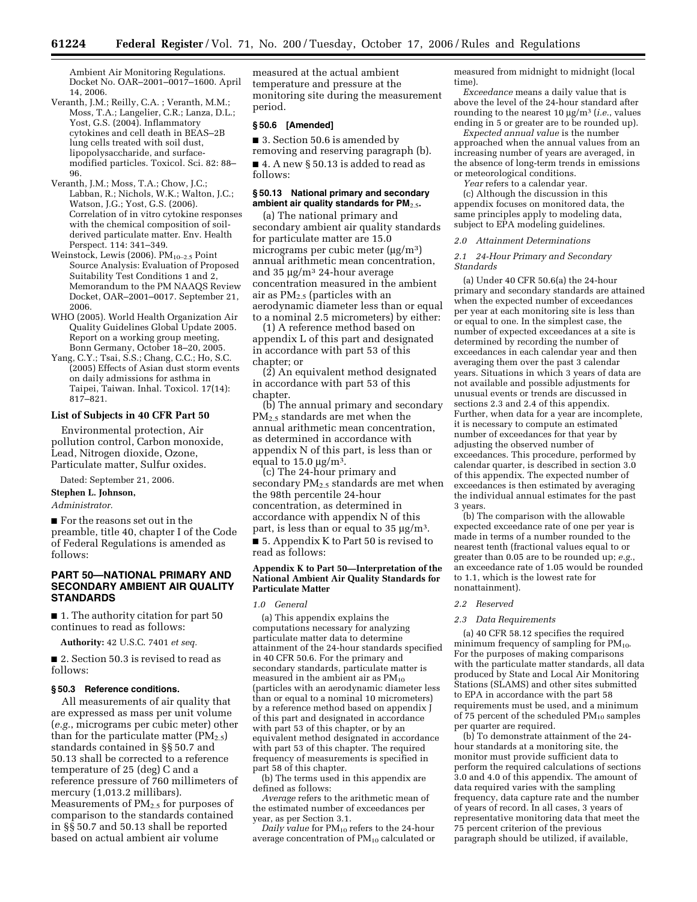Ambient Air Monitoring Regulations. Docket No. OAR–2001–0017–1600. April 14, 2006.

Veranth, J.M.; Reilly, C.A. ; Veranth, M.M.; Moss, T.A.; Langelier, C.R.; Lanza, D.L.; Yost, G.S. (2004). Inflammatory cytokines and cell death in BEAS–2B lung cells treated with soil dust, lipopolysaccharide, and surface-modified particles. Toxicol. Sci. 82: 88–96.

Veranth, J.M.; Moss, T.A.; Chow, J.C.; Labban, R.; Nichols, W.K.; Walton, J.C.; Watson, J.G.; Yost, G.S. (2006). Correlation of in vitro cytokine responses with the chemical composition of soil-derived particulate matter. Env. Health Perspect. 114: 341–349.

Weinstock, Lewis (2006). $PM_{10-2.5}$ Point Source Analysis: Evaluation of Proposed Suitability Test Conditions 1 and 2, Memorandum to the PM NAAQS Review Docket, OAR–2001–0017. September 21, 2006.

WHO (2005). World Health Organization Air Quality Guidelines Global Update 2005. Report on a working group meeting, Bonn Germany, October 18–20, 2005.

Yang, C.Y.; Tsai, S.S.; Chang, C.C.; Ho, S.C. (2005) Effects of Asian dust storm events on daily admissions for asthma in Taipei, Taiwan. Inhal. Toxicol. 17(14): 817–821.

## List of Subjects in 40 CFR Part 50

Environmental protection, Air pollution control, Carbon monoxide, Lead, Nitrogen dioxide, Ozone, Particulate matter, Sulfur oxides.

Dated: September 21, 2006.

**Stephen L. Johnson,**

*Administrator.*

■ For the reasons set out in the preamble, title 40, chapter I of the Code of Federal Regulations is amended as follows:

## PART 50—NATIONAL PRIMARY AND SECONDARY AMBIENT AIR QUALITY STANDARDS

■ 1. The authority citation for part 50 continues to read as follows:

**Authority:** 42 U.S.C. 7401 *et seq.*

■ 2. Section 50.3 is revised to read as follows:

### § 50.3 Reference conditions.

All measurements of air quality that are expressed as mass per unit volume (*e.g.*, micrograms per cubic meter) other than for the particulate matter ($PM_{2.5}$) standards contained in §§ 50.7 and 50.13 shall be corrected to a reference temperature of 25 (deg) C and a reference pressure of 760 millimeters of mercury (1,013.2 millibars). Measurements of $PM_{2.5}$ for purposes of comparison to the standards contained in §§ 50.7 and 50.13 shall be reported based on actual ambient air volume measured at the actual ambient temperature and pressure at the monitoring site during the measurement period.

### § 50.6 [Amended]

■ 3. Section 50.6 is amended by removing and reserving paragraph (b).

■ 4. A new § 50.13 is added to read as follows:

### § 50.13 National primary and secondary ambient air quality standards for $PM_{2.5}$.

(a) The national primary and secondary ambient air quality standards for particulate matter are 15.0 micrograms per cubic meter (µg/m³) annual arithmetic mean concentration, and 35 µg/m³ 24-hour average concentration measured in the ambient air as $PM_{2.5}$ (particles with an aerodynamic diameter less than or equal to a nominal 2.5 micrometers) by either:

(1) A reference method based on appendix L of this part and designated in accordance with part 53 of this chapter; or

(2) An equivalent method designated in accordance with part 53 of this chapter.

(b) The annual primary and secondary $PM_{2.5}$ standards are met when the annual arithmetic mean concentration, as determined in accordance with appendix N of this part, is less than or equal to 15.0 µg/m³.

(c) The 24-hour primary and secondary $PM_{2.5}$ standards are met when the 98th percentile 24-hour concentration, as determined in accordance with appendix N of this part, is less than or equal to 35 µg/m³.

■ 5. Appendix K to Part 50 is revised to read as follows:

### Appendix K to Part 50—Interpretation of the National Ambient Air Quality Standards for Particulate Matter

*1.0 General*

(a) This appendix explains the computations necessary for analyzing particulate matter data to determine attainment of the 24-hour standards specified in 40 CFR 50.6. For the primary and secondary standards, particulate matter is measured in the ambient air as $PM_{10}$ (particles with an aerodynamic diameter less than or equal to a nominal 10 micrometers) by a reference method based on appendix J of this part and designated in accordance with part 53 of this chapter, or by an equivalent method designated in accordance with part 53 of this chapter. The required frequency of measurements is specified in part 58 of this chapter.

(b) The terms used in this appendix are defined as follows:

*Average* refers to the arithmetic mean of the estimated number of exceedances per year, as per Section 3.1.

*Daily value* for $PM_{10}$ refers to the 24-hour average concentration of $PM_{10}$ calculated or measured from midnight to midnight (local time).

*Exceedance* means a daily value that is above the level of the 24-hour standard after rounding to the nearest 10 µg/m³ (*i.e.*, values ending in 5 or greater are to be rounded up).

*Expected annual value* is the number approached when the annual values from an increasing number of years are averaged, in the absence of long-term trends in emissions or meteorological conditions.

*Year* refers to a calendar year.

(c) Although the discussion in this appendix focuses on monitored data, the same principles apply to modeling data, subject to EPA modeling guidelines.

*2.0 Attainment Determinations*

*2.1 24-Hour Primary and Secondary Standards*

(a) Under 40 CFR 50.6(a) the 24-hour primary and secondary standards are attained when the expected number of exceedances per year at each monitoring site is less than or equal to one. In the simplest case, the number of expected exceedances at a site is determined by recording the number of exceedances in each calendar year and then averaging them over the past 3 calendar years. Situations in which 3 years of data are not available and possible adjustments for unusual events or trends are discussed in sections 2.3 and 2.4 of this appendix. Further, when data for a year are incomplete, it is necessary to compute an estimated number of exceedances for that year by adjusting the observed number of exceedances. This procedure, performed by calendar quarter, is described in section 3.0 of this appendix. The expected number of exceedances is then estimated by averaging the individual annual estimates for the past 3 years.

(b) The comparison with the allowable expected exceedance rate of one per year is made in terms of a number rounded to the nearest tenth (fractional values equal to or greater than 0.05 are to be rounded up; *e.g.*, an exceedance rate of 1.05 would be rounded to 1.1, which is the lowest rate for nonattainment).

*2.2 Reserved*

*2.3 Data Requirements*

(a) 40 CFR 58.12 specifies the required minimum frequency of sampling for $PM_{10}$. For the purposes of making comparisons with the particulate matter standards, all data produced by State and Local Air Monitoring Stations (SLAMS) and other sites submitted to EPA in accordance with the part 58 requirements must be used, and a minimum of 75 percent of the scheduled $PM_{10}$ samples per quarter are required.

(b) To demonstrate attainment of the 24-hour standards at a monitoring site, the monitor must provide sufficient data to perform the required calculations of sections 3.0 and 4.0 of this appendix. The amount of data required varies with the sampling frequency, data capture rate and the number of years of record. In all cases, 3 years of representative monitoring data that meet the 75 percent criterion of the previous paragraph should be utilized, if available,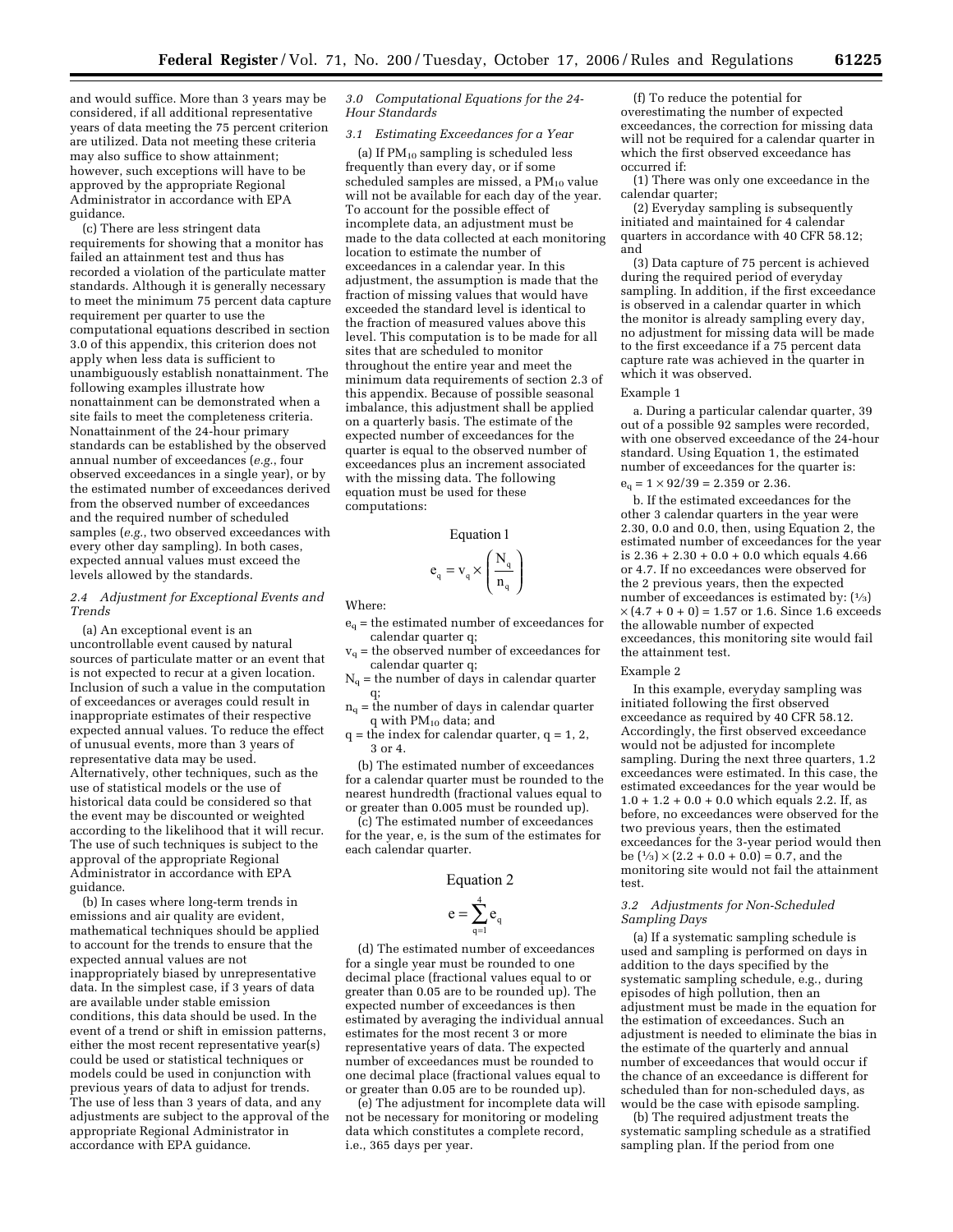and would suffice. More than 3 years may be considered, if all additional representative years of data meeting the 75 percent criterion are utilized. Data not meeting these criteria may also suffice to show attainment; however, such exceptions will have to be approved by the appropriate Regional Administrator in accordance with EPA guidance.

(c) There are less stringent data requirements for showing that a monitor has failed an attainment test and thus has recorded a violation of the particulate matter standards. Although it is generally necessary to meet the minimum 75 percent data capture requirement per quarter to use the computational equations described in section 3.0 of this appendix, this criterion does not apply when less data is sufficient to unambiguously establish nonattainment. The following examples illustrate how nonattainment can be demonstrated when a site fails to meet the completeness criteria. Nonattainment of the 24-hour primary standards can be established by the observed annual number of exceedances (*e.g.*, four observed exceedances in a single year), or by the estimated number of exceedances derived from the observed number of exceedances and the required number of scheduled samples (*e.g.*, two observed exceedances with every other day sampling). In both cases, expected annual values must exceed the levels allowed by the standards.

*2.4 Adjustment for Exceptional Events and Trends*

(a) An exceptional event is an uncontrollable event caused by natural sources of particulate matter or an event that is not expected to recur at a given location. Inclusion of such a value in the computation of exceedances or averages could result in inappropriate estimates of their respective expected annual values. To reduce the effect of unusual events, more than 3 years of representative data may be used. Alternatively, other techniques, such as the use of statistical models or the use of historical data could be considered so that the event may be discounted or weighted according to the likelihood that it will recur. The use of such techniques is subject to the approval of the appropriate Regional Administrator in accordance with EPA guidance.

(b) In cases where long-term trends in emissions and air quality are evident, mathematical techniques should be applied to account for the trends to ensure that the expected annual values are not inappropriately biased by unrepresentative data. In the simplest case, if 3 years of data are available under stable emission conditions, this data should be used. In the event of a trend or shift in emission patterns, either the most recent representative year(s) could be used or statistical techniques or models could be used in conjunction with previous years of data to adjust for trends. The use of less than 3 years of data, and any adjustments are subject to the approval of the appropriate Regional Administrator in accordance with EPA guidance.

*3.0 Computational Equations for the 24-Hour Standards*

*3.1 Estimating Exceedances for a Year*

(a) If $PM_{10}$ sampling is scheduled less frequently than every day, or if some scheduled samples are missed, a $PM_{10}$ value will not be available for each day of the year. To account for the possible effect of incomplete data, an adjustment must be made to the data collected at each monitoring location to estimate the number of exceedances in a calendar year. In this adjustment, the assumption is made that the fraction of missing values that would have exceeded the standard level is identical to the fraction of measured values above this level. This computation is to be made for all sites that are scheduled to monitor throughout the entire year and meet the minimum data requirements of section 2.3 of this appendix. Because of possible seasonal imbalance, this adjustment shall be applied on a quarterly basis. The estimate of the expected number of exceedances for the quarter is equal to the observed number of exceedances plus an increment associated with the missing data. The following equation must be used for these computations:

Equation 1

$$e_q = v_q \times \left(\frac{N_q}{n_q}\right)$$

Where:

$e_q$ = the estimated number of exceedances for calendar quarter q;

$v_q$ = the observed number of exceedances for calendar quarter q;

$N_q$ = the number of days in calendar quarter q;

$n_q$ = the number of days in calendar quarter q with $PM_{10}$ data; and

q = the index for calendar quarter, q = 1, 2, 3 or 4.

(b) The estimated number of exceedances for a calendar quarter must be rounded to the nearest hundredth (fractional values equal to or greater than 0.005 must be rounded up).

(c) The estimated number of exceedances for the year, e, is the sum of the estimates for each calendar quarter.

Equation 2

$$e = \sum_{q=1}^{4} e_q$$

(d) The estimated number of exceedances for a single year must be rounded to one decimal place (fractional values equal to or greater than 0.05 are to be rounded up). The expected number of exceedances is then estimated by averaging the individual annual estimates for the most recent 3 or more representative years of data. The expected number of exceedances must be rounded to one decimal place (fractional values equal to or greater than 0.05 are to be rounded up).

(e) The adjustment for incomplete data will not be necessary for monitoring or modeling data which constitutes a complete record, i.e., 365 days per year.

(f) To reduce the potential for overestimating the number of expected exceedances, the correction for missing data will not be required for a calendar quarter in which the first observed exceedance has occurred if:

(1) There was only one exceedance in the calendar quarter;

(2) Everyday sampling is subsequently initiated and maintained for 4 calendar quarters in accordance with 40 CFR 58.12; and

(3) Data capture of 75 percent is achieved during the required period of everyday sampling. In addition, if the first exceedance is observed in a calendar quarter in which the monitor is already sampling every day, no adjustment for missing data will be made to the first exceedance if a 75 percent data capture rate was achieved in the quarter in which it was observed.

Example 1

a. During a particular calendar quarter, 39 out of a possible 92 samples were recorded, with one observed exceedance of the 24-hour standard. Using Equation 1, the estimated number of exceedances for the quarter is:

$e_q = 1 \times 92/39 = 2.359$ or 2.36.

b. If the estimated exceedances for the other 3 calendar quarters in the year were 2.30, 0.0 and 0.0, then, using Equation 2, the estimated number of exceedances for the year is 2.36 + 2.30 + 0.0 + 0.0 which equals 4.66 or 4.7. If no exceedances were observed for the 2 previous years, then the expected number of exceedances is estimated by: $(1/3) \times (4.7 + 0 + 0) = 1.57$ or 1.6. Since 1.6 exceeds the allowable number of expected exceedances, this monitoring site would fail the attainment test.

Example 2

In this example, everyday sampling was initiated following the first observed exceedance as required by 40 CFR 58.12. Accordingly, the first observed exceedance would not be adjusted for incomplete sampling. During the next three quarters, 1.2 exceedances were estimated. In this case, the estimated exceedances for the year would be 1.0 + 1.2 + 0.0 + 0.0 which equals 2.2. If, as before, no exceedances were observed for the two previous years, then the estimated exceedances for the 3-year period would then be $(1/3) \times (2.2 + 0.0 + 0.0) = 0.7$, and the monitoring site would not fail the attainment test.

*3.2 Adjustments for Non-Scheduled Sampling Days*

(a) If a systematic sampling schedule is used and sampling is performed on days in addition to the days specified by the systematic sampling schedule, e.g., during episodes of high pollution, then an adjustment must be made in the equation for the estimation of exceedances. Such an adjustment is needed to eliminate the bias in the estimate of the quarterly and annual number of exceedances that would occur if the chance of an exceedance is different for scheduled than for non-scheduled days, as would be the case with episode sampling.

(b) The required adjustment treats the systematic sampling schedule as a stratified sampling plan. If the period from one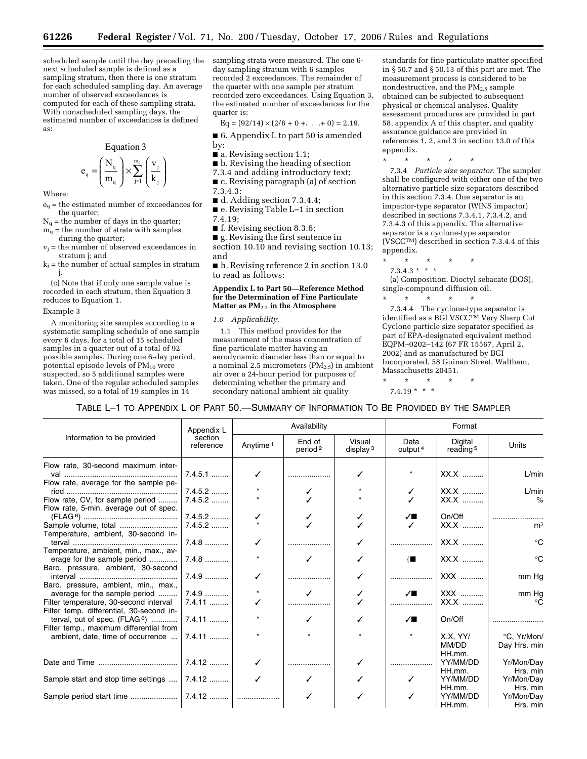scheduled sample until the day preceding the next scheduled sample is defined as a sampling stratum, then there is one stratum for each scheduled sampling day. An average number of observed exceedances is computed for each of these sampling strata. With nonscheduled sampling days, the estimated number of exceedances is defined as:

Equation 3

$$e_q = \left(\frac{N_q}{m_q}\right) \times \sum_{j=1}^{m_q} \left(\frac{v_j}{k_j}\right)$$

Where:

$e_q$ = the estimated number of exceedances for the quarter;

$N_q$ = the number of days in the quarter;

$m_q$ = the number of strata with samples during the quarter;

$v_j$ = the number of observed exceedances in stratum j; and

$k_j$ = the number of actual samples in stratum j.

(c) Note that if only one sample value is recorded in each stratum, then Equation 3 reduces to Equation 1.

Example 3

A monitoring site samples according to a systematic sampling schedule of one sample every 6 days, for a total of 15 scheduled samples in a quarter out of a total of 92 possible samples. During one 6-day period, potential episode levels of $PM_{10}$ were suspected, so 5 additional samples were taken. One of the regular scheduled samples was missed, so a total of 19 samples in 14 sampling strata were measured. The one 6-day sampling stratum with 6 samples recorded 2 exceedances. The remainder of the quarter with one sample per stratum recorded zero exceedances. Using Equation 3, the estimated number of exceedances for the quarter is:

$Eq = (92/14) \times (2/6 + 0 +. . .+ 0) = 2.19.$

■ 6. Appendix L to part 50 is amended by:

■ a. Revising section 1.1;

■ b. Revising the heading of section 7.3.4 and adding introductory text;

■ c. Revising paragraph (a) of section 7.3.4.3:

■ d. Adding section 7.3.4.4;

■ e. Revising Table L–1 in section 7.4.19;

■ f. Revising section 8.3.6;

■ g. Revising the first sentence in section 10.10 and revising section 10.13; and

■ h. Revising reference 2 in section 13.0 to read as follows:

**Appendix L to Part 50—Reference Method for the Determination of Fine Particulate Matter as $PM_{2.5}$ in the Atmosphere**

*1.0 Applicability.*

1.1 This method provides for the measurement of the mass concentration of fine particulate matter having an aerodynamic diameter less than or equal to a nominal 2.5 micrometers ($PM_{2.5}$) in ambient air over a 24-hour period for purposes of determining whether the primary and secondary national ambient air quality standards for fine particulate matter specified in § 50.7 and § 50.13 of this part are met. The measurement process is considered to be nondestructive, and the $PM_{2.5}$ sample obtained can be subjected to subsequent physical or chemical analyses. Quality assessment procedures are provided in part 58, appendix A of this chapter, and quality assurance guidance are provided in references 1, 2, and 3 in section 13.0 of this appendix.

\* \* \* \* \*

7.3.4 *Particle size separator.* The sampler shall be configured with either one of the two alternative particle size separators described in this section 7.3.4. One separator is an impactor-type separator (WINS impactor) described in sections 7.3.4.1, 7.3.4.2, and 7.3.4.3 of this appendix. The alternative separator is a cyclone-type separator (VSCC™) described in section 7.3.4.4 of this appendix.

\* \* \* \* \*

7.3.4.3 \* \* \*

(a) Composition. Dioctyl sebacate (DOS), single-compound diffusion oil.

\* \* \* \* \*

7.3.4.4 The cyclone-type separator is identified as a BGI VSCC™ Very Sharp Cut Cyclone particle size separator specified as part of EPA-designated equivalent method EQPM–0202–142 (67 FR 15567, April 2, 2002) and as manufactured by BGI Incorporated, 58 Guinan Street, Waltham, Massachusetts 20451.

\* \* \* \* \*

7.4.19 \* \* \*

TABLE L–1 TO APPENDIX L OF PART 50.—SUMMARY OF INFORMATION TO BE PROVIDED BY THE SAMPLER

| Information to be provided | Appendix L section reference | Availability | | | Format | | |
|---|---|---|---|---|---|---|---|
| | | Anytime [1] | End of period [2] | Visual display [3] | Data output [4] | Digital reading [5] | Units |
| Flow rate, 30-second maximum interval | 7.4.5.1 | ✓ | .................... | ✓ | * | XX.X | L/min |
| Flow rate, average for the sample period | 7.4.5.2 | * | ✓ | * | ✓ | XX.X | L/min |
| Flow rate, CV, for sample period | 7.4.5.2 | * | ✓ | * | ✓ | XX.X | % |
| Flow rate, 5-min. average out of spec. (FLAG [6]) | 7.4.5.2 | ✓ | ✓ | ✓ | ✓■ | On/Off | .................... |
| Sample volume, total | 7.4.5.2 | * | ✓ | ✓ | ✓ | XX.X | m³ |
| Temperature, ambient, 30-second interval | 7.4.8 | ✓ | .................... | ✓ | .................... | XX.X | °C |
| Temperature, ambient, min., max., average for the sample period | 7.4.8 | * | ✓ | ✓ | {■ | XX.X | °C |
| Baro. pressure, ambient, 30-second interval | 7.4.9 | ✓ | .................... | ✓ | .................... | XXX | mm Hg |
| Baro. pressure, ambient, min., max., average for the sample period | 7.4.9 | * | ✓ | ✓ | ✓■ | XXX | mm Hg |
| Filter temperature, 30-second interval | 7.4.11 | ✓ | .................... | ✓ | .................... | XX.X | °C |
| Filter temp. differential, 30-second interval, out of spec. (FLAG [6]) | 7.4.11 | * | ✓ | ✓ | ✓■ | On/Off | .................... |
| Filter temp., maximum differential from ambient, date, time of occurrence | 7.4.11 | * | * | * | * | X.X, YY/ MM/DD HH.mm. | °C, Yr/Mon/ Day Hrs. min |
| Date and Time | 7.4.12 | ✓ | .................... | ✓ | .................... | YY/MM/DD HH.mm. | Yr/Mon/Day Hrs. min |
| Sample start and stop time settings | 7.4.12 | ✓ | ✓ | ✓ | ✓ | YY/MM/DD HH.mm. | Yr/Mon/Day Hrs. min |
| Sample period start time | 7.4.12 | .................... | ✓ | ✓ | ✓ | YY/MM/DD HH.mm. | Yr/Mon/Day Hrs. min |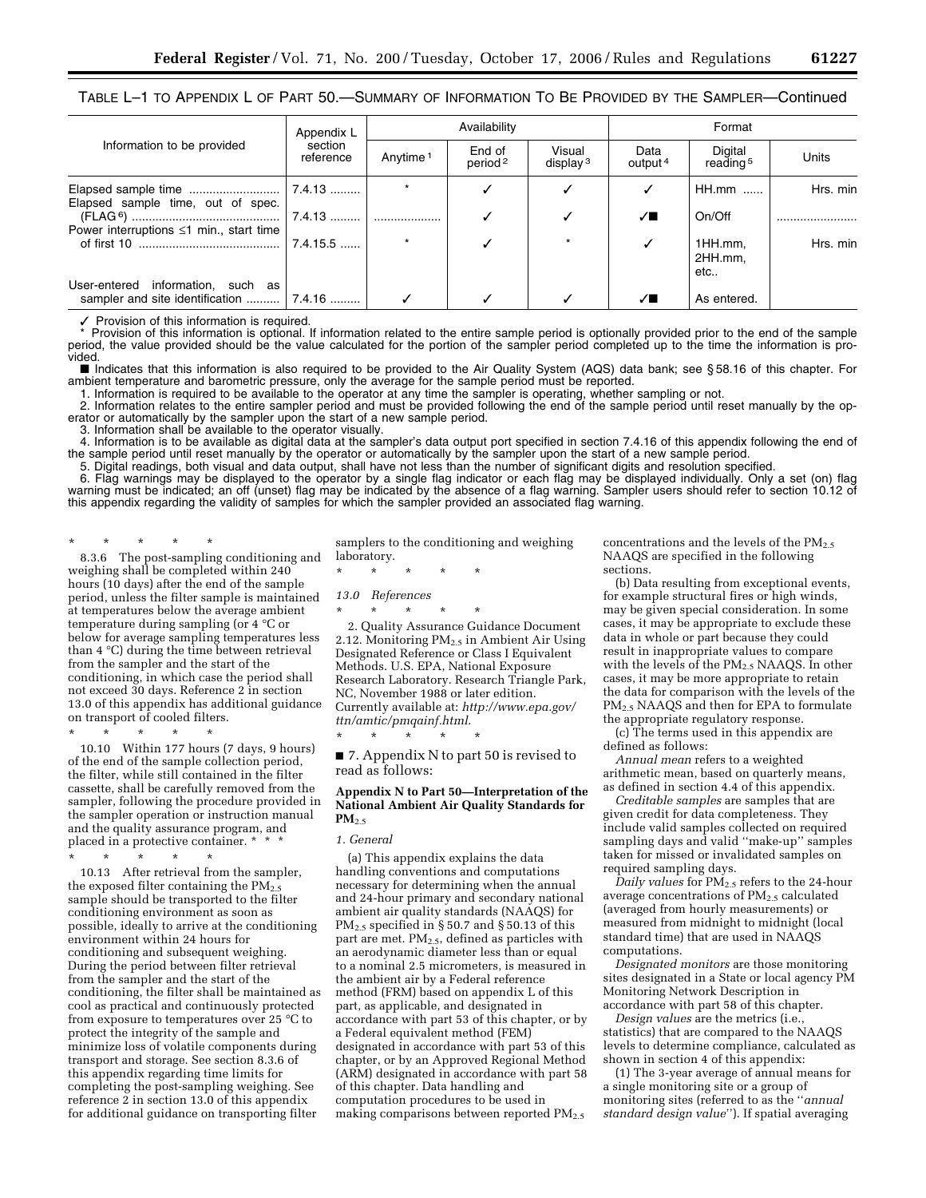TABLE L–1 TO APPENDIX L OF PART 50.—SUMMARY OF INFORMATION TO BE PROVIDED BY THE SAMPLER—Continued

| Information to be provided | Appendix L section reference | Availability | | | Format | | |
|---|---|---|---|---|---|---|---|
| | | Anytime [1] | End of period [2] | Visual display [3] | Data output [4] | Digital reading [5] | Units |
| Elapsed sample time | 7.4.13 | * | ✓ | ✓ | ✓ | HH.mm | Hrs. min |
| Elapsed sample time, out of spec. (FLAG [6]) | 7.4.13 | | ✓ | ✓ | ✓■ | On/Off | |
| Power interruptions ≤1 min., start time of first 10 | 7.4.15.5 | * | ✓ | * | ✓ | 1HH.mm, 2HH.mm, etc.. | Hrs. min |
| User-entered information, such as sampler and site identification | 7.4.16 | ✓ | ✓ | ✓ | ✓■ | As entered. | |

✓ Provision of this information is required.
* Provision of this information is optional. If information related to the entire sample period is optionally provided prior to the end of the sample period, the value provided should be the value calculated for the portion of the sampler period completed up to the time the information is provided.
■ Indicates that this information is also required to be provided to the Air Quality System (AQS) data bank; see § 58.16 of this chapter. For ambient temperature and barometric pressure, only the average for the sample period must be reported.
1. Information is required to be available to the operator at any time the sampler is operating, whether sampling or not.
2. Information relates to the entire sampler period and must be provided following the end of the sample period until reset manually by the operator or automatically by the sampler upon the start of a new sample period.
3. Information shall be available to the operator visually.
4. Information is to be available as digital data at the sampler's data output port specified in section 7.4.16 of this appendix following the end of the sample period until reset manually by the operator or automatically by the sampler upon the start of a new sample period.
5. Digital readings, both visual and data output, shall have not less than the number of significant digits and resolution specified.
6. Flag warnings may be displayed to the operator by a single flag indicator or each flag may be displayed individually. Only a set (on) flag warning must be indicated; an off (unset) flag may be indicated by the absence of a flag warning. Sampler users should refer to section 10.12 of this appendix regarding the validity of samples for which the sampler provided an associated flag warning.

\* \* \* \* \*

8.3.6 The post-sampling conditioning and weighing shall be completed within 240 hours (10 days) after the end of the sample period, unless the filter sample is maintained at temperatures below the average ambient temperature during sampling (or 4 °C or below for average sampling temperatures less than 4 °C) during the time between retrieval from the sampler and the start of the conditioning, in which case the period shall not exceed 30 days. Reference 2 in section 13.0 of this appendix has additional guidance on transport of cooled filters.

\* \* \* \* \*

10.10 Within 177 hours (7 days, 9 hours) of the end of the sample collection period, the filter, while still contained in the filter cassette, shall be carefully removed from the sampler, following the procedure provided in the sampler operation or instruction manual and the quality assurance program, and placed in a protective container. \* \* \*

\* \* \* \* \*

10.13 After retrieval from the sampler, the exposed filter containing the $PM_{2.5}$ sample should be transported to the filter conditioning environment as soon as possible, ideally to arrive at the conditioning environment within 24 hours for conditioning and subsequent weighing. During the period between filter retrieval from the sampler and the start of the conditioning, the filter shall be maintained as cool as practical and continuously protected from exposure to temperatures over 25 °C to protect the integrity of the sample and minimize loss of volatile components during transport and storage. See section 8.3.6 of this appendix regarding time limits for completing the post-sampling weighing. See reference 2 in section 13.0 of this appendix for additional guidance on transporting filter samplers to the conditioning and weighing laboratory.

\* \* \* \* \*

*13.0 References*

\* \* \* \* \*

2. Quality Assurance Guidance Document 2.12. Monitoring $PM_{2.5}$ in Ambient Air Using Designated Reference or Class I Equivalent Methods. U.S. EPA, National Exposure Research Laboratory. Research Triangle Park, NC, November 1988 or later edition. Currently available at: *http://www.epa.gov/ttn/amtic/pmqainf.html*.

\* \* \* \* \*

■ 7. Appendix N to part 50 is revised to read as follows:

**Appendix N to Part 50—Interpretation of the National Ambient Air Quality Standards for $PM_{2.5}$**

*1. General*

(a) This appendix explains the data handling conventions and computations necessary for determining when the annual and 24-hour primary and secondary national ambient air quality standards (NAAQS) for $PM_{2.5}$ specified in § 50.7 and § 50.13 of this part are met. $PM_{2.5}$, defined as particles with an aerodynamic diameter less than or equal to a nominal 2.5 micrometers, is measured in the ambient air by a Federal reference method (FRM) based on appendix L of this part, as applicable, and designated in accordance with part 53 of this chapter, or by a Federal equivalent method (FEM) designated in accordance with part 53 of this chapter, or by an Approved Regional Method (ARM) designated in accordance with part 58 of this chapter. Data handling and computation procedures to be used in making comparisons between reported $PM_{2.5}$ concentrations and the levels of the $PM_{2.5}$ NAAQS are specified in the following sections.

(b) Data resulting from exceptional events, for example structural fires or high winds, may be given special consideration. In some cases, it may be appropriate to exclude these data in whole or part because they could result in inappropriate values to compare with the levels of the $PM_{2.5}$ NAAQS. In other cases, it may be more appropriate to retain the data for comparison with the levels of the $PM_{2.5}$ NAAQS and then for EPA to formulate the appropriate regulatory response.

(c) The terms used in this appendix are defined as follows:

*Annual mean* refers to a weighted arithmetic mean, based on quarterly means, as defined in section 4.4 of this appendix.

*Creditable samples* are samples that are given credit for data completeness. They include valid samples collected on required sampling days and valid ''make-up'' samples taken for missed or invalidated samples on required sampling days.

*Daily values* for $PM_{2.5}$ refers to the 24-hour average concentrations of $PM_{2.5}$ calculated (averaged from hourly measurements) or measured from midnight to midnight (local standard time) that are used in NAAQS computations.

*Designated monitors* are those monitoring sites designated in a State or local agency PM Monitoring Network Description in accordance with part 58 of this chapter.

*Design values* are the metrics (i.e., statistics) that are compared to the NAAQS levels to determine compliance, calculated as shown in section 4 of this appendix:

(1) The 3-year average of annual means for a single monitoring site or a group of monitoring sites (referred to as the ''*annual standard design value*''). If spatial averaging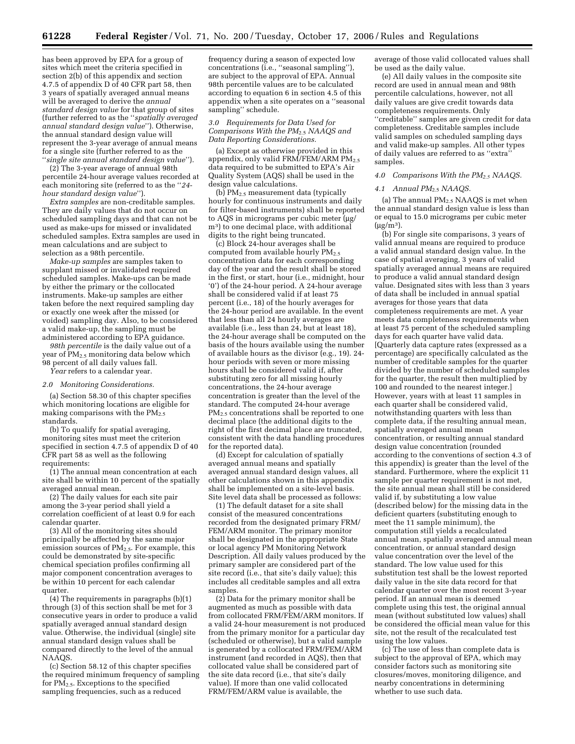has been approved by EPA for a group of sites which meet the criteria specified in section 2(b) of this appendix and section 4.7.5 of appendix D of 40 CFR part 58, then 3 years of spatially averaged annual means will be averaged to derive the *annual standard design value* for that group of sites (further referred to as the ''*spatially averaged annual standard design value*''). Otherwise, the annual standard design value will represent the 3-year average of annual means for a single site (further referred to as the ''*single site annual standard design value*'').

(2) The 3-year average of annual 98th percentile 24-hour average values recorded at each monitoring site (referred to as the ''*24-hour standard design value*'').

*Extra samples* are non-creditable samples. They are daily values that do not occur on scheduled sampling days and that can not be used as make-ups for missed or invalidated scheduled samples. Extra samples are used in mean calculations and are subject to selection as a 98th percentile.

*Make-up samples* are samples taken to supplant missed or invalidated required scheduled samples. Make-ups can be made by either the primary or the collocated instruments. Make-up samples are either taken before the next required sampling day or exactly one week after the missed (or voided) sampling day. Also, to be considered a valid make-up, the sampling must be administered according to EPA guidance.

*98th percentile* is the daily value out of a year of $PM_{2.5}$ monitoring data below which 98 percent of all daily values fall.

*Year* refers to a calendar year.

*2.0 Monitoring Considerations.*

(a) Section 58.30 of this chapter specifies which monitoring locations are eligible for making comparisons with the $PM_{2.5}$ standards.

(b) To qualify for spatial averaging, monitoring sites must meet the criterion specified in section 4.7.5 of appendix D of 40 CFR part 58 as well as the following requirements:

(1) The annual mean concentration at each site shall be within 10 percent of the spatially averaged annual mean.

(2) The daily values for each site pair among the 3-year period shall yield a correlation coefficient of at least 0.9 for each calendar quarter.

(3) All of the monitoring sites should principally be affected by the same major emission sources of $PM_{2.5}$. For example, this could be demonstrated by site-specific chemical speciation profiles confirming all major component concentration averages to be within 10 percent for each calendar quarter.

(4) The requirements in paragraphs (b)(1) through (3) of this section shall be met for 3 consecutive years in order to produce a valid spatially averaged annual standard design value. Otherwise, the individual (single) site annual standard design values shall be compared directly to the level of the annual NAAQS.

(c) Section 58.12 of this chapter specifies the required minimum frequency of sampling for $PM_{2.5}$. Exceptions to the specified sampling frequencies, such as a reduced frequency during a season of expected low concentrations (i.e., ''seasonal sampling''), are subject to the approval of EPA. Annual 98th percentile values are to be calculated according to equation 6 in section 4.5 of this appendix when a site operates on a ''seasonal sampling'' schedule.

*3.0 Requirements for Data Used for Comparisons With the $PM_{2.5}$ NAAQS and Data Reporting Considerations.*

(a) Except as otherwise provided in this appendix, only valid FRM/FEM/ARM $PM_{2.5}$ data required to be submitted to EPA's Air Quality System (AQS) shall be used in the design value calculations.

(b) $PM_{2.5}$ measurement data (typically hourly for continuous instruments and daily for filter-based instruments) shall be reported to AQS in micrograms per cubic meter (µg/m[3]) to one decimal place, with additional digits to the right being truncated.

(c) Block 24-hour averages shall be computed from available hourly $PM_{2.5}$ concentration data for each corresponding day of the year and the result shall be stored in the first, or start, hour (i.e., midnight, hour '0') of the 24-hour period. A 24-hour average shall be considered valid if at least 75 percent (i.e., 18) of the hourly averages for the 24-hour period are available. In the event that less than all 24 hourly averages are available (i.e., less than 24, but at least 18), the 24-hour average shall be computed on the basis of the hours available using the number of available hours as the divisor (e.g., 19). 24-hour periods with seven or more missing hours shall be considered valid if, after substituting zero for all missing hourly concentrations, the 24-hour average concentration is greater than the level of the standard. The computed 24-hour average $PM_{2.5}$ concentrations shall be reported to one decimal place (the additional digits to the right of the first decimal place are truncated, consistent with the data handling procedures for the reported data).

(d) Except for calculation of spatially averaged annual means and spatially averaged annual standard design values, all other calculations shown in this appendix shall be implemented on a site-level basis. Site level data shall be processed as follows:

(1) The default dataset for a site shall consist of the measured concentrations recorded from the designated primary FRM/FEM/ARM monitor. The primary monitor shall be designated in the appropriate State or local agency PM Monitoring Network Description. All daily values produced by the primary sampler are considered part of the site record (i.e., that site's daily value); this includes all creditable samples and all extra samples.

(2) Data for the primary monitor shall be augmented as much as possible with data from collocated FRM/FEM/ARM monitors. If a valid 24-hour measurement is not produced from the primary monitor for a particular day (scheduled or otherwise), but a valid sample is generated by a collocated FRM/FEM/ARM instrument (and recorded in AQS), then that collocated value shall be considered part of the site data record (i.e., that site's daily value). If more than one valid collocated FRM/FEM/ARM value is available, the average of those valid collocated values shall be used as the daily value.

(e) All daily values in the composite site record are used in annual mean and 98th percentile calculations, however, not all daily values are give credit towards data completeness requirements. Only ''creditable'' samples are given credit for data completeness. Creditable samples include valid samples on scheduled sampling days and valid make-up samples. All other types of daily values are referred to as ''extra'' samples.

*4.0 Comparisons With the $PM_{2.5}$ NAAQS.*

*4.1 Annual $PM_{2.5}$ NAAQS.*

(a) The annual $PM_{2.5}$ NAAQS is met when the annual standard design value is less than or equal to 15.0 micrograms per cubic meter (µg/m[3]).

(b) For single site comparisons, 3 years of valid annual means are required to produce a valid annual standard design value. In the case of spatial averaging, 3 years of valid spatially averaged annual means are required to produce a valid annual standard design value. Designated sites with less than 3 years of data shall be included in annual spatial averages for those years that data completeness requirements are met. A year meets data completeness requirements when at least 75 percent of the scheduled sampling days for each quarter have valid data. [Quarterly data capture rates (expressed as a percentage) are specifically calculated as the number of creditable samples for the quarter divided by the number of scheduled samples for the quarter, the result then multiplied by 100 and rounded to the nearest integer.] However, years with at least 11 samples in each quarter shall be considered valid, notwithstanding quarters with less than complete data, if the resulting annual mean, spatially averaged annual mean concentration, or resulting annual standard design value concentration (rounded according to the conventions of section 4.3 of this appendix) is greater than the level of the standard. Furthermore, where the explicit 11 sample per quarter requirement is not met, the site annual mean shall still be considered valid if, by substituting a low value (described below) for the missing data in the deficient quarters (substituting enough to meet the 11 sample minimum), the computation still yields a recalculated annual mean, spatially averaged annual mean concentration, or annual standard design value concentration over the level of the standard. The low value used for this substitution test shall be the lowest reported daily value in the site data record for that calendar quarter over the most recent 3-year period. If an annual mean is deemed complete using this test, the original annual mean (without substituted low values) shall be considered the official mean value for this site, not the result of the recalculated test using the low values.

(c) The use of less than complete data is subject to the approval of EPA, which may consider factors such as monitoring site closures/moves, monitoring diligence, and nearby concentrations in determining whether to use such data.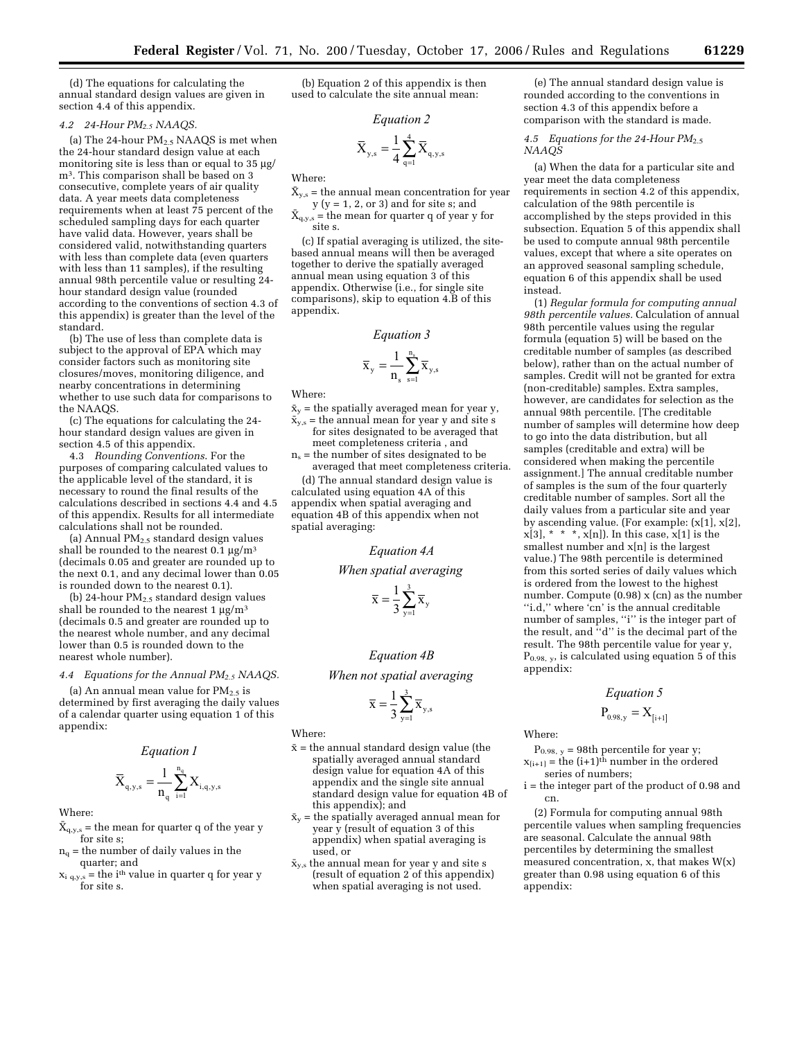(d) The equations for calculating the annual standard design values are given in section 4.4 of this appendix.

*4.2 24-Hour $PM_{2.5}$ NAAQS.*

(a) The 24-hour $PM_{2.5}$ NAAQS is met when the 24-hour standard design value at each monitoring site is less than or equal to 35 µg/m³. This comparison shall be based on 3 consecutive, complete years of air quality data. A year meets data completeness requirements when at least 75 percent of the scheduled sampling days for each quarter have valid data. However, years shall be considered valid, notwithstanding quarters with less than complete data (even quarters with less than 11 samples), if the resulting annual 98th percentile value or resulting 24-hour standard design value (rounded according to the conventions of section 4.3 of this appendix) is greater than the level of the standard.

(b) The use of less than complete data is subject to the approval of EPA which may consider factors such as monitoring site closures/moves, monitoring diligence, and nearby concentrations in determining whether to use such data for comparisons to the NAAQS.

(c) The equations for calculating the 24-hour standard design values are given in section 4.5 of this appendix.

4.3 *Rounding Conventions.* For the purposes of comparing calculated values to the applicable level of the standard, it is necessary to round the final results of the calculations described in sections 4.4 and 4.5 of this appendix. Results for all intermediate calculations shall not be rounded.

(a) Annual $PM_{2.5}$ standard design values shall be rounded to the nearest 0.1 µg/m³ (decimals 0.05 and greater are rounded up to the next 0.1, and any decimal lower than 0.05 is rounded down to the nearest 0.1).

(b) 24-hour $PM_{2.5}$ standard design values shall be rounded to the nearest 1 µg/m³ (decimals 0.5 and greater are rounded up to the nearest whole number, and any decimal lower than 0.5 is rounded down to the nearest whole number).

*4.4 Equations for the Annual $PM_{2.5}$ NAAQS.*

(a) An annual mean value for $PM_{2.5}$ is determined by first averaging the daily values of a calendar quarter using equation 1 of this appendix:

*Equation 1*

$$\bar{X}_{q,y,s} = \frac{1}{n_q} \sum_{i=1}^{n_q} X_{i,q,y,s}$$

Where:

$\bar{X}_{q,y,s}$ = the mean for quarter q of the year y for site s;

$n_q$ = the number of daily values in the quarter; and

$x_{i\ q,y,s}$ = the i[th] value in quarter q for year y for site s.

(b) Equation 2 of this appendix is then used to calculate the site annual mean:

*Equation 2*

$$\bar{X}_{y,s} = \frac{1}{4} \sum_{q=1}^{4} \bar{X}_{q,y,s}$$

Where:

$\bar{X}_{y,s}$ = the annual mean concentration for year y (y = 1, 2, or 3) and for site s; and

$\bar{X}_{q,y,s}$ = the mean for quarter q of year y for site s.

(c) If spatial averaging is utilized, the site-based annual means will then be averaged together to derive the spatially averaged annual mean using equation 3 of this appendix. Otherwise (i.e., for single site comparisons), skip to equation 4.B of this appendix.

*Equation 3*

$$\bar{x}_y = \frac{1}{n_s} \sum_{s=1}^{n_s} \bar{x}_{y,s}$$

Where:

$\bar{x}_y$ = the spatially averaged mean for year y,

$\bar{x}_{y,s}$ = the annual mean for year y and site s for sites designated to be averaged that meet completeness criteria , and

$n_s$ = the number of sites designated to be averaged that meet completeness criteria.

(d) The annual standard design value is calculated using equation 4A of this appendix when spatial averaging and equation 4B of this appendix when not spatial averaging:

*Equation 4A*

*When spatial averaging*

$$\bar{x} = \frac{1}{3} \sum_{y=1}^{3} \bar{x}_y$$

*Equation 4B*

*When not spatial averaging*

$$\bar{x} = \frac{1}{3} \sum_{y=1}^{3} \bar{x}_{y,s}$$

Where:

$\bar{x}$ = the annual standard design value (the spatially averaged annual standard design value for equation 4A of this appendix and the single site annual standard design value for equation 4B of this appendix); and

$\bar{x}_y$ = the spatially averaged annual mean for year y (result of equation 3 of this appendix) when spatial averaging is used, or

$\bar{x}_{y,s}$ the annual mean for year y and site s (result of equation 2 of this appendix) when spatial averaging is not used.

(e) The annual standard design value is rounded according to the conventions in section 4.3 of this appendix before a comparison with the standard is made.

*4.5 Equations for the 24-Hour $PM_{2.5}$ NAAQS*

(a) When the data for a particular site and year meet the data completeness requirements in section 4.2 of this appendix, calculation of the 98th percentile is accomplished by the steps provided in this subsection. Equation 5 of this appendix shall be used to compute annual 98th percentile values, except that where a site operates on an approved seasonal sampling schedule, equation 6 of this appendix shall be used instead.

(1) *Regular formula for computing annual 98th percentile values.* Calculation of annual 98th percentile values using the regular formula (equation 5) will be based on the creditable number of samples (as described below), rather than on the actual number of samples. Credit will not be granted for extra (non-creditable) samples. Extra samples, however, are candidates for selection as the annual 98th percentile. [The creditable number of samples will determine how deep to go into the data distribution, but all samples (creditable and extra) will be considered when making the percentile assignment.] The annual creditable number of samples is the sum of the four quarterly creditable number of samples. Sort all the daily values from a particular site and year by ascending value. (For example: (x[1], x[2], x[3], * * *, x[n]). In this case, x[1] is the smallest number and x[n] is the largest value.) The 98th percentile is determined from this sorted series of daily values which is ordered from the lowest to the highest number. Compute (0.98) x (cn) as the number ''i.d,'' where 'cn' is the annual creditable number of samples, ''i'' is the integer part of the result, and ''d'' is the decimal part of the result. The 98th percentile value for year y, $P_{0.98,\ y}$, is calculated using equation 5 of this appendix:

*Equation 5*

$$P_{0.98,y} = X_{[i+1]}$$

Where:

$P_{0.98,\ y}$ = 98th percentile for year y;

$x_{[i+1]}$ = the (i+1)[th] number in the ordered series of numbers;

i = the integer part of the product of 0.98 and cn.

(2) Formula for computing annual 98th percentile values when sampling frequencies are seasonal. Calculate the annual 98th percentiles by determining the smallest measured concentration, x, that makes W(x) greater than 0.98 using equation 6 of this appendix: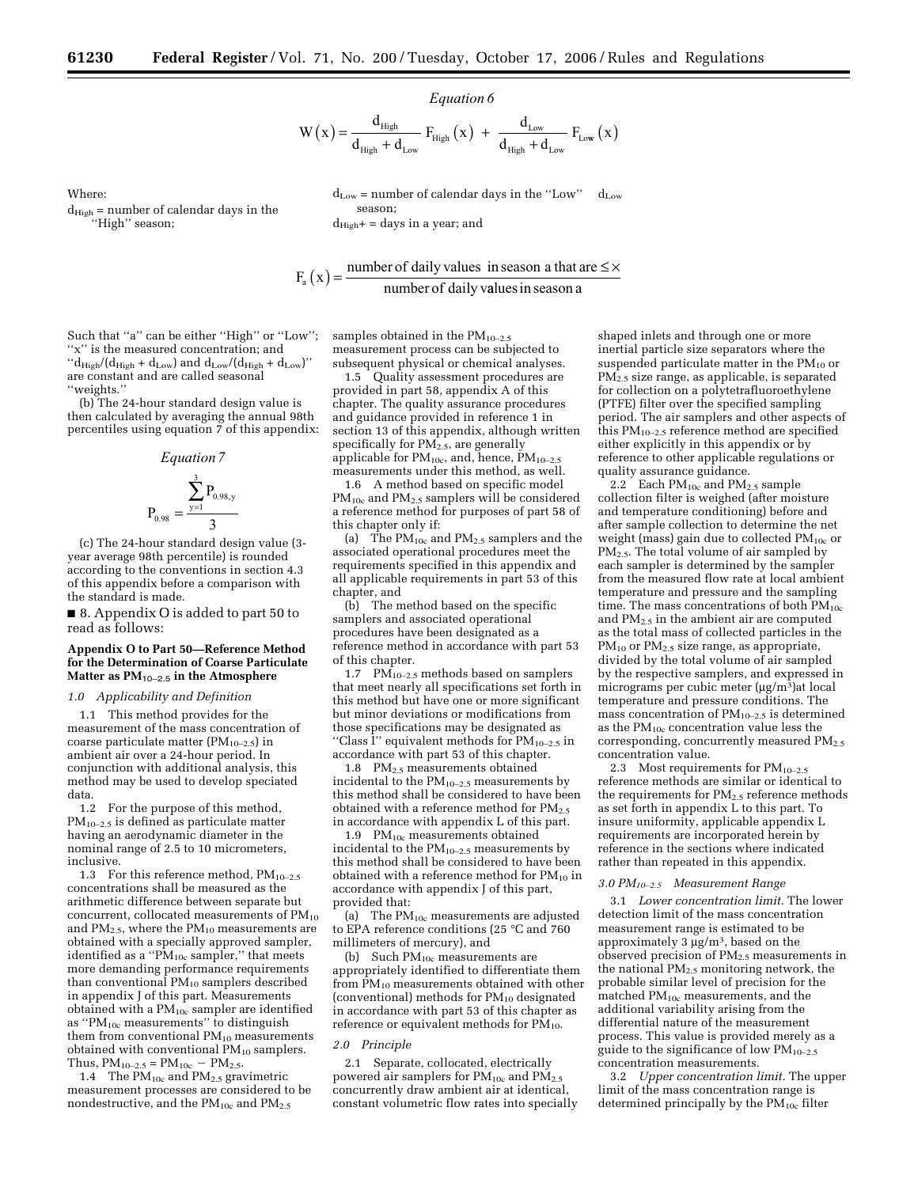*Equation 6*

$$W(x) = \frac{d_{High}}{d_{High} + d_{Low}} F_{High}(x) + \frac{d_{Low}}{d_{High} + d_{Low}} F_{Low}(x)$$

Where:

$d_{High}$ = number of calendar days in the "High" season;

$d_{Low}$ = number of calendar days in the "Low" season;

$d_{High}$+ = days in a year; and

$$F_a(x) = \frac{\text{number of daily values in season a that are} \leq x}{\text{number of daily values in season a}}$$

Such that "a" can be either "High" or "Low"; "x" is the measured concentration; and "$d_{High}/(d_{High} + d_{Low})$ and $d_{Low}/(d_{High} + d_{Low})$" are constant and are called seasonal "weights."

(b) The 24-hour standard design value is then calculated by averaging the annual 98th percentiles using equation 7 of this appendix:

*Equation 7*

$$P_{0.98} = \frac{\sum_{y=1}^{3} P_{0.98,y}}{3}$$

(c) The 24-hour standard design value (3-year average 98th percentile) is rounded according to the conventions in section 4.3 of this appendix before a comparison with the standard is made.

■ 8. Appendix O is added to part 50 to read as follows:

## Appendix O to Part 50—Reference Method for the Determination of Coarse Particulate Matter as $PM_{10-2.5}$ in the Atmosphere

*1.0 Applicability and Definition*

1.1 This method provides for the measurement of the mass concentration of coarse particulate matter ($PM_{10-2.5}$) in ambient air over a 24-hour period. In conjunction with additional analysis, this method may be used to develop speciated data.

1.2 For the purpose of this method, $PM_{10-2.5}$ is defined as particulate matter having an aerodynamic diameter in the nominal range of 2.5 to 10 micrometers, inclusive.

1.3 For this reference method, $PM_{10-2.5}$ concentrations shall be measured as the arithmetic difference between separate but concurrent, collocated measurements of $PM_{10}$ and $PM_{2.5}$, where the $PM_{10}$ measurements are obtained with a specially approved sampler, identified as a "$PM_{10c}$ sampler," that meets more demanding performance requirements than conventional $PM_{10}$ samplers described in appendix J of this part. Measurements obtained with a $PM_{10c}$ sampler are identified as "$PM_{10c}$ measurements" to distinguish them from conventional $PM_{10}$ measurements obtained with conventional $PM_{10}$ samplers. Thus, $PM_{10-2.5} = PM_{10c} - PM_{2.5}$.

1.4 The $PM_{10c}$ and $PM_{2.5}$ gravimetric measurement processes are considered to be nondestructive, and the $PM_{10c}$ and $PM_{2.5}$ samples obtained in the $PM_{10-2.5}$ measurement process can be subjected to subsequent physical or chemical analyses.

1.5 Quality assessment procedures are provided in part 58, appendix A of this chapter. The quality assurance procedures and guidance provided in reference 1 in section 13 of this appendix, although written specifically for $PM_{2.5}$, are generally applicable for $PM_{10c}$, and, hence, $PM_{10-2.5}$ measurements under this method, as well.

1.6 A method based on specific model $PM_{10c}$ and $PM_{2.5}$ samplers will be considered a reference method for purposes of part 58 of this chapter only if:

(a) The $PM_{10c}$ and $PM_{2.5}$ samplers and the associated operational procedures meet the requirements specified in this appendix and all applicable requirements in part 53 of this chapter, and

(b) The method based on the specific samplers and associated operational procedures have been designated as a reference method in accordance with part 53 of this chapter.

1.7 $PM_{10-2.5}$ methods based on samplers that meet nearly all specifications set forth in this method but have one or more significant but minor deviations or modifications from those specifications may be designated as "Class I" equivalent methods for $PM_{10-2.5}$ in accordance with part 53 of this chapter.

1.8 $PM_{2.5}$ measurements obtained incidental to the $PM_{10-2.5}$ measurements by this method shall be considered to have been obtained with a reference method for $PM_{2.5}$ in accordance with appendix L of this part.

1.9 $PM_{10c}$ measurements obtained incidental to the $PM_{10-2.5}$ measurements by this method shall be considered to have been obtained with a reference method for $PM_{10}$ in accordance with appendix J of this part, provided that:

(a) The $PM_{10c}$ measurements are adjusted to EPA reference conditions (25 °C and 760 millimeters of mercury), and

(b) Such $PM_{10c}$ measurements are appropriately identified to differentiate them from $PM_{10}$ measurements obtained with other (conventional) methods for $PM_{10}$ designated in accordance with part 53 of this chapter as reference or equivalent methods for $PM_{10}$.

*2.0 Principle*

2.1 Separate, collocated, electrically powered air samplers for $PM_{10c}$ and $PM_{2.5}$ concurrently draw ambient air at identical, constant volumetric flow rates into specially shaped inlets and through one or more inertial particle size separators where the suspended particulate matter in the $PM_{10}$ or $PM_{2.5}$ size range, as applicable, is separated for collection on a polytetrafluoroethylene (PTFE) filter over the specified sampling period. The air samplers and other aspects of this $PM_{10-2.5}$ reference method are specified either explicitly in this appendix or by reference to other applicable regulations or quality assurance guidance.

2.2 Each $PM_{10c}$ and $PM_{2.5}$ sample collection filter is weighed (after moisture and temperature conditioning) before and after sample collection to determine the net weight (mass) gain due to collected $PM_{10c}$ or $PM_{2.5}$. The total volume of air sampled by each sampler is determined by the sampler from the measured flow rate at local ambient temperature and pressure and the sampling time. The mass concentrations of both $PM_{10c}$ and $PM_{2.5}$ in the ambient air are computed as the total mass of collected particles in the $PM_{10}$ or $PM_{2.5}$ size range, as appropriate, divided by the total volume of air sampled by the respective samplers, and expressed in micrograms per cubic meter (μg/m³)at local temperature and pressure conditions. The mass concentration of $PM_{10-2.5}$ is determined as the $PM_{10c}$ concentration value less the corresponding, concurrently measured $PM_{2.5}$ concentration value.

2.3 Most requirements for $PM_{10-2.5}$ reference methods are similar or identical to the requirements for $PM_{2.5}$ reference methods as set forth in appendix L to this part. To insure uniformity, applicable appendix L requirements are incorporated herein by reference in the sections where indicated rather than repeated in this appendix.

*3.0 $PM_{10-2.5}$ Measurement Range*

3.1 *Lower concentration limit.* The lower detection limit of the mass concentration measurement range is estimated to be approximately 3 μg/m³, based on the observed precision of $PM_{2.5}$ measurements in the national $PM_{2.5}$ monitoring network, the probable similar level of precision for the matched $PM_{10c}$ measurements, and the additional variability arising from the differential nature of the measurement process. This value is provided merely as a guide to the significance of low $PM_{10-2.5}$ concentration measurements.

3.2 *Upper concentration limit.* The upper limit of the mass concentration range is determined principally by the $PM_{10c}$ filter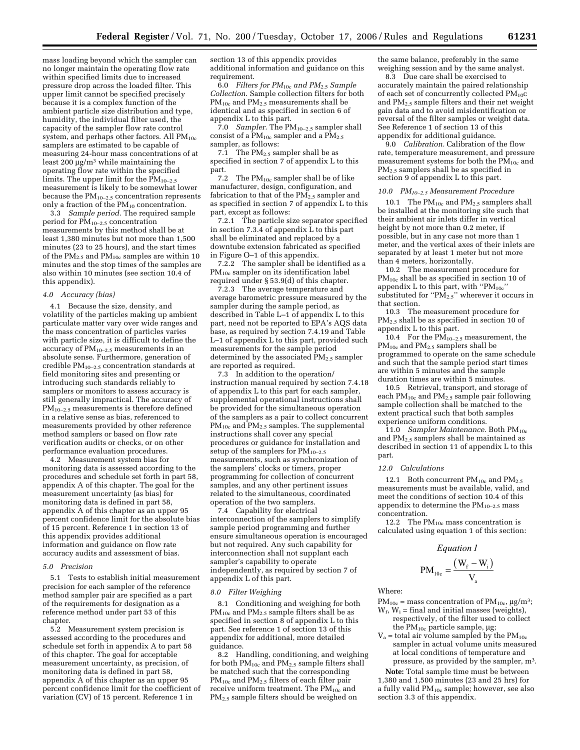mass loading beyond which the sampler can no longer maintain the operating flow rate within specified limits due to increased pressure drop across the loaded filter. This upper limit cannot be specified precisely because it is a complex function of the ambient particle size distribution and type, humidity, the individual filter used, the capacity of the sampler flow rate control system, and perhaps other factors. All $PM_{10c}$ samplers are estimated to be capable of measuring 24-hour mass concentrations of at least 200 µg/m$^3$ while maintaining the operating flow rate within the specified limits. The upper limit for the $PM_{10-2.5}$ measurement is likely to be somewhat lower because the $PM_{10-2.5}$ concentration represents only a fraction of the $PM_{10}$ concentration.

3.3 *Sample period.* The required sample period for $PM_{10-2.5}$ concentration measurements by this method shall be at least 1,380 minutes but not more than 1,500 minutes (23 to 25 hours), and the start times of the $PM_{2.5}$ and $PM_{10c}$ samples are within 10 minutes and the stop times of the samples are also within 10 minutes (see section 10.4 of this appendix).

*4.0 Accuracy (bias)*

4.1 Because the size, density, and volatility of the particles making up ambient particulate matter vary over wide ranges and the mass concentration of particles varies with particle size, it is difficult to define the accuracy of $PM_{10-2.5}$ measurements in an absolute sense. Furthermore, generation of credible $PM_{10-2.5}$ concentration standards at field monitoring sites and presenting or introducing such standards reliably to samplers or monitors to assess accuracy is still generally impractical. The accuracy of $PM_{10-2.5}$ measurements is therefore defined in a relative sense as bias, referenced to measurements provided by other reference method samplers or based on flow rate verification audits or checks, or on other performance evaluation procedures.

4.2 Measurement system bias for monitoring data is assessed according to the procedures and schedule set forth in part 58, appendix A of this chapter. The goal for the measurement uncertainty (as bias) for monitoring data is defined in part 58, appendix A of this chapter as an upper 95 percent confidence limit for the absolute bias of 15 percent. Reference 1 in section 13 of this appendix provides additional information and guidance on flow rate accuracy audits and assessment of bias.

*5.0 Precision*

5.1 Tests to establish initial measurement precision for each sampler of the reference method sampler pair are specified as a part of the requirements for designation as a reference method under part 53 of this chapter.

5.2 Measurement system precision is assessed according to the procedures and schedule set forth in appendix A to part 58 of this chapter. The goal for acceptable measurement uncertainty, as precision, of monitoring data is defined in part 58, appendix A of this chapter as an upper 95 percent confidence limit for the coefficient of variation (CV) of 15 percent. Reference 1 in section 13 of this appendix provides additional information and guidance on this requirement.

6.0 *Filters for $PM_{10c}$ and $PM_{2.5}$ Sample Collection.* Sample collection filters for both $PM_{10c}$ and $PM_{2.5}$ measurements shall be identical and as specified in section 6 of appendix L to this part.

7.0 *Sampler.* The $PM_{10-2.5}$ sampler shall consist of a $PM_{10c}$ sampler and a $PM_{2.5}$ sampler, as follows:

7.1 The $PM_{2.5}$ sampler shall be as specified in section 7 of appendix L to this part.

7.2 The $PM_{10c}$ sampler shall be of like manufacturer, design, configuration, and fabrication to that of the $PM_{2.5}$ sampler and as specified in section 7 of appendix L to this part, except as follows:

7.2.1 The particle size separator specified in section 7.3.4 of appendix L to this part shall be eliminated and replaced by a downtube extension fabricated as specified in Figure O–1 of this appendix.

7.2.2 The sampler shall be identified as a $PM_{10c}$ sampler on its identification label required under § 53.9(d) of this chapter.

7.2.3 The average temperature and average barometric pressure measured by the sampler during the sample period, as described in Table L–1 of appendix L to this part, need not be reported to EPA's AQS data base, as required by section 7.4.19 and Table L–1 of appendix L to this part, provided such measurements for the sample period determined by the associated $PM_{2.5}$ sampler are reported as required.

7.3 In addition to the operation/instruction manual required by section 7.4.18 of appendix L to this part for each sampler, supplemental operational instructions shall be provided for the simultaneous operation of the samplers as a pair to collect concurrent $PM_{10c}$ and $PM_{2.5}$ samples. The supplemental instructions shall cover any special procedures or guidance for installation and setup of the samplers for $PM_{10-2.5}$ measurements, such as synchronization of the samplers' clocks or timers, proper programming for collection of concurrent samples, and any other pertinent issues related to the simultaneous, coordinated operation of the two samplers.

7.4 Capability for electrical interconnection of the samplers to simplify sample period programming and further ensure simultaneous operation is encouraged but not required. Any such capability for interconnection shall not supplant each sampler's capability to operate independently, as required by section 7 of appendix L of this part.

*8.0 Filter Weighing*

8.1 Conditioning and weighing for both $PM_{10c}$ and $PM_{2.5}$ sample filters shall be as specified in section 8 of appendix L to this part. See reference 1 of section 13 of this appendix for additional, more detailed guidance.

8.2 Handling, conditioning, and weighing for both $PM_{10c}$ and $PM_{2.5}$ sample filters shall be matched such that the corresponding $PM_{10c}$ and $PM_{2.5}$ filters of each filter pair receive uniform treatment. The $PM_{10c}$ and $PM_{2.5}$ sample filters should be weighed on the same balance, preferably in the same weighing session and by the same analyst.

8.3 Due care shall be exercised to accurately maintain the paired relationship of each set of concurrently collected $PM_{10}c$ and $PM_{2.5}$ sample filters and their net weight gain data and to avoid misidentification or reversal of the filter samples or weight data. See Reference 1 of section 13 of this appendix for additional guidance.

9.0 *Calibration.* Calibration of the flow rate, temperature measurement, and pressure measurement systems for both the $PM_{10c}$ and $PM_{2.5}$ samplers shall be as specified in section 9 of appendix L to this part.

*10.0 $PM_{10-2.5}$ Measurement Procedure*

10.1 The $PM_{10c}$ and $PM_{2.5}$ samplers shall be installed at the monitoring site such that their ambient air inlets differ in vertical height by not more than 0.2 meter, if possible, but in any case not more than 1 meter, and the vertical axes of their inlets are separated by at least 1 meter but not more than 4 meters, horizontally.

10.2 The measurement procedure for $PM_{10c}$ shall be as specified in section 10 of appendix L to this part, with "$PM_{10c}$" substituted for "$PM_{2.5}$" wherever it occurs in that section.

10.3 The measurement procedure for $PM_{2.5}$ shall be as specified in section 10 of appendix L to this part.

10.4 For the $PM_{10-2.5}$ measurement, the $PM_{10c}$ and $PM_{2.5}$ samplers shall be programmed to operate on the same schedule and such that the sample period start times are within 5 minutes and the sample duration times are within 5 minutes.

10.5 Retrieval, transport, and storage of each $PM_{10c}$ and $PM_{2.5}$ sample pair following sample collection shall be matched to the extent practical such that both samples experience uniform conditions.

11.0 *Sampler Maintenance.* Both $PM_{10c}$ and $PM_{2.5}$ samplers shall be maintained as described in section 11 of appendix L to this part.

*12.0 Calculations*

12.1 Both concurrent $PM_{10c}$ and $PM_{2.5}$ measurements must be available, valid, and meet the conditions of section 10.4 of this appendix to determine the $PM_{10-2.5}$ mass concentration.

12.2 The $PM_{10c}$ mass concentration is calculated using equation 1 of this section:

*Equation 1*

$$PM_{10c} = \frac{(W_f - W_i)}{V_a}$$

Where:

$PM_{10c}$ = mass concentration of $PM_{10c}$, µg/m$^3$;
$W_f$, $W_i$ = final and initial masses (weights), respectively, of the filter used to collect the $PM_{10c}$ particle sample, µg;
$V_a$ = total air volume sampled by the $PM_{10c}$ sampler in actual volume units measured at local conditions of temperature and pressure, as provided by the sampler, m$^3$.

**Note:** Total sample time must be between 1,380 and 1,500 minutes (23 and 25 hrs) for a fully valid $PM_{10c}$ sample; however, see also section 3.3 of this appendix.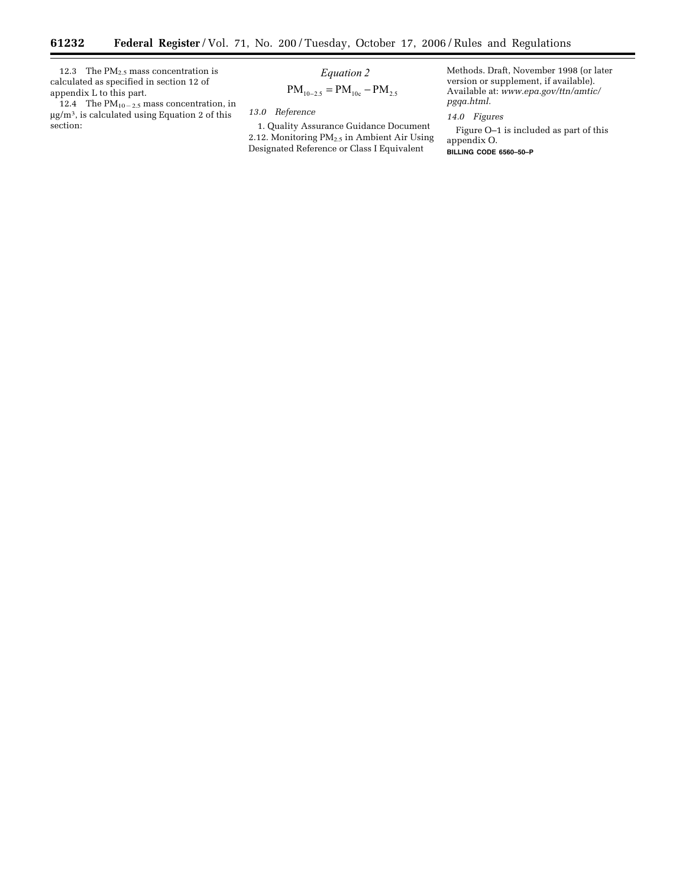12.3 The $PM_{2.5}$ mass concentration is calculated as specified in section 12 of appendix L to this part.

12.4 The $PM_{10-2.5}$ mass concentration, in µg/m$^3$, is calculated using Equation 2 of this section:

*Equation 2*

$$PM_{10-2.5} = PM_{10c} - PM_{2.5}$$

*13.0 Reference*

1. Quality Assurance Guidance Document 2.12. Monitoring $PM_{2.5}$ in Ambient Air Using Designated Reference or Class I Equivalent Methods. Draft, November 1998 (or later version or supplement, if available). Available at: *www.epa.gov/ttn/amtic/pgqa.html.*

*14.0 Figures*

Figure O–1 is included as part of this appendix O.

**BILLING CODE 6560–50–P**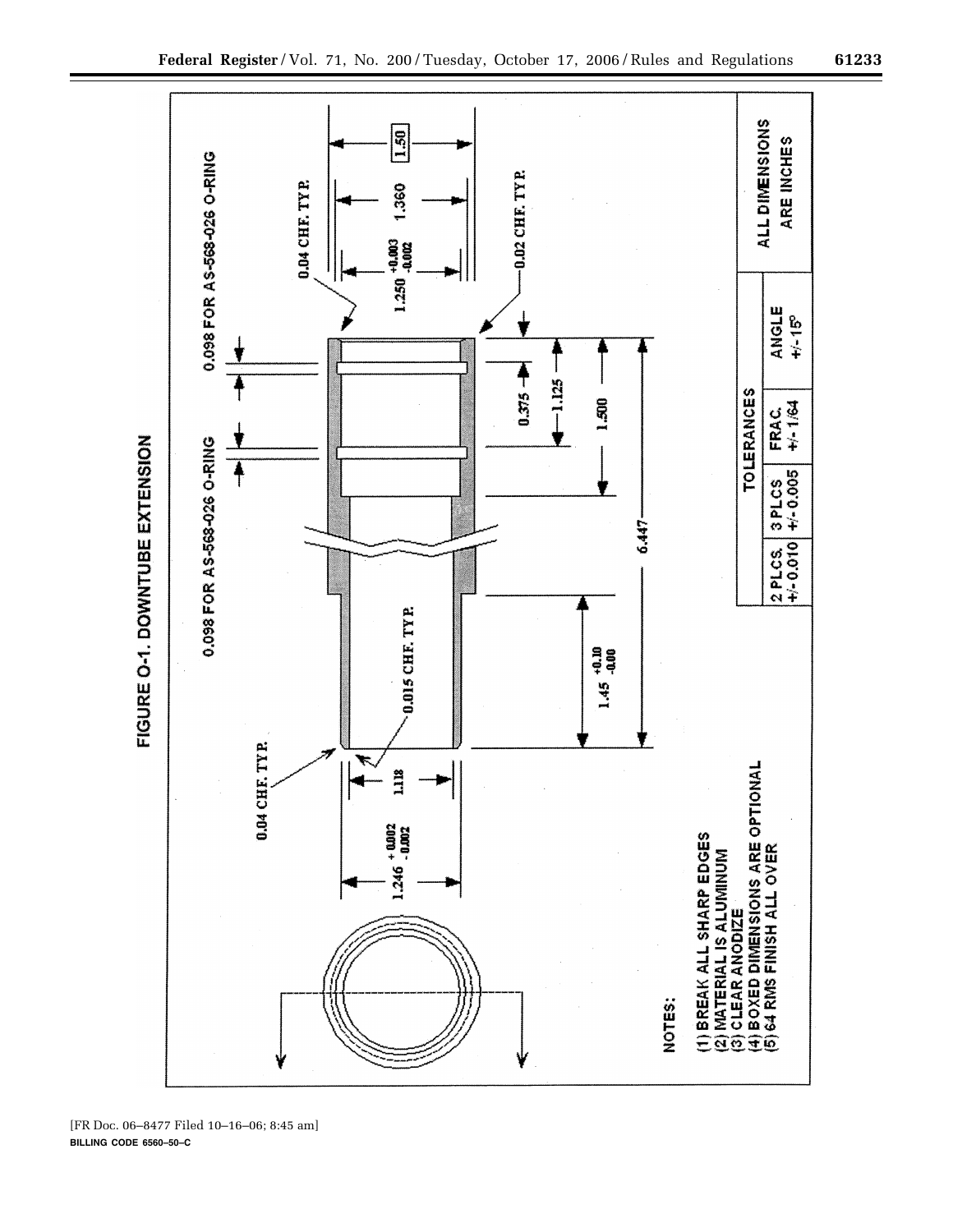FIGURE O-1. DOWNTUBE EXTENSION

0.098 FOR AS-568-026 O-RING

0.098 FOR AS-568-026 O-RING

0.04 CHF. TYP.

0.02 CHF. TYP.

0.015 CHF. TYP.

0.04 CHF. TYP.

1.50

1.360

1.250 +0.003 -0.002

0.375

1.125

1.500

6.447

1.45 +0.10 -0.00

1.118

1.246 +0.002 -0.002

| TOLERANCES | | | | ALL DIMENSIONS ARE INCHES |
|---|---|---|---|---|
| 2 PLCS. +/- 0.010 | 3 PLCS +/- 0.005 | FRAC. +/- 1/64 | ANGLE +/- 15° | |

NOTES:

(1) BREAK ALL SHARP EDGES
(2) MATERIAL IS ALUMINUM
(3) CLEAR ANODIZE
(4) BOXED DIMENSIONS ARE OPTIONAL
(5) 64 RMS FINISH ALL OVER

[FR Doc. 06–8477 Filed 10–16–06; 8:45 am]

**BILLING CODE 6560–50–C**